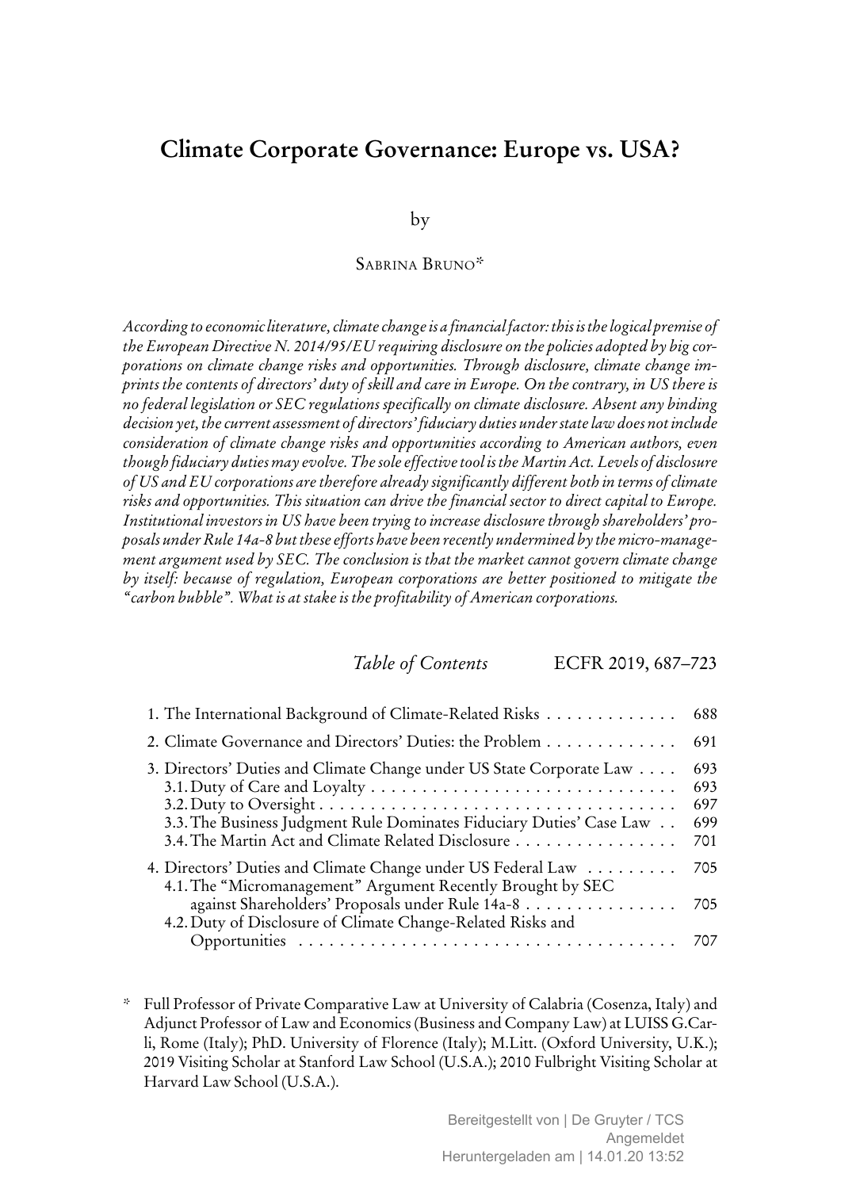# Climate Corporate Governance: Europe vs. USA?

by

Sabrina Bruno*

*According to economic literature, climate change is a financial factor: this is the logical premise of the European Directive N. 2014/95/EU requiring disclosure on the policies adopted by big corporations on climate change risks and opportunities. Through disclosure, climate change imprints the contents of directors' duty of skill and care in Europe. On the contrary, in US there is no federal legislation or SEC regulations specifically on climate disclosure. Absent any binding decision yet, the current assessment of directors' fiduciary duties under state law does not include consideration of climate change risks and opportunities according to American authors, even though fiduciary duties may evolve. The sole effective tool is the Martin Act. Levels of disclosure of US and EU corporations are therefore already significantly different both in terms of climate risks and opportunities. This situation can drive the financial sector to direct capital to Europe. Institutional investors in US have been trying to increase disclosure through shareholders' proposals under Rule 14a-8 but these efforts have been recently undermined by the micro-management argument used by SEC. The conclusion is that the market cannot govern climate change by itself: because of regulation, European corporations are better positioned to mitigate the "carbon bubble". What is at stake is the profitability of American corporations.*

*Table of Contents* ECFR 2019, 687–723

1. The International Background of Climate-Related Risks . . . . . . . . . . . . . 688
2. Climate Governance and Directors' Duties: the Problem . . . . . . . . . . . . . 691
3. Directors' Duties and Climate Change under US State Corporate Law . . . . 693
   3.1. Duty of Care and Loyalty . . . . . . . . . . . . . . . . . . . . . . . . . . . . . 693
   3.2. Duty to Oversight . . . . . . . . . . . . . . . . . . . . . . . . . . . . . . . . . . 697
   3.3. The Business Judgment Rule Dominates Fiduciary Duties' Case Law . . 699
   3.4. The Martin Act and Climate Related Disclosure . . . . . . . . . . . . . . . . 701
4. Directors' Duties and Climate Change under US Federal Law . . . . . . . . . 705
   4.1. The "Micromanagement" Argument Recently Brought by SEC against Shareholders' Proposals under Rule 14a-8 . . . . . . . . . . . . . . . 705
   4.2. Duty of Disclosure of Climate Change-Related Risks and Opportunities . . . . . . . . . . . . . . . . . . . . . . . . . . . . . . . . . . . . . 707

\* Full Professor of Private Comparative Law at University of Calabria (Cosenza, Italy) and Adjunct Professor of Law and Economics (Business and Company Law) at LUISS G.Carli, Rome (Italy); PhD. University of Florence (Italy); M.Litt. (Oxford University, U.K.); 2019 Visiting Scholar at Stanford Law School (U.S.A.); 2010 Fulbright Visiting Scholar at Harvard Law School (U.S.A.).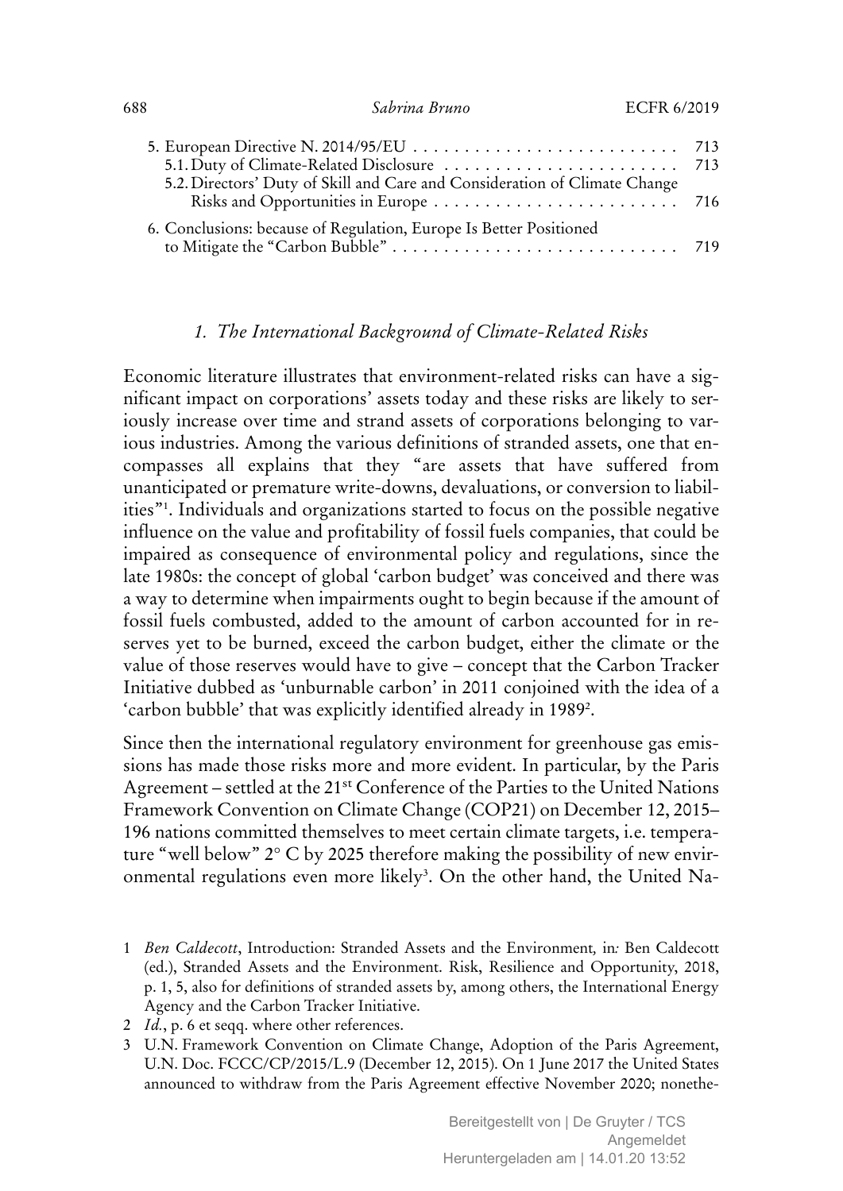5. European Directive N. 2014/95/EU . . . . . . . . . . . . . . . . . . . . . . . . . . 713
   5.1. Duty of Climate-Related Disclosure . . . . . . . . . . . . . . . . . . . . . . . 713
   5.2. Directors' Duty of Skill and Care and Consideration of Climate Change Risks and Opportunities in Europe . . . . . . . . . . . . . . . . . . . . . . . . 716

6. Conclusions: because of Regulation, Europe Is Better Positioned to Mitigate the "Carbon Bubble" . . . . . . . . . . . . . . . . . . . . . . . . . . . . 719

## *1. The International Background of Climate-Related Risks*

Economic literature illustrates that environment-related risks can have a significant impact on corporations' assets today and these risks are likely to seriously increase over time and strand assets of corporations belonging to various industries. Among the various definitions of stranded assets, one that encompasses all explains that they "are assets that have suffered from unanticipated or premature write-downs, devaluations, or conversion to liabilities"[1]. Individuals and organizations started to focus on the possible negative influence on the value and profitability of fossil fuels companies, that could be impaired as consequence of environmental policy and regulations, since the late 1980s: the concept of global 'carbon budget' was conceived and there was a way to determine when impairments ought to begin because if the amount of fossil fuels combusted, added to the amount of carbon accounted for in reserves yet to be burned, exceed the carbon budget, either the climate or the value of those reserves would have to give – concept that the Carbon Tracker Initiative dubbed as 'unburnable carbon' in 2011 conjoined with the idea of a 'carbon bubble' that was explicitly identified already in 1989[2].

Since then the international regulatory environment for greenhouse gas emissions has made those risks more and more evident. In particular, by the Paris Agreement – settled at the 21st Conference of the Parties to the United Nations Framework Convention on Climate Change (COP21) on December 12, 2015– 196 nations committed themselves to meet certain climate targets, i.e. temperature "well below" 2° C by 2025 therefore making the possibility of new environmental regulations even more likely[3]. On the other hand, the United Na-

---

1 *Ben Caldecott*, Introduction: Stranded Assets and the Environment, in: Ben Caldecott (ed.), Stranded Assets and the Environment. Risk, Resilience and Opportunity, 2018, p. 1, 5, also for definitions of stranded assets by, among others, the International Energy Agency and the Carbon Tracker Initiative.

2 *Id.*, p. 6 et seqq. where other references.

3 U.N. Framework Convention on Climate Change, Adoption of the Paris Agreement, U.N. Doc. FCCC/CP/2015/L.9 (December 12, 2015). On 1 June 2017 the United States announced to withdraw from the Paris Agreement effective November 2020; nonethe-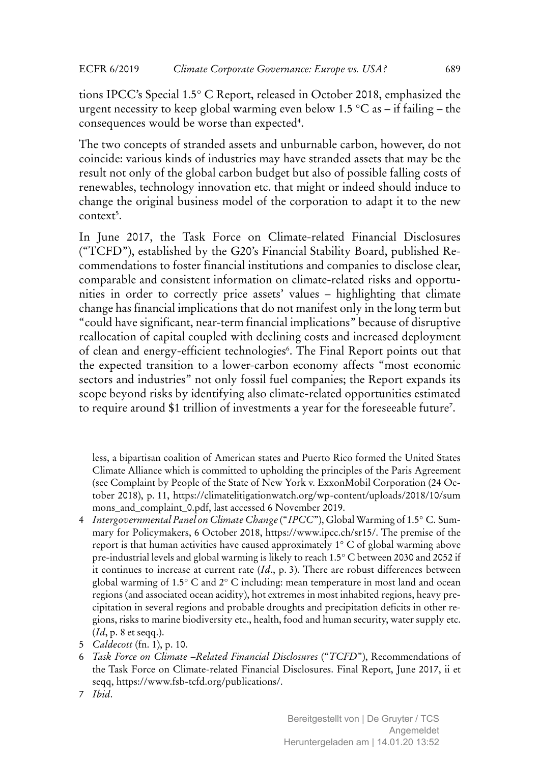tions IPCC's Special 1.5° C Report, released in October 2018, emphasized the urgent necessity to keep global warming even below 1.5 °C as – if failing – the consequences would be worse than expected[4].

The two concepts of stranded assets and unburnable carbon, however, do not coincide: various kinds of industries may have stranded assets that may be the result not only of the global carbon budget but also of possible falling costs of renewables, technology innovation etc. that might or indeed should induce to change the original business model of the corporation to adapt it to the new context[5].

In June 2017, the Task Force on Climate-related Financial Disclosures ("TCFD"), established by the G20's Financial Stability Board, published Recommendations to foster financial institutions and companies to disclose clear, comparable and consistent information on climate-related risks and opportunities in order to correctly price assets' values – highlighting that climate change has financial implications that do not manifest only in the long term but "could have significant, near-term financial implications" because of disruptive reallocation of capital coupled with declining costs and increased deployment of clean and energy-efficient technologies[6]. The Final Report points out that the expected transition to a lower-carbon economy affects "most economic sectors and industries" not only fossil fuel companies; the Report expands its scope beyond risks by identifying also climate-related opportunities estimated to require around $1 trillion of investments a year for the foreseeable future[7].

---

less, a bipartisan coalition of American states and Puerto Rico formed the United States Climate Alliance which is committed to upholding the principles of the Paris Agreement (see Complaint by People of the State of New York v. ExxonMobil Corporation (24 October 2018), p. 11, https://climatelitigationwatch.org/wp-content/uploads/2018/10/summons_and_complaint_0.pdf, last accessed 6 November 2019.

4 *Intergovernmental Panel on Climate Change* ("*IPCC*"), Global Warming of 1.5° C. Summary for Policymakers, 6 October 2018, https://www.ipcc.ch/sr15/. The premise of the report is that human activities have caused approximately 1° C of global warming above pre-industrial levels and global warming is likely to reach 1.5° C between 2030 and 2052 if it continues to increase at current rate (*Id*., p. 3). There are robust differences between global warming of 1.5° C and 2° C including: mean temperature in most land and ocean regions (and associated ocean acidity), hot extremes in most inhabited regions, heavy precipitation in several regions and probable droughts and precipitation deficits in other regions, risks to marine biodiversity etc., health, food and human security, water supply etc. (*Id*, p. 8 et seqq.).

5 *Caldecott* (fn. 1), p. 10.

6 *Task Force on Climate –Related Financial Disclosures* ("*TCFD*"), Recommendations of the Task Force on Climate-related Financial Disclosures. Final Report, June 2017, ii et seqq, https://www.fsb-tcfd.org/publications/.

7 *Ibid*.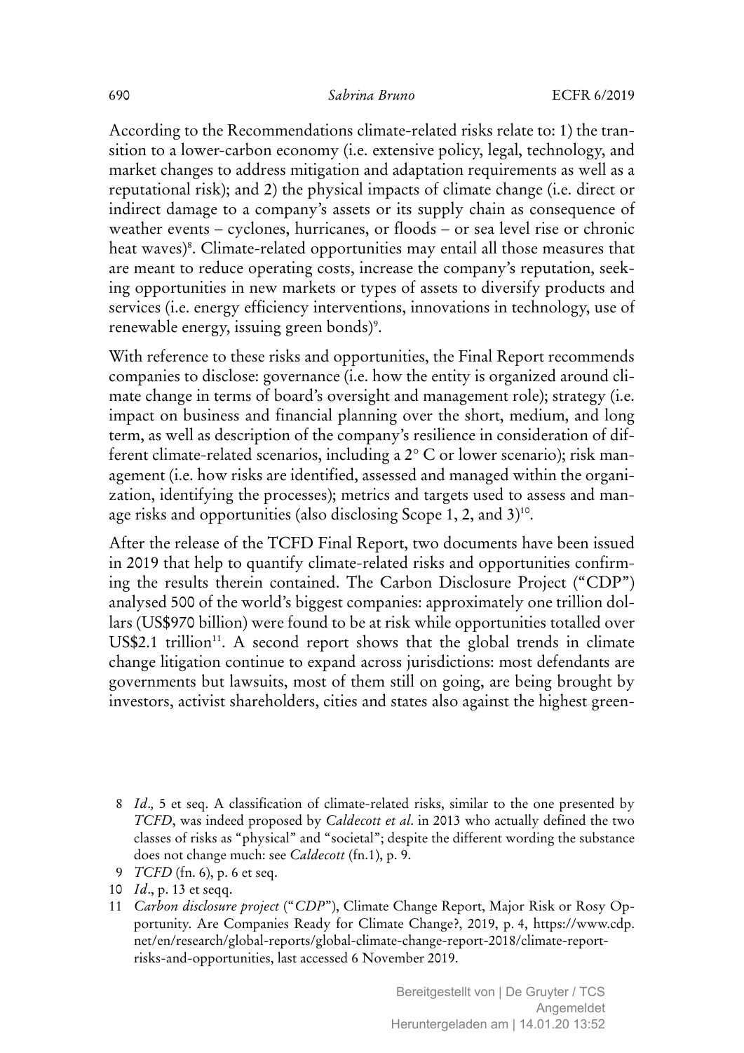According to the Recommendations climate-related risks relate to: 1) the transition to a lower-carbon economy (i.e. extensive policy, legal, technology, and market changes to address mitigation and adaptation requirements as well as a reputational risk); and 2) the physical impacts of climate change (i.e. direct or indirect damage to a company's assets or its supply chain as consequence of weather events – cyclones, hurricanes, or floods – or sea level rise or chronic heat waves)[8]. Climate-related opportunities may entail all those measures that are meant to reduce operating costs, increase the company's reputation, seeking opportunities in new markets or types of assets to diversify products and services (i.e. energy efficiency interventions, innovations in technology, use of renewable energy, issuing green bonds)[9].

With reference to these risks and opportunities, the Final Report recommends companies to disclose: governance (i.e. how the entity is organized around climate change in terms of board's oversight and management role); strategy (i.e. impact on business and financial planning over the short, medium, and long term, as well as description of the company's resilience in consideration of different climate-related scenarios, including a 2° C or lower scenario); risk management (i.e. how risks are identified, assessed and managed within the organization, identifying the processes); metrics and targets used to assess and manage risks and opportunities (also disclosing Scope 1, 2, and 3)[10].

After the release of the TCFD Final Report, two documents have been issued in 2019 that help to quantify climate-related risks and opportunities confirming the results therein contained. The Carbon Disclosure Project ("CDP") analysed 500 of the world's biggest companies: approximately one trillion dollars (US$970 billion) were found to be at risk while opportunities totalled over US$2.1 trillion[11]. A second report shows that the global trends in climate change litigation continue to expand across jurisdictions: most defendants are governments but lawsuits, most of them still on going, are being brought by investors, activist shareholders, cities and states also against the highest green-

---

8 *Id.,* 5 et seq. A classification of climate-related risks, similar to the one presented by *TCFD*, was indeed proposed by *Caldecott et al.* in 2013 who actually defined the two classes of risks as "physical" and "societal"; despite the different wording the substance does not change much: see *Caldecott* (fn.1), p. 9.

9 *TCFD* (fn. 6), p. 6 et seq.

10 *Id*., p. 13 et seqq.

11 *Carbon disclosure project* ("*CDP*"), Climate Change Report, Major Risk or Rosy Opportunity. Are Companies Ready for Climate Change?, 2019, p. 4, https://www.cdp.net/en/research/global-reports/global-climate-change-report-2018/climate-report-risks-and-opportunities, last accessed 6 November 2019.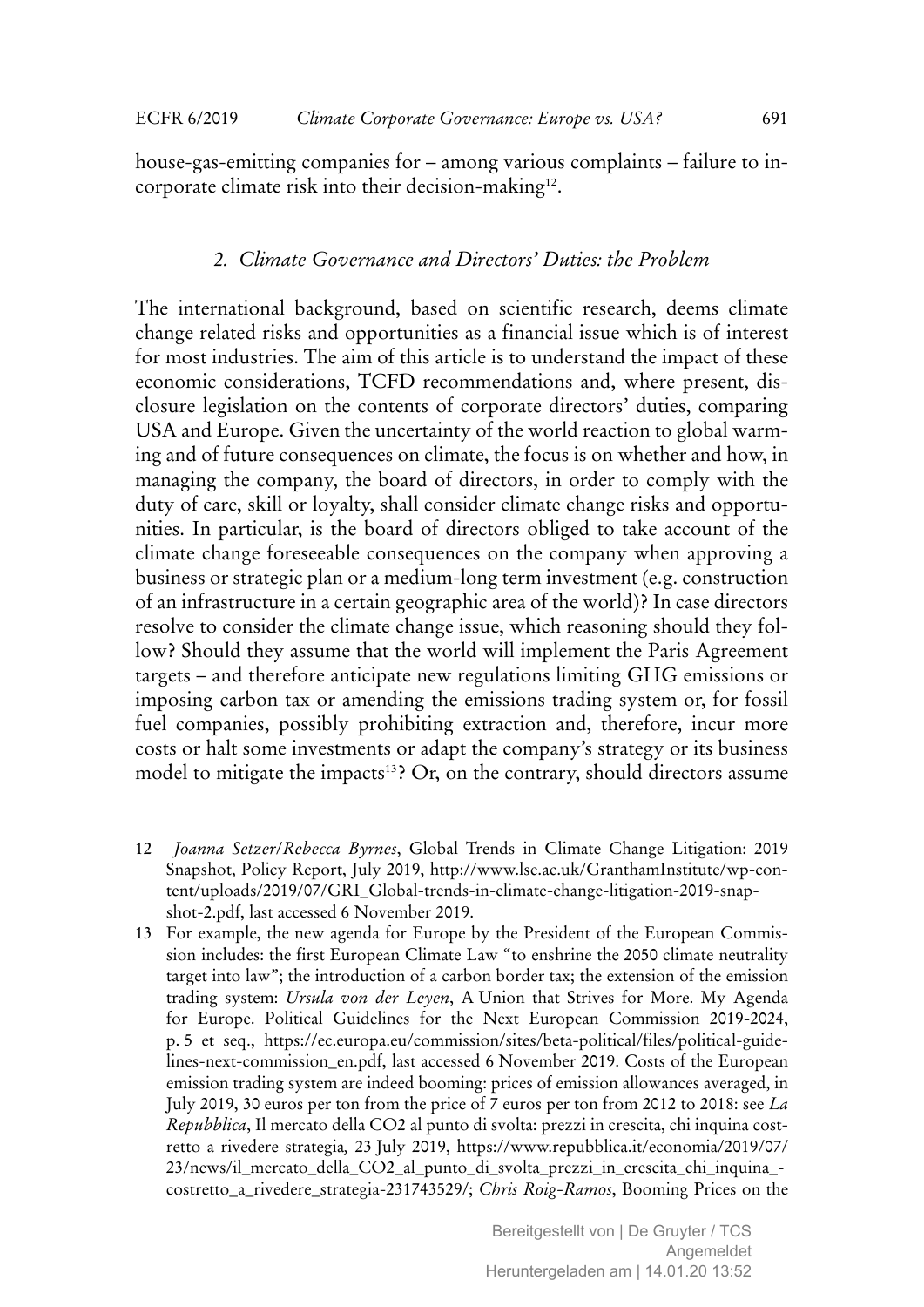house-gas-emitting companies for – among various complaints – failure to incorporate climate risk into their decision-making[12].

### *2. Climate Governance and Directors' Duties: the Problem*

The international background, based on scientific research, deems climate change related risks and opportunities as a financial issue which is of interest for most industries. The aim of this article is to understand the impact of these economic considerations, TCFD recommendations and, where present, disclosure legislation on the contents of corporate directors' duties, comparing USA and Europe. Given the uncertainty of the world reaction to global warming and of future consequences on climate, the focus is on whether and how, in managing the company, the board of directors, in order to comply with the duty of care, skill or loyalty, shall consider climate change risks and opportunities. In particular, is the board of directors obliged to take account of the climate change foreseeable consequences on the company when approving a business or strategic plan or a medium-long term investment (e.g. construction of an infrastructure in a certain geographic area of the world)? In case directors resolve to consider the climate change issue, which reasoning should they follow? Should they assume that the world will implement the Paris Agreement targets – and therefore anticipate new regulations limiting GHG emissions or imposing carbon tax or amending the emissions trading system or, for fossil fuel companies, possibly prohibiting extraction and, therefore, incur more costs or halt some investments or adapt the company's strategy or its business model to mitigate the impacts[13]? Or, on the contrary, should directors assume

12 *Joanna Setzer/Rebecca Byrnes*, Global Trends in Climate Change Litigation: 2019 Snapshot, Policy Report, July 2019, http://www.lse.ac.uk/GranthamInstitute/wp-content/uploads/2019/07/GRI_Global-trends-in-climate-change-litigation-2019-snapshot-2.pdf, last accessed 6 November 2019.

13 For example, the new agenda for Europe by the President of the European Commission includes: the first European Climate Law "to enshrine the 2050 climate neutrality target into law"; the introduction of a carbon border tax; the extension of the emission trading system: *Ursula von der Leyen*, A Union that Strives for More. My Agenda for Europe. Political Guidelines for the Next European Commission 2019-2024, p. 5 et seq., https://ec.europa.eu/commission/sites/beta-political/files/political-guidelines-next-commission_en.pdf, last accessed 6 November 2019. Costs of the European emission trading system are indeed booming: prices of emission allowances averaged, in July 2019, 30 euros per ton from the price of 7 euros per ton from 2012 to 2018: see *La Repubblica*, Il mercato della CO2 al punto di svolta: prezzi in crescita, chi inquina costretto a rivedere strategia*,* 23 July 2019, https://www.repubblica.it/economia/2019/07/23/news/il_mercato_della_CO2_al_punto_di_svolta_prezzi_in_crescita_chi_inquina_-costretto_a_rivedere_strategia-231743529/; *Chris Roig-Ramos*, Booming Prices on the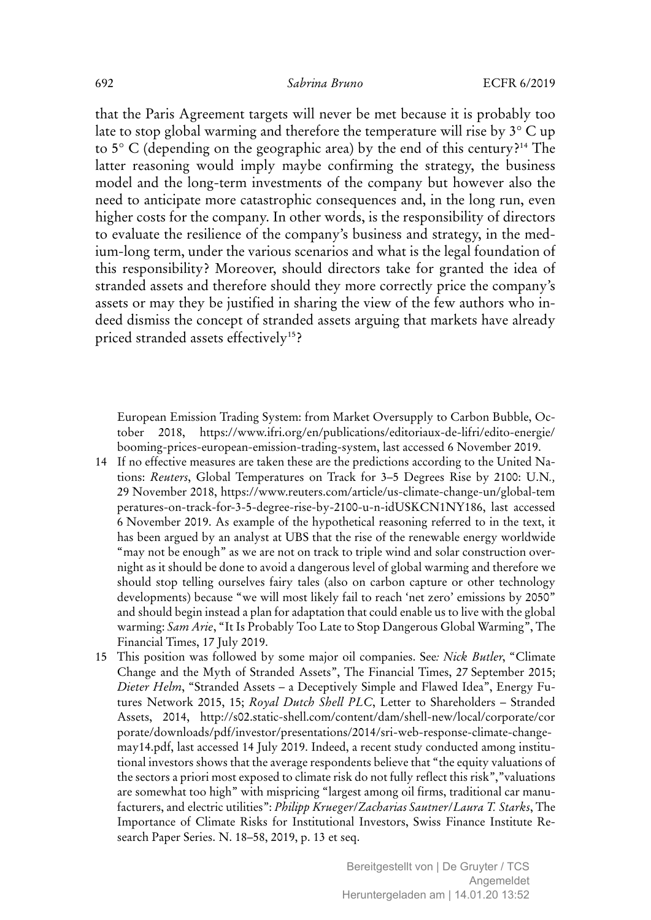that the Paris Agreement targets will never be met because it is probably too late to stop global warming and therefore the temperature will rise by 3° C up to 5° C (depending on the geographic area) by the end of this century?[14] The latter reasoning would imply maybe confirming the strategy, the business model and the long-term investments of the company but however also the need to anticipate more catastrophic consequences and, in the long run, even higher costs for the company. In other words, is the responsibility of directors to evaluate the resilience of the company's business and strategy, in the medium-long term, under the various scenarios and what is the legal foundation of this responsibility? Moreover, should directors take for granted the idea of stranded assets and therefore should they more correctly price the company's assets or may they be justified in sharing the view of the few authors who indeed dismiss the concept of stranded assets arguing that markets have already priced stranded assets effectively[15]?

European Emission Trading System: from Market Oversupply to Carbon Bubble, October 2018, https://www.ifri.org/en/publications/editoriaux-de-lifri/edito-energie/booming-prices-european-emission-trading-system, last accessed 6 November 2019.

14 If no effective measures are taken these are the predictions according to the United Nations: *Reuters*, Global Temperatures on Track for 3–5 Degrees Rise by 2100: U.N., 29 November 2018, https://www.reuter.com/article/us-climate-change-un/global-temperatures-on-track-for-3-5-degree-rise-by-2100-u-n-idUSKCN1NY186, last accessed 6 November 2019. As example of the hypothetical reasoning referred to in the text, it has been argued by an analyst at UBS that the rise of the renewable energy worldwide "may not be enough" as we are not on track to triple wind and solar construction overnight as it should be done to avoid a dangerous level of global warming and therefore we should stop telling ourselves fairy tales (also on carbon capture or other technology developments) because "we will most likely fail to reach 'net zero' emissions by 2050" and should begin instead a plan for adaptation that could enable us to live with the global warming: *Sam Arie*, "It Is Probably Too Late to Stop Dangerous Global Warming", The Financial Times, 17 July 2019.

15 This position was followed by some major oil companies. See*: Nick Butler*, "Climate Change and the Myth of Stranded Assets", The Financial Times, 27 September 2015; *Dieter Helm*, "Stranded Assets – a Deceptively Simple and Flawed Idea", Energy Futures Network 2015, 15; *Royal Dutch Shell PLC*, Letter to Shareholders – Stranded Assets, 2014, http://s02.static-shell.com/content/dam/shell-new/local/corporate/corporate/downloads/pdf/investor/presentations/2014/sri-web-response-climate-change-may14.pdf, last accessed 14 July 2019. Indeed, a recent study conducted among institutional investors shows that the average respondents believe that "the equity valuations of the sectors a priori most exposed to climate risk do not fully reflect this risk","valuations are somewhat too high" with mispricing "largest among oil firms, traditional car manufacturers, and electric utilities": *Philipp Krueger/Zacharias Sautner/Laura T. Starks*, The Importance of Climate Risks for Institutional Investors, Swiss Finance Institute Research Paper Series. N. 18–58, 2019, p. 13 et seq.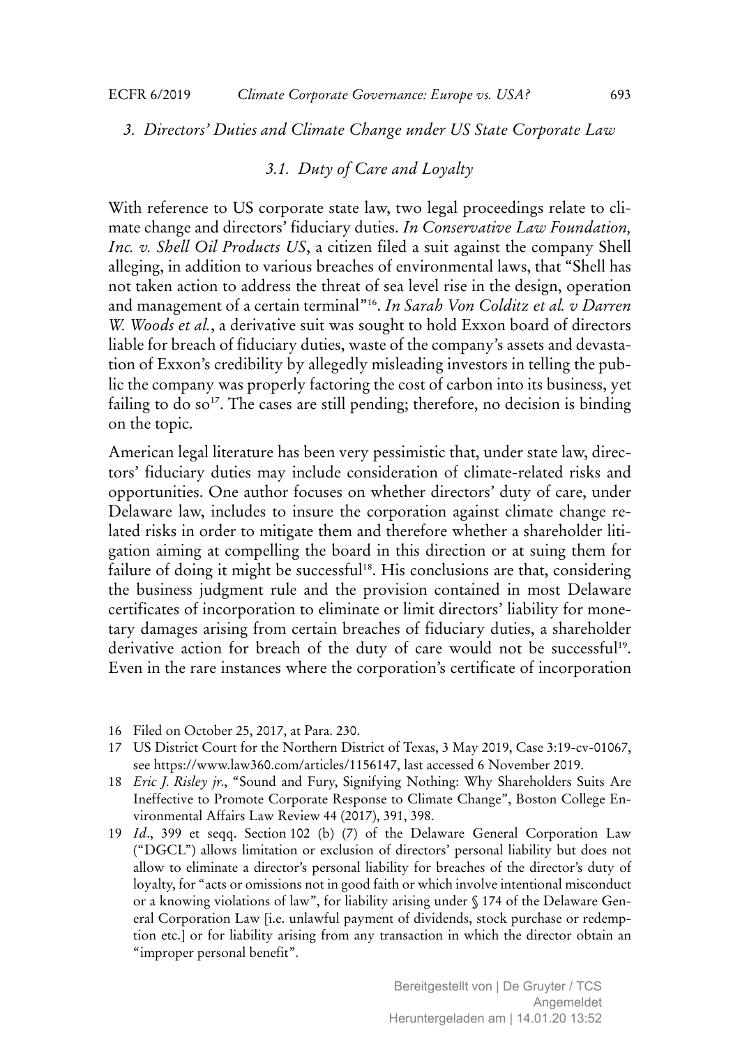### 3. Directors' Duties and Climate Change under US State Corporate Law

#### 3.1. Duty of Care and Loyalty

With reference to US corporate state law, two legal proceedings relate to climate change and directors' fiduciary duties. *In Conservative Law Foundation, Inc. v. Shell Oil Products US*, a citizen filed a suit against the company Shell alleging, in addition to various breaches of environmental laws, that "Shell has not taken action to address the threat of sea level rise in the design, operation and management of a certain terminal"[16]. *In Sarah Von Colditz et al. v Darren W. Woods et al.*, a derivative suit was sought to hold Exxon board of directors liable for breach of fiduciary duties, waste of the company's assets and devastation of Exxon's credibility by allegedly misleading investors in telling the public the company was properly factoring the cost of carbon into its business, yet failing to do so[17]. The cases are still pending; therefore, no decision is binding on the topic.

American legal literature has been very pessimistic that, under state law, directors' fiduciary duties may include consideration of climate-related risks and opportunities. One author focuses on whether directors' duty of care, under Delaware law, includes to insure the corporation against climate change related risks in order to mitigate them and therefore whether a shareholder litigation aiming at compelling the board in this direction or at suing them for failure of doing it might be successful[18]. His conclusions are that, considering the business judgment rule and the provision contained in most Delaware certificates of incorporation to eliminate or limit directors' liability for monetary damages arising from certain breaches of fiduciary duties, a shareholder derivative action for breach of the duty of care would not be successful[19]. Even in the rare instances where the corporation's certificate of incorporation

16 Filed on October 25, 2017, at Para. 230.

17 US District Court for the Northern District of Texas, 3 May 2019, Case 3:19-cv-01067, see https://www.law360.com/articles/1156147, last accessed 6 November 2019.

18 *Eric J. Risley jr.*, "Sound and Fury, Signifying Nothing: Why Shareholders Suits Are Ineffective to Promote Corporate Response to Climate Change", Boston College Environmental Affairs Law Review 44 (2017), 391, 398.

19 *Id*., 399 et seqq. Section 102 (b) (7) of the Delaware General Corporation Law ("DGCL") allows limitation or exclusion of directors' personal liability but does not allow to eliminate a director's personal liability for breaches of the director's duty of loyalty, for "acts or omissions not in good faith or which involve intentional misconduct or a knowing violations of law", for liability arising under § 174 of the Delaware General Corporation Law [i.e. unlawful payment of dividends, stock purchase or redemption etc.] or for liability arising from any transaction in which the director obtain an "improper personal benefit".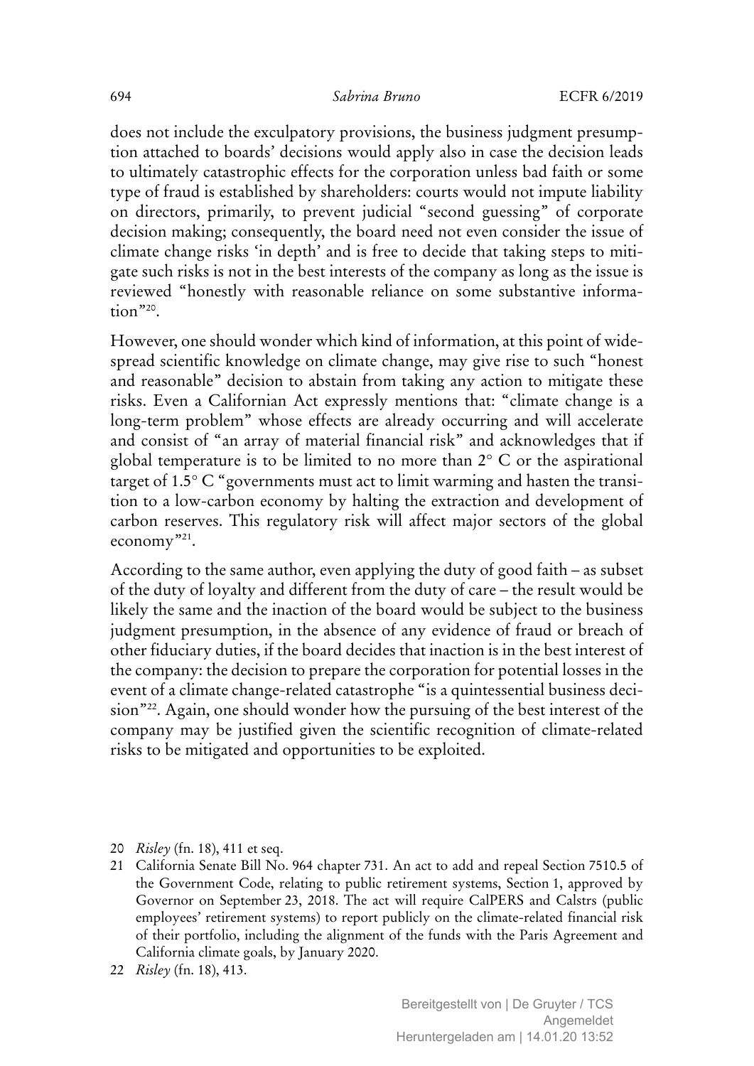does not include the exculpatory provisions, the business judgment presumption attached to boards' decisions would apply also in case the decision leads to ultimately catastrophic effects for the corporation unless bad faith or some type of fraud is established by shareholders: courts would not impute liability on directors, primarily, to prevent judicial "second guessing" of corporate decision making; consequently, the board need not even consider the issue of climate change risks 'in depth' and is free to decide that taking steps to mitigate such risks is not in the best interests of the company as long as the issue is reviewed "honestly with reasonable reliance on some substantive information"[20].

However, one should wonder which kind of information, at this point of widespread scientific knowledge on climate change, may give rise to such "honest and reasonable" decision to abstain from taking any action to mitigate these risks. Even a Californian Act expressly mentions that: "climate change is a long-term problem" whose effects are already occurring and will accelerate and consist of "an array of material financial risk" and acknowledges that if global temperature is to be limited to no more than 2° C or the aspirational target of 1.5° C "governments must act to limit warming and hasten the transition to a low-carbon economy by halting the extraction and development of carbon reserves. This regulatory risk will affect major sectors of the global economy"[21].

According to the same author, even applying the duty of good faith – as subset of the duty of loyalty and different from the duty of care – the result would be likely the same and the inaction of the board would be subject to the business judgment presumption, in the absence of any evidence of fraud or breach of other fiduciary duties, if the board decides that inaction is in the best interest of the company: the decision to prepare the corporation for potential losses in the event of a climate change-related catastrophe "is a quintessential business decision"[22]. Again, one should wonder how the pursuing of the best interest of the company may be justified given the scientific recognition of climate-related risks to be mitigated and opportunities to be exploited.

---

20 *Risley* (fn. 18), 411 et seq.

21 California Senate Bill No. 964 chapter 731. An act to add and repeal Section 7510.5 of the Government Code, relating to public retirement systems, Section 1, approved by Governor on September 23, 2018. The act will require CalPERS and Calstrs (public employees' retirement systems) to report publicly on the climate-related financial risk of their portfolio, including the alignment of the funds with the Paris Agreement and California climate goals, by January 2020.

22 *Risley* (fn. 18), 413.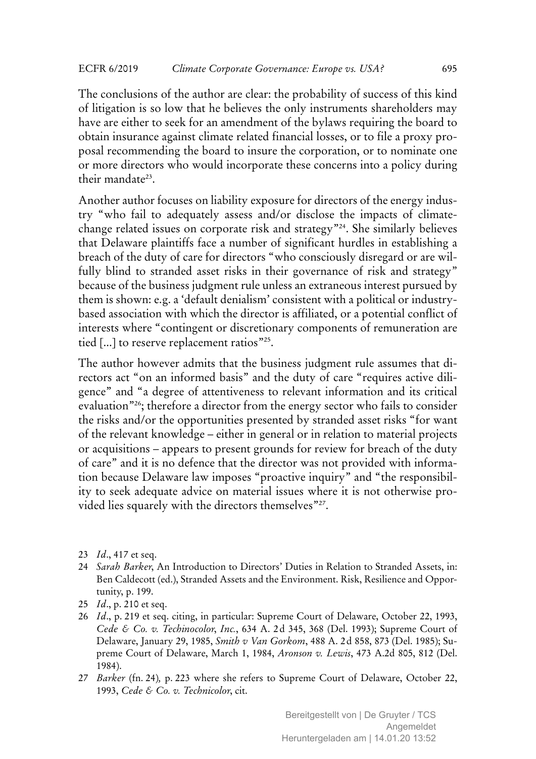The conclusions of the author are clear: the probability of success of this kind of litigation is so low that he believes the only instruments shareholders may have are either to seek for an amendment of the bylaws requiring the board to obtain insurance against climate related financial losses, or to file a proxy proposal recommending the board to insure the corporation, or to nominate one or more directors who would incorporate these concerns into a policy during their mandate[23].

Another author focuses on liability exposure for directors of the energy industry "who fail to adequately assess and/or disclose the impacts of climate-change related issues on corporate risk and strategy"[24]. She similarly believes that Delaware plaintiffs face a number of significant hurdles in establishing a breach of the duty of care for directors "who consciously disregard or are wilfully blind to stranded asset risks in their governance of risk and strategy" because of the business judgment rule unless an extraneous interest pursued by them is shown: e.g. a 'default denialism' consistent with a political or industry-based association with which the director is affiliated, or a potential conflict of interests where "contingent or discretionary components of remuneration are tied [...] to reserve replacement ratios"[25].

The author however admits that the business judgment rule assumes that directors act "on an informed basis" and the duty of care "requires active diligence" and "a degree of attentiveness to relevant information and its critical evaluation"[26]; therefore a director from the energy sector who fails to consider the risks and/or the opportunities presented by stranded asset risks "for want of the relevant knowledge – either in general or in relation to material projects or acquisitions – appears to present grounds for review for breach of the duty of care" and it is no defence that the director was not provided with information because Delaware law imposes "proactive inquiry" and "the responsibility to seek adequate advice on material issues where it is not otherwise provided lies squarely with the directors themselves"[27].

23 *Id*., 417 et seq.

24 *Sarah Barker*, An Introduction to Directors' Duties in Relation to Stranded Assets, in: Ben Caldecott (ed.), Stranded Assets and the Environment. Risk, Resilience and Opportunity, p. 199.

25 *Id*., p. 210 et seq.

26 *Id*., p. 219 et seq. citing, in particular: Supreme Court of Delaware, October 22, 1993, *Cede & Co. v. Techinocolor, Inc.*, 634 A. 2d 345, 368 (Del. 1993); Supreme Court of Delaware, January 29, 1985, *Smith v Van Gorkom*, 488 A. 2d 858, 873 (Del. 1985); Supreme Court of Delaware, March 1, 1984, *Aronson v. Lewis*, 473 A.2d 805, 812 (Del. 1984).

27 *Barker* (fn. 24), p. 223 where she refers to Supreme Court of Delaware, October 22, 1993, *Cede & Co. v. Technicolor*, cit.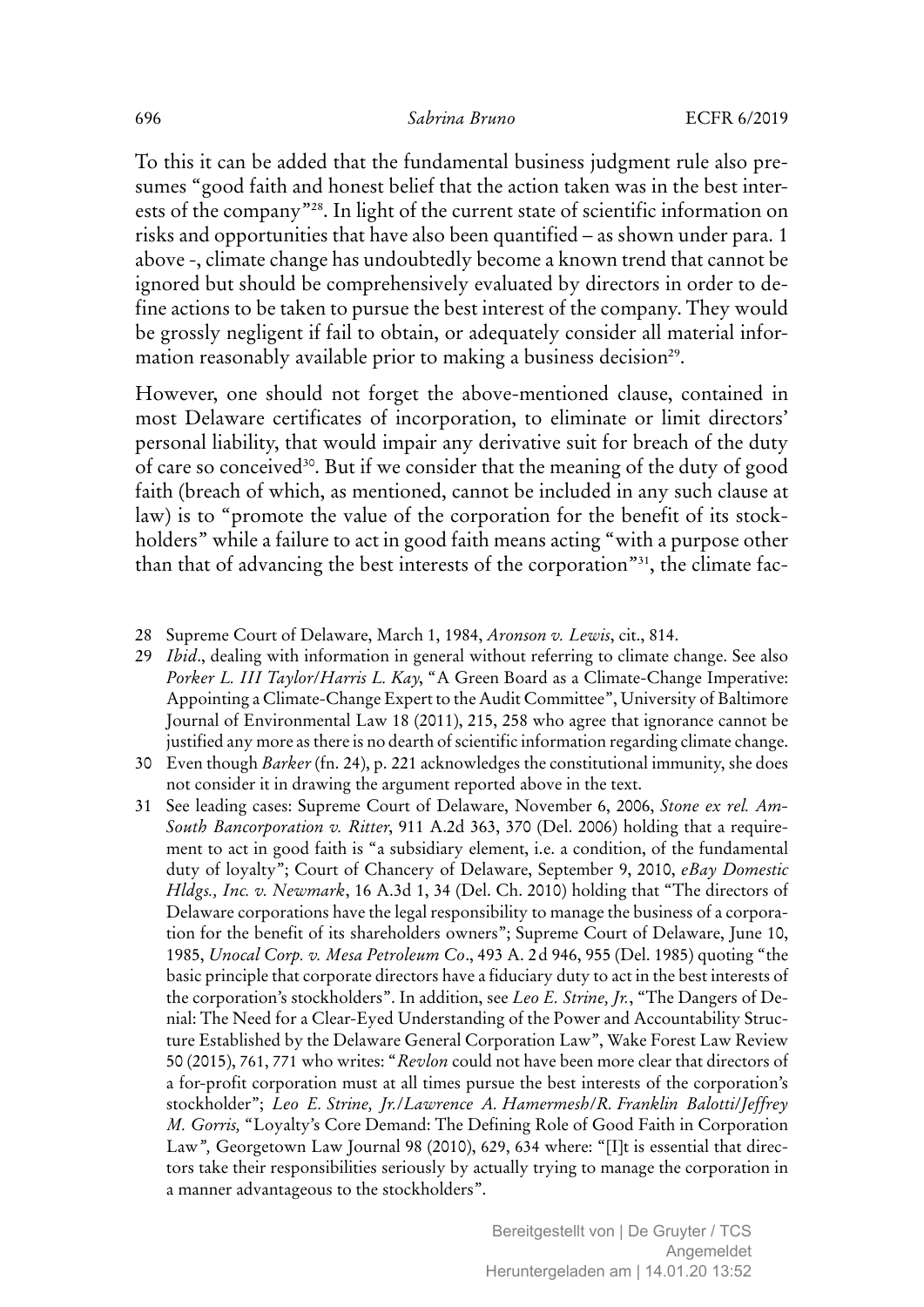To this it can be added that the fundamental business judgment rule also presumes "good faith and honest belief that the action taken was in the best interests of the company"[28]. In light of the current state of scientific information on risks and opportunities that have also been quantified – as shown under para. 1 above -, climate change has undoubtedly become a known trend that cannot be ignored but should be comprehensively evaluated by directors in order to define actions to be taken to pursue the best interest of the company. They would be grossly negligent if fail to obtain, or adequately consider all material information reasonably available prior to making a business decision[29].

However, one should not forget the above-mentioned clause, contained in most Delaware certificates of incorporation, to eliminate or limit directors' personal liability, that would impair any derivative suit for breach of the duty of care so conceived[30]. But if we consider that the meaning of the duty of good faith (breach of which, as mentioned, cannot be included in any such clause at law) is to "promote the value of the corporation for the benefit of its stockholders" while a failure to act in good faith means acting "with a purpose other than that of advancing the best interests of the corporation"[31], the climate fac-

---

28 Supreme Court of Delaware, March 1, 1984, *Aronson v. Lewis*, cit., 814.

29 *Ibid*., dealing with information in general without referring to climate change. See also *Porker L. III Taylor/Harris L. Kay*, "A Green Board as a Climate-Change Imperative: Appointing a Climate-Change Expert to the Audit Committee", University of Baltimore Journal of Environmental Law 18 (2011), 215, 258 who agree that ignorance cannot be justified any more as there is no dearth of scientific information regarding climate change.

30 Even though *Barker* (fn. 24), p. 221 acknowledges the constitutional immunity, she does not consider it in drawing the argument reported above in the text.

31 See leading cases: Supreme Court of Delaware, November 6, 2006, *Stone ex rel. AmSouth Bancorporation v. Ritter*, 911 A.2d 363, 370 (Del. 2006) holding that a requirement to act in good faith is "a subsidiary element, i.e. a condition, of the fundamental duty of loyalty"; Court of Chancery of Delaware, September 9, 2010, *eBay Domestic Hldgs., Inc. v. Newmark*, 16 A.3d 1, 34 (Del. Ch. 2010) holding that "The directors of Delaware corporations have the legal responsibility to manage the business of a corporation for the benefit of its shareholders owners"; Supreme Court of Delaware, June 10, 1985, *Unocal Corp. v. Mesa Petroleum Co*., 493 A. 2d 946, 955 (Del. 1985) quoting "the basic principle that corporate directors have a fiduciary duty to act in the best interests of the corporation's stockholders". In addition, see *Leo E. Strine, Jr.*, "The Dangers of Denial: The Need for a Clear-Eyed Understanding of the Power and Accountability Structure Established by the Delaware General Corporation Law", Wake Forest Law Review 50 (2015), 761, 771 who writes: "*Revlon* could not have been more clear that directors of a for-profit corporation must at all times pursue the best interests of the corporation's stockholder"; *Leo E. Strine, Jr./Lawrence A. Hamermesh/R. Franklin Balotti/Jeffrey M. Gorris,* "Loyalty's Core Demand: The Defining Role of Good Faith in Corporation Law*",* Georgetown Law Journal 98 (2010), 629, 634 where: "[I]t is essential that directors take their responsibilities seriously by actually trying to manage the corporation in a manner advantageous to the stockholders".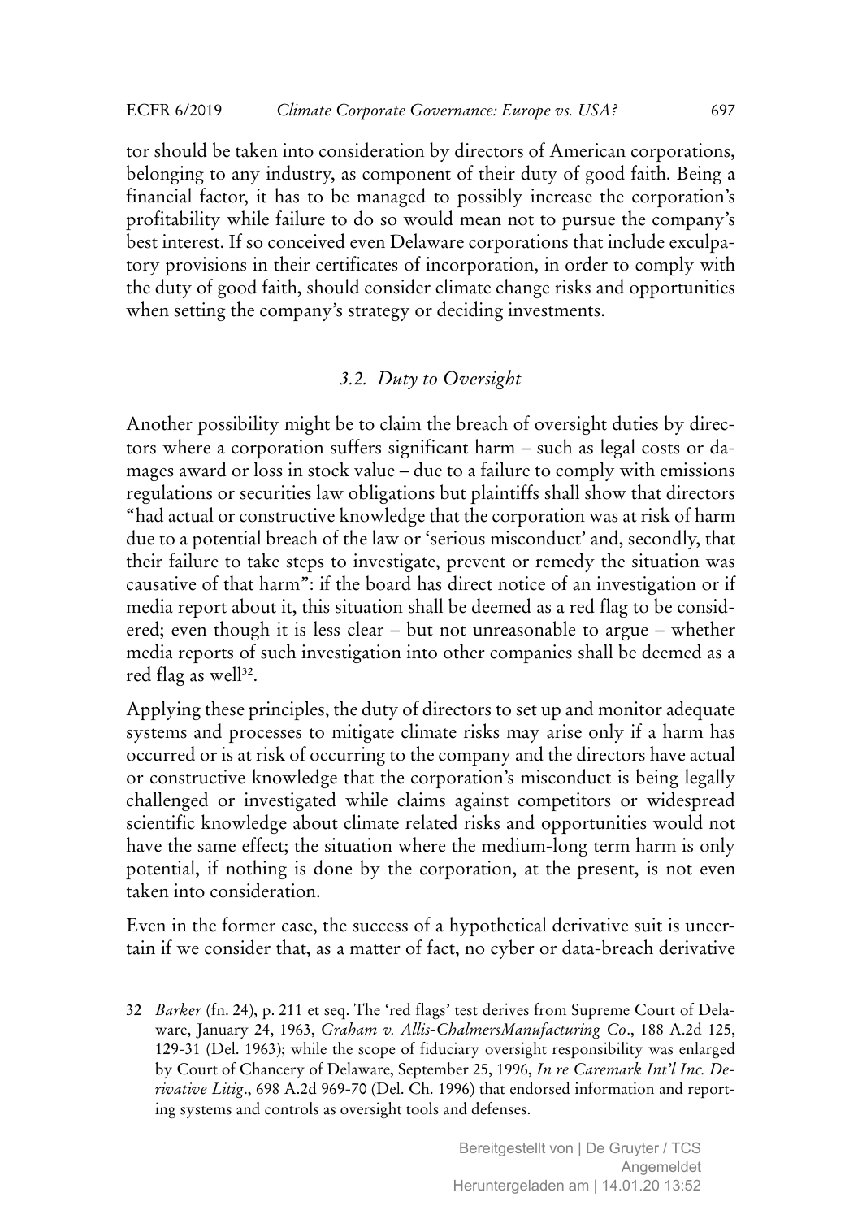tor should be taken into consideration by directors of American corporations, belonging to any industry, as component of their duty of good faith. Being a financial factor, it has to be managed to possibly increase the corporation's profitability while failure to do so would mean not to pursue the company's best interest. If so conceived even Delaware corporations that include exculpatory provisions in their certificates of incorporation, in order to comply with the duty of good faith, should consider climate change risks and opportunities when setting the company's strategy or deciding investments.

### *3.2. Duty to Oversight*

Another possibility might be to claim the breach of oversight duties by directors where a corporation suffers significant harm – such as legal costs or damages award or loss in stock value – due to a failure to comply with emissions regulations or securities law obligations but plaintiffs shall show that directors "had actual or constructive knowledge that the corporation was at risk of harm due to a potential breach of the law or 'serious misconduct' and, secondly, that their failure to take steps to investigate, prevent or remedy the situation was causative of that harm": if the board has direct notice of an investigation or if media report about it, this situation shall be deemed as a red flag to be considered; even though it is less clear – but not unreasonable to argue – whether media reports of such investigation into other companies shall be deemed as a red flag as well[32].

Applying these principles, the duty of directors to set up and monitor adequate systems and processes to mitigate climate risks may arise only if a harm has occurred or is at risk of occurring to the company and the directors have actual or constructive knowledge that the corporation's misconduct is being legally challenged or investigated while claims against competitors or widespread scientific knowledge about climate related risks and opportunities would not have the same effect; the situation where the medium-long term harm is only potential, if nothing is done by the corporation, at the present, is not even taken into consideration.

Even in the former case, the success of a hypothetical derivative suit is uncertain if we consider that, as a matter of fact, no cyber or data-breach derivative

32 *Barker* (fn. 24), p. 211 et seq. The 'red flags' test derives from Supreme Court of Delaware, January 24, 1963, *Graham v. Allis-ChalmersManufacturing Co*., 188 A.2d 125, 129-31 (Del. 1963); while the scope of fiduciary oversight responsibility was enlarged by Court of Chancery of Delaware, September 25, 1996, *In re Caremark Int'l Inc. Derivative Litig*., 698 A.2d 969-70 (Del. Ch. 1996) that endorsed information and reporting systems and controls as oversight tools and defenses.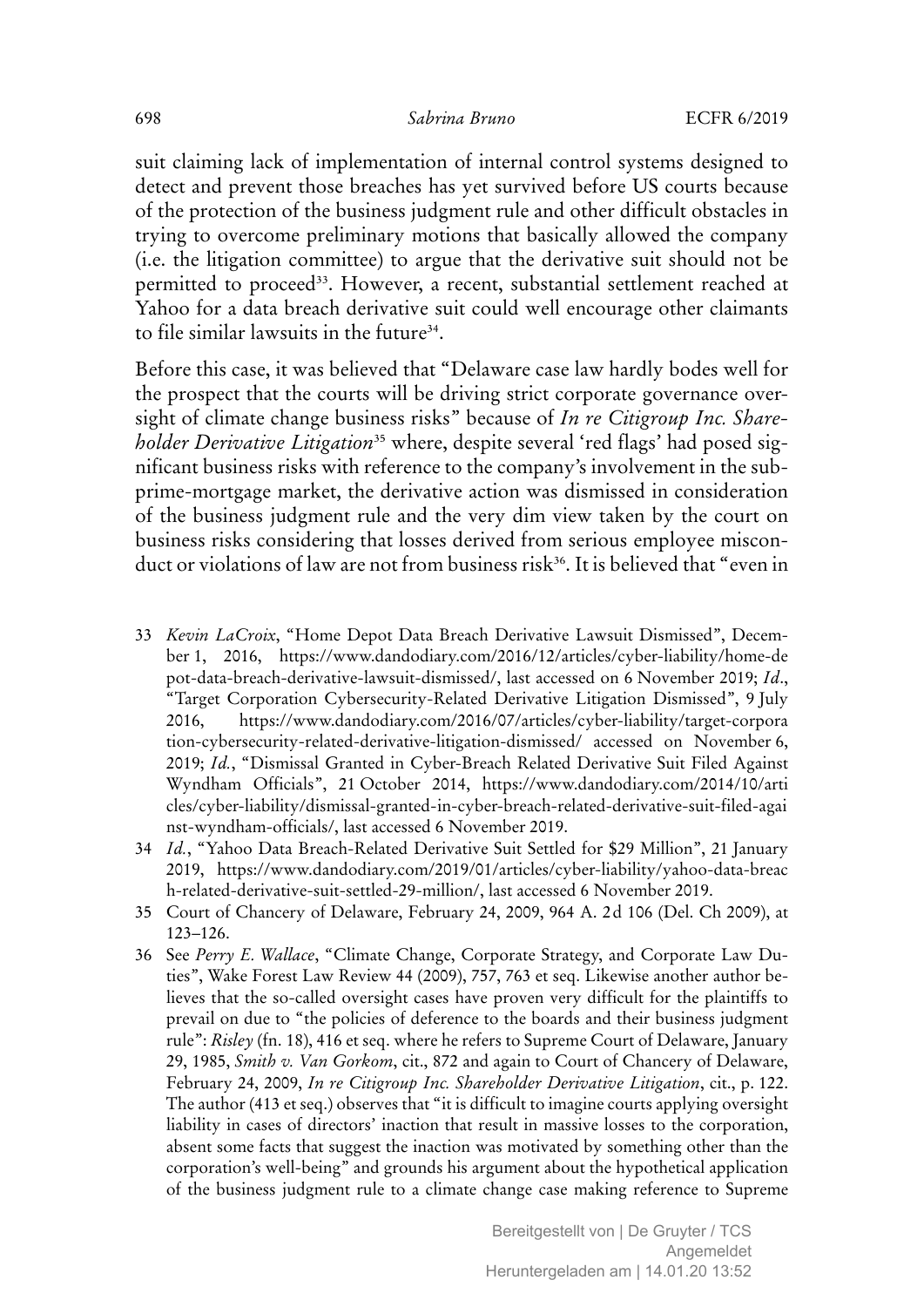suit claiming lack of implementation of internal control systems designed to detect and prevent those breaches has yet survived before US courts because of the protection of the business judgment rule and other difficult obstacles in trying to overcome preliminary motions that basically allowed the company (i.e. the litigation committee) to argue that the derivative suit should not be permitted to proceed[33]. However, a recent, substantial settlement reached at Yahoo for a data breach derivative suit could well encourage other claimants to file similar lawsuits in the future[34].

Before this case, it was believed that "Delaware case law hardly bodes well for the prospect that the courts will be driving strict corporate governance oversight of climate change business risks" because of *In re Citigroup Inc. Shareholder Derivative Litigation*[35] where, despite several 'red flags' had posed significant business risks with reference to the company's involvement in the subprime-mortgage market, the derivative action was dismissed in consideration of the business judgment rule and the very dim view taken by the court on business risks considering that losses derived from serious employee misconduct or violations of law are not from business risk[36]. It is believed that "even in

---

33 *Kevin LaCroix*, "Home Depot Data Breach Derivative Lawsuit Dismissed", December 1, 2016, https://www.dandodiary.com/2016/12/articles/cyber-liability/home-depot-data-breach-derivative-lawsuit-dismissed/, last accessed on 6 November 2019; *Id*., "Target Corporation Cybersecurity-Related Derivative Litigation Dismissed", 9 July 2016, https://www.dandodiary.com/2016/07/articles/cyber-liability/target-corporation-cybersecurity-related-derivative-litigation-dismissed/ accessed on November 6, 2019; *Id.*, "Dismissal Granted in Cyber-Breach Related Derivative Suit Filed Against Wyndham Officials", 21 October 2014, https://www.dandodiary.com/2014/10/articles/cyber-liability/dismissal-granted-in-cyber-breach-related-derivative-suit-filed-against-wyndham-officials/, last accessed 6 November 2019.

34 *Id.*, "Yahoo Data Breach-Related Derivative Suit Settled for $29 Million", 21 January 2019, https://www.dandodiary.com/2019/01/articles/cyber-liability/yahoo-data-breach-related-derivative-suit-settled-29-million/, last accessed 6 November 2019.

35 Court of Chancery of Delaware, February 24, 2009, 964 A. 2d 106 (Del. Ch 2009), at 123–126.

36 See *Perry E. Wallace*, "Climate Change, Corporate Strategy, and Corporate Law Duties", Wake Forest Law Review 44 (2009), 757, 763 et seq. Likewise another author believes that the so-called oversight cases have proven very difficult for the plaintiffs to prevail on due to "the policies of deference to the boards and their business judgment rule": *Risley* (fn. 18), 416 et seq. where he refers to Supreme Court of Delaware, January 29, 1985, *Smith v. Van Gorkom*, cit., 872 and again to Court of Chancery of Delaware, February 24, 2009, *In re Citigroup Inc. Shareholder Derivative Litigation*, cit., p. 122. The author (413 et seq.) observes that "it is difficult to imagine courts applying oversight liability in cases of directors' inaction that result in massive losses to the corporation, absent some facts that suggest the inaction was motivated by something other than the corporation's well-being" and grounds his argument about the hypothetical application of the business judgment rule to a climate change case making reference to Supreme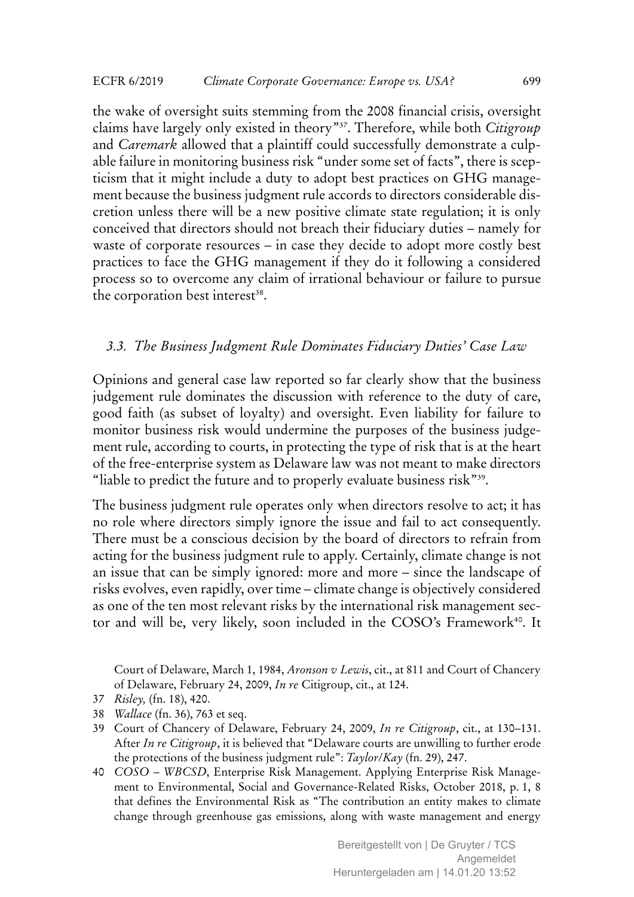the wake of oversight suits stemming from the 2008 financial crisis, oversight claims have largely only existed in theory"[37]. Therefore, while both *Citigroup* and *Caremark* allowed that a plaintiff could successfully demonstrate a culpable failure in monitoring business risk "under some set of facts", there is scepticism that it might include a duty to adopt best practices on GHG management because the business judgment rule accords to directors considerable discretion unless there will be a new positive climate state regulation; it is only conceived that directors should not breach their fiduciary duties – namely for waste of corporate resources – in case they decide to adopt more costly best practices to face the GHG management if they do it following a considered process so to overcome any claim of irrational behaviour or failure to pursue the corporation best interest[38].

### *3.3. The Business Judgment Rule Dominates Fiduciary Duties' Case Law*

Opinions and general case law reported so far clearly show that the business judgement rule dominates the discussion with reference to the duty of care, good faith (as subset of loyalty) and oversight. Even liability for failure to monitor business risk would undermine the purposes of the business judgement rule, according to courts, in protecting the type of risk that is at the heart of the free-enterprise system as Delaware law was not meant to make directors "liable to predict the future and to properly evaluate business risk"[39].

The business judgment rule operates only when directors resolve to act; it has no role where directors simply ignore the issue and fail to act consequently. There must be a conscious decision by the board of directors to refrain from acting for the business judgment rule to apply. Certainly, climate change is not an issue that can be simply ignored: more and more – since the landscape of risks evolves, even rapidly, over time – climate change is objectively considered as one of the ten most relevant risks by the international risk management sector and will be, very likely, soon included in the COSO's Framework[40]. It

Court of Delaware, March 1, 1984, *Aronson v Lewis*, cit., at 811 and Court of Chancery of Delaware, February 24, 2009, *In re* Citigroup, cit., at 124.

37 *Risley,* (fn. 18), 420.

38 *Wallace* (fn. 36), 763 et seq.

39 Court of Chancery of Delaware, February 24, 2009, *In re Citigroup*, cit., at 130–131. After *In re Citigroup*, it is believed that "Delaware courts are unwilling to further erode the protections of the business judgment rule": *Taylor/Kay* (fn. 29), 247.

40 *COSO – WBCSD*, Enterprise Risk Management. Applying Enterprise Risk Management to Environmental, Social and Governance-Related Risks, October 2018, p. 1, 8 that defines the Environmental Risk as "The contribution an entity makes to climate change through greenhouse gas emissions, along with waste management and energy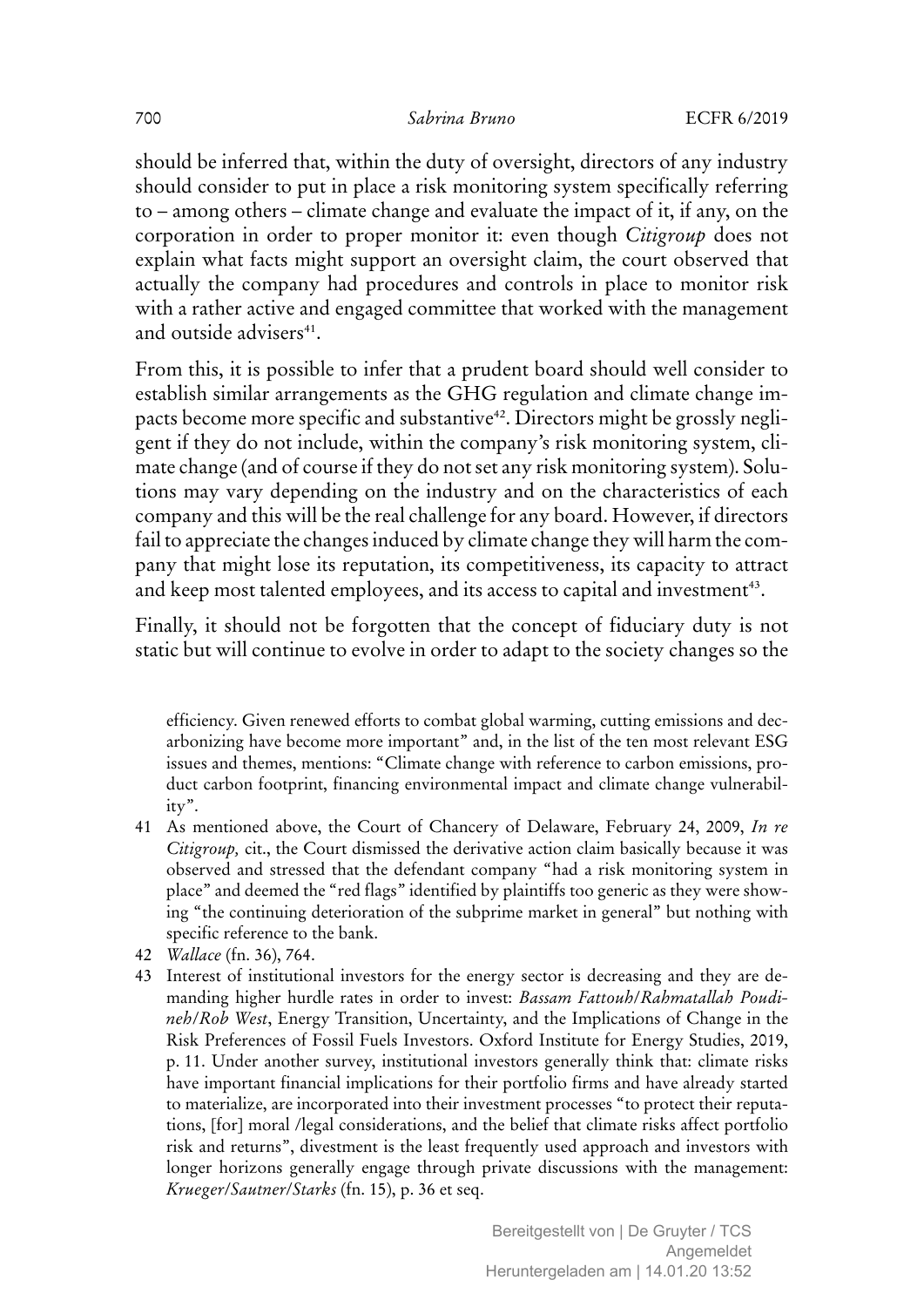should be inferred that, within the duty of oversight, directors of any industry should consider to put in place a risk monitoring system specifically referring to – among others – climate change and evaluate the impact of it, if any, on the corporation in order to proper monitor it: even though *Citigroup* does not explain what facts might support an oversight claim, the court observed that actually the company had procedures and controls in place to monitor risk with a rather active and engaged committee that worked with the management and outside advisers[41].

From this, it is possible to infer that a prudent board should well consider to establish similar arrangements as the GHG regulation and climate change impacts become more specific and substantive[42]. Directors might be grossly negligent if they do not include, within the company's risk monitoring system, climate change (and of course if they do not set any risk monitoring system). Solutions may vary depending on the industry and on the characteristics of each company and this will be the real challenge for any board. However, if directors fail to appreciate the changes induced by climate change they will harm the company that might lose its reputation, its competitiveness, its capacity to attract and keep most talented employees, and its access to capital and investment[43].

Finally, it should not be forgotten that the concept of fiduciary duty is not static but will continue to evolve in order to adapt to the society changes so the

efficiency. Given renewed efforts to combat global warming, cutting emissions and decarbonizing have become more important" and, in the list of the ten most relevant ESG issues and themes, mentions: "Climate change with reference to carbon emissions, product carbon footprint, financing environmental impact and climate change vulnerability".

41 As mentioned above, the Court of Chancery of Delaware, February 24, 2009, *In re Citigroup,* cit., the Court dismissed the derivative action claim basically because it was observed and stressed that the defendant company "had a risk monitoring system in place" and deemed the "red flags" identified by plaintiffs too generic as they were showing "the continuing deterioration of the subprime market in general" but nothing with specific reference to the bank.

42 *Wallace* (fn. 36), 764.

43 Interest of institutional investors for the energy sector is decreasing and they are demanding higher hurdle rates in order to invest: *Bassam Fattouh/Rahmatallah Poudineh/Rob West*, Energy Transition, Uncertainty, and the Implications of Change in the Risk Preferences of Fossil Fuels Investors. Oxford Institute for Energy Studies, 2019, p. 11. Under another survey, institutional investors generally think that: climate risks have important financial implications for their portfolio firms and have already started to materialize, are incorporated into their investment processes "to protect their reputations, [for] moral /legal considerations, and the belief that climate risks affect portfolio risk and returns", divestment is the least frequently used approach and investors with longer horizons generally engage through private discussions with the management: *Krueger/Sautner/Starks* (fn. 15), p. 36 et seq.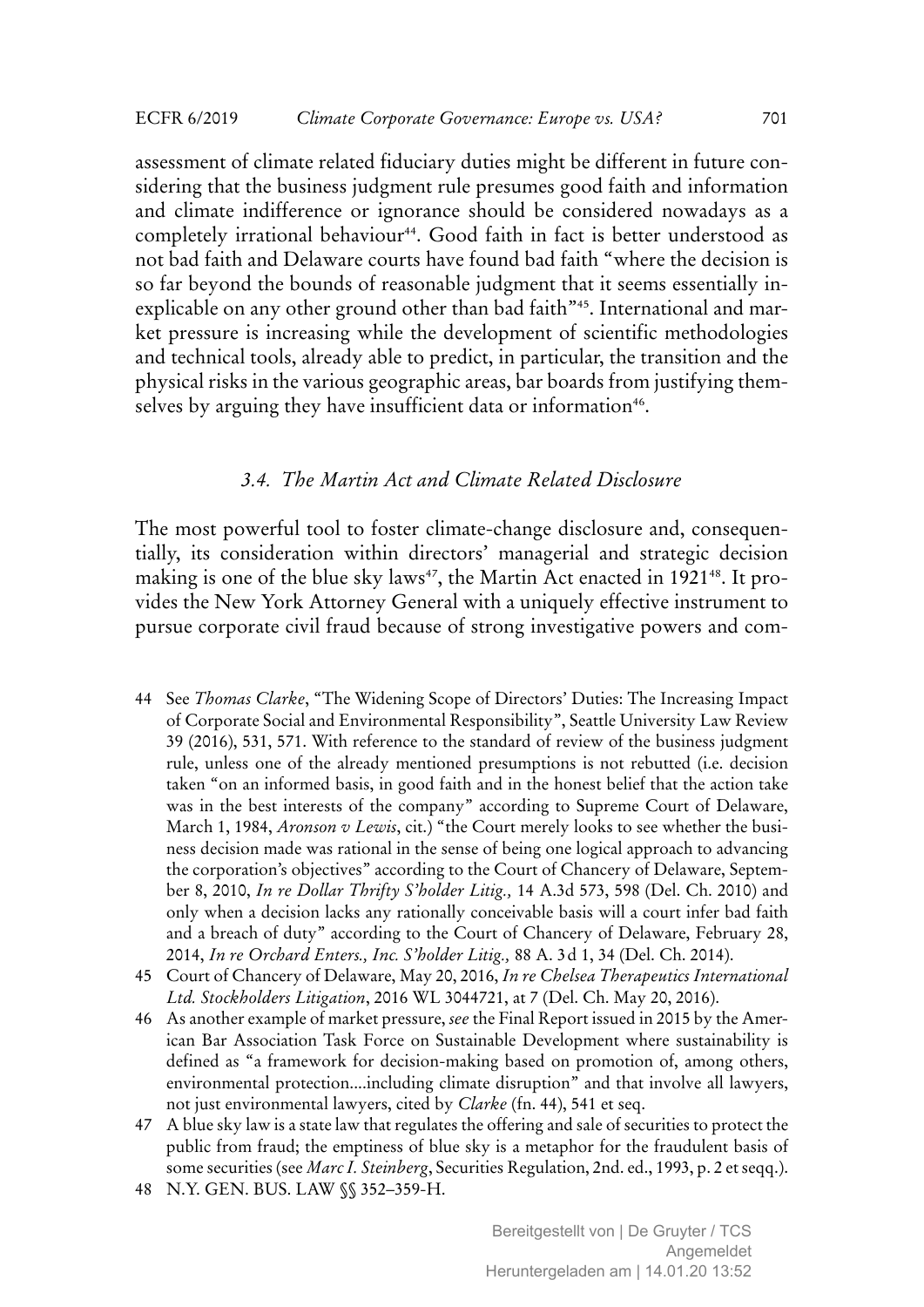assessment of climate related fiduciary duties might be different in future considering that the business judgment rule presumes good faith and information and climate indifference or ignorance should be considered nowadays as a completely irrational behaviour[44]. Good faith in fact is better understood as not bad faith and Delaware courts have found bad faith "where the decision is so far beyond the bounds of reasonable judgment that it seems essentially inexplicable on any other ground other than bad faith"[45]. International and market pressure is increasing while the development of scientific methodologies and technical tools, already able to predict, in particular, the transition and the physical risks in the various geographic areas, bar boards from justifying themselves by arguing they have insufficient data or information[46].

### *3.4. The Martin Act and Climate Related Disclosure*

The most powerful tool to foster climate-change disclosure and, consequentially, its consideration within directors' managerial and strategic decision making is one of the blue sky laws[47], the Martin Act enacted in 1921[48]. It provides the New York Attorney General with a uniquely effective instrument to pursue corporate civil fraud because of strong investigative powers and com-

---

44 See *Thomas Clarke*, "The Widening Scope of Directors' Duties: The Increasing Impact of Corporate Social and Environmental Responsibility", Seattle University Law Review 39 (2016), 531, 571. With reference to the standard of review of the business judgment rule, unless one of the already mentioned presumptions is not rebutted (i.e. decision taken "on an informed basis, in good faith and in the honest belief that the action take was in the best interests of the company" according to Supreme Court of Delaware, March 1, 1984, *Aronson v Lewis*, cit.) "the Court merely looks to see whether the business decision made was rational in the sense of being one logical approach to advancing the corporation's objectives" according to the Court of Chancery of Delaware, September 8, 2010, *In re Dollar Thrifty S'holder Litig.,* 14 A.3d 573, 598 (Del. Ch. 2010) and only when a decision lacks any rationally conceivable basis will a court infer bad faith and a breach of duty" according to the Court of Chancery of Delaware, February 28, 2014, *In re Orchard Enters., Inc. S'holder Litig.,* 88 A. 3d 1, 34 (Del. Ch. 2014).

45 Court of Chancery of Delaware, May 20, 2016, *In re Chelsea Therapeutics International Ltd. Stockholders Litigation*, 2016 WL 3044721, at 7 (Del. Ch. May 20, 2016).

46 As another example of market pressure, *see* the Final Report issued in 2015 by the American Bar Association Task Force on Sustainable Development where sustainability is defined as "a framework for decision-making based on promotion of, among others, environmental protection....including climate disruption" and that involve all lawyers, not just environmental lawyers, cited by *Clarke* (fn. 44), 541 et seq.

47 A blue sky law is a state law that regulates the offering and sale of securities to protect the public from fraud; the emptiness of blue sky is a metaphor for the fraudulent basis of some securities (see *Marc I. Steinberg*, Securities Regulation, 2nd. ed., 1993, p. 2 et seqq.).

48 N.Y. GEN. BUS. LAW §§ 352–359-H.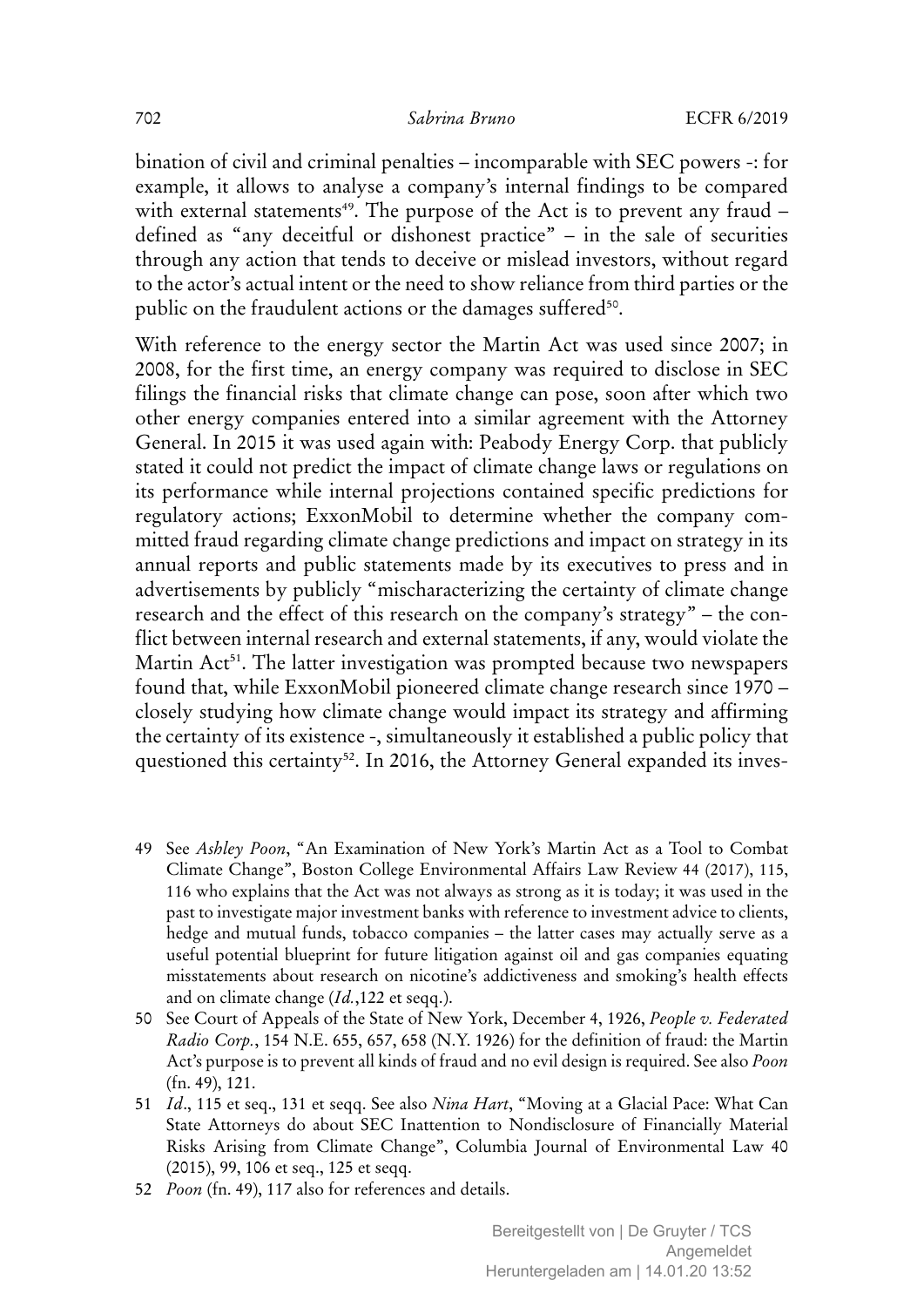bination of civil and criminal penalties – incomparable with SEC powers -: for example, it allows to analyse a company's internal findings to be compared with external statements[49]. The purpose of the Act is to prevent any fraud – defined as "any deceitful or dishonest practice" – in the sale of securities through any action that tends to deceive or mislead investors, without regard to the actor's actual intent or the need to show reliance from third parties or the public on the fraudulent actions or the damages suffered[50].

With reference to the energy sector the Martin Act was used since 2007; in 2008, for the first time, an energy company was required to disclose in SEC filings the financial risks that climate change can pose, soon after which two other energy companies entered into a similar agreement with the Attorney General. In 2015 it was used again with: Peabody Energy Corp. that publicly stated it could not predict the impact of climate change laws or regulations on its performance while internal projections contained specific predictions for regulatory actions; ExxonMobil to determine whether the company committed fraud regarding climate change predictions and impact on strategy in its annual reports and public statements made by its executives to press and in advertisements by publicly "mischaracterizing the certainty of climate change research and the effect of this research on the company's strategy" – the conflict between internal research and external statements, if any, would violate the Martin Act[51]. The latter investigation was prompted because two newspapers found that, while ExxonMobil pioneered climate change research since 1970 – closely studying how climate change would impact its strategy and affirming the certainty of its existence -, simultaneously it established a public policy that questioned this certainty[52]. In 2016, the Attorney General expanded its inves-

49 See *Ashley Poon*, "An Examination of New York's Martin Act as a Tool to Combat Climate Change", Boston College Environmental Affairs Law Review 44 (2017), 115, 116 who explains that the Act was not always as strong as it is today; it was used in the past to investigate major investment banks with reference to investment advice to clients, hedge and mutual funds, tobacco companies – the latter cases may actually serve as a useful potential blueprint for future litigation against oil and gas companies equating misstatements about research on nicotine's addictiveness and smoking's health effects and on climate change (*Id.*,122 et seqq.).

50 See Court of Appeals of the State of New York, December 4, 1926, *People v. Federated Radio Corp.*, 154 N.E. 655, 657, 658 (N.Y. 1926) for the definition of fraud: the Martin Act's purpose is to prevent all kinds of fraud and no evil design is required. See also *Poon* (fn. 49), 121.

51 *Id*., 115 et seq., 131 et seqq. See also *Nina Hart*, "Moving at a Glacial Pace: What Can State Attorneys do about SEC Inattention to Nondisclosure of Financially Material Risks Arising from Climate Change", Columbia Journal of Environmental Law 40 (2015), 99, 106 et seq., 125 et seqq.

52 *Poon* (fn. 49), 117 also for references and details.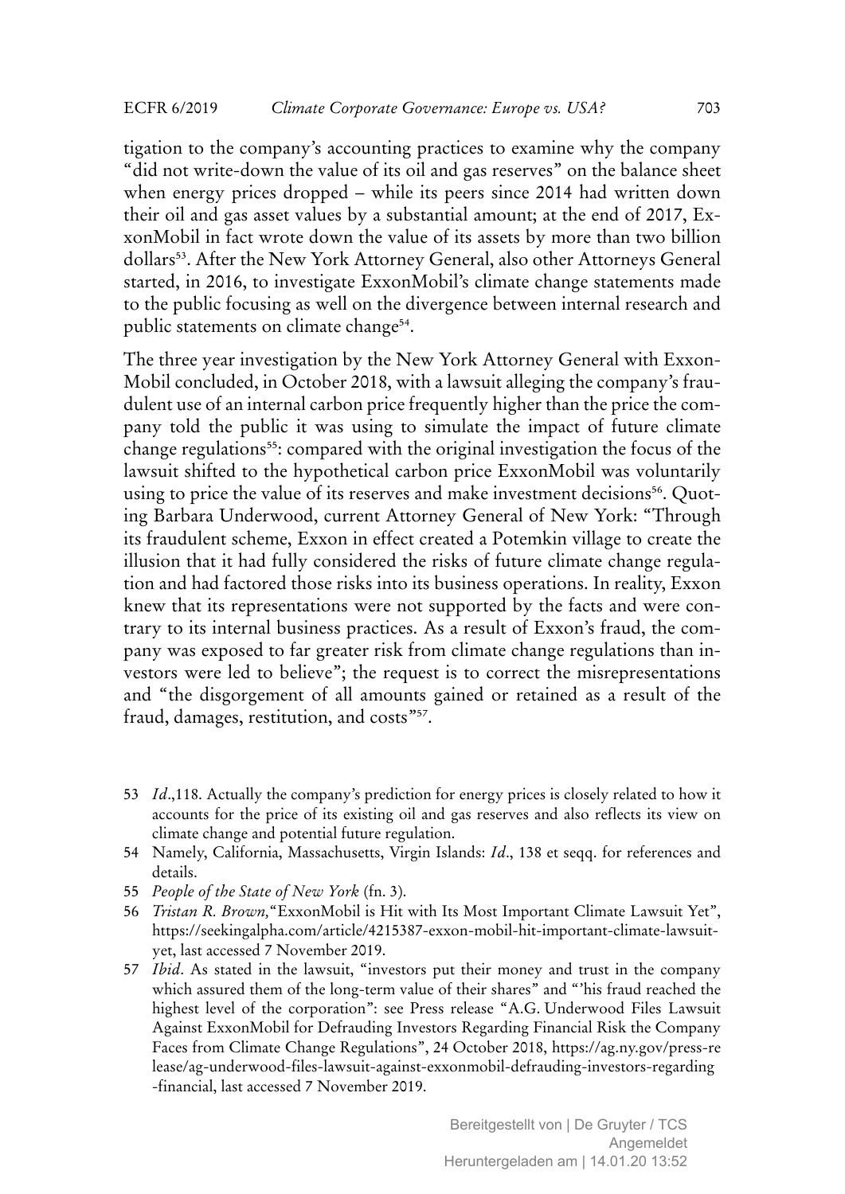tigation to the company's accounting practices to examine why the company "did not write-down the value of its oil and gas reserves" on the balance sheet when energy prices dropped – while its peers since 2014 had written down their oil and gas asset values by a substantial amount; at the end of 2017, ExxonMobil in fact wrote down the value of its assets by more than two billion dollars[53]. After the New York Attorney General, also other Attorneys General started, in 2016, to investigate ExxonMobil's climate change statements made to the public focusing as well on the divergence between internal research and public statements on climate change[54].

The three year investigation by the New York Attorney General with ExxonMobil concluded, in October 2018, with a lawsuit alleging the company's fraudulent use of an internal carbon price frequently higher than the price the company told the public it was using to simulate the impact of future climate change regulations[55]: compared with the original investigation the focus of the lawsuit shifted to the hypothetical carbon price ExxonMobil was voluntarily using to price the value of its reserves and make investment decisions[56]. Quoting Barbara Underwood, current Attorney General of New York: "Through its fraudulent scheme, Exxon in effect created a Potemkin village to create the illusion that it had fully considered the risks of future climate change regulation and had factored those risks into its business operations. In reality, Exxon knew that its representations were not supported by the facts and were contrary to its internal business practices. As a result of Exxon's fraud, the company was exposed to far greater risk from climate change regulations than investors were led to believe"; the request is to correct the misrepresentations and "the disgorgement of all amounts gained or retained as a result of the fraud, damages, restitution, and costs"[57].

53 *Id*.,118. Actually the company's prediction for energy prices is closely related to how it accounts for the price of its existing oil and gas reserves and also reflects its view on climate change and potential future regulation.

54 Namely, California, Massachusetts, Virgin Islands: *Id*., 138 et seqq. for references and details.

55 *People of the State of New York* (fn. 3).

56 *Tristan R. Brown,*"ExxonMobil is Hit with Its Most Important Climate Lawsuit Yet", https://seekingalpha.com/article/4215387-exxon-mobil-hit-important-climate-lawsuit-yet, last accessed 7 November 2019.

57 *Ibid*. As stated in the lawsuit, "investors put their money and trust in the company which assured them of the long-term value of their shares" and "'his fraud reached the highest level of the corporation": see Press release "A.G. Underwood Files Lawsuit Against ExxonMobil for Defrauding Investors Regarding Financial Risk the Company Faces from Climate Change Regulations", 24 October 2018, https://ag.ny.gov/press-release/ag-underwood-files-lawsuit-against-exxonmobil-defrauding-investors-regarding-financial, last accessed 7 November 2019.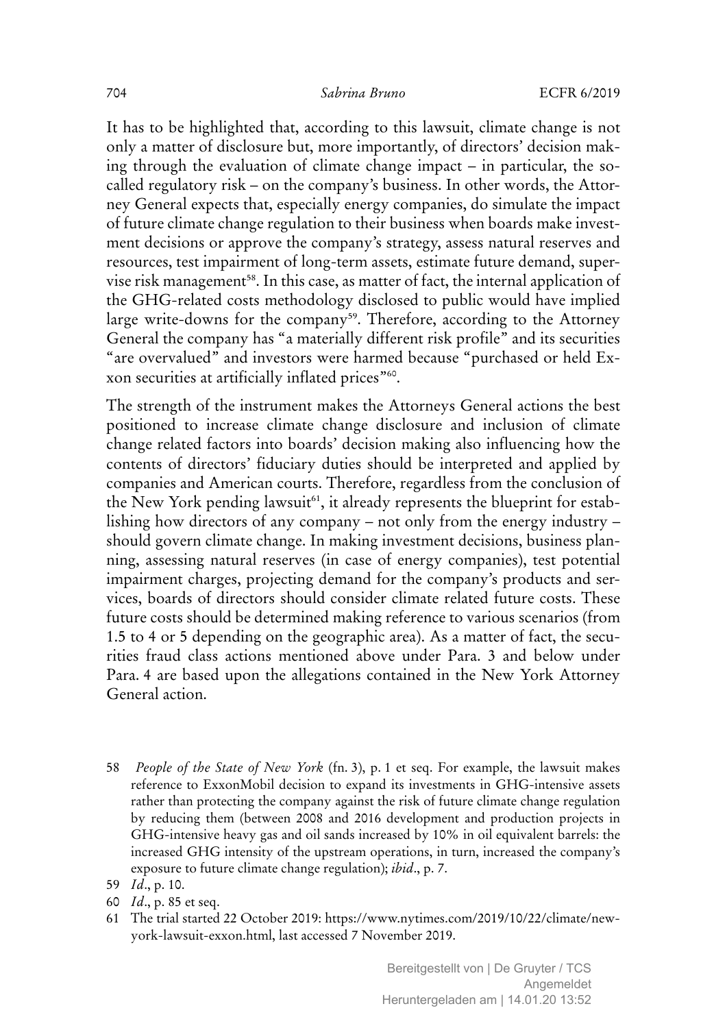It has to be highlighted that, according to this lawsuit, climate change is not only a matter of disclosure but, more importantly, of directors' decision making through the evaluation of climate change impact – in particular, the so-called regulatory risk – on the company's business. In other words, the Attorney General expects that, especially energy companies, do simulate the impact of future climate change regulation to their business when boards make investment decisions or approve the company's strategy, assess natural reserves and resources, test impairment of long-term assets, estimate future demand, supervise risk management[58]. In this case, as matter of fact, the internal application of the GHG-related costs methodology disclosed to public would have implied large write-downs for the company[59]. Therefore, according to the Attorney General the company has "a materially different risk profile" and its securities "are overvalued" and investors were harmed because "purchased or held Exxon securities at artificially inflated prices"[60].

The strength of the instrument makes the Attorneys General actions the best positioned to increase climate change disclosure and inclusion of climate change related factors into boards' decision making also influencing how the contents of directors' fiduciary duties should be interpreted and applied by companies and American courts. Therefore, regardless from the conclusion of the New York pending lawsuit[61], it already represents the blueprint for establishing how directors of any company – not only from the energy industry – should govern climate change. In making investment decisions, business planning, assessing natural reserves (in case of energy companies), test potential impairment charges, projecting demand for the company's products and services, boards of directors should consider climate related future costs. These future costs should be determined making reference to various scenarios (from 1.5 to 4 or 5 depending on the geographic area). As a matter of fact, the securities fraud class actions mentioned above under Para. 3 and below under Para. 4 are based upon the allegations contained in the New York Attorney General action.

58 *People of the State of New York* (fn. 3), p. 1 et seq. For example, the lawsuit makes reference to ExxonMobil decision to expand its investments in GHG-intensive assets rather than protecting the company against the risk of future climate change regulation by reducing them (between 2008 and 2016 development and production projects in GHG-intensive heavy gas and oil sands increased by 10% in oil equivalent barrels: the increased GHG intensity of the upstream operations, in turn, increased the company's exposure to future climate change regulation); *ibid*., p. 7.

59 *Id*., p. 10.

60 *Id*., p. 85 et seq.

61 The trial started 22 October 2019: https://www.nytimes.com/2019/10/22/climate/new-york-lawsuit-exxon.html, last accessed 7 November 2019.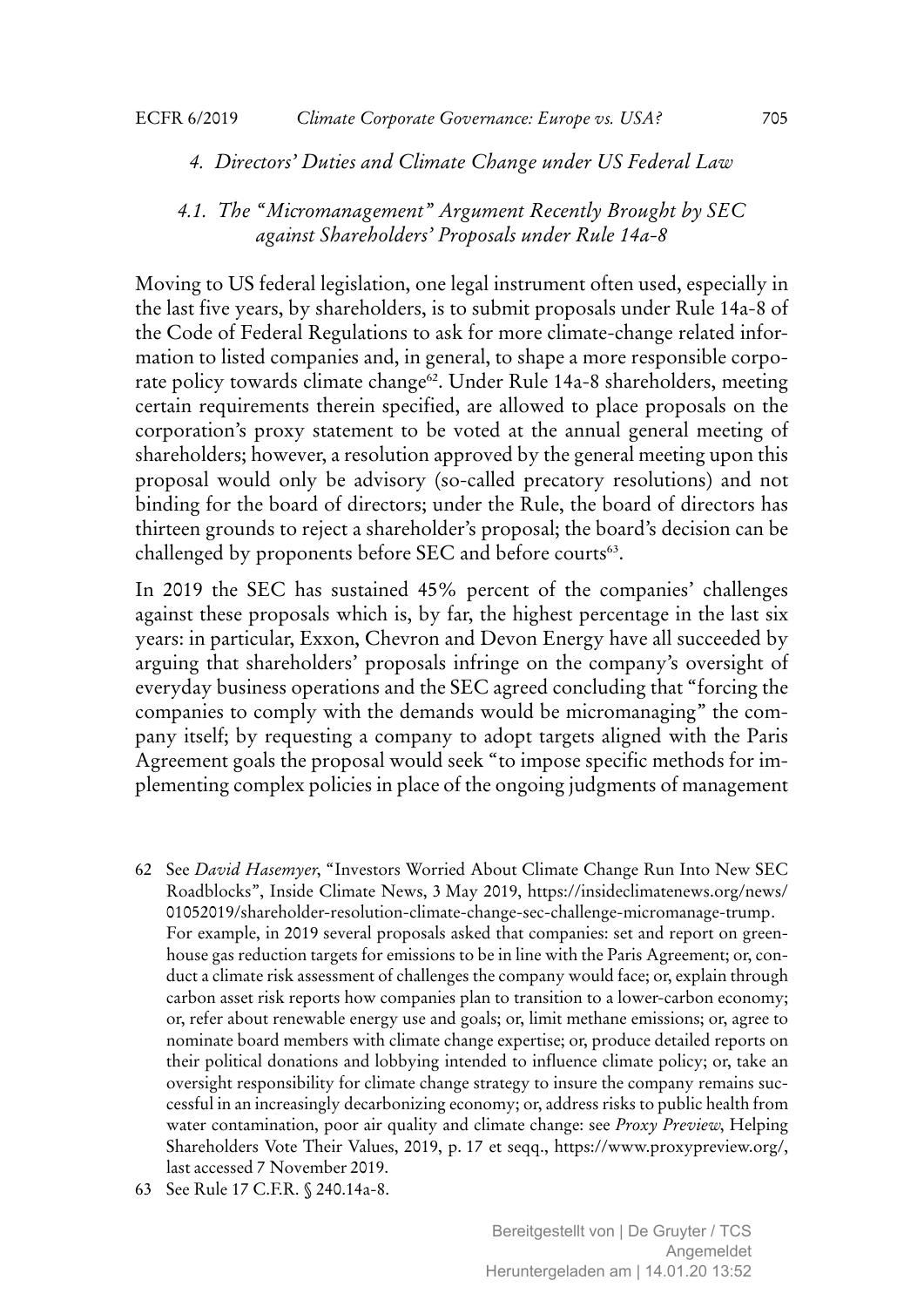## 4. Directors' Duties and Climate Change under US Federal Law

### 4.1. The "Micromanagement" Argument Recently Brought by SEC against Shareholders' Proposals under Rule 14a-8

Moving to US federal legislation, one legal instrument often used, especially in the last five years, by shareholders, is to submit proposals under Rule 14a-8 of the Code of Federal Regulations to ask for more climate-change related information to listed companies and, in general, to shape a more responsible corporate policy towards climate change[62]. Under Rule 14a-8 shareholders, meeting certain requirements therein specified, are allowed to place proposals on the corporation's proxy statement to be voted at the annual general meeting of shareholders; however, a resolution approved by the general meeting upon this proposal would only be advisory (so-called precatory resolutions) and not binding for the board of directors; under the Rule, the board of directors has thirteen grounds to reject a shareholder's proposal; the board's decision can be challenged by proponents before SEC and before courts[63].

In 2019 the SEC has sustained 45% percent of the companies' challenges against these proposals which is, by far, the highest percentage in the last six years: in particular, Exxon, Chevron and Devon Energy have all succeeded by arguing that shareholders' proposals infringe on the company's oversight of everyday business operations and the SEC agreed concluding that "forcing the companies to comply with the demands would be micromanaging" the company itself; by requesting a company to adopt targets aligned with the Paris Agreement goals the proposal would seek "to impose specific methods for implementing complex policies in place of the ongoing judgments of management

62 See *David Hasemyer*, "Investors Worried About Climate Change Run Into New SEC Roadblocks", Inside Climate News, 3 May 2019, https://insideclimatenews.org/news/01052019/shareholder-resolution-climate-change-sec-challenge-micromanage-trump. For example, in 2019 several proposals asked that companies: set and report on greenhouse gas reduction targets for emissions to be in line with the Paris Agreement; or, conduct a climate risk assessment of challenges the company would face; or, explain through carbon asset risk reports how companies plan to transition to a lower-carbon economy; or, refer about renewable energy use and goals; or, limit methane emissions; or, agree to nominate board members with climate change expertise; or, produce detailed reports on their political donations and lobbying intended to influence climate policy; or, take an oversight responsibility for climate change strategy to insure the company remains successful in an increasingly decarbonizing economy; or, address risks to public health from water contamination, poor air quality and climate change: see *Proxy Preview*, Helping Shareholders Vote Their Values, 2019, p. 17 et seqq., https://www.proxypreview.org/, last accessed 7 November 2019.

63 See Rule 17 C.F.R. § 240.14a-8.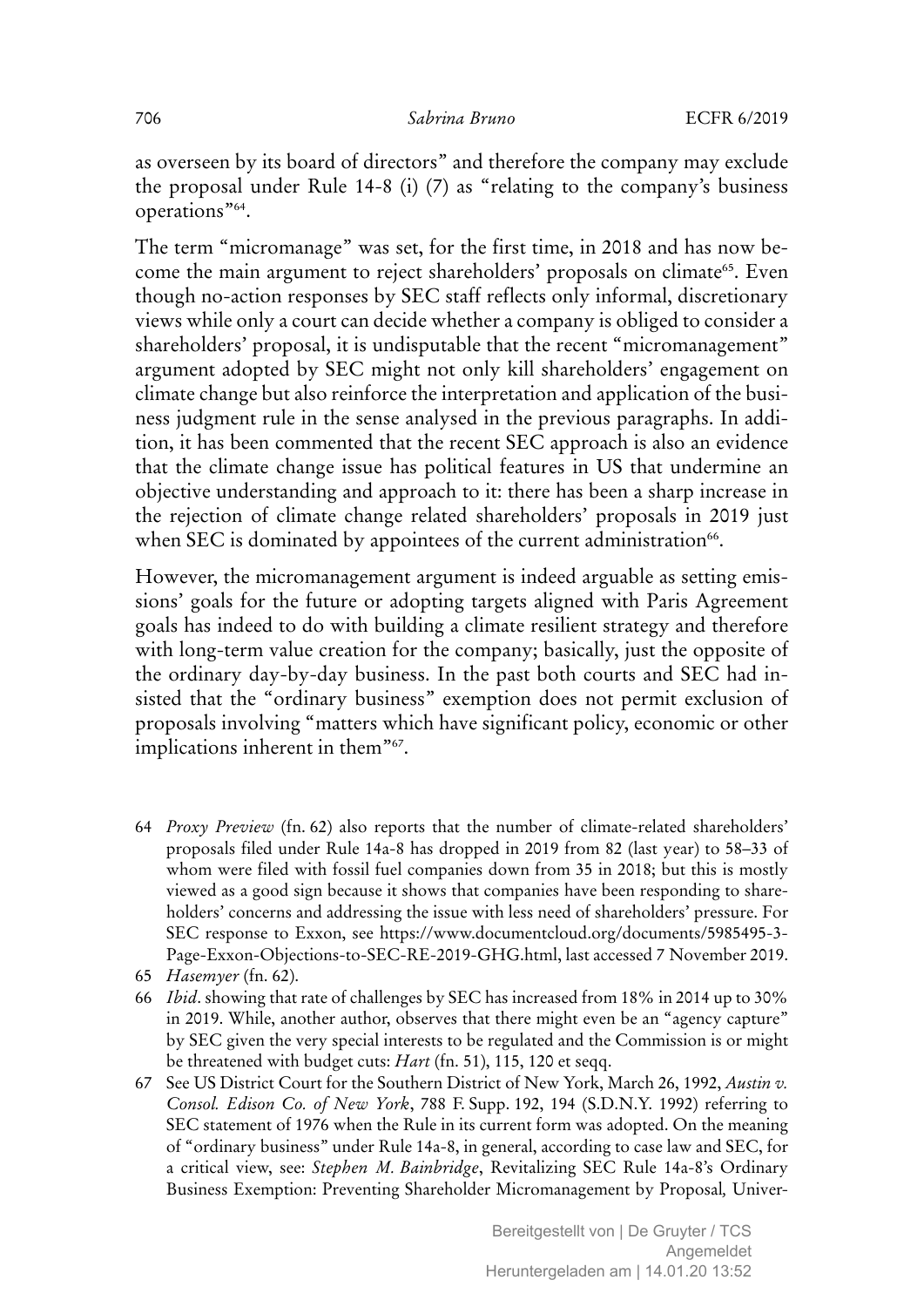as overseen by its board of directors" and therefore the company may exclude the proposal under Rule 14-8 (i) (7) as "relating to the company's business operations"[64].

The term "micromanage" was set, for the first time, in 2018 and has now become the main argument to reject shareholders' proposals on climate[65]. Even though no-action responses by SEC staff reflects only informal, discretionary views while only a court can decide whether a company is obliged to consider a shareholders' proposal, it is undisputable that the recent "micromanagement" argument adopted by SEC might not only kill shareholders' engagement on climate change but also reinforce the interpretation and application of the business judgment rule in the sense analysed in the previous paragraphs. In addition, it has been commented that the recent SEC approach is also an evidence that the climate change issue has political features in US that undermine an objective understanding and approach to it: there has been a sharp increase in the rejection of climate change related shareholders' proposals in 2019 just when SEC is dominated by appointees of the current administration[66].

However, the micromanagement argument is indeed arguable as setting emissions' goals for the future or adopting targets aligned with Paris Agreement goals has indeed to do with building a climate resilient strategy and therefore with long-term value creation for the company; basically, just the opposite of the ordinary day-by-day business. In the past both courts and SEC had insisted that the "ordinary business" exemption does not permit exclusion of proposals involving "matters which have significant policy, economic or other implications inherent in them"[67].

64 *Proxy Preview* (fn. 62) also reports that the number of climate-related shareholders' proposals filed under Rule 14a-8 has dropped in 2019 from 82 (last year) to 58–33 of whom were filed with fossil fuel companies down from 35 in 2018; but this is mostly viewed as a good sign because it shows that companies have been responding to shareholders' concerns and addressing the issue with less need of shareholders' pressure. For SEC response to Exxon, see https://www.documentcloud.org/documents/5985495-3-Page-Exxon-Objections-to-SEC-RE-2019-GHG.html, last accessed 7 November 2019.

65 *Hasemyer* (fn. 62).

66 *Ibid*. showing that rate of challenges by SEC has increased from 18% in 2014 up to 30% in 2019. While, another author, observes that there might even be an "agency capture" by SEC given the very special interests to be regulated and the Commission is or might be threatened with budget cuts: *Hart* (fn. 51), 115, 120 et seqq.

67 See US District Court for the Southern District of New York, March 26, 1992, *Austin v. Consol. Edison Co. of New York*, 788 F. Supp. 192, 194 (S.D.N.Y. 1992) referring to SEC statement of 1976 when the Rule in its current form was adopted. On the meaning of "ordinary business" under Rule 14a-8, in general, according to case law and SEC, for a critical view, see: *Stephen M. Bainbridge*, Revitalizing SEC Rule 14a-8's Ordinary Business Exemption: Preventing Shareholder Micromanagement by Proposal*,* Univer-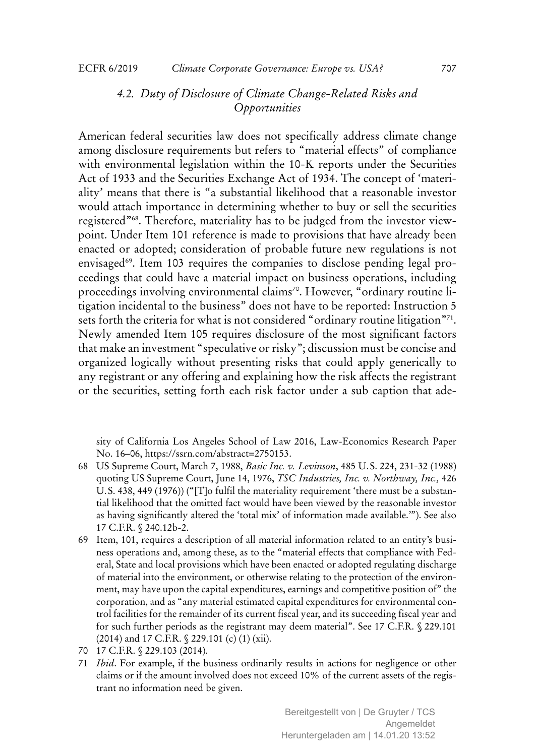### *4.2. Duty of Disclosure of Climate Change-Related Risks and Opportunities*

American federal securities law does not specifically address climate change among disclosure requirements but refers to "material effects" of compliance with environmental legislation within the 10-K reports under the Securities Act of 1933 and the Securities Exchange Act of 1934. The concept of 'materiality' means that there is "a substantial likelihood that a reasonable investor would attach importance in determining whether to buy or sell the securities registered"[68]. Therefore, materiality has to be judged from the investor viewpoint. Under Item 101 reference is made to provisions that have already been enacted or adopted; consideration of probable future new regulations is not envisaged[69]. Item 103 requires the companies to disclose pending legal proceedings that could have a material impact on business operations, including proceedings involving environmental claims[70]. However, "ordinary routine litigation incidental to the business" does not have to be reported: Instruction 5 sets forth the criteria for what is not considered "ordinary routine litigation"[71]. Newly amended Item 105 requires disclosure of the most significant factors that make an investment "speculative or risky"; discussion must be concise and organized logically without presenting risks that could apply generically to any registrant or any offering and explaining how the risk affects the registrant or the securities, setting forth each risk factor under a sub caption that ade-

sity of California Los Angeles School of Law 2016, Law-Economics Research Paper No. 16–06, https://ssrn.com/abstract=2750153.

68 US Supreme Court, March 7, 1988, *Basic Inc. v. Levinson*, 485 U.S. 224, 231-32 (1988) quoting US Supreme Court, June 14, 1976, *TSC Industries, Inc. v. Northway, Inc.,* 426 U.S. 438, 449 (1976)) ("[T]o fulfil the materiality requirement 'there must be a substantial likelihood that the omitted fact would have been viewed by the reasonable investor as having significantly altered the 'total mix' of information made available.'"). See also 17 C.F.R. § 240.12b-2.

69 Item, 101, requires a description of all material information related to an entity's business operations and, among these, as to the "material effects that compliance with Federal, State and local provisions which have been enacted or adopted regulating discharge of material into the environment, or otherwise relating to the protection of the environment, may have upon the capital expenditures, earnings and competitive position of" the corporation, and as "any material estimated capital expenditures for environmental control facilities for the remainder of its current fiscal year, and its succeeding fiscal year and for such further periods as the registrant may deem material". See 17 C.F.R. § 229.101 (2014) and 17 C.F.R. § 229.101 (c) (1) (xii).

70 17 C.F.R. § 229.103 (2014).

71 *Ibid*. For example, if the business ordinarily results in actions for negligence or other claims or if the amount involved does not exceed 10% of the current assets of the registrant no information need be given.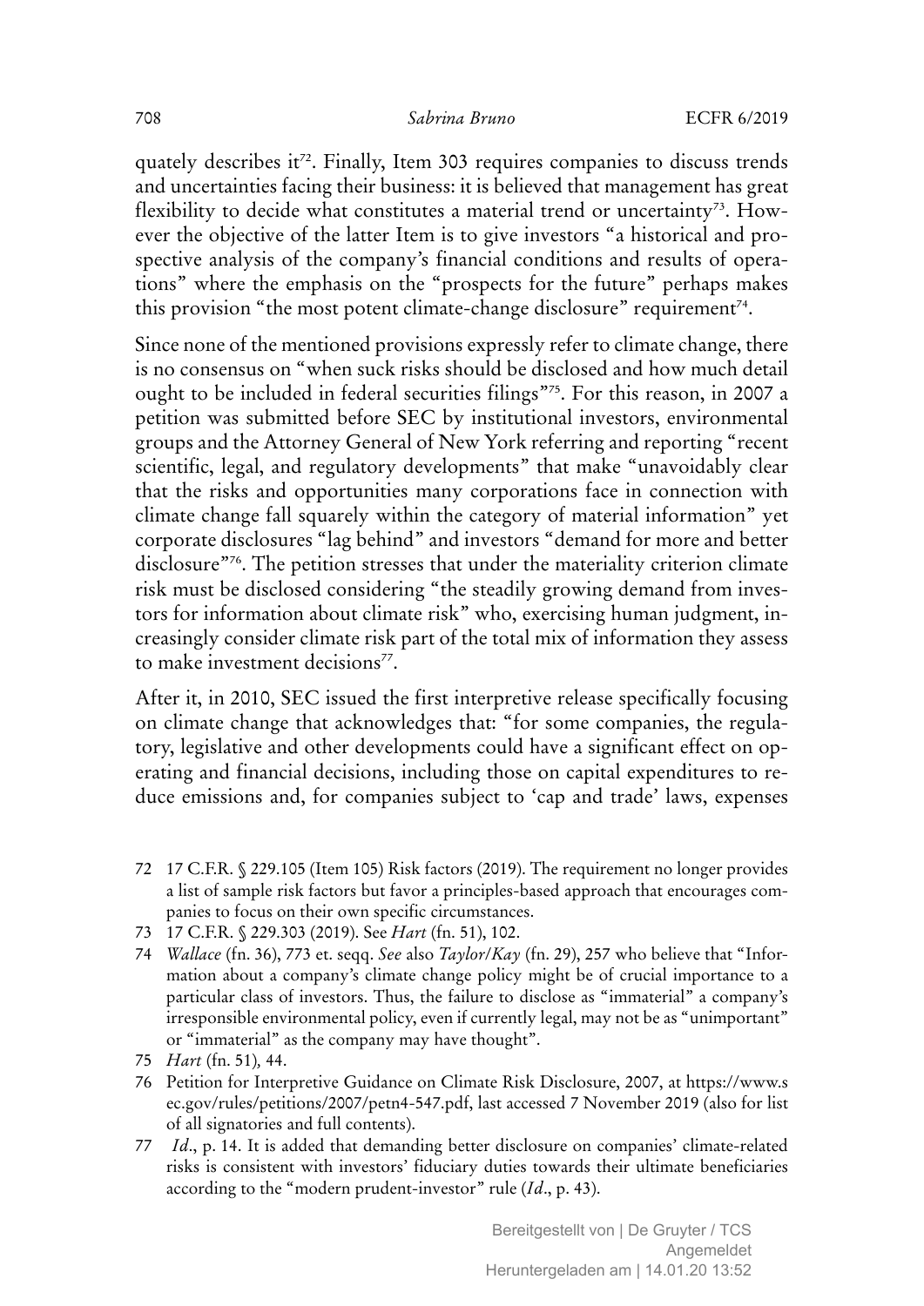quately describes it[72]. Finally, Item 303 requires companies to discuss trends and uncertainties facing their business: it is believed that management has great flexibility to decide what constitutes a material trend or uncertainty[73]. However the objective of the latter Item is to give investors "a historical and prospective analysis of the company's financial conditions and results of operations" where the emphasis on the "prospects for the future" perhaps makes this provision "the most potent climate-change disclosure" requirement[74].

Since none of the mentioned provisions expressly refer to climate change, there is no consensus on "when suck risks should be disclosed and how much detail ought to be included in federal securities filings"[75]. For this reason, in 2007 a petition was submitted before SEC by institutional investors, environmental groups and the Attorney General of New York referring and reporting "recent scientific, legal, and regulatory developments" that make "unavoidably clear that the risks and opportunities many corporations face in connection with climate change fall squarely within the category of material information" yet corporate disclosures "lag behind" and investors "demand for more and better disclosure"[76]. The petition stresses that under the materiality criterion climate risk must be disclosed considering "the steadily growing demand from investors for information about climate risk" who, exercising human judgment, increasingly consider climate risk part of the total mix of information they assess to make investment decisions[77].

After it, in 2010, SEC issued the first interpretive release specifically focusing on climate change that acknowledges that: "for some companies, the regulatory, legislative and other developments could have a significant effect on operating and financial decisions, including those on capital expenditures to reduce emissions and, for companies subject to 'cap and trade' laws, expenses

---

72 17 C.F.R. § 229.105 (Item 105) Risk factors (2019). The requirement no longer provides a list of sample risk factors but favor a principles-based approach that encourages companies to focus on their own specific circumstances.

73 17 C.F.R. § 229.303 (2019). See *Hart* (fn. 51), 102.

74 *Wallace* (fn. 36), 773 et. seqq. *See* also *Taylor/Kay* (fn. 29), 257 who believe that "Information about a company's climate change policy might be of crucial importance to a particular class of investors. Thus, the failure to disclose as "immaterial" a company's irresponsible environmental policy, even if currently legal, may not be as "unimportant" or "immaterial" as the company may have thought".

75 *Hart* (fn. 51)*,* 44.

76 Petition for Interpretive Guidance on Climate Risk Disclosure, 2007, at https://www.sec.gov/rules/petitions/2007/petn4-547.pdf, last accessed 7 November 2019 (also for list of all signatories and full contents).

77 *Id*., p. 14. It is added that demanding better disclosure on companies' climate-related risks is consistent with investors' fiduciary duties towards their ultimate beneficiaries according to the "modern prudent-investor" rule (*Id*., p. 43).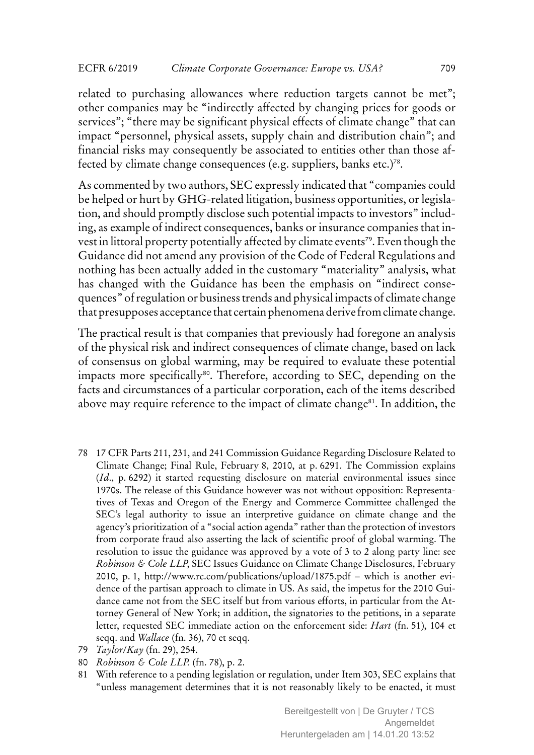related to purchasing allowances where reduction targets cannot be met"; other companies may be "indirectly affected by changing prices for goods or services"; "there may be significant physical effects of climate change" that can impact "personnel, physical assets, supply chain and distribution chain"; and financial risks may consequently be associated to entities other than those affected by climate change consequences (e.g. suppliers, banks etc.)[78].

As commented by two authors, SEC expressly indicated that "companies could be helped or hurt by GHG-related litigation, business opportunities, or legislation, and should promptly disclose such potential impacts to investors" including, as example of indirect consequences, banks or insurance companies that invest in littoral property potentially affected by climate events[79]. Even though the Guidance did not amend any provision of the Code of Federal Regulations and nothing has been actually added in the customary "materiality" analysis, what has changed with the Guidance has been the emphasis on "indirect consequences" of regulation or business trends and physical impacts of climate change that presupposes acceptance that certain phenomena derive from climate change.

The practical result is that companies that previously had foregone an analysis of the physical risk and indirect consequences of climate change, based on lack of consensus on global warming, may be required to evaluate these potential impacts more specifically[80]. Therefore, according to SEC, depending on the facts and circumstances of a particular corporation, each of the items described above may require reference to the impact of climate change[81]. In addition, the

---

78 17 CFR Parts 211, 231, and 241 Commission Guidance Regarding Disclosure Related to Climate Change; Final Rule, February 8, 2010, at p. 6291. The Commission explains (*Id*., p. 6292) it started requesting disclosure on material environmental issues since 1970s. The release of this Guidance however was not without opposition: Representatives of Texas and Oregon of the Energy and Commerce Committee challenged the SEC's legal authority to issue an interpretive guidance on climate change and the agency's prioritization of a "social action agenda" rather than the protection of investors from corporate fraud also asserting the lack of scientific proof of global warming. The resolution to issue the guidance was approved by a vote of 3 to 2 along party line: see *Robinson & Cole LLP*, SEC Issues Guidance on Climate Change Disclosures, February 2010, p. 1, http://www.rc.com/publications/upload/1875.pdf – which is another evidence of the partisan approach to climate in US. As said, the impetus for the 2010 Guidance came not from the SEC itself but from various efforts, in particular from the Attorney General of New York; in addition, the signatories to the petitions, in a separate letter, requested SEC immediate action on the enforcement side: *Hart* (fn. 51), 104 et seqq. and *Wallace* (fn. 36), 70 et seqq.

79 *Taylor/Kay* (fn. 29), 254.

80 *Robinson & Cole LLP.* (fn. 78), p. 2.

81 With reference to a pending legislation or regulation, under Item 303, SEC explains that "unless management determines that it is not reasonably likely to be enacted, it must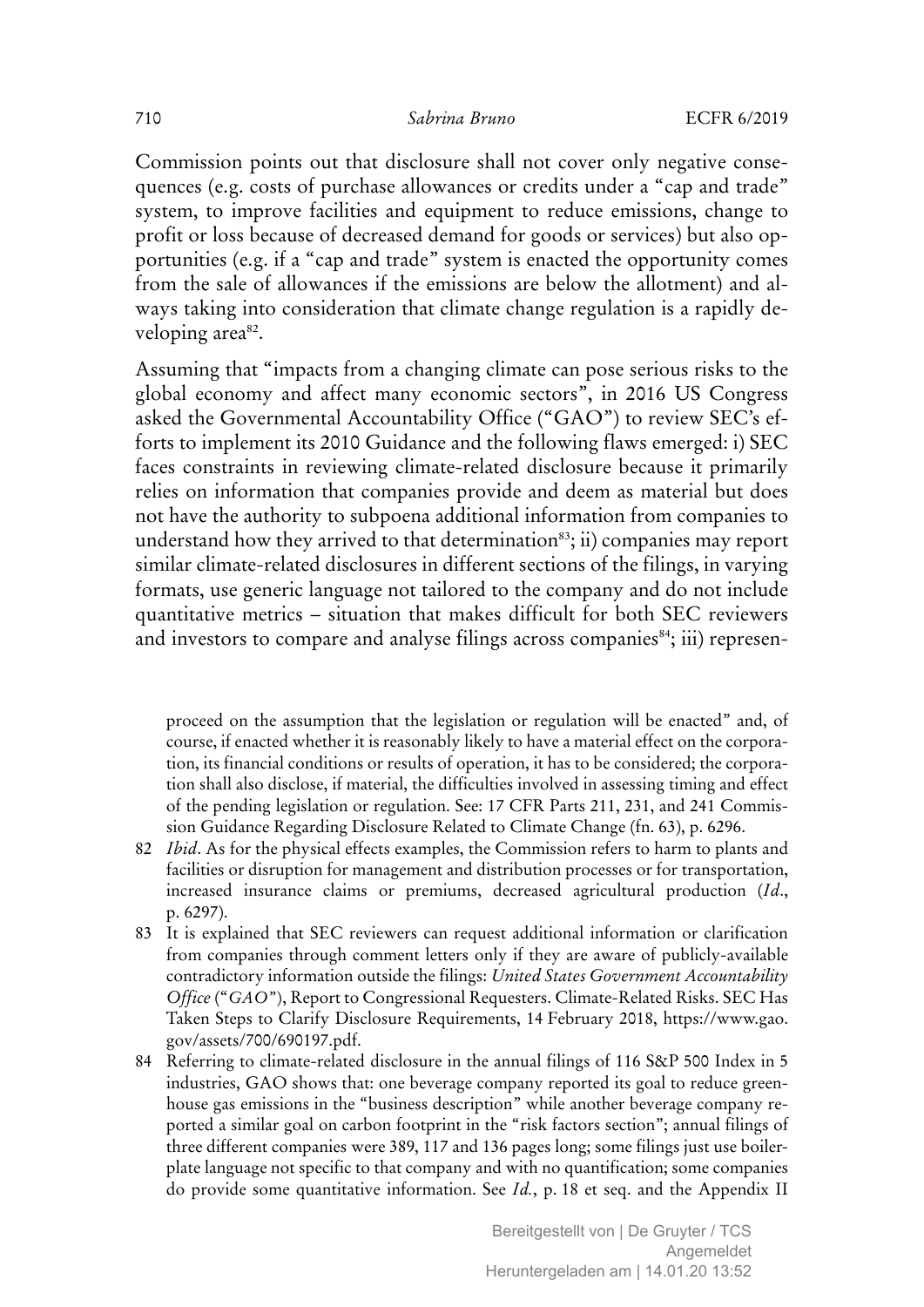Commission points out that disclosure shall not cover only negative consequences (e.g. costs of purchase allowances or credits under a "cap and trade" system, to improve facilities and equipment to reduce emissions, change to profit or loss because of decreased demand for goods or services) but also opportunities (e.g. if a "cap and trade" system is enacted the opportunity comes from the sale of allowances if the emissions are below the allotment) and always taking into consideration that climate change regulation is a rapidly developing area[82].

Assuming that "impacts from a changing climate can pose serious risks to the global economy and affect many economic sectors", in 2016 US Congress asked the Governmental Accountability Office ("GAO") to review SEC's efforts to implement its 2010 Guidance and the following flaws emerged: i) SEC faces constraints in reviewing climate-related disclosure because it primarily relies on information that companies provide and deem as material but does not have the authority to subpoena additional information from companies to understand how they arrived to that determination[83]; ii) companies may report similar climate-related disclosures in different sections of the filings, in varying formats, use generic language not tailored to the company and do not include quantitative metrics – situation that makes difficult for both SEC reviewers and investors to compare and analyse filings across companies[84]; iii) represen-

proceed on the assumption that the legislation or regulation will be enacted" and, of course, if enacted whether it is reasonably likely to have a material effect on the corporation, its financial conditions or results of operation, it has to be considered; the corporation shall also disclose, if material, the difficulties involved in assessing timing and effect of the pending legislation or regulation. See: 17 CFR Parts 211, 231, and 241 Commission Guidance Regarding Disclosure Related to Climate Change (fn. 63), p. 6296.

82 *Ibid*. As for the physical effects examples, the Commission refers to harm to plants and facilities or disruption for management and distribution processes or for transportation, increased insurance claims or premiums, decreased agricultural production (*Id*., p. 6297).

83 It is explained that SEC reviewers can request additional information or clarification from companies through comment letters only if they are aware of publicly-available contradictory information outside the filings: *United States Government Accountability Office* ("*GAO*"), Report to Congressional Requesters. Climate-Related Risks. SEC Has Taken Steps to Clarify Disclosure Requirements, 14 February 2018, https://www.gao.gov/assets/700/690197.pdf.

84 Referring to climate-related disclosure in the annual filings of 116 S&P 500 Index in 5 industries, GAO shows that: one beverage company reported its goal to reduce greenhouse gas emissions in the "business description" while another beverage company reported a similar goal on carbon footprint in the "risk factors section"; annual filings of three different companies were 389, 117 and 136 pages long; some filings just use boilerplate language not specific to that company and with no quantification; some companies do provide some quantitative information. See *Id.*, p. 18 et seq. and the Appendix II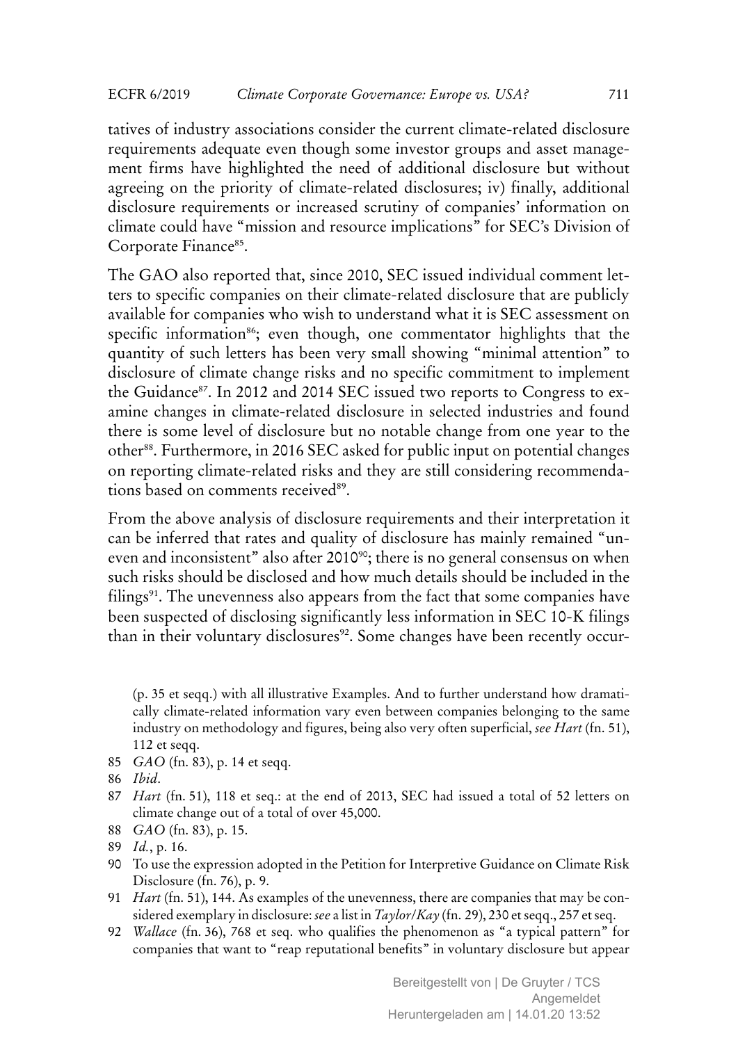tatives of industry associations consider the current climate-related disclosure requirements adequate even though some investor groups and asset management firms have highlighted the need of additional disclosure but without agreeing on the priority of climate-related disclosures; iv) finally, additional disclosure requirements or increased scrutiny of companies' information on climate could have "mission and resource implications" for SEC's Division of Corporate Finance[85].

The GAO also reported that, since 2010, SEC issued individual comment letters to specific companies on their climate-related disclosure that are publicly available for companies who wish to understand what it is SEC assessment on specific information[86]; even though, one commentator highlights that the quantity of such letters has been very small showing "minimal attention" to disclosure of climate change risks and no specific commitment to implement the Guidance[87]. In 2012 and 2014 SEC issued two reports to Congress to examine changes in climate-related disclosure in selected industries and found there is some level of disclosure but no notable change from one year to the other[88]. Furthermore, in 2016 SEC asked for public input on potential changes on reporting climate-related risks and they are still considering recommendations based on comments received[89].

From the above analysis of disclosure requirements and their interpretation it can be inferred that rates and quality of disclosure has mainly remained "uneven and inconsistent" also after 2010[90]; there is no general consensus on when such risks should be disclosed and how much details should be included in the filings[91]. The unevenness also appears from the fact that some companies have been suspected of disclosing significantly less information in SEC 10-K filings than in their voluntary disclosures[92]. Some changes have been recently occur-

(p. 35 et seqq.) with all illustrative Examples. And to further understand how dramatically climate-related information vary even between companies belonging to the same industry on methodology and figures, being also very often superficial, *see Hart* (fn. 51), 112 et seqq.

85 *GAO* (fn. 83), p. 14 et seqq.

86 *Ibid*.

87 *Hart* (fn. 51), 118 et seq.: at the end of 2013, SEC had issued a total of 52 letters on climate change out of a total of over 45,000.

88 *GAO* (fn. 83), p. 15.

89 *Id.*, p. 16.

90 To use the expression adopted in the Petition for Interpretive Guidance on Climate Risk Disclosure (fn. 76), p. 9.

91 *Hart* (fn. 51), 144. As examples of the unevenness, there are companies that may be considered exemplary in disclosure: *see* a list in *Taylor/Kay* (fn. 29), 230 et seqq., 257 et seq.

92 *Wallace* (fn. 36), 768 et seq. who qualifies the phenomenon as "a typical pattern" for companies that want to "reap reputational benefits" in voluntary disclosure but appear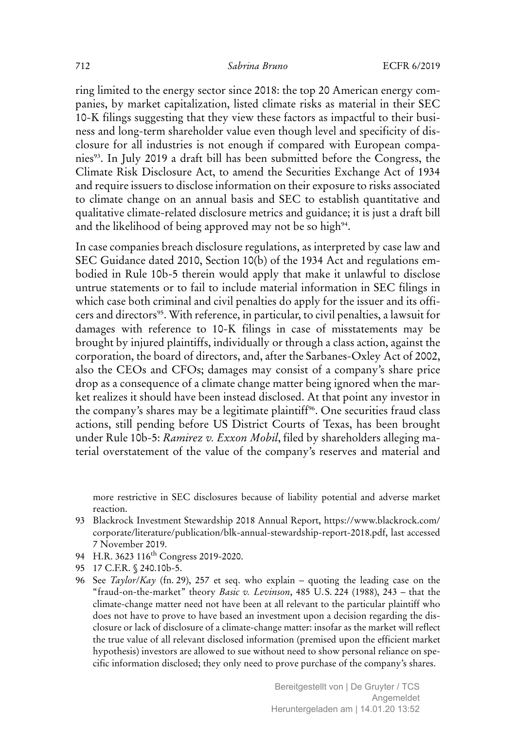ring limited to the energy sector since 2018: the top 20 American energy companies, by market capitalization, listed climate risks as material in their SEC 10-K filings suggesting that they view these factors as impactful to their business and long-term shareholder value even though level and specificity of disclosure for all industries is not enough if compared with European companies[93]. In July 2019 a draft bill has been submitted before the Congress, the Climate Risk Disclosure Act, to amend the Securities Exchange Act of 1934 and require issuers to disclose information on their exposure to risks associated to climate change on an annual basis and SEC to establish quantitative and qualitative climate-related disclosure metrics and guidance; it is just a draft bill and the likelihood of being approved may not be so high[94].

In case companies breach disclosure regulations, as interpreted by case law and SEC Guidance dated 2010, Section 10(b) of the 1934 Act and regulations embodied in Rule 10b-5 therein would apply that make it unlawful to disclose untrue statements or to fail to include material information in SEC filings in which case both criminal and civil penalties do apply for the issuer and its officers and directors[95]. With reference, in particular, to civil penalties, a lawsuit for damages with reference to 10-K filings in case of misstatements may be brought by injured plaintiffs, individually or through a class action, against the corporation, the board of directors, and, after the Sarbanes-Oxley Act of 2002, also the CEOs and CFOs; damages may consist of a company's share price drop as a consequence of a climate change matter being ignored when the market realizes it should have been instead disclosed. At that point any investor in the company's shares may be a legitimate plaintiff[96]. One securities fraud class actions, still pending before US District Courts of Texas, has been brought under Rule 10b-5: *Ramirez v. Exxon Mobil*, filed by shareholders alleging material overstatement of the value of the company's reserves and material and

more restrictive in SEC disclosures because of liability potential and adverse market reaction.

93 Blackrock Investment Stewardship 2018 Annual Report, https://www.blackrock.com/corporate/literature/publication/blk-annual-stewardship-report-2018.pdf, last accessed 7 November 2019.

94 H.R. 3623 116th Congress 2019-2020.

95 17 C.F.R. § 240.10b-5.

96 See *Taylor/Kay* (fn. 29), 257 et seq. who explain – quoting the leading case on the "fraud-on-the-market" theory *Basic v. Levinson*, 485 U.S. 224 (1988), 243 – that the climate-change matter need not have been at all relevant to the particular plaintiff who does not have to prove to have based an investment upon a decision regarding the disclosure or lack of disclosure of a climate-change matter: insofar as the market will reflect the true value of all relevant disclosed information (premised upon the efficient market hypothesis) investors are allowed to sue without need to show personal reliance on specific information disclosed; they only need to prove purchase of the company's shares.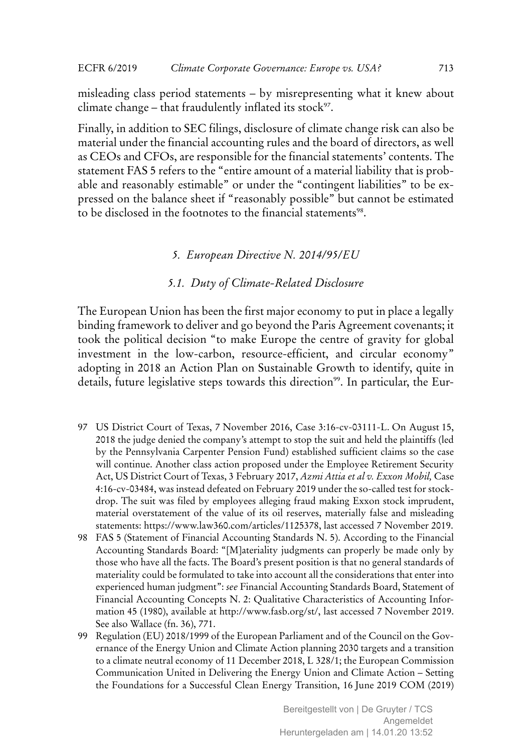misleading class period statements – by misrepresenting what it knew about climate change – that fraudulently inflated its stock[97].

Finally, in addition to SEC filings, disclosure of climate change risk can also be material under the financial accounting rules and the board of directors, as well as CEOs and CFOs, are responsible for the financial statements' contents. The statement FAS 5 refers to the "entire amount of a material liability that is probable and reasonably estimable" or under the "contingent liabilities" to be expressed on the balance sheet if "reasonably possible" but cannot be estimated to be disclosed in the footnotes to the financial statements[98].

### *5. European Directive N. 2014/95/EU*

#### *5.1. Duty of Climate-Related Disclosure*

The European Union has been the first major economy to put in place a legally binding framework to deliver and go beyond the Paris Agreement covenants; it took the political decision "to make Europe the centre of gravity for global investment in the low-carbon, resource-efficient, and circular economy" adopting in 2018 an Action Plan on Sustainable Growth to identify, quite in details, future legislative steps towards this direction[99]. In particular, the Eur-

97 US District Court of Texas, 7 November 2016, Case 3:16-cv-03111-L. On August 15, 2018 the judge denied the company's attempt to stop the suit and held the plaintiffs (led by the Pennsylvania Carpenter Pension Fund) established sufficient claims so the case will continue. Another class action proposed under the Employee Retirement Security Act, US District Court of Texas, 3 February 2017, *Azmi Attia et al v. Exxon Mobil,* Case 4:16-cv-03484, was instead defeated on February 2019 under the so-called test for stock-drop. The suit was filed by employees alleging fraud making Exxon stock imprudent, material overstatement of the value of its oil reserves, materially false and misleading statements: https://www.law360.com/articles/1125378, last accessed 7 November 2019.

98 FAS 5 (Statement of Financial Accounting Standards N. 5). According to the Financial Accounting Standards Board: "[M]ateriality judgments can properly be made only by those who have all the facts. The Board's present position is that no general standards of materiality could be formulated to take into account all the considerations that enter into experienced human judgment": *see* Financial Accounting Standards Board, Statement of Financial Accounting Concepts N. 2: Qualitative Characteristics of Accounting Information 45 (1980), available at http://www.fasb.org/st/, last accessed 7 November 2019. See also Wallace (fn. 36), 771.

99 Regulation (EU) 2018/1999 of the European Parliament and of the Council on the Governance of the Energy Union and Climate Action planning 2030 targets and a transition to a climate neutral economy of 11 December 2018, L 328/1; the European Commission Communication United in Delivering the Energy Union and Climate Action – Setting the Foundations for a Successful Clean Energy Transition, 16 June 2019 COM (2019)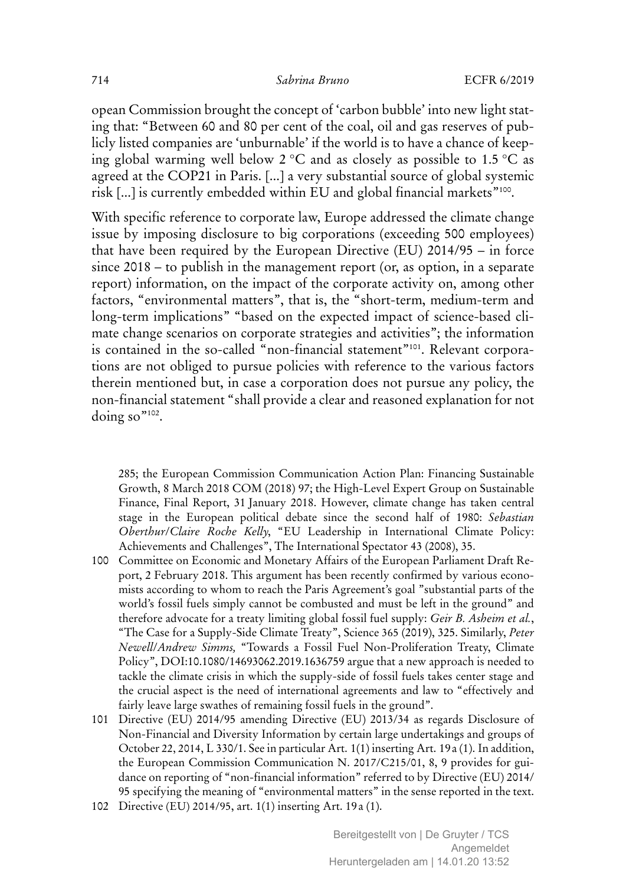opean Commission brought the concept of 'carbon bubble' into new light stating that: "Between 60 and 80 per cent of the coal, oil and gas reserves of publicly listed companies are 'unburnable' if the world is to have a chance of keeping global warming well below 2 °C and as closely as possible to 1.5 °C as agreed at the COP21 in Paris. [...] a very substantial source of global systemic risk [...] is currently embedded within EU and global financial markets"[100].

With specific reference to corporate law, Europe addressed the climate change issue by imposing disclosure to big corporations (exceeding 500 employees) that have been required by the European Directive (EU) 2014/95 – in force since 2018 – to publish in the management report (or, as option, in a separate report) information, on the impact of the corporate activity on, among other factors, "environmental matters", that is, the "short-term, medium-term and long-term implications" "based on the expected impact of science-based climate change scenarios on corporate strategies and activities"; the information is contained in the so-called "non-financial statement"[101]. Relevant corporations are not obliged to pursue policies with reference to the various factors therein mentioned but, in case a corporation does not pursue any policy, the non-financial statement "shall provide a clear and reasoned explanation for not doing so"[102].

285; the European Commission Communication Action Plan: Financing Sustainable Growth, 8 March 2018 COM (2018) 97; the High-Level Expert Group on Sustainable Finance, Final Report, 31 January 2018. However, climate change has taken central stage in the European political debate since the second half of 1980: *Sebastian Oberthur/Claire Roche Kelly*, "EU Leadership in International Climate Policy: Achievements and Challenges", The International Spectator 43 (2008), 35.

100 Committee on Economic and Monetary Affairs of the European Parliament Draft Report, 2 February 2018. This argument has been recently confirmed by various economists according to whom to reach the Paris Agreement's goal "substantial parts of the world's fossil fuels simply cannot be combusted and must be left in the ground" and therefore advocate for a treaty limiting global fossil fuel supply: *Geir B. Asheim et al.*, "The Case for a Supply-Side Climate Treaty", Science 365 (2019), 325. Similarly, *Peter Newell/Andrew Simms,* "Towards a Fossil Fuel Non-Proliferation Treaty, Climate Policy", DOI:10.1080/14693062.2019.1636759 argue that a new approach is needed to tackle the climate crisis in which the supply-side of fossil fuels takes center stage and the crucial aspect is the need of international agreements and law to "effectively and fairly leave large swathes of remaining fossil fuels in the ground".

101 Directive (EU) 2014/95 amending Directive (EU) 2013/34 as regards Disclosure of Non-Financial and Diversity Information by certain large undertakings and groups of October 22, 2014, L 330/1. See in particular Art. 1(1) inserting Art. 19a (1). In addition, the European Commission Communication N. 2017/C215/01, 8, 9 provides for guidance on reporting of "non-financial information" referred to by Directive (EU) 2014/95 specifying the meaning of "environmental matters" in the sense reported in the text.

102 Directive (EU) 2014/95, art. 1(1) inserting Art. 19a (1).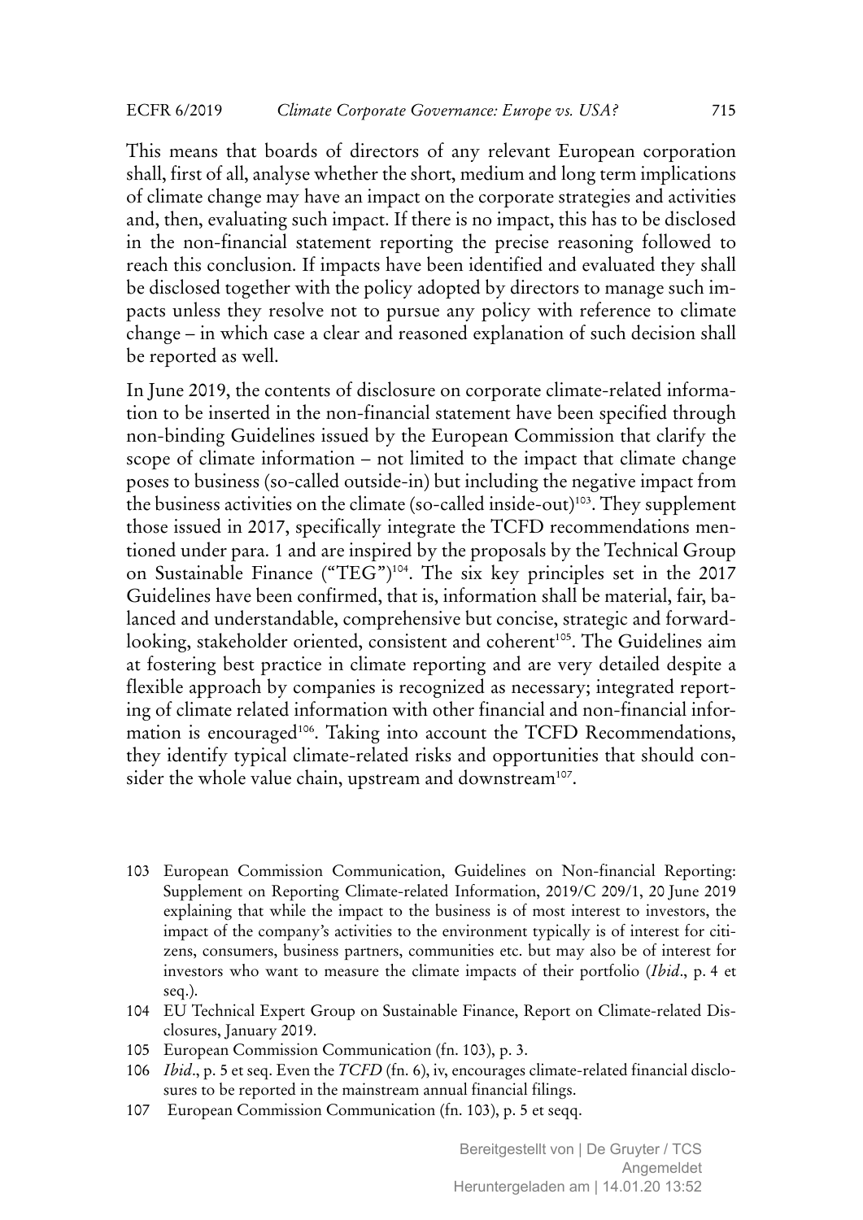This means that boards of directors of any relevant European corporation shall, first of all, analyse whether the short, medium and long term implications of climate change may have an impact on the corporate strategies and activities and, then, evaluating such impact. If there is no impact, this has to be disclosed in the non-financial statement reporting the precise reasoning followed to reach this conclusion. If impacts have been identified and evaluated they shall be disclosed together with the policy adopted by directors to manage such impacts unless they resolve not to pursue any policy with reference to climate change – in which case a clear and reasoned explanation of such decision shall be reported as well.

In June 2019, the contents of disclosure on corporate climate-related information to be inserted in the non-financial statement have been specified through non-binding Guidelines issued by the European Commission that clarify the scope of climate information – not limited to the impact that climate change poses to business (so-called outside-in) but including the negative impact from the business activities on the climate (so-called inside-out)[103]. They supplement those issued in 2017, specifically integrate the TCFD recommendations mentioned under para. 1 and are inspired by the proposals by the Technical Group on Sustainable Finance ("TEG")[104]. The six key principles set in the 2017 Guidelines have been confirmed, that is, information shall be material, fair, balanced and understandable, comprehensive but concise, strategic and forward-looking, stakeholder oriented, consistent and coherent[105]. The Guidelines aim at fostering best practice in climate reporting and are very detailed despite a flexible approach by companies is recognized as necessary; integrated reporting of climate related information with other financial and non-financial information is encouraged[106]. Taking into account the TCFD Recommendations, they identify typical climate-related risks and opportunities that should consider the whole value chain, upstream and downstream[107].

103 European Commission Communication, Guidelines on Non-financial Reporting: Supplement on Reporting Climate-related Information, 2019/C 209/1, 20 June 2019 explaining that while the impact to the business is of most interest to investors, the impact of the company's activities to the environment typically is of interest for citizens, consumers, business partners, communities etc. but may also be of interest for investors who want to measure the climate impacts of their portfolio (*Ibid*., p. 4 et seq.).

104 EU Technical Expert Group on Sustainable Finance, Report on Climate-related Disclosures, January 2019.

105 European Commission Communication (fn. 103), p. 3.

106 *Ibid*., p. 5 et seq. Even the *TCFD* (fn. 6), iv, encourages climate-related financial disclosures to be reported in the mainstream annual financial filings.

107 European Commission Communication (fn. 103), p. 5 et seqq.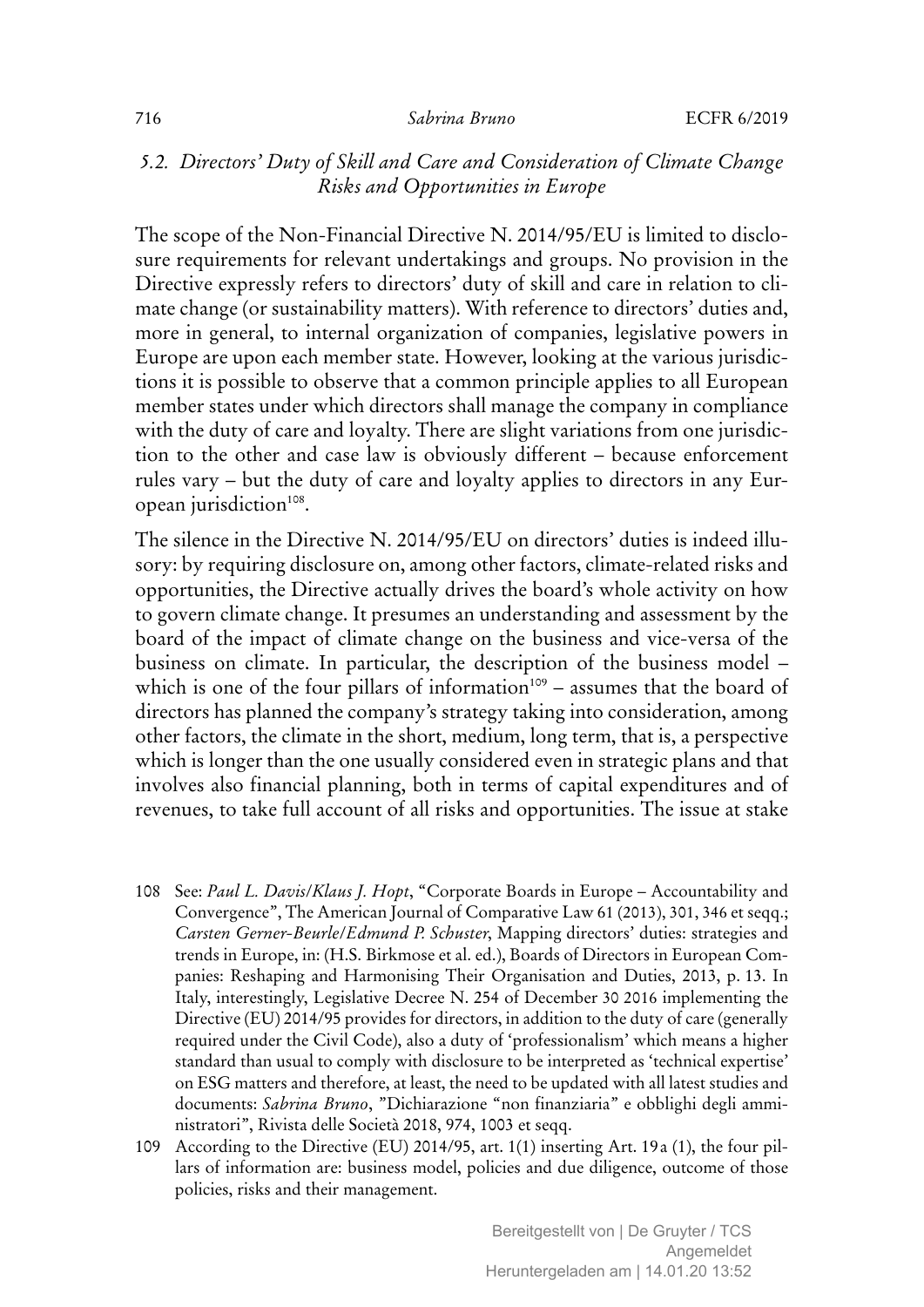### *5.2. Directors' Duty of Skill and Care and Consideration of Climate Change Risks and Opportunities in Europe*

The scope of the Non-Financial Directive N. 2014/95/EU is limited to disclosure requirements for relevant undertakings and groups. No provision in the Directive expressly refers to directors' duty of skill and care in relation to climate change (or sustainability matters). With reference to directors' duties and, more in general, to internal organization of companies, legislative powers in Europe are upon each member state. However, looking at the various jurisdictions it is possible to observe that a common principle applies to all European member states under which directors shall manage the company in compliance with the duty of care and loyalty. There are slight variations from one jurisdiction to the other and case law is obviously different – because enforcement rules vary – but the duty of care and loyalty applies to directors in any European jurisdiction[108].

The silence in the Directive N. 2014/95/EU on directors' duties is indeed illusory: by requiring disclosure on, among other factors, climate-related risks and opportunities, the Directive actually drives the board's whole activity on how to govern climate change. It presumes an understanding and assessment by the board of the impact of climate change on the business and vice-versa of the business on climate. In particular, the description of the business model – which is one of the four pillars of information[109] – assumes that the board of directors has planned the company's strategy taking into consideration, among other factors, the climate in the short, medium, long term, that is, a perspective which is longer than the one usually considered even in strategic plans and that involves also financial planning, both in terms of capital expenditures and of revenues, to take full account of all risks and opportunities. The issue at stake

108 See: *Paul L. Davis/Klaus J. Hopt*, "Corporate Boards in Europe – Accountability and Convergence", The American Journal of Comparative Law 61 (2013), 301, 346 et seqq.; *Carsten Gerner-Beurle/Edmund P. Schuster*, Mapping directors' duties: strategies and trends in Europe, in: (H.S. Birkmose et al. ed.), Boards of Directors in European Companies: Reshaping and Harmonising Their Organisation and Duties, 2013, p. 13. In Italy, interestingly, Legislative Decree N. 254 of December 30 2016 implementing the Directive (EU) 2014/95 provides for directors, in addition to the duty of care (generally required under the Civil Code), also a duty of 'professionalism' which means a higher standard than usual to comply with disclosure to be interpreted as 'technical expertise' on ESG matters and therefore, at least, the need to be updated with all latest studies and documents: *Sabrina Bruno*, "Dichiarazione "non finanziaria" e obblighi degli amministratori", Rivista delle Società 2018, 974, 1003 et seqq.

109 According to the Directive (EU) 2014/95, art. 1(1) inserting Art. 19a (1), the four pillars of information are: business model, policies and due diligence, outcome of those policies, risks and their management.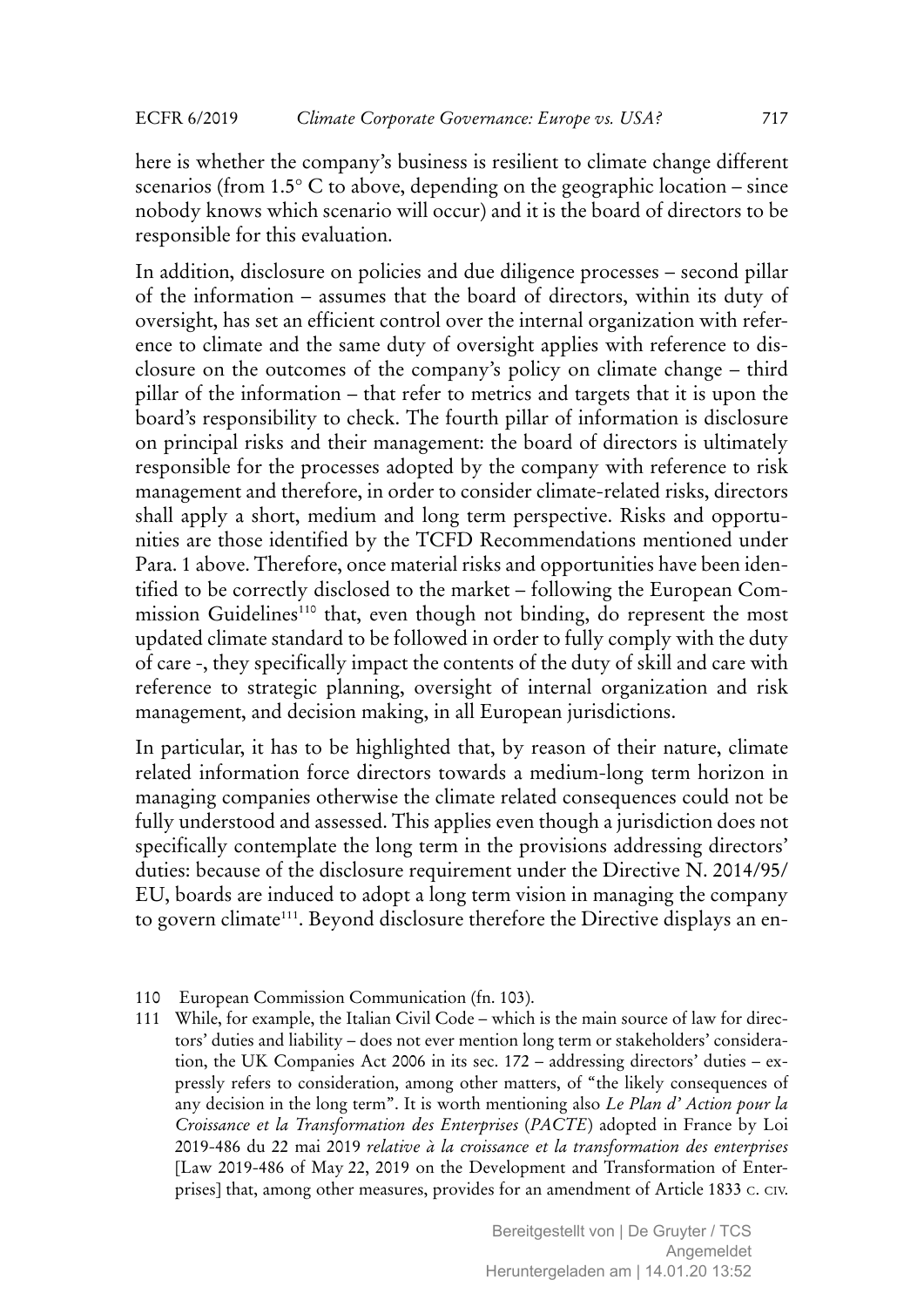here is whether the company's business is resilient to climate change different scenarios (from 1.5° C to above, depending on the geographic location – since nobody knows which scenario will occur) and it is the board of directors to be responsible for this evaluation.

In addition, disclosure on policies and due diligence processes – second pillar of the information – assumes that the board of directors, within its duty of oversight, has set an efficient control over the internal organization with reference to climate and the same duty of oversight applies with reference to disclosure on the outcomes of the company's policy on climate change – third pillar of the information – that refer to metrics and targets that it is upon the board's responsibility to check. The fourth pillar of information is disclosure on principal risks and their management: the board of directors is ultimately responsible for the processes adopted by the company with reference to risk management and therefore, in order to consider climate-related risks, directors shall apply a short, medium and long term perspective. Risks and opportunities are those identified by the TCFD Recommendations mentioned under Para. 1 above. Therefore, once material risks and opportunities have been identified to be correctly disclosed to the market – following the European Commission Guidelines[110] that, even though not binding, do represent the most updated climate standard to be followed in order to fully comply with the duty of care -, they specifically impact the contents of the duty of skill and care with reference to strategic planning, oversight of internal organization and risk management, and decision making, in all European jurisdictions.

In particular, it has to be highlighted that, by reason of their nature, climate related information force directors towards a medium-long term horizon in managing companies otherwise the climate related consequences could not be fully understood and assessed. This applies even though a jurisdiction does not specifically contemplate the long term in the provisions addressing directors' duties: because of the disclosure requirement under the Directive N. 2014/95/EU, boards are induced to adopt a long term vision in managing the company to govern climate[111]. Beyond disclosure therefore the Directive displays an en-

110 European Commission Communication (fn. 103).

111 While, for example, the Italian Civil Code – which is the main source of law for directors' duties and liability – does not ever mention long term or stakeholders' consideration, the UK Companies Act 2006 in its sec. 172 – addressing directors' duties – expressly refers to consideration, among other matters, of "the likely consequences of any decision in the long term". It is worth mentioning also *Le Plan d' Action pour la Croissance et la Transformation des Enterprises* (*PACTE*) adopted in France by Loi 2019-486 du 22 mai 2019 *relative à la croissance et la transformation des enterprises* [Law 2019-486 of May 22, 2019 on the Development and Transformation of Enterprises] that, among other measures, provides for an amendment of Article 1833 C. CIV.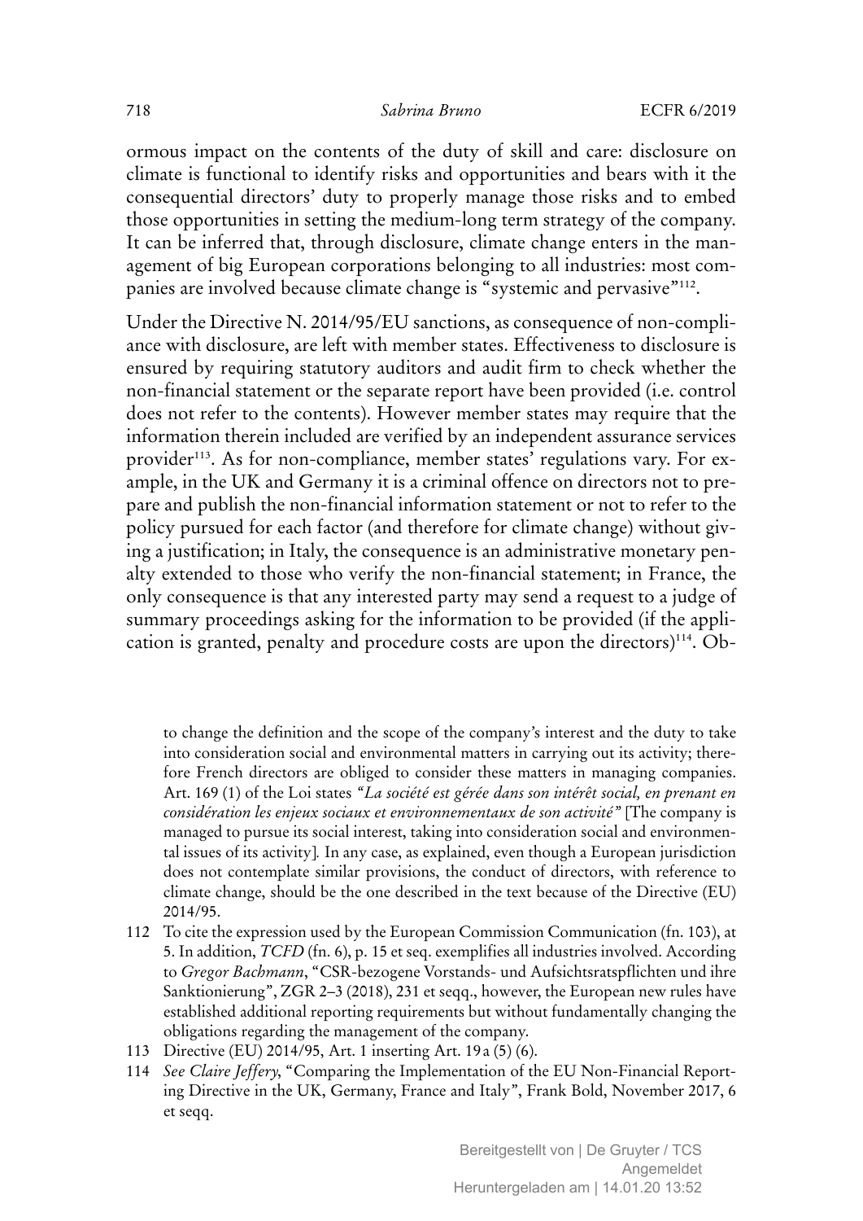ormous impact on the contents of the duty of skill and care: disclosure on climate is functional to identify risks and opportunities and bears with it the consequential directors' duty to properly manage those risks and to embed those opportunities in setting the medium-long term strategy of the company. It can be inferred that, through disclosure, climate change enters in the management of big European corporations belonging to all industries: most companies are involved because climate change is "systemic and pervasive"[112].

Under the Directive N. 2014/95/EU sanctions, as consequence of non-compliance with disclosure, are left with member states. Effectiveness to disclosure is ensured by requiring statutory auditors and audit firm to check whether the non-financial statement or the separate report have been provided (i.e. control does not refer to the contents). However member states may require that the information therein included are verified by an independent assurance services provider[113]. As for non-compliance, member states' regulations vary. For example, in the UK and Germany it is a criminal offence on directors not to prepare and publish the non-financial information statement or not to refer to the policy pursued for each factor (and therefore for climate change) without giving a justification; in Italy, the consequence is an administrative monetary penalty extended to those who verify the non-financial statement; in France, the only consequence is that any interested party may send a request to a judge of summary proceedings asking for the information to be provided (if the application is granted, penalty and procedure costs are upon the directors)[114]. Ob-

to change the definition and the scope of the company's interest and the duty to take into consideration social and environmental matters in carrying out its activity; therefore French directors are obliged to consider these matters in managing companies. Art. 169 (1) of the Loi states *"La société est gérée dans son intérêt social, en prenant en considération les enjeux sociaux et environnementaux de son activité"* [The company is managed to pursue its social interest, taking into consideration social and environmental issues of its activity]. In any case, as explained, even though a European jurisdiction does not contemplate similar provisions, the conduct of directors, with reference to climate change, should be the one described in the text because of the Directive (EU) 2014/95.

112 To cite the expression used by the European Commission Communication (fn. 103), at 5. In addition, *TCFD* (fn. 6), p. 15 et seq. exemplifies all industries involved. According to *Gregor Bachmann*, "CSR-bezogene Vorstands- und Aufsichtsratspflichten und ihre Sanktionierung", ZGR 2–3 (2018), 231 et seqq., however, the European new rules have established additional reporting requirements but without fundamentally changing the obligations regarding the management of the company.

113 Directive (EU) 2014/95, Art. 1 inserting Art. 19a (5) (6).

114 *See Claire Jeffery*, "Comparing the Implementation of the EU Non-Financial Reporting Directive in the UK, Germany, France and Italy", Frank Bold, November 2017, 6 et seqq.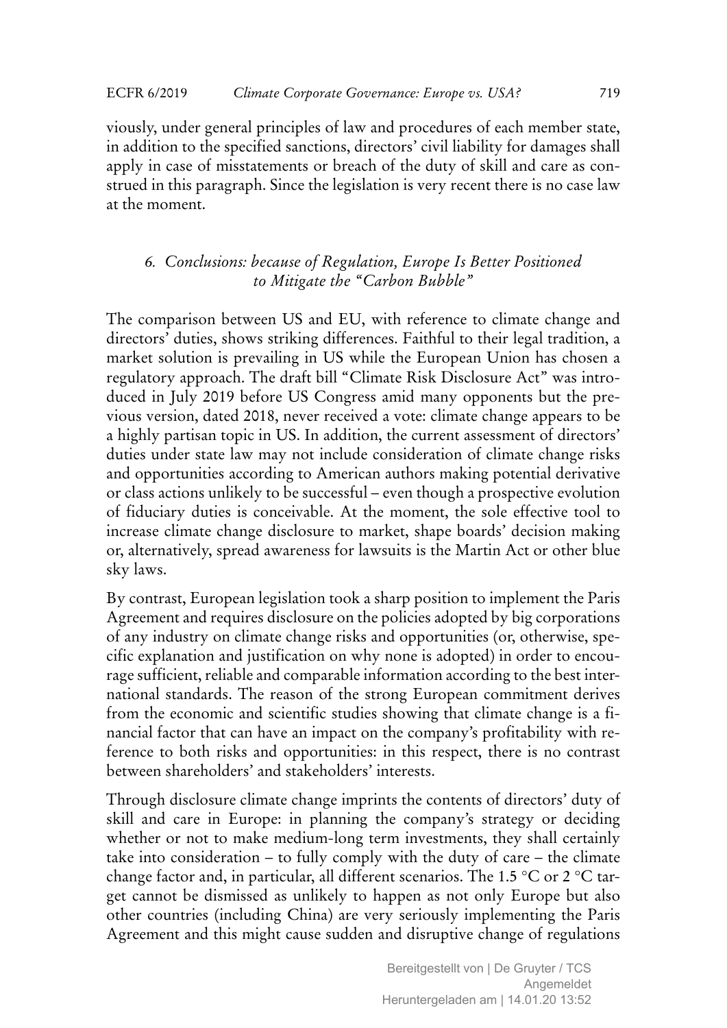viously, under general principles of law and procedures of each member state, in addition to the specified sanctions, directors' civil liability for damages shall apply in case of misstatements or breach of the duty of skill and care as construed in this paragraph. Since the legislation is very recent there is no case law at the moment.

### *6. Conclusions: because of Regulation, Europe Is Better Positioned to Mitigate the "Carbon Bubble"*

The comparison between US and EU, with reference to climate change and directors' duties, shows striking differences. Faithful to their legal tradition, a market solution is prevailing in US while the European Union has chosen a regulatory approach. The draft bill "Climate Risk Disclosure Act" was introduced in July 2019 before US Congress amid many opponents but the previous version, dated 2018, never received a vote: climate change appears to be a highly partisan topic in US. In addition, the current assessment of directors' duties under state law may not include consideration of climate change risks and opportunities according to American authors making potential derivative or class actions unlikely to be successful – even though a prospective evolution of fiduciary duties is conceivable. At the moment, the sole effective tool to increase climate change disclosure to market, shape boards' decision making or, alternatively, spread awareness for lawsuits is the Martin Act or other blue sky laws.

By contrast, European legislation took a sharp position to implement the Paris Agreement and requires disclosure on the policies adopted by big corporations of any industry on climate change risks and opportunities (or, otherwise, specific explanation and justification on why none is adopted) in order to encourage sufficient, reliable and comparable information according to the best international standards. The reason of the strong European commitment derives from the economic and scientific studies showing that climate change is a financial factor that can have an impact on the company's profitability with reference to both risks and opportunities: in this respect, there is no contrast between shareholders' and stakeholders' interests.

Through disclosure climate change imprints the contents of directors' duty of skill and care in Europe: in planning the company's strategy or deciding whether or not to make medium-long term investments, they shall certainly take into consideration – to fully comply with the duty of care – the climate change factor and, in particular, all different scenarios. The 1.5 °C or 2 °C target cannot be dismissed as unlikely to happen as not only Europe but also other countries (including China) are very seriously implementing the Paris Agreement and this might cause sudden and disruptive change of regulations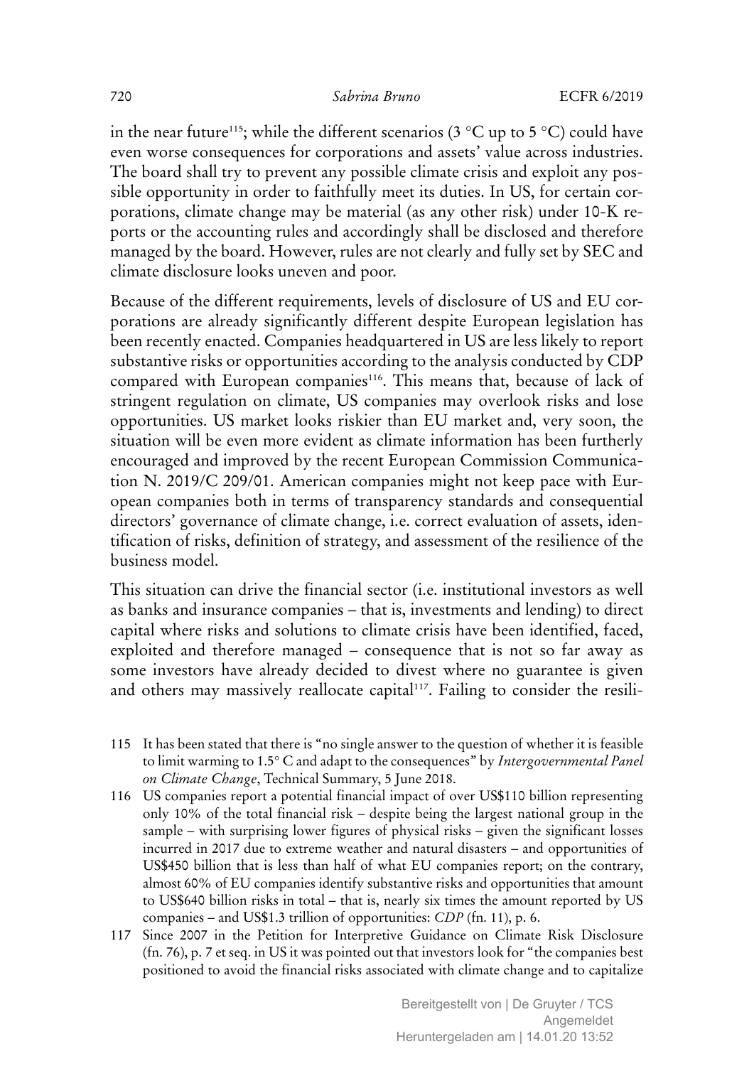in the near future[115]; while the different scenarios (3 °C up to 5 °C) could have even worse consequences for corporations and assets' value across industries. The board shall try to prevent any possible climate crisis and exploit any possible opportunity in order to faithfully meet its duties. In US, for certain corporations, climate change may be material (as any other risk) under 10-K reports or the accounting rules and accordingly shall be disclosed and therefore managed by the board. However, rules are not clearly and fully set by SEC and climate disclosure looks uneven and poor.

Because of the different requirements, levels of disclosure of US and EU corporations are already significantly different despite European legislation has been recently enacted. Companies headquartered in US are less likely to report substantive risks or opportunities according to the analysis conducted by CDP compared with European companies[116]. This means that, because of lack of stringent regulation on climate, US companies may overlook risks and lose opportunities. US market looks riskier than EU market and, very soon, the situation will be even more evident as climate information has been furtherly encouraged and improved by the recent European Commission Communication N. 2019/C 209/01. American companies might not keep pace with European companies both in terms of transparency standards and consequential directors' governance of climate change, i.e. correct evaluation of assets, identification of risks, definition of strategy, and assessment of the resilience of the business model.

This situation can drive the financial sector (i.e. institutional investors as well as banks and insurance companies – that is, investments and lending) to direct capital where risks and solutions to climate crisis have been identified, faced, exploited and therefore managed – consequence that is not so far away as some investors have already decided to divest where no guarantee is given and others may massively reallocate capital[117]. Failing to consider the resili-

115 It has been stated that there is "no single answer to the question of whether it is feasible to limit warming to 1.5° C and adapt to the consequences" by *Intergovernmental Panel on Climate Change*, Technical Summary, 5 June 2018.

116 US companies report a potential financial impact of over US$110 billion representing only 10% of the total financial risk – despite being the largest national group in the sample – with surprising lower figures of physical risks – given the significant losses incurred in 2017 due to extreme weather and natural disasters – and opportunities of US$450 billion that is less than half of what EU companies report; on the contrary, almost 60% of EU companies identify substantive risks and opportunities that amount to US$640 billion risks in total – that is, nearly six times the amount reported by US companies – and US$1.3 trillion of opportunities: *CDP* (fn. 11), p. 6.

117 Since 2007 in the Petition for Interpretive Guidance on Climate Risk Disclosure (fn. 76), p. 7 et seq. in US it was pointed out that investors look for "the companies best positioned to avoid the financial risks associated with climate change and to capitalize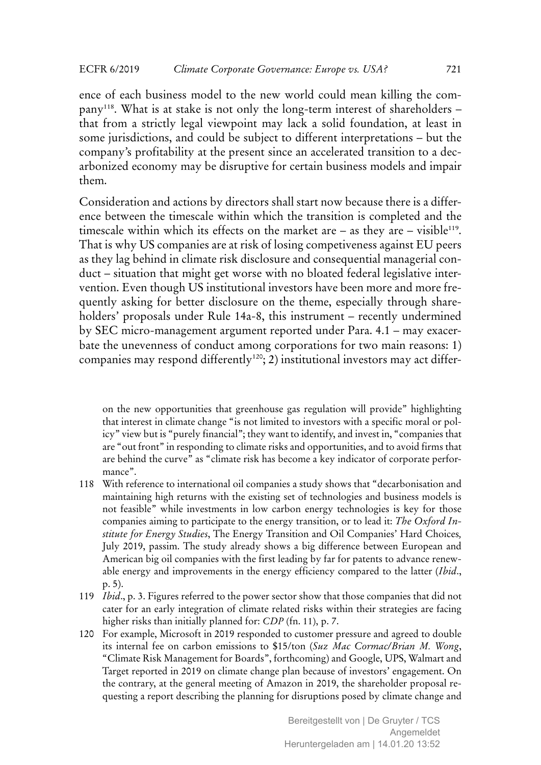ence of each business model to the new world could mean killing the company[118]. What is at stake is not only the long-term interest of shareholders – that from a strictly legal viewpoint may lack a solid foundation, at least in some jurisdictions, and could be subject to different interpretations – but the company's profitability at the present since an accelerated transition to a decarbonized economy may be disruptive for certain business models and impair them.

Consideration and actions by directors shall start now because there is a difference between the timescale within which the transition is completed and the timescale within which its effects on the market are – as they are – visible[119]. That is why US companies are at risk of losing competiveness against EU peers as they lag behind in climate risk disclosure and consequential managerial conduct – situation that might get worse with no bloated federal legislative intervention. Even though US institutional investors have been more and more frequently asking for better disclosure on the theme, especially through shareholders' proposals under Rule 14a-8, this instrument – recently undermined by SEC micro-management argument reported under Para. 4.1 – may exacerbate the unevenness of conduct among corporations for two main reasons: 1) companies may respond differently[120]; 2) institutional investors may act differ-

on the new opportunities that greenhouse gas regulation will provide" highlighting that interest in climate change "is not limited to investors with a specific moral or policy" view but is "purely financial"; they want to identify, and invest in, "companies that are "out front" in responding to climate risks and opportunities, and to avoid firms that are behind the curve" as "climate risk has become a key indicator of corporate performance".

118 With reference to international oil companies a study shows that "decarbonisation and maintaining high returns with the existing set of technologies and business models is not feasible" while investments in low carbon energy technologies is key for those companies aiming to participate to the energy transition, or to lead it: *The Oxford Institute for Energy Studies*, The Energy Transition and Oil Companies' Hard Choices, July 2019, passim. The study already shows a big difference between European and American big oil companies with the first leading by far for patents to advance renewable energy and improvements in the energy efficiency compared to the latter (*Ibid*., p. 5).

119 *Ibid*., p. 3. Figures referred to the power sector show that those companies that did not cater for an early integration of climate related risks within their strategies are facing higher risks than initially planned for: *CDP* (fn. 11), p. 7.

120 For example, Microsoft in 2019 responded to customer pressure and agreed to double its internal fee on carbon emissions to $15/ton (*Suz Mac Cormac/Brian M. Wong*, "Climate Risk Management for Boards", forthcoming) and Google, UPS, Walmart and Target reported in 2019 on climate change plan because of investors' engagement. On the contrary, at the general meeting of Amazon in 2019, the shareholder proposal requesting a report describing the planning for disruptions posed by climate change and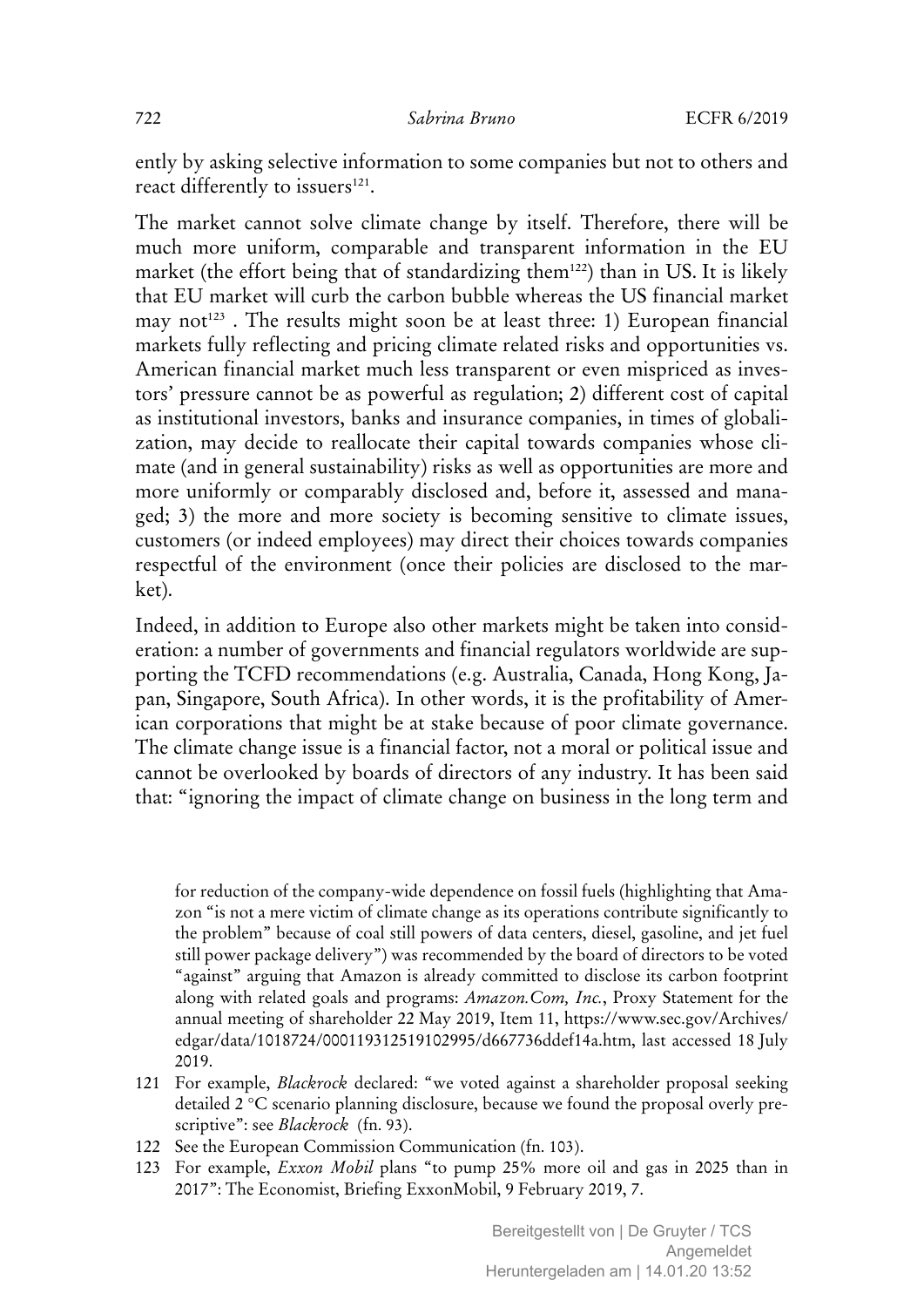ently by asking selective information to some companies but not to others and react differently to issuers[121].

The market cannot solve climate change by itself. Therefore, there will be much more uniform, comparable and transparent information in the EU market (the effort being that of standardizing them[122]) than in US. It is likely that EU market will curb the carbon bubble whereas the US financial market may not[123] . The results might soon be at least three: 1) European financial markets fully reflecting and pricing climate related risks and opportunities vs. American financial market much less transparent or even mispriced as investors' pressure cannot be as powerful as regulation; 2) different cost of capital as institutional investors, banks and insurance companies, in times of globalization, may decide to reallocate their capital towards companies whose climate (and in general sustainability) risks as well as opportunities are more and more uniformly or comparably disclosed and, before it, assessed and managed; 3) the more and more society is becoming sensitive to climate issues, customers (or indeed employees) may direct their choices towards companies respectful of the environment (once their policies are disclosed to the market).

Indeed, in addition to Europe also other markets might be taken into consideration: a number of governments and financial regulators worldwide are supporting the TCFD recommendations (e.g. Australia, Canada, Hong Kong, Japan, Singapore, South Africa). In other words, it is the profitability of American corporations that might be at stake because of poor climate governance. The climate change issue is a financial factor, not a moral or political issue and cannot be overlooked by boards of directors of any industry. It has been said that: "ignoring the impact of climate change on business in the long term and

for reduction of the company-wide dependence on fossil fuels (highlighting that Amazon "is not a mere victim of climate change as its operations contribute significantly to the problem" because of coal still powers of data centers, diesel, gasoline, and jet fuel still power package delivery") was recommended by the board of directors to be voted "against" arguing that Amazon is already committed to disclose its carbon footprint along with related goals and programs: *Amazon.Com, Inc.*, Proxy Statement for the annual meeting of shareholder 22 May 2019, Item 11, https://www.sec.gov/Archives/edgar/data/1018724/000119312519102995/d667736ddef14a.htm, last accessed 18 July 2019.

121 For example, *Blackrock* declared: "we voted against a shareholder proposal seeking detailed 2 °C scenario planning disclosure, because we found the proposal overly prescriptive": see *Blackrock* (fn. 93).

122 See the European Commission Communication (fn. 103).

123 For example, *Exxon Mobil* plans "to pump 25% more oil and gas in 2025 than in 2017": The Economist, Briefing ExxonMobil, 9 February 2019, 7.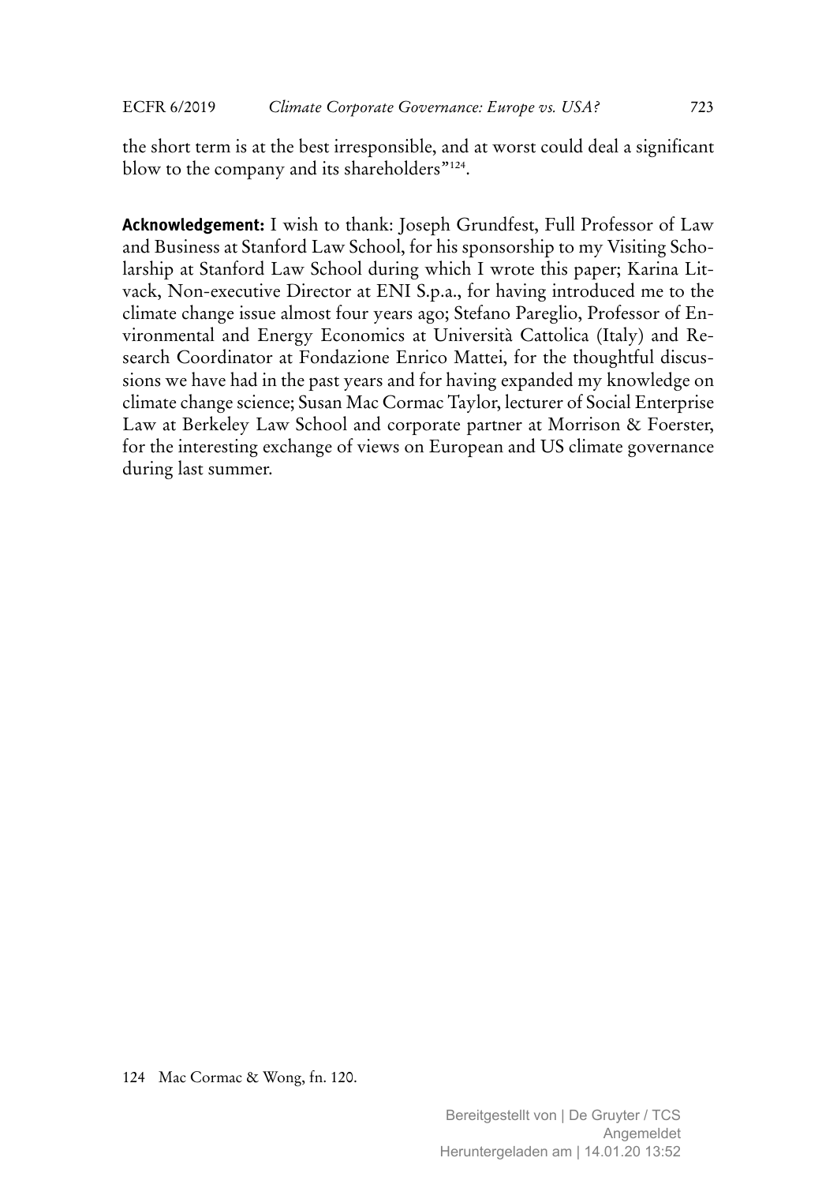the short term is at the best irresponsible, and at worst could deal a significant blow to the company and its shareholders"[124].

**Acknowledgement:** I wish to thank: Joseph Grundfest, Full Professor of Law and Business at Stanford Law School, for his sponsorship to my Visiting Scholarship at Stanford Law School during which I wrote this paper; Karina Litvack, Non-executive Director at ENI S.p.a., for having introduced me to the climate change issue almost four years ago; Stefano Pareglio, Professor of Environmental and Energy Economics at Università Cattolica (Italy) and Research Coordinator at Fondazione Enrico Mattei, for the thoughtful discussions we have had in the past years and for having expanded my knowledge on climate change science; Susan Mac Cormac Taylor, lecturer of Social Enterprise Law at Berkeley Law School and corporate partner at Morrison & Foerster, for the interesting exchange of views on European and US climate governance during last summer.

124 Mac Cormac & Wong, fn. 120.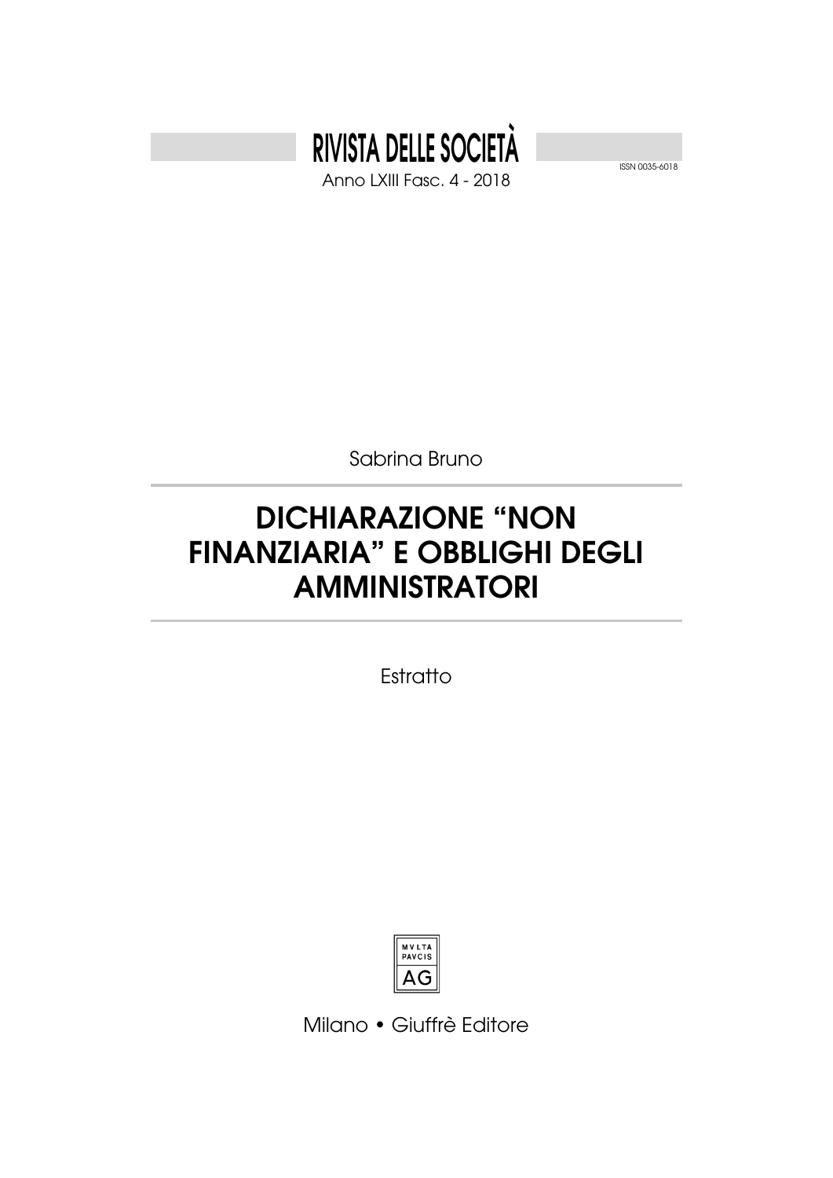# RIVISTA DELLE SOCIETÀ

Anno LXIII Fasc. 4 - 2018

ISSN 0035-6018

Sabrina Bruno

## DICHIARAZIONE "NON FINANZIARIA" E OBBLIGHI DEGLI AMMINISTRATORI

Estratto

MVLTA PAVCIS AG

Milano • Giuffrè Editore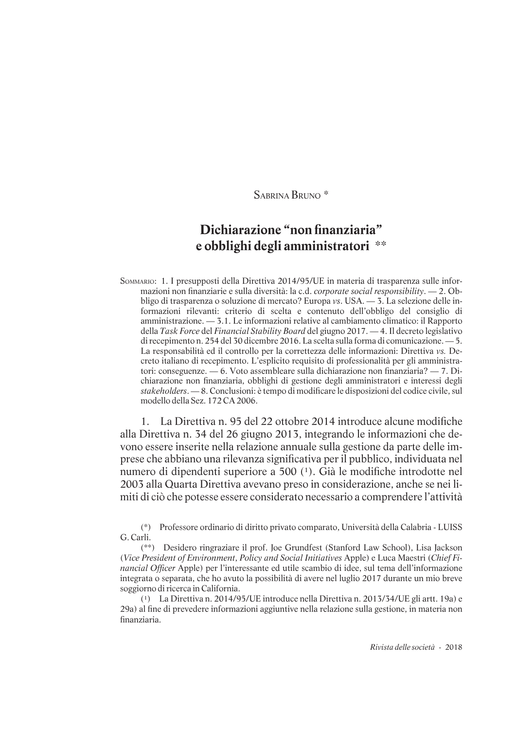Sabrina Bruno *

# Dichiarazione “non finanziaria” e obblighi degli amministratori **

Sommario: 1. I presupposti della Direttiva 2014/95/UE in materia di trasparenza sulle informazioni non finanziarie e sulla diversità: la c.d. *corporate social responsibility*. — 2. Obbligo di trasparenza o soluzione di mercato? Europa *vs*. USA. — 3. La selezione delle informazioni rilevanti: criterio di scelta e contenuto dell’obbligo del consiglio di amministrazione. — 3.1. Le informazioni relative al cambiamento climatico: il Rapporto della *Task Force* del *Financial Stability Board* del giugno 2017. — 4. Il decreto legislativo di recepimento n. 254 del 30 dicembre 2016. La scelta sulla forma di comunicazione. — 5. La responsabilità ed il controllo per la correttezza delle informazioni: Direttiva *vs.* Decreto italiano di recepimento. L’esplicito requisito di professionalità per gli amministratori: conseguenze. — 6. Voto assembleare sulla dichiarazione non finanziaria? — 7. Dichiarazione non finanziaria, obblighi di gestione degli amministratori e interessi degli *stakeholders*. — 8. Conclusioni: è tempo di modificare le disposizioni del codice civile, sul modello della Sez. 172 CA 2006.

1. La Direttiva n. 95 del 22 ottobre 2014 introduce alcune modifiche alla Direttiva n. 34 del 26 giugno 2013, integrando le informazioni che devono essere inserite nella relazione annuale sulla gestione da parte delle imprese che abbiano una rilevanza significativa per il pubblico, individuata nel numero di dipendenti superiore a 500 (1). Già le modifiche introdotte nel 2003 alla Quarta Direttiva avevano preso in considerazione, anche se nei limiti di ciò che potesse essere considerato necessario a comprendere l’attività

(*) Professore ordinario di diritto privato comparato, Università della Calabria - LUISS G. Carli.

(**) Desidero ringraziare il prof. Joe Grundfest (Stanford Law School), Lisa Jackson (*Vice President of Environment, Policy and Social Initiatives* Apple) e Luca Maestri (*Chief Financial Officer* Apple) per l’interessante ed utile scambio di idee, sul tema dell’informazione integrata o separata, che ho avuto la possibilità di avere nel luglio 2017 durante un mio breve soggiorno di ricerca in California.

(1) La Direttiva n. 2014/95/UE introduce nella Direttiva n. 2013/34/UE gli artt. 19a) e 29a) al fine di prevedere informazioni aggiuntive nella relazione sulla gestione, in materia non finanziaria.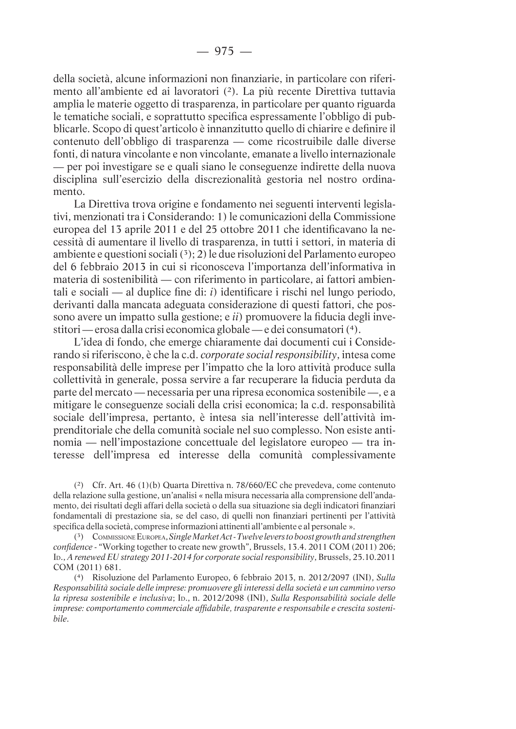della società, alcune informazioni non finanziarie, in particolare con riferimento all'ambiente ed ai lavoratori [2]. La più recente Direttiva tuttavia amplia le materie oggetto di trasparenza, in particolare per quanto riguarda le tematiche sociali, e soprattutto specifica espressamente l'obbligo di pubblicarle. Scopo di quest'articolo è innanzitutto quello di chiarire e definire il contenuto dell'obbligo di trasparenza — come ricostruibile dalle diverse fonti, di natura vincolante e non vincolante, emanate a livello internazionale — per poi investigare se e quali siano le conseguenze indirette della nuova disciplina sull'esercizio della discrezionalità gestoria nel nostro ordinamento.

La Direttiva trova origine e fondamento nei seguenti interventi legislativi, menzionati tra i Considerando: 1) le comunicazioni della Commissione europea del 13 aprile 2011 e del 25 ottobre 2011 che identificavano la necessità di aumentare il livello di trasparenza, in tutti i settori, in materia di ambiente e questioni sociali [3]; 2) le due risoluzioni del Parlamento europeo del 6 febbraio 2013 in cui si riconosceva l'importanza dell'informativa in materia di sostenibilità — con riferimento in particolare, ai fattori ambientali e sociali — al duplice fine di: *i*) identificare i rischi nel lungo periodo, derivanti dalla mancata adeguata considerazione di questi fattori, che possono avere un impatto sulla gestione; e *ii*) promuovere la fiducia degli investitori — erosa dalla crisi economica globale — e dei consumatori [4].

L'idea di fondo, che emerge chiaramente dai documenti cui i Considerando si riferiscono, è che la c.d. *corporate social responsibility*, intesa come responsabilità delle imprese per l'impatto che la loro attività produce sulla collettività in generale, possa servire a far recuperare la fiducia perduta da parte del mercato — necessaria per una ripresa economica sostenibile —, e a mitigare le conseguenze sociali della crisi economica; la c.d. responsabilità sociale dell'impresa, pertanto, è intesa sia nell'interesse dell'attività imprenditoriale che della comunità sociale nel suo complesso. Non esiste antinomia — nell'impostazione concettuale del legislatore europeo — tra interesse dell'impresa ed interesse della comunità complessivamente

---

(2) Cfr. Art. 46 (1)(b) Quarta Direttiva n. 78/660/EC che prevedeva, come contenuto della relazione sulla gestione, un'analisi « nella misura necessaria alla comprensione dell'andamento, dei risultati degli affari della società o della sua situazione sia degli indicatori finanziari fondamentali di prestazione sia, se del caso, di quelli non finanziari pertinenti per l'attività specifica della società, comprese informazioni attinenti all'ambiente e al personale ».

(3) Commissione Europea, *Single Market Act - Twelve levers to boost growth and strengthen confidence* - "Working together to create new growth", Brussels, 13.4. 2011 COM (2011) 206; Id., *A renewed EU strategy 2011-2014 for corporate social responsibility*, Brussels, 25.10.2011 COM (2011) 681.

(4) Risoluzione del Parlamento Europeo, 6 febbraio 2013, n. 2012/2097 (INI), *Sulla Responsabilità sociale delle imprese: promuovere gli interessi della società e un cammino verso la ripresa sostenibile e inclusiva*; Id., n. 2012/2098 (INI), *Sulla Responsabilità sociale delle imprese: comportamento commerciale affidabile, trasparente e responsabile e crescita sostenibile*.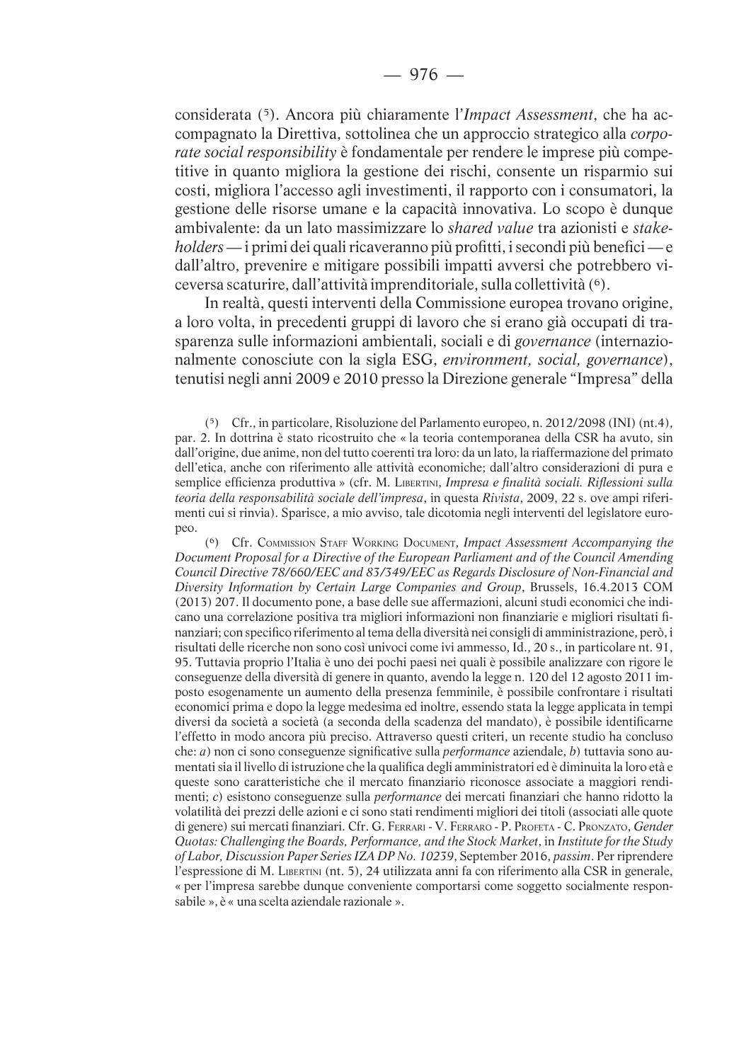considerata [5]. Ancora più chiaramente l'*Impact Assessment*, che ha accompagnato la Direttiva, sottolinea che un approccio strategico alla *corporate social responsibility* è fondamentale per rendere le imprese più competitive in quanto migliora la gestione dei rischi, consente un risparmio sui costi, migliora l'accesso agli investimenti, il rapporto con i consumatori, la gestione delle risorse umane e la capacità innovativa. Lo scopo è dunque ambivalente: da un lato massimizzare lo *shared value* tra azionisti e *stakeholders* — i primi dei quali ricaveranno più profitti, i secondi più benefici — e dall'altro, prevenire e mitigare possibili impatti avversi che potrebbero viceversa scaturire, dall'attività imprenditoriale, sulla collettività [6].

In realtà, questi interventi della Commissione europea trovano origine, a loro volta, in precedenti gruppi di lavoro che si erano già occupati di trasparenza sulle informazioni ambientali, sociali e di *governance* (internazionalmente conosciute con la sigla ESG, *environment, social, governance*), tenutisi negli anni 2009 e 2010 presso la Direzione generale "Impresa" della

---

[5] Cfr., in particolare, Risoluzione del Parlamento europeo, n. 2012/2098 (INI) (nt.4), par. 2. In dottrina è stato ricostruito che « la teoria contemporanea della CSR ha avuto, sin dall'origine, due anime, non del tutto coerenti tra loro: da un lato, la riaffermazione del primato dell'etica, anche con riferimento alle attività economiche; dall'altro considerazioni di pura e semplice efficienza produttiva » (cfr. M. Libertini, *Impresa e finalità sociali. Riflessioni sulla teoria della responsabilità sociale dell'impresa*, in questa *Rivista*, 2009, 22 s. ove ampi riferimenti cui si rinvia). Sparisce, a mio avviso, tale dicotomia negli interventi del legislatore europeo.

[6] Cfr. Commission Staff Working Document, *Impact Assessment Accompanying the Document Proposal for a Directive of the European Parliament and of the Council Amending Council Directive 78/660/EEC and 83/349/EEC as Regards Disclosure of Non-Financial and Diversity Information by Certain Large Companies and Group*, Brussels, 16.4.2013 COM (2013) 207. Il documento pone, a base delle sue affermazioni, alcuni studi economici che indicano una correlazione positiva tra migliori informazioni non finanziarie e migliori risultati finanziari; con specifico riferimento al tema della diversità nei consigli di amministrazione, però, i risultati delle ricerche non sono così univoci come ivi ammesso, Id., 20 s., in particolare nt. 91, 95. Tuttavia proprio l'Italia è uno dei pochi paesi nei quali è possibile analizzare con rigore le conseguenze della diversità di genere in quanto, avendo la legge n. 120 del 12 agosto 2011 imposto esogenamente un aumento della presenza femminile, è possibile confrontare i risultati economici prima e dopo la legge medesima ed inoltre, essendo stata la legge applicata in tempi diversi da società a società (a seconda della scadenza del mandato), è possibile identificarne l'effetto in modo ancora più preciso. Attraverso questi criteri, un recente studio ha concluso che: *a*) non ci sono conseguenze significative sulla *performance* aziendale, *b*) tuttavia sono aumentati sia il livello di istruzione che la qualifica degli amministratori ed è diminuita la loro età e queste sono caratteristiche che il mercato finanziario riconosce associate a maggiori rendimenti; *c*) esistono conseguenze sulla *performance* dei mercati finanziari che hanno ridotto la volatilità dei prezzi delle azioni e ci sono stati rendimenti migliori dei titoli (associati alle quote di genere) sui mercati finanziari. Cfr. G. Ferrari - V. Ferraro - P. Profeta - C. Pronzato, *Gender Quotas: Challenging the Boards, Performance, and the Stock Market*, in *Institute for the Study of Labor, Discussion Paper Series IZA DP No. 10239*, September 2016, *passim*. Per riprendere l'espressione di M. Libertini (nt. 5), 24 utilizzata anni fa con riferimento alla CSR in generale, « per l'impresa sarebbe dunque conveniente comportarsi come soggetto socialmente responsabile », è « una scelta aziendale razionale ».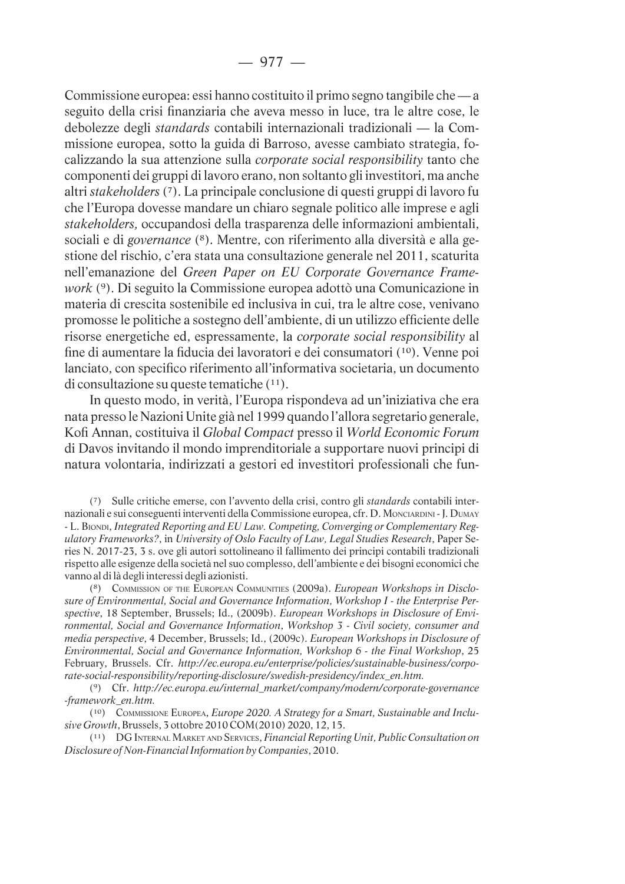Commissione europea: essi hanno costituito il primo segno tangibile che — a seguito della crisi finanziaria che aveva messo in luce, tra le altre cose, le debolezze degli *standards* contabili internazionali tradizionali — la Commissione europea, sotto la guida di Barroso, avesse cambiato strategia, focalizzando la sua attenzione sulla *corporate social responsibility* tanto che componenti dei gruppi di lavoro erano, non soltanto gli investitori, ma anche altri *stakeholders* (7). La principale conclusione di questi gruppi di lavoro fu che l'Europa dovesse mandare un chiaro segnale politico alle imprese e agli *stakeholders,* occupandosi della trasparenza delle informazioni ambientali, sociali e di *governance* (8). Mentre, con riferimento alla diversità e alla gestione del rischio, c'era stata una consultazione generale nel 2011, scaturita nell'emanazione del *Green Paper on EU Corporate Governance Framework* (9). Di seguito la Commissione europea adottò una Comunicazione in materia di crescita sostenibile ed inclusiva in cui, tra le altre cose, venivano promosse le politiche a sostegno dell'ambiente, di un utilizzo efficiente delle risorse energetiche ed, espressamente, la *corporate social responsibility* al fine di aumentare la fiducia dei lavoratori e dei consumatori (10). Venne poi lanciato, con specifico riferimento all'informativa societaria, un documento di consultazione su queste tematiche (11).

In questo modo, in verità, l'Europa rispondeva ad un'iniziativa che era nata presso le Nazioni Unite già nel 1999 quando l'allora segretario generale, Kofi Annan, costituiva il *Global Compact* presso il *World Economic Forum* di Davos invitando il mondo imprenditoriale a supportare nuovi principi di natura volontaria, indirizzati a gestori ed investitori professionali che fun-

(7) Sulle critiche emerse, con l'avvento della crisi, contro gli *standards* contabili internazionali e sui conseguenti interventi della Commissione europea, cfr. D. Monciardini - J. Dumay - L. Biondi, *Integrated Reporting and EU Law. Competing, Converging or Complementary Regulatory Frameworks?*, in *University of Oslo Faculty of Law, Legal Studies Research*, Paper Series N. 2017-23, 3 s. ove gli autori sottolineano il fallimento dei principi contabili tradizionali rispetto alle esigenze della società nel suo complesso, dell'ambiente e dei bisogni economici che vanno al di là degli interessi degli azionisti.

(8) Commission of the European Communities (2009a). *European Workshops in Disclosure of Environmental, Social and Governance Information, Workshop I - the Enterprise Perspective*, 18 September, Brussels; Id., (2009b). *European Workshops in Disclosure of Environmental, Social and Governance Information*, *Workshop 3 - Civil society, consumer and media perspective,* 4 December, Brussels; Id., (2009c). *European Workshops in Disclosure of Environmental, Social and Governance Information, Workshop 6 - the Final Workshop*, 25 February, Brussels. Cfr. *http://ec.europa.eu/enterprise/policies/sustainable-business/corporate-social-responsibility/reporting-disclosure/swedish-presidency/index_en.htm.*

(9) Cfr. *http://ec.europa.eu/internal_market/company/modern/corporate-governance-framework_en.htm.*

(10) Commissione Europea, *Europe 2020. A Strategy for a Smart, Sustainable and Inclusive Growth*, Brussels, 3 ottobre 2010 COM(2010) 2020, 12, 15.

(11) DG Internal Market and Services, *Financial Reporting Unit, Public Consultation on Disclosure of Non-Financial Information by Companies*, 2010.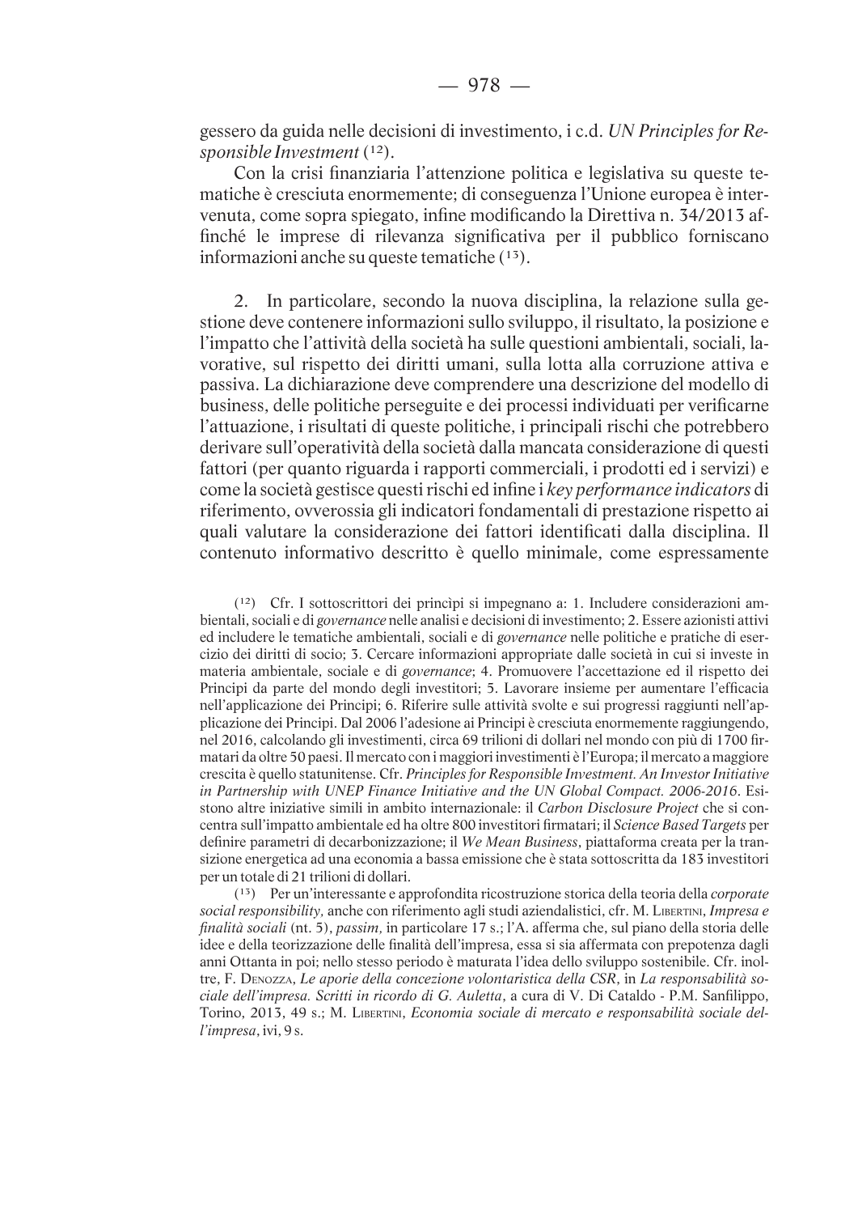gessero da guida nelle decisioni di investimento, i c.d. *UN Principles for Responsible Investment* (12).

Con la crisi finanziaria l'attenzione politica e legislativa su queste tematiche è cresciuta enormemente; di conseguenza l'Unione europea è intervenuta, come sopra spiegato, infine modificando la Direttiva n. 34/2013 affinché le imprese di rilevanza significativa per il pubblico forniscano informazioni anche su queste tematiche (13).

2. In particolare, secondo la nuova disciplina, la relazione sulla gestione deve contenere informazioni sullo sviluppo, il risultato, la posizione e l'impatto che l'attività della società ha sulle questioni ambientali, sociali, lavorative, sul rispetto dei diritti umani, sulla lotta alla corruzione attiva e passiva. La dichiarazione deve comprendere una descrizione del modello di business, delle politiche perseguite e dei processi individuati per verificarne l'attuazione, i risultati di queste politiche, i principali rischi che potrebbero derivare sull'operatività della società dalla mancata considerazione di questi fattori (per quanto riguarda i rapporti commerciali, i prodotti ed i servizi) e come la società gestisce questi rischi ed infine i *key performance indicators* di riferimento, ovverossia gli indicatori fondamentali di prestazione rispetto ai quali valutare la considerazione dei fattori identificati dalla disciplina. Il contenuto informativo descritto è quello minimale, come espressamente

---

(12) Cfr. I sottoscrittori dei princìpi si impegnano a: 1. Includere considerazioni ambientali, sociali e di *governance* nelle analisi e decisioni di investimento; 2. Essere azionisti attivi ed includere le tematiche ambientali, sociali e di *governance* nelle politiche e pratiche di esercizio dei diritti di socio; 3. Cercare informazioni appropriate dalle società in cui si investe in materia ambientale, sociale e di *governance*; 4. Promuovere l'accettazione ed il rispetto dei Principi da parte del mondo degli investitori; 5. Lavorare insieme per aumentare l'efficacia nell'applicazione dei Principi; 6. Riferire sulle attività svolte e sui progressi raggiunti nell'applicazione dei Principi. Dal 2006 l'adesione ai Principi è cresciuta enormemente raggiungendo, nel 2016, calcolando gli investimenti, circa 69 trilioni di dollari nel mondo con più di 1700 firmatari da oltre 50 paesi. Il mercato con i maggiori investimenti è l'Europa; il mercato a maggiore crescita è quello statunitense. Cfr. *Principles for Responsible Investment. An Investor Initiative in Partnership with UNEP Finance Initiative and the UN Global Compact. 2006-2016*. Esistono altre iniziative simili in ambito internazionale: il *Carbon Disclosure Project* che si concentra sull'impatto ambientale ed ha oltre 800 investitori firmatari; il *Science Based Targets* per definire parametri di decarbonizzazione; il *We Mean Business*, piattaforma creata per la transizione energetica ad una economia a bassa emissione che è stata sottoscritta da 183 investitori per un totale di 21 trilioni di dollari.

(13) Per un'interessante e approfondita ricostruzione storica della teoria della *corporate social responsibility,* anche con riferimento agli studi aziendalistici, cfr. M. Libertini, *Impresa e finalità sociali* (nt. 5), *passim,* in particolare 17 s.; l'A. afferma che, sul piano della storia delle idee e della teorizzazione delle finalità dell'impresa, essa si sia affermata con prepotenza dagli anni Ottanta in poi; nello stesso periodo è maturata l'idea dello sviluppo sostenibile. Cfr. inoltre, F. Denozza, *Le aporie della concezione volontaristica della CSR*, in *La responsabilità sociale dell'impresa. Scritti in ricordo di G. Auletta*, a cura di V. Di Cataldo - P.M. Sanfilippo, Torino, 2013, 49 s.; M. Libertini, *Economia sociale di mercato e responsabilità sociale dell'impresa*, ivi, 9 s.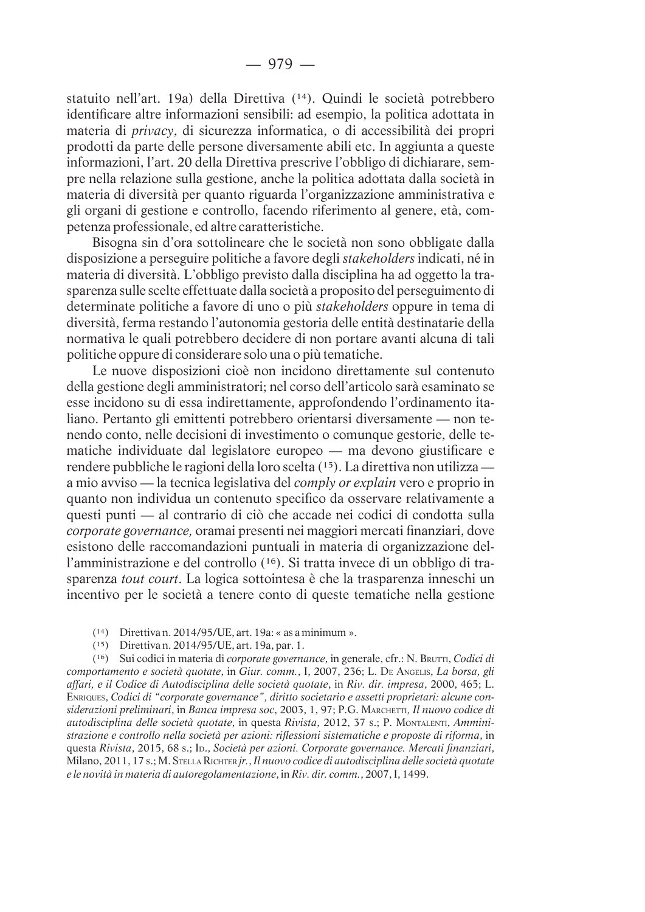statuito nell'art. 19a) della Direttiva (14). Quindi le società potrebbero identificare altre informazioni sensibili: ad esempio, la politica adottata in materia di *privacy*, di sicurezza informatica, o di accessibilità dei propri prodotti da parte delle persone diversamente abili etc. In aggiunta a queste informazioni, l'art. 20 della Direttiva prescrive l'obbligo di dichiarare, sempre nella relazione sulla gestione, anche la politica adottata dalla società in materia di diversità per quanto riguarda l'organizzazione amministrativa e gli organi di gestione e controllo, facendo riferimento al genere, età, competenza professionale, ed altre caratteristiche.

Bisogna sin d'ora sottolineare che le società non sono obbligate dalla disposizione a perseguire politiche a favore degli *stakeholders* indicati, né in materia di diversità. L'obbligo previsto dalla disciplina ha ad oggetto la trasparenza sulle scelte effettuate dalla società a proposito del perseguimento di determinate politiche a favore di uno o più *stakeholders* oppure in tema di diversità, ferma restando l'autonomia gestoria delle entità destinatarie della normativa le quali potrebbero decidere di non portare avanti alcuna di tali politiche oppure di considerare solo una o più tematiche.

Le nuove disposizioni cioè non incidono direttamente sul contenuto della gestione degli amministratori; nel corso dell'articolo sarà esaminato se esse incidono su di essa indirettamente, approfondendo l'ordinamento italiano. Pertanto gli emittenti potrebbero orientarsi diversamente — non tenendo conto, nelle decisioni di investimento o comunque gestorie, delle tematiche individuate dal legislatore europeo — ma devono giustificare e rendere pubbliche le ragioni della loro scelta (15). La direttiva non utilizza — a mio avviso — la tecnica legislativa del *comply or explain* vero e proprio in quanto non individua un contenuto specifico da osservare relativamente a questi punti — al contrario di ciò che accade nei codici di condotta sulla *corporate governance,* oramai presenti nei maggiori mercati finanziari, dove esistono delle raccomandazioni puntuali in materia di organizzazione dell'amministrazione e del controllo (16). Si tratta invece di un obbligo di trasparenza *tout court*. La logica sottointesa è che la trasparenza inneschi un incentivo per le società a tenere conto di queste tematiche nella gestione

(14) Direttiva n. 2014/95/UE, art. 19a: « as a minimum ».

(15) Direttiva n. 2014/95/UE, art. 19a, par. 1.

(16) Sui codici in materia di *corporate governance*, in generale, cfr.: N. Brutti, *Codici di comportamento e società quotate*, in *Giur. comm.*, I, 2007, 236; L. De Angelis, *La borsa, gli affari, e il Codice di Autodisciplina delle società quotate*, in *Riv. dir. impresa*, 2000, 465; L. Enriques, *Codici di "corporate governance", diritto societario e assetti proprietari: alcune considerazioni preliminari*, in *Banca impresa soc,* 2003, 1, 97; P.G. Marchetti, *Il nuovo codice di autodisciplina delle società quotate*, in questa *Rivista*, 2012, 37 s.; P. Montalenti, *Amministrazione e controllo nella società per azioni: riflessioni sistematiche e proposte di riforma*, in questa *Rivista*, 2015, 68 s.; Id., *Società per azioni. Corporate governance. Mercati finanziari*, Milano, 2011, 17 s.; M. Stella Richter *jr.*, *Il nuovo codice di autodisciplina delle società quotate e le novità in materia di autoregolamentazione*, in *Riv. dir. comm.*, 2007, I, 1499.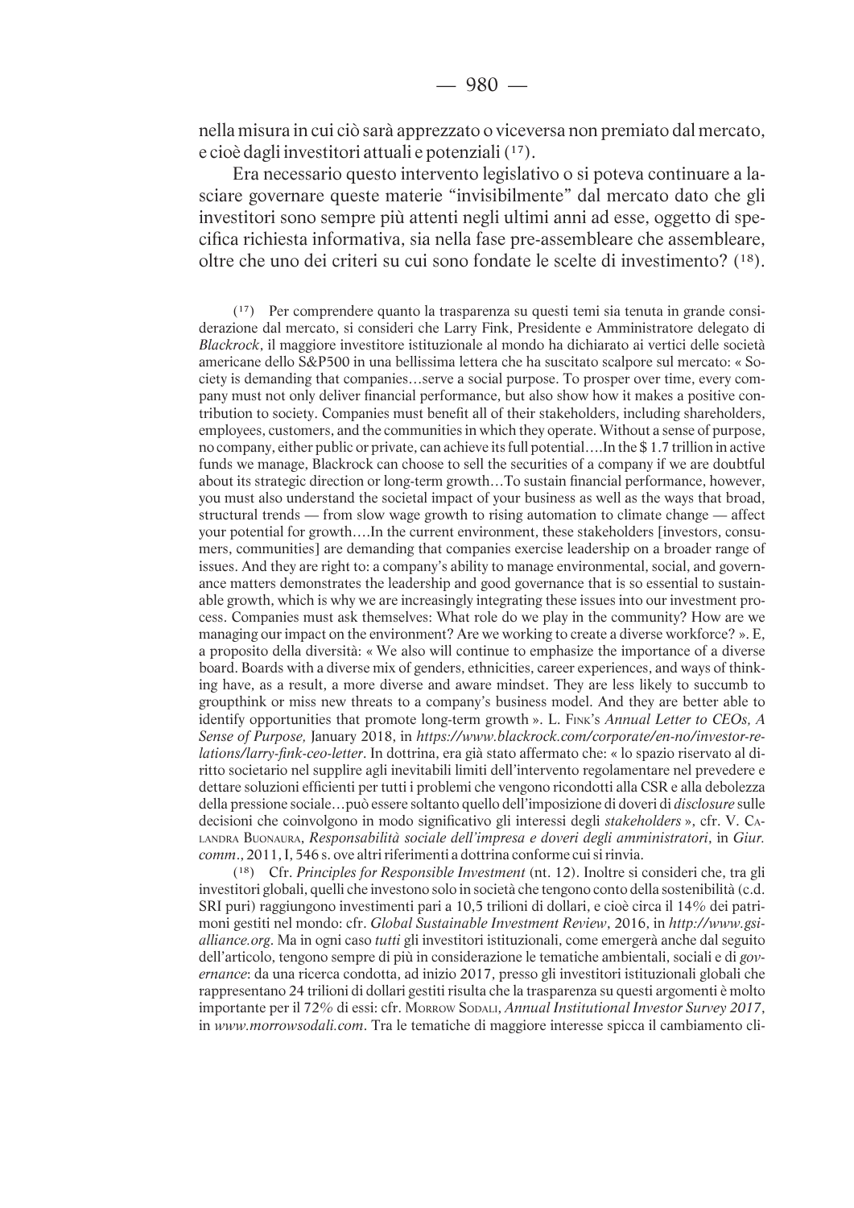nella misura in cui ciò sarà apprezzato o viceversa non premiato dal mercato, e cioè dagli investitori attuali e potenziali (17).

Era necessario questo intervento legislativo o si poteva continuare a lasciare governare queste materie "invisibilmente" dal mercato dato che gli investitori sono sempre più attenti negli ultimi anni ad esse, oggetto di specifica richiesta informativa, sia nella fase pre-assembleare che assembleare, oltre che uno dei criteri su cui sono fondate le scelte di investimento? (18).

(17) Per comprendere quanto la trasparenza su questi temi sia tenuta in grande considerazione dal mercato, si consideri che Larry Fink, Presidente e Amministratore delegato di *Blackrock*, il maggiore investitore istituzionale al mondo ha dichiarato ai vertici delle società americane dello S&P500 in una bellissima lettera che ha suscitato scalpore sul mercato: « Society is demanding that companies…serve a social purpose. To prosper over time, every company must not only deliver financial performance, but also show how it makes a positive contribution to society. Companies must benefit all of their stakeholders, including shareholders, employees, customers, and the communities in which they operate. Without a sense of purpose, no company, either public or private, can achieve its full potential….In the $ 1.7 trillion in active funds we manage, Blackrock can choose to sell the securities of a company if we are doubtful about its strategic direction or long-term growth…To sustain financial performance, however, you must also understand the societal impact of your business as well as the ways that broad, structural trends — from slow wage growth to rising automation to climate change — affect your potential for growth….In the current environment, these stakeholders [investors, consumers, communities] are demanding that companies exercise leadership on a broader range of issues. And they are right to: a company's ability to manage environmental, social, and governance matters demonstrates the leadership and good governance that is so essential to sustainable growth, which is why we are increasingly integrating these issues into our investment process. Companies must ask themselves: What role do we play in the community? How are we managing our impact on the environment? Are we working to create a diverse workforce? ». E, a proposito della diversità: « We also will continue to emphasize the importance of a diverse board. Boards with a diverse mix of genders, ethnicities, career experiences, and ways of thinking have, as a result, a more diverse and aware mindset. They are less likely to succumb to groupthink or miss new threats to a company's business model. And they are better able to identify opportunities that promote long-term growth ». L. Fink's *Annual Letter to CEOs, A Sense of Purpose,* January 2018, in *https://www.blackrock.com/corporate/en-no/investor-relations/larry-fink-ceo-letter*. In dottrina, era già stato affermato che: « lo spazio riservato al diritto societario nel supplire agli inevitabili limiti dell'intervento regolamentare nel prevedere e dettare soluzioni efficienti per tutti i problemi che vengono ricondotti alla CSR e alla debolezza della pressione sociale…può essere soltanto quello dell'imposizione di doveri di *disclosure* sulle decisioni che coinvolgono in modo significativo gli interessi degli *stakeholders* », cfr. V. Calandra Buonaura, *Responsabilità sociale dell'impresa e doveri degli amministratori*, in *Giur. comm*., 2011, I, 546 s. ove altri riferimenti a dottrina conforme cui si rinvia.

(18) Cfr. *Principles for Responsible Investment* (nt. 12). Inoltre si consideri che, tra gli investitori globali, quelli che investono solo in società che tengono conto della sostenibilità (c.d. SRI puri) raggiungono investimenti pari a 10,5 trilioni di dollari, e cioè circa il 14% dei patrimoni gestiti nel mondo: cfr. *Global Sustainable Investment Review*, 2016, in *http://www.gsi-alliance.org*. Ma in ogni caso *tutti* gli investitori istituzionali, come emergerà anche dal seguito dell'articolo, tengono sempre di più in considerazione le tematiche ambientali, sociali e di *governance*: da una ricerca condotta, ad inizio 2017, presso gli investitori istituzionali globali che rappresentano 24 trilioni di dollari gestiti risulta che la trasparenza su questi argomenti è molto importante per il 72% di essi: cfr. Morrow Sodali, *Annual Institutional Investor Survey 2017*, in *www.morrowsodali.com*. Tra le tematiche di maggiore interesse spicca il cambiamento cli-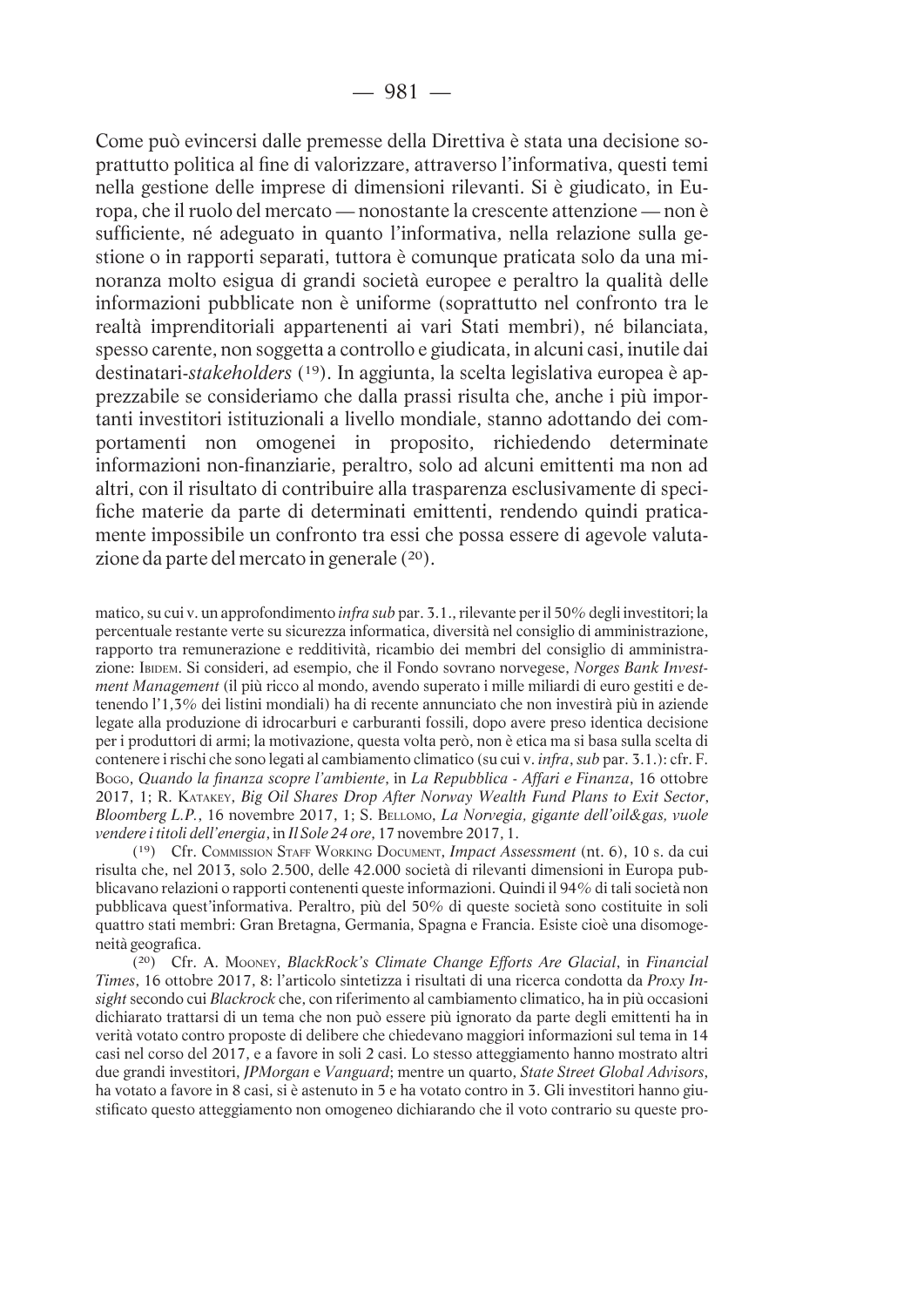Come può evincersi dalle premesse della Direttiva è stata una decisione soprattutto politica al fine di valorizzare, attraverso l'informativa, questi temi nella gestione delle imprese di dimensioni rilevanti. Si è giudicato, in Europa, che il ruolo del mercato — nonostante la crescente attenzione — non è sufficiente, né adeguato in quanto l'informativa, nella relazione sulla gestione o in rapporti separati, tuttora è comunque praticata solo da una minoranza molto esigua di grandi società europee e peraltro la qualità delle informazioni pubblicate non è uniforme (soprattutto nel confronto tra le realtà imprenditoriali appartenenti ai vari Stati membri), né bilanciata, spesso carente, non soggetta a controllo e giudicata, in alcuni casi, inutile dai destinatari-*stakeholders* (19). In aggiunta, la scelta legislativa europea è apprezzabile se consideriamo che dalla prassi risulta che, anche i più importanti investitori istituzionali a livello mondiale, stanno adottando dei comportamenti non omogenei in proposito, richiedendo determinate informazioni non-finanziarie, peraltro, solo ad alcuni emittenti ma non ad altri, con il risultato di contribuire alla trasparenza esclusivamente di specifiche materie da parte di determinati emittenti, rendendo quindi praticamente impossibile un confronto tra essi che possa essere di agevole valutazione da parte del mercato in generale (20).

matico, su cui v. un approfondimento *infra sub* par. 3.1., rilevante per il 50% degli investitori; la percentuale restante verte su sicurezza informatica, diversità nel consiglio di amministrazione, rapporto tra remunerazione e redditività, ricambio dei membri del consiglio di amministrazione: IBIDEM. Si consideri, ad esempio, che il Fondo sovrano norvegese, *Norges Bank Investment Management* (il più ricco al mondo, avendo superato i mille miliardi di euro gestiti e detenendo l'1,3% dei listini mondiali) ha di recente annunciato che non investirà più in aziende legate alla produzione di idrocarburi e carburanti fossili, dopo avere preso identica decisione per i produttori di armi; la motivazione, questa volta però, non è etica ma si basa sulla scelta di contenere i rischi che sono legati al cambiamento climatico (su cui v. *infra*, *sub* par. 3.1.): cfr. F. BOGO, *Quando la finanza scopre l'ambiente*, in *La Repubblica - Affari e Finanza*, 16 ottobre 2017, 1; R. KATAKEY, *Big Oil Shares Drop After Norway Wealth Fund Plans to Exit Sector*, *Bloomberg L.P.*, 16 novembre 2017, 1; S. BELLOMO, *La Norvegia, gigante dell'oil&gas, vuole vendere i titoli dell'energia*, in *Il Sole 24 ore*, 17 novembre 2017, 1.

(19) Cfr. COMMISSION STAFF WORKING DOCUMENT, *Impact Assessment* (nt. 6), 10 s. da cui risulta che, nel 2013, solo 2.500, delle 42.000 società di rilevanti dimensioni in Europa pubblicavano relazioni o rapporti contenenti queste informazioni. Quindi il 94% di tali società non pubblicava quest'informativa. Peraltro, più del 50% di queste società sono costituite in soli quattro stati membri: Gran Bretagna, Germania, Spagna e Francia. Esiste cioè una disomogeneità geografica.

(20) Cfr. A. MOONEY, *BlackRock's Climate Change Efforts Are Glacial*, in *Financial Times*, 16 ottobre 2017, 8: l'articolo sintetizza i risultati di una ricerca condotta da *Proxy Insight* secondo cui *Blackrock* che, con riferimento al cambiamento climatico, ha in più occasioni dichiarato trattarsi di un tema che non può essere più ignorato da parte degli emittenti ha in verità votato contro proposte di delibere che chiedevano maggiori informazioni sul tema in 14 casi nel corso del 2017, e a favore in soli 2 casi. Lo stesso atteggiamento hanno mostrato altri due grandi investitori, *JPMorgan* e *Vanguard*; mentre un quarto, *State Street Global Advisors*, ha votato a favore in 8 casi, si è astenuto in 5 e ha votato contro in 3. Gli investitori hanno giustificato questo atteggiamento non omogeneo dichiarando che il voto contrario su queste pro-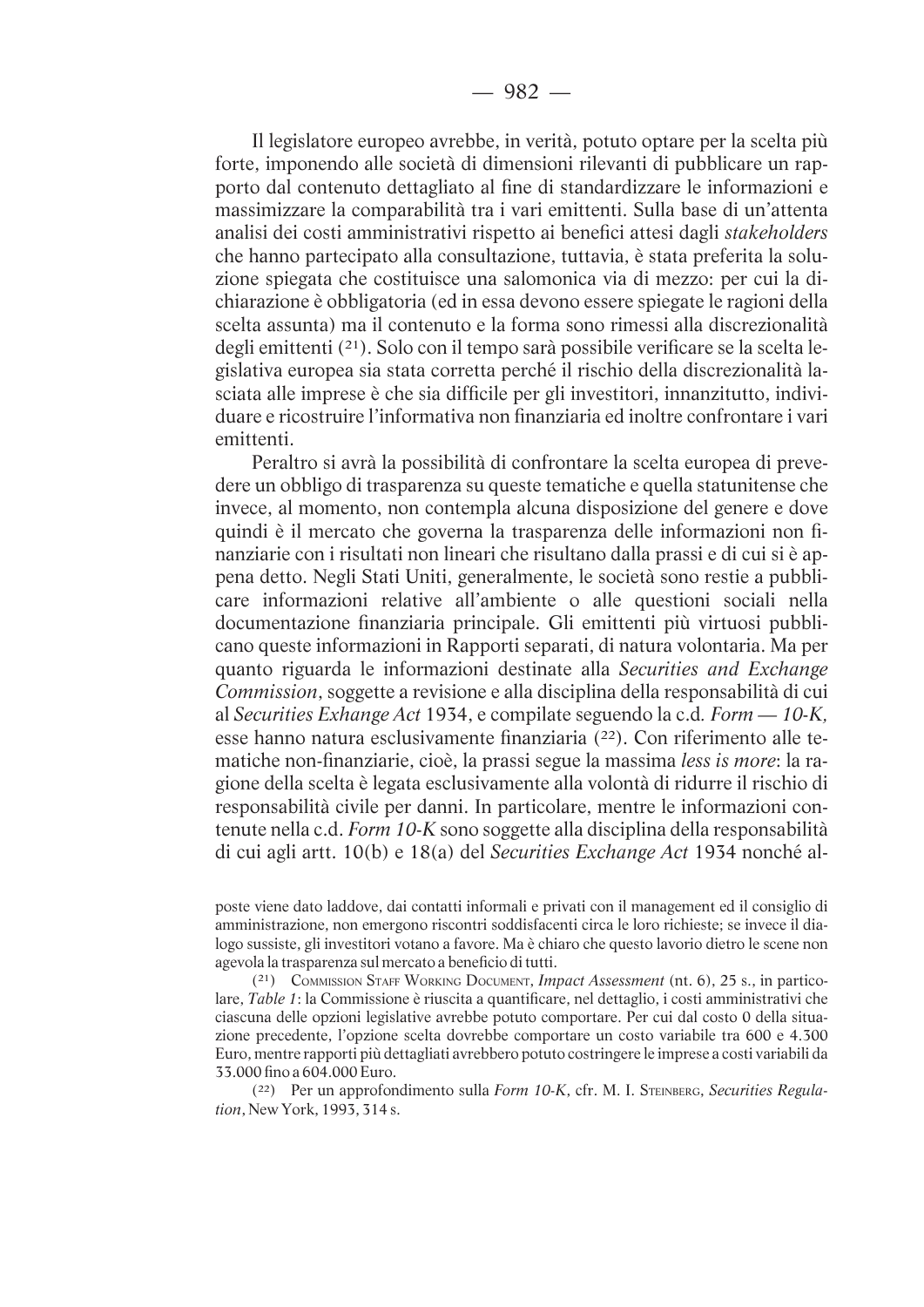Il legislatore europeo avrebbe, in verità, potuto optare per la scelta più forte, imponendo alle società di dimensioni rilevanti di pubblicare un rapporto dal contenuto dettagliato al fine di standardizzare le informazioni e massimizzare la comparabilità tra i vari emittenti. Sulla base di un'attenta analisi dei costi amministrativi rispetto ai benefici attesi dagli *stakeholders* che hanno partecipato alla consultazione, tuttavia, è stata preferita la soluzione spiegata che costituisce una salomonica via di mezzo: per cui la dichiarazione è obbligatoria (ed in essa devono essere spiegate le ragioni della scelta assunta) ma il contenuto e la forma sono rimessi alla discrezionalità degli emittenti [21]. Solo con il tempo sarà possibile verificare se la scelta legislativa europea sia stata corretta perché il rischio della discrezionalità lasciata alle imprese è che sia difficile per gli investitori, innanzitutto, individuare e ricostruire l'informativa non finanziaria ed inoltre confrontare i vari emittenti.

Peraltro si avrà la possibilità di confrontare la scelta europea di prevedere un obbligo di trasparenza su queste tematiche e quella statunitense che invece, al momento, non contempla alcuna disposizione del genere e dove quindi è il mercato che governa la trasparenza delle informazioni non finanziarie con i risultati non lineari che risultano dalla prassi e di cui si è appena detto. Negli Stati Uniti, generalmente, le società sono restie a pubblicare informazioni relative all'ambiente o alle questioni sociali nella documentazione finanziaria principale. Gli emittenti più virtuosi pubblicano queste informazioni in Rapporti separati, di natura volontaria. Ma per quanto riguarda le informazioni destinate alla *Securities and Exchange Commission*, soggette a revisione e alla disciplina della responsabilità di cui al *Securities Exhange Act* 1934, e compilate seguendo la c.d. *Form — 10-K,* esse hanno natura esclusivamente finanziaria [22]. Con riferimento alle tematiche non-finanziarie, cioè, la prassi segue la massima *less is more*: la ragione della scelta è legata esclusivamente alla volontà di ridurre il rischio di responsabilità civile per danni. In particolare, mentre le informazioni contenute nella c.d. *Form 10-K* sono soggette alla disciplina della responsabilità di cui agli artt. 10(b) e 18(a) del *Securities Exchange Act* 1934 nonché al-

poste viene dato laddove, dai contatti informali e privati con il management ed il consiglio di amministrazione, non emergono riscontri soddisfacenti circa le loro richieste; se invece il dialogo sussiste, gli investitori votano a favore. Ma è chiaro che questo lavorio dietro le scene non agevola la trasparenza sul mercato a beneficio di tutti.

(21) Commission Staff Working Document, *Impact Assessment* (nt. 6), 25 s., in particolare, *Table 1*: la Commissione è riuscita a quantificare, nel dettaglio, i costi amministrativi che ciascuna delle opzioni legislative avrebbe potuto comportare. Per cui dal costo 0 della situazione precedente, l'opzione scelta dovrebbe comportare un costo variabile tra 600 e 4.300 Euro, mentre rapporti più dettagliati avrebbero potuto costringere le imprese a costi variabili da 33.000 fino a 604.000 Euro.

(22) Per un approfondimento sulla *Form 10-K*, cfr. M. I. Steinberg, *Securities Regulation*, New York, 1993, 314 s.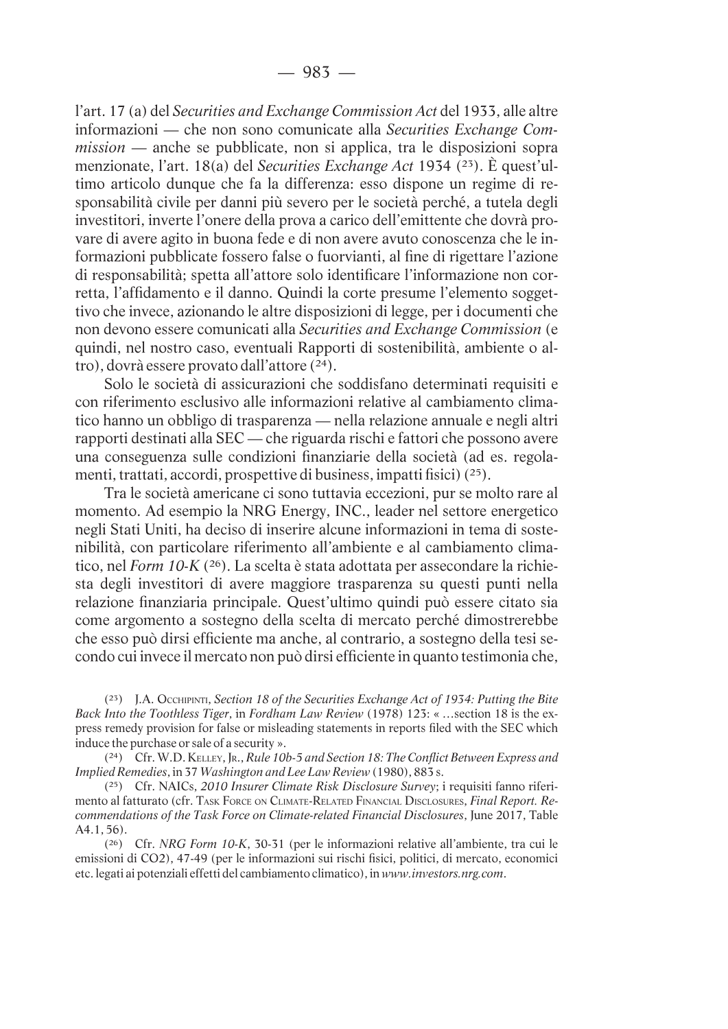l'art. 17 (a) del *Securities and Exchange Commission Act* del 1933, alle altre informazioni — che non sono comunicate alla *Securities Exchange Commission* — anche se pubblicate, non si applica, tra le disposizioni sopra menzionate, l'art. 18(a) del *Securities Exchange Act* 1934 (23). È quest'ultimo articolo dunque che fa la differenza: esso dispone un regime di responsabilità civile per danni più severo per le società perché, a tutela degli investitori, inverte l'onere della prova a carico dell'emittente che dovrà provare di avere agito in buona fede e di non avere avuto conoscenza che le informazioni pubblicate fossero false o fuorvianti, al fine di rigettare l'azione di responsabilità; spetta all'attore solo identificare l'informazione non corretta, l'affidamento e il danno. Quindi la corte presume l'elemento soggettivo che invece, azionando le altre disposizioni di legge, per i documenti che non devono essere comunicati alla *Securities and Exchange Commission* (e quindi, nel nostro caso, eventuali Rapporti di sostenibilità, ambiente o altro), dovrà essere provato dall'attore (24).

Solo le società di assicurazioni che soddisfano determinati requisiti e con riferimento esclusivo alle informazioni relative al cambiamento climatico hanno un obbligo di trasparenza — nella relazione annuale e negli altri rapporti destinati alla SEC — che riguarda rischi e fattori che possono avere una conseguenza sulle condizioni finanziarie della società (ad es. regolamenti, trattati, accordi, prospettive di business, impatti fisici) (25).

Tra le società americane ci sono tuttavia eccezioni, pur se molto rare al momento. Ad esempio la NRG Energy, INC., leader nel settore energetico negli Stati Uniti, ha deciso di inserire alcune informazioni in tema di sostenibilità, con particolare riferimento all'ambiente e al cambiamento climatico, nel *Form 10-K* (26). La scelta è stata adottata per assecondare la richiesta degli investitori di avere maggiore trasparenza su questi punti nella relazione finanziaria principale. Quest'ultimo quindi può essere citato sia come argomento a sostegno della scelta di mercato perché dimostrerebbe che esso può dirsi efficiente ma anche, al contrario, a sostegno della tesi secondo cui invece il mercato non può dirsi efficiente in quanto testimonia che,

(23) J.A. Occhipinti, *Section 18 of the Securities Exchange Act of 1934: Putting the Bite Back Into the Toothless Tiger*, in *Fordham Law Review* (1978) 123: « …section 18 is the express remedy provision for false or misleading statements in reports filed with the SEC which induce the purchase or sale of a security ».

(24) Cfr. W.D. Kelley, Jr., *Rule 10b-5 and Section 18: The Conflict Between Express and Implied Remedies*, in 37 *Washington and Lee Law Review* (1980), 883 s.

(25) Cfr. NAICs, *2010 Insurer Climate Risk Disclosure Survey*; i requisiti fanno riferimento al fatturato (cfr. Task Force on Climate-Related Financial Disclosures, *Final Report. Recommendations of the Task Force on Climate-related Financial Disclosures*, June 2017, Table A4.1, 56).

(26) Cfr. *NRG Form 10-K*, 30-31 (per le informazioni relative all'ambiente, tra cui le emissioni di CO2), 47-49 (per le informazioni sui rischi fisici, politici, di mercato, economici etc. legati ai potenziali effetti del cambiamento climatico), in *www.investors.nrg.com*.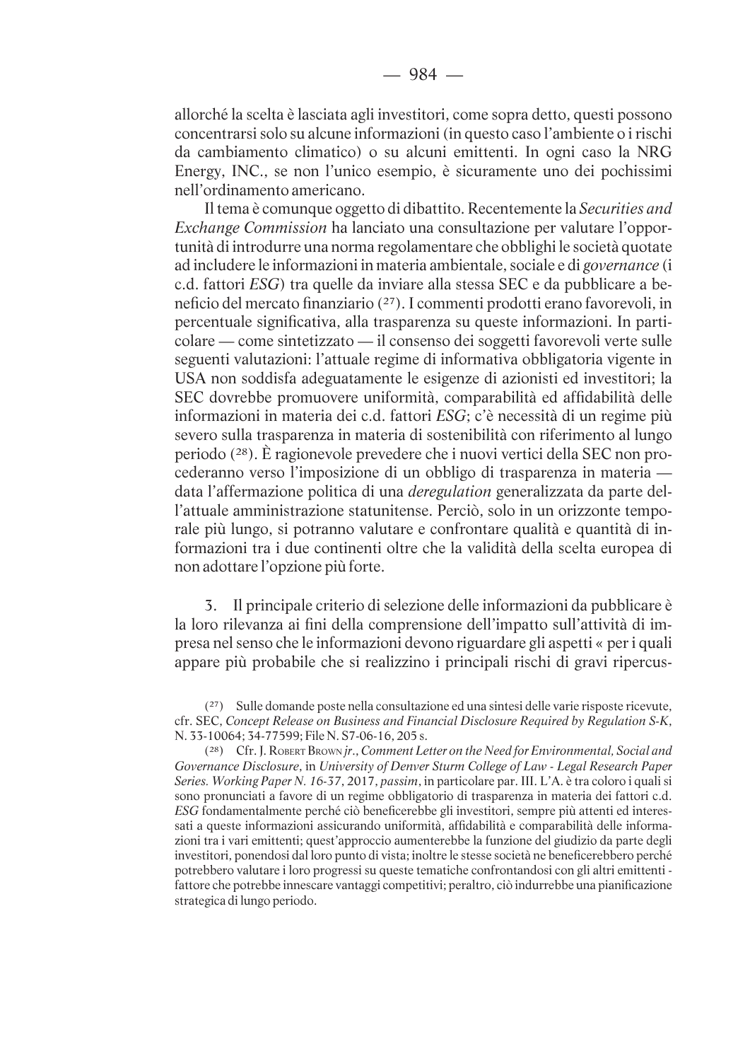allorché la scelta è lasciata agli investitori, come sopra detto, questi possono concentrarsi solo su alcune informazioni (in questo caso l'ambiente o i rischi da cambiamento climatico) o su alcuni emittenti. In ogni caso la NRG Energy, INC., se non l'unico esempio, è sicuramente uno dei pochissimi nell'ordinamento americano.

Il tema è comunque oggetto di dibattito. Recentemente la *Securities and Exchange Commission* ha lanciato una consultazione per valutare l'opportunità di introdurre una norma regolamentare che obblighi le società quotate ad includere le informazioni in materia ambientale, sociale e di *governance* (i c.d. fattori *ESG*) tra quelle da inviare alla stessa SEC e da pubblicare a beneficio del mercato finanziario ([27]). I commenti prodotti erano favorevoli, in percentuale significativa, alla trasparenza su queste informazioni. In particolare — come sintetizzato — il consenso dei soggetti favorevoli verte sulle seguenti valutazioni: l'attuale regime di informativa obbligatoria vigente in USA non soddisfa adeguatamente le esigenze di azionisti ed investitori; la SEC dovrebbe promuovere uniformità, comparabilità ed affidabilità delle informazioni in materia dei c.d. fattori *ESG*; c'è necessità di un regime più severo sulla trasparenza in materia di sostenibilità con riferimento al lungo periodo ([28]). È ragionevole prevedere che i nuovi vertici della SEC non procederanno verso l'imposizione di un obbligo di trasparenza in materia — data l'affermazione politica di una *deregulation* generalizzata da parte dell'attuale amministrazione statunitense. Perciò, solo in un orizzonte temporale più lungo, si potranno valutare e confrontare qualità e quantità di informazioni tra i due continenti oltre che la validità della scelta europea di non adottare l'opzione più forte.

3. Il principale criterio di selezione delle informazioni da pubblicare è la loro rilevanza ai fini della comprensione dell'impatto sull'attività di impresa nel senso che le informazioni devono riguardare gli aspetti « per i quali appare più probabile che si realizzino i principali rischi di gravi ripercus-

---

([27]) Sulle domande poste nella consultazione ed una sintesi delle varie risposte ricevute, cfr. SEC, *Concept Release on Business and Financial Disclosure Required by Regulation S-K*, N. 33-10064; 34-77599; File N. S7-06-16, 205 s.

([28]) Cfr. J. Robert Brown *jr.*, *Comment Letter on the Need for Environmental, Social and Governance Disclosure*, in *University of Denver Sturm College of Law - Legal Research Paper Series. Working Paper N. 16-37*, 2017, *passim*, in particolare par. III. L'A. è tra coloro i quali si sono pronunciati a favore di un regime obbligatorio di trasparenza in materia dei fattori c.d. *ESG* fondamentalmente perché ciò beneficerebbe gli investitori, sempre più attenti ed interessati a queste informazioni assicurando uniformità, affidabilità e comparabilità delle informazioni tra i vari emittenti; quest'approccio aumenterebbe la funzione del giudizio da parte degli investitori, ponendosi dal loro punto di vista; inoltre le stesse società ne beneficerebbero perché potrebbero valutare i loro progressi su queste tematiche confrontandosi con gli altri emittenti - fattore che potrebbe innescare vantaggi competitivi; peraltro, ciò indurrebbe una pianificazione strategica di lungo periodo.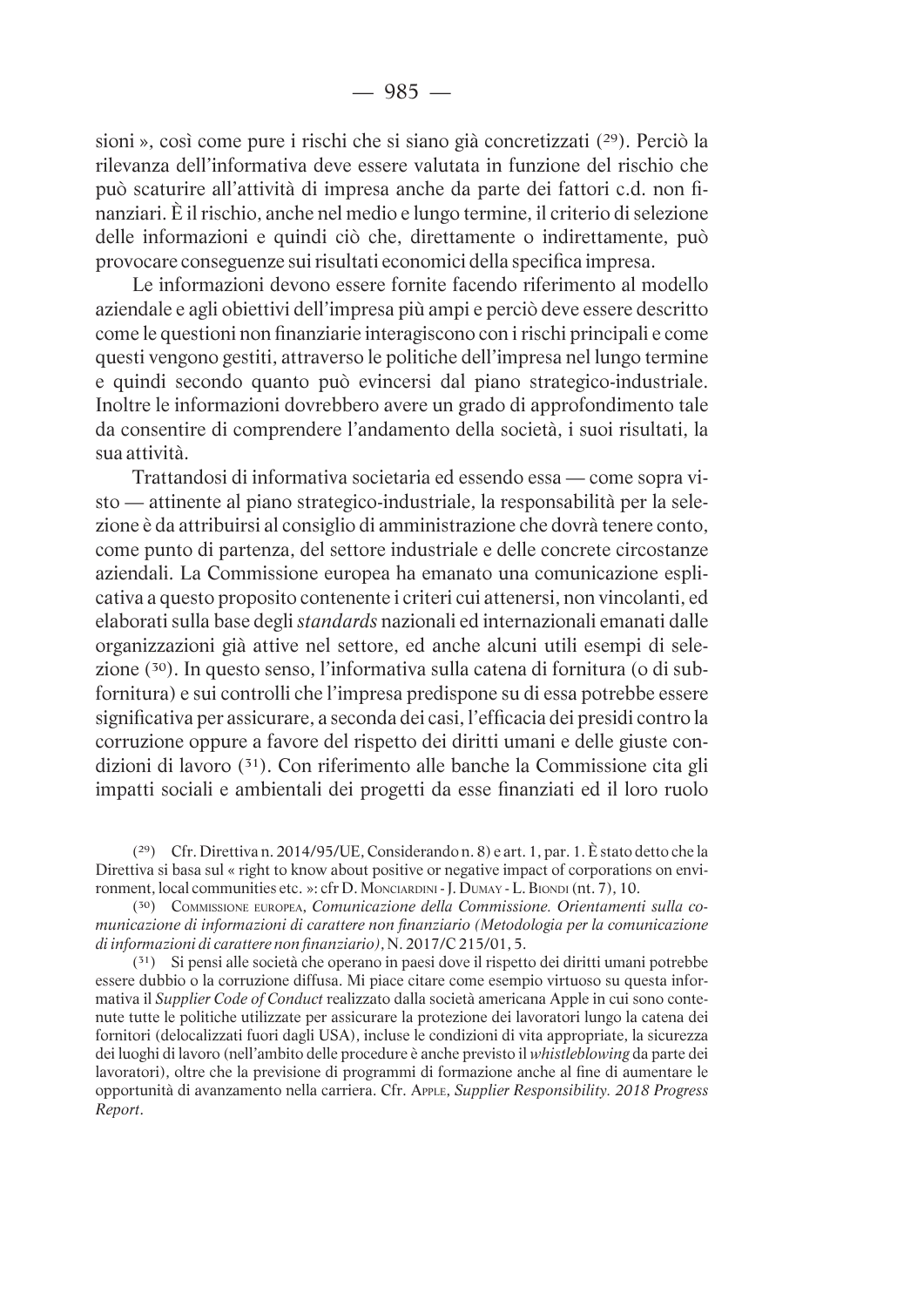sioni », così come pure i rischi che si siano già concretizzati ([29]). Perciò la rilevanza dell'informativa deve essere valutata in funzione del rischio che può scaturire all'attività di impresa anche da parte dei fattori c.d. non finanziari. È il rischio, anche nel medio e lungo termine, il criterio di selezione delle informazioni e quindi ciò che, direttamente o indirettamente, può provocare conseguenze sui risultati economici della specifica impresa.

Le informazioni devono essere fornite facendo riferimento al modello aziendale e agli obiettivi dell'impresa più ampi e perciò deve essere descritto come le questioni non finanziarie interagiscono con i rischi principali e come questi vengono gestiti, attraverso le politiche dell'impresa nel lungo termine e quindi secondo quanto può evincersi dal piano strategico-industriale. Inoltre le informazioni dovrebbero avere un grado di approfondimento tale da consentire di comprendere l'andamento della società, i suoi risultati, la sua attività.

Trattandosi di informativa societaria ed essendo essa — come sopra visto — attinente al piano strategico-industriale, la responsabilità per la selezione è da attribuirsi al consiglio di amministrazione che dovrà tenere conto, come punto di partenza, del settore industriale e delle concrete circostanze aziendali. La Commissione europea ha emanato una comunicazione esplicativa a questo proposito contenente i criteri cui attenersi, non vincolanti, ed elaborati sulla base degli *standards* nazionali ed internazionali emanati dalle organizzazioni già attive nel settore, ed anche alcuni utili esempi di selezione ([30]). In questo senso, l'informativa sulla catena di fornitura (o di subfornitura) e sui controlli che l'impresa predispone su di essa potrebbe essere significativa per assicurare, a seconda dei casi, l'efficacia dei presidi contro la corruzione oppure a favore del rispetto dei diritti umani e delle giuste condizioni di lavoro ([31]). Con riferimento alle banche la Commissione cita gli impatti sociali e ambientali dei progetti da esse finanziati ed il loro ruolo

---

([29]) Cfr. Direttiva n. 2014/95/UE, Considerando n. 8) e art. 1, par. 1. È stato detto che la Direttiva si basa sul « right to know about positive or negative impact of corporations on environment, local communities etc. »: cfr D. Monciardini - J. Dumay - L. Biondi (nt. 7), 10.

([30]) Commissione europea, *Comunicazione della Commissione. Orientamenti sulla comunicazione di informazioni di carattere non finanziario (Metodologia per la comunicazione di informazioni di carattere non finanziario)*, N. 2017/C 215/01, 5.

([31]) Si pensi alle società che operano in paesi dove il rispetto dei diritti umani potrebbe essere dubbio o la corruzione diffusa. Mi piace citare come esempio virtuoso su questa informativa il *Supplier Code of Conduct* realizzato dalla società americana Apple in cui sono contenute tutte le politiche utilizzate per assicurare la protezione dei lavoratori lungo la catena dei fornitori (delocalizzati fuori dagli USA), incluse le condizioni di vita appropriate, la sicurezza dei luoghi di lavoro (nell'ambito delle procedure è anche previsto il *whistleblowing* da parte dei lavoratori), oltre che la previsione di programmi di formazione anche al fine di aumentare le opportunità di avanzamento nella carriera. Cfr. Apple, *Supplier Responsibility. 2018 Progress Report*.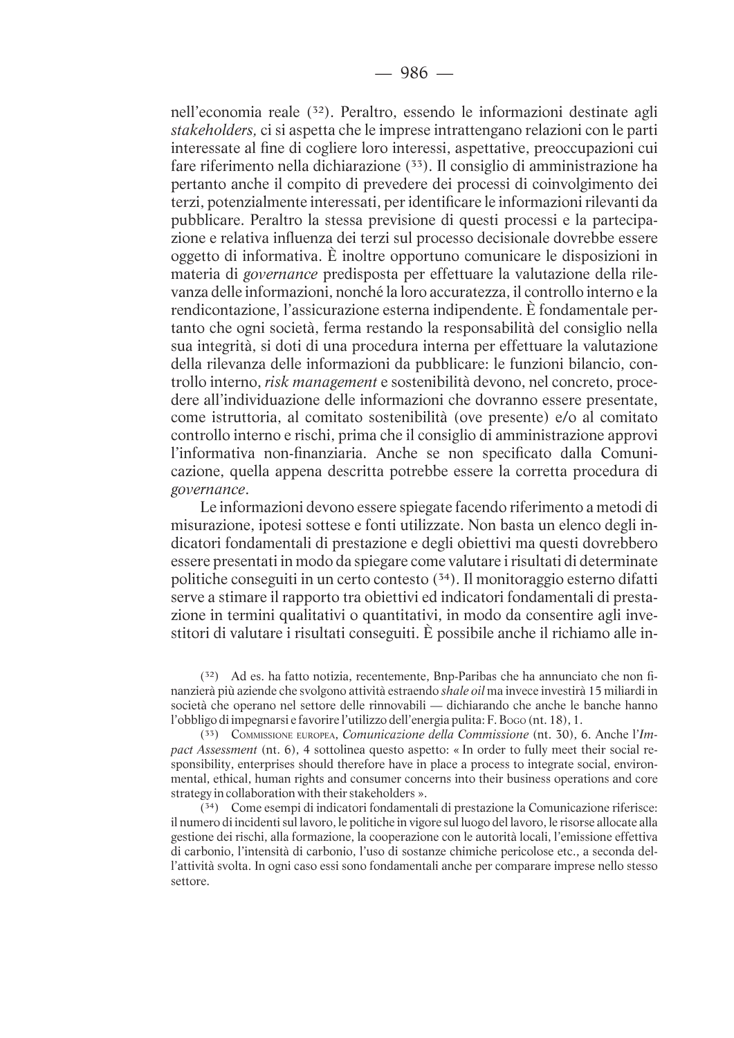nell'economia reale [32]. Peraltro, essendo le informazioni destinate agli *stakeholders,* ci si aspetta che le imprese intrattengano relazioni con le parti interessate al fine di cogliere loro interessi, aspettative, preoccupazioni cui fare riferimento nella dichiarazione [33]. Il consiglio di amministrazione ha pertanto anche il compito di prevedere dei processi di coinvolgimento dei terzi, potenzialmente interessati, per identificare le informazioni rilevanti da pubblicare. Peraltro la stessa previsione di questi processi e la partecipazione e relativa influenza dei terzi sul processo decisionale dovrebbe essere oggetto di informativa. È inoltre opportuno comunicare le disposizioni in materia di *governance* predisposta per effettuare la valutazione della rilevanza delle informazioni, nonché la loro accuratezza, il controllo interno e la rendicontazione, l'assicurazione esterna indipendente. È fondamentale pertanto che ogni società, ferma restando la responsabilità del consiglio nella sua integrità, si doti di una procedura interna per effettuare la valutazione della rilevanza delle informazioni da pubblicare: le funzioni bilancio, controllo interno, *risk management* e sostenibilità devono, nel concreto, procedere all'individuazione delle informazioni che dovranno essere presentate, come istruttoria, al comitato sostenibilità (ove presente) e/o al comitato controllo interno e rischi, prima che il consiglio di amministrazione approvi l'informativa non-finanziaria. Anche se non specificato dalla Comunicazione, quella appena descritta potrebbe essere la corretta procedura di *governance*.

Le informazioni devono essere spiegate facendo riferimento a metodi di misurazione, ipotesi sottese e fonti utilizzate. Non basta un elenco degli indicatori fondamentali di prestazione e degli obiettivi ma questi dovrebbero essere presentati in modo da spiegare come valutare i risultati di determinate politiche conseguiti in un certo contesto [34]. Il monitoraggio esterno difatti serve a stimare il rapporto tra obiettivi ed indicatori fondamentali di prestazione in termini qualitativi o quantitativi, in modo da consentire agli investitori di valutare i risultati conseguiti. È possibile anche il richiamo alle in-

---

(32) Ad es. ha fatto notizia, recentemente, Bnp-Paribas che ha annunciato che non finanzierà più aziende che svolgono attività estraendo *shale oil* ma invece investirà 15 miliardi in società che operano nel settore delle rinnovabili — dichiarando che anche le banche hanno l'obbligo di impegnarsi e favorire l'utilizzo dell'energia pulita: F. Bogo (nt. 18), 1.

(33) Commissione europea, *Comunicazione della Commissione* (nt. 30), 6. Anche l'*Impact Assessment* (nt. 6), 4 sottolinea questo aspetto: « In order to fully meet their social responsibility, enterprises should therefore have in place a process to integrate social, environmental, ethical, human rights and consumer concerns into their business operations and core strategy in collaboration with their stakeholders ».

(34) Come esempi di indicatori fondamentali di prestazione la Comunicazione riferisce: il numero di incidenti sul lavoro, le politiche in vigore sul luogo del lavoro, le risorse allocate alla gestione dei rischi, alla formazione, la cooperazione con le autorità locali, l'emissione effettiva di carbonio, l'intensità di carbonio, l'uso di sostanze chimiche pericolose etc., a seconda dell'attività svolta. In ogni caso essi sono fondamentali anche per comparare imprese nello stesso settore.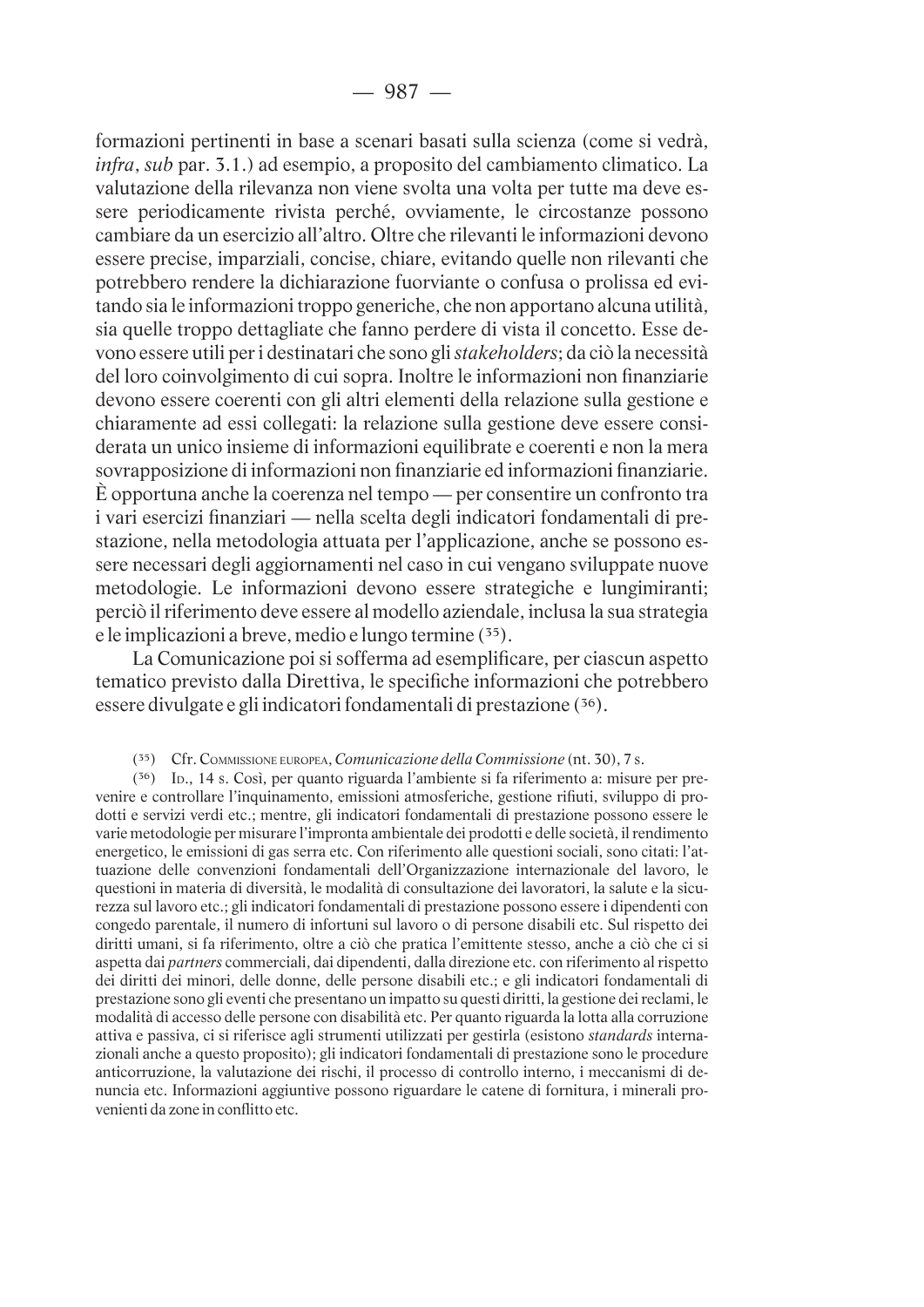formazioni pertinenti in base a scenari basati sulla scienza (come si vedrà, *infra*, *sub* par. 3.1.) ad esempio, a proposito del cambiamento climatico. La valutazione della rilevanza non viene svolta una volta per tutte ma deve essere periodicamente rivista perché, ovviamente, le circostanze possono cambiare da un esercizio all'altro. Oltre che rilevanti le informazioni devono essere precise, imparziali, concise, chiare, evitando quelle non rilevanti che potrebbero rendere la dichiarazione fuorviante o confusa o prolissa ed evitando sia le informazioni troppo generiche, che non apportano alcuna utilità, sia quelle troppo dettagliate che fanno perdere di vista il concetto. Esse devono essere utili per i destinatari che sono gli *stakeholders*; da ciò la necessità del loro coinvolgimento di cui sopra. Inoltre le informazioni non finanziarie devono essere coerenti con gli altri elementi della relazione sulla gestione e chiaramente ad essi collegati: la relazione sulla gestione deve essere considerata un unico insieme di informazioni equilibrate e coerenti e non la mera sovrapposizione di informazioni non finanziarie ed informazioni finanziarie. È opportuna anche la coerenza nel tempo — per consentire un confronto tra i vari esercizi finanziari — nella scelta degli indicatori fondamentali di prestazione, nella metodologia attuata per l'applicazione, anche se possono essere necessari degli aggiornamenti nel caso in cui vengano sviluppate nuove metodologie. Le informazioni devono essere strategiche e lungimiranti; perciò il riferimento deve essere al modello aziendale, inclusa la sua strategia e le implicazioni a breve, medio e lungo termine (35).

La Comunicazione poi si sofferma ad esemplificare, per ciascun aspetto tematico previsto dalla Direttiva, le specifiche informazioni che potrebbero essere divulgate e gli indicatori fondamentali di prestazione (36).

(35) Cfr. Commissione europea, *Comunicazione della Commissione* (nt. 30), 7 s.

(36) Id., 14 s. Così, per quanto riguarda l'ambiente si fa riferimento a: misure per prevenire e controllare l'inquinamento, emissioni atmosferiche, gestione rifiuti, sviluppo di prodotti e servizi verdi etc.; mentre, gli indicatori fondamentali di prestazione possono essere le varie metodologie per misurare l'impronta ambientale dei prodotti e delle società, il rendimento energetico, le emissioni di gas serra etc. Con riferimento alle questioni sociali, sono citati: l'attuazione delle convenzioni fondamentali dell'Organizzazione internazionale del lavoro, le questioni in materia di diversità, le modalità di consultazione dei lavoratori, la salute e la sicurezza sul lavoro etc.; gli indicatori fondamentali di prestazione possono essere i dipendenti con congedo parentale, il numero di infortuni sul lavoro o di persone disabili etc. Sul rispetto dei diritti umani, si fa riferimento, oltre a ciò che pratica l'emittente stesso, anche a ciò che ci si aspetta dai *partners* commerciali, dai dipendenti, dalla direzione etc. con riferimento al rispetto dei diritti dei minori, delle donne, delle persone disabili etc.; e gli indicatori fondamentali di prestazione sono gli eventi che presentano un impatto su questi diritti, la gestione dei reclami, le modalità di accesso delle persone con disabilità etc. Per quanto riguarda la lotta alla corruzione attiva e passiva, ci si riferisce agli strumenti utilizzati per gestirla (esistono *standards* internazionali anche a questo proposito); gli indicatori fondamentali di prestazione sono le procedure anticorruzione, la valutazione dei rischi, il processo di controllo interno, i meccanismi di denuncia etc. Informazioni aggiuntive possono riguardare le catene di fornitura, i minerali provenienti da zone in conflitto etc.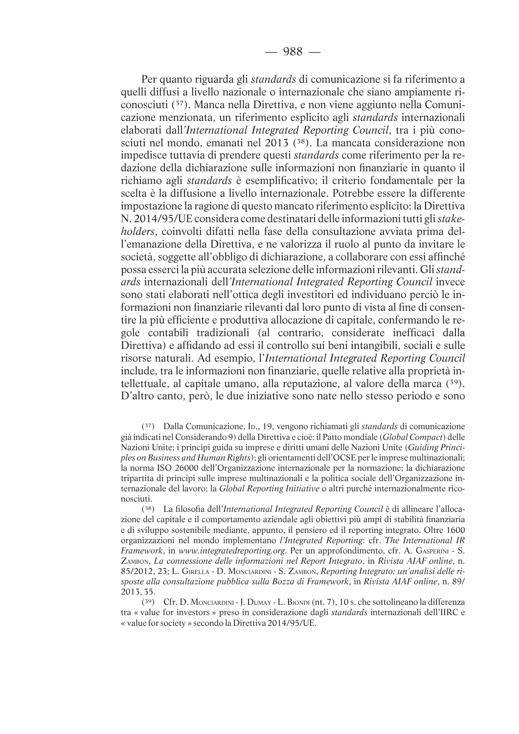Per quanto riguarda gli *standards* di comunicazione si fa riferimento a quelli diffusi a livello nazionale o internazionale che siano ampiamente riconosciuti [37]. Manca nella Direttiva, e non viene aggiunto nella Comunicazione menzionata, un riferimento esplicito agli *standards* internazionali elaborati dall'*International Integrated Reporting Council*, tra i più conosciuti nel mondo, emanati nel 2013 [38]. La mancata considerazione non impedisce tuttavia di prendere questi *standards* come riferimento per la redazione della dichiarazione sulle informazioni non finanziarie in quanto il richiamo agli *standards* è esemplificativo; il criterio fondamentale per la scelta è la diffusione a livello internazionale. Potrebbe essere la differente impostazione la ragione di questo mancato riferimento esplicito: la Direttiva N. 2014/95/UE considera come destinatari delle informazioni tutti gli *stakeholders*, coinvolti difatti nella fase della consultazione avviata prima dell'emanazione della Direttiva, e ne valorizza il ruolo al punto da invitare le società, soggette all'obbligo di dichiarazione, a collaborare con essi affinché possa esserci la più accurata selezione delle informazioni rilevanti. Gli *standards* internazionali dell'*International Integrated Reporting Council* invece sono stati elaborati nell'ottica degli investitori ed individuano perciò le informazioni non finanziarie rilevanti dal loro punto di vista al fine di consentire la più efficiente e produttiva allocazione di capitale, confermando le regole contabili tradizionali (al contrario, considerate inefficaci dalla Direttiva) e affidando ad essi il controllo sui beni intangibili, sociali e sulle risorse naturali. Ad esempio, l'*International Integrated Reporting Council* include, tra le informazioni non finanziarie, quelle relative alla proprietà intellettuale, al capitale umano, alla reputazione, al valore della marca [39]. D'altro canto, però, le due iniziative sono nate nello stesso periodo e sono

(37) Dalla Comunicazione, Id., 19, vengono richiamati gli *standards* di comunicazione già indicati nel Considerando 9) della Direttiva e cioè: il Patto mondiale (*Global Compact*) delle Nazioni Unite; i principi guida su imprese e diritti umani delle Nazioni Unite (*Guiding Principles on Business and Human Rights*); gli orientamenti dell'OCSE per le imprese multinazionali; la norma ISO 26000 dell'Organizzazione internazionale per la normazione; la dichiarazione tripartita di principi sulle imprese multinazionali e la politica sociale dell'Organizzazione internazionale del lavoro; la *Global Reporting Initiative* o altri purché internazionalmente riconosciuti.

(38) La filosofia dell'*International Integrated Reporting Council* è di allineare l'allocazione del capitale e il comportamento aziendale agli obiettivi più ampi di stabilità finanziaria e di sviluppo sostenibile mediante, appunto, il pensiero ed il reporting integrato. Oltre 1600 organizzazioni nel mondo implementano *l'Integrated Reporting*: cfr. *The International IR Framework*, in *www.integratedreporting.org*. Per un approfondimento, cfr. A. Gasperini - S. Zambon, *La connessione delle informazioni nel Report Integrato*, in *Rivista AIAF online*, n. 85/2012, 23; L. Girella - D. Monciardini - S. Zambon, *Reporting Integrato: un'analisi delle risposte alla consultazione pubblica sulla Bozza di Framework*, in *Rivista AIAF online*, n. 89/2013, 35.

(39) Cfr. D. Monciardini - J. Dumay - L. Biondi (nt. 7), 10 s. che sottolineano la differenza tra « value for investors » preso in considerazione dagli *standards* internazionali dell'IIRC e « value for society » secondo la Direttiva 2014/95/UE.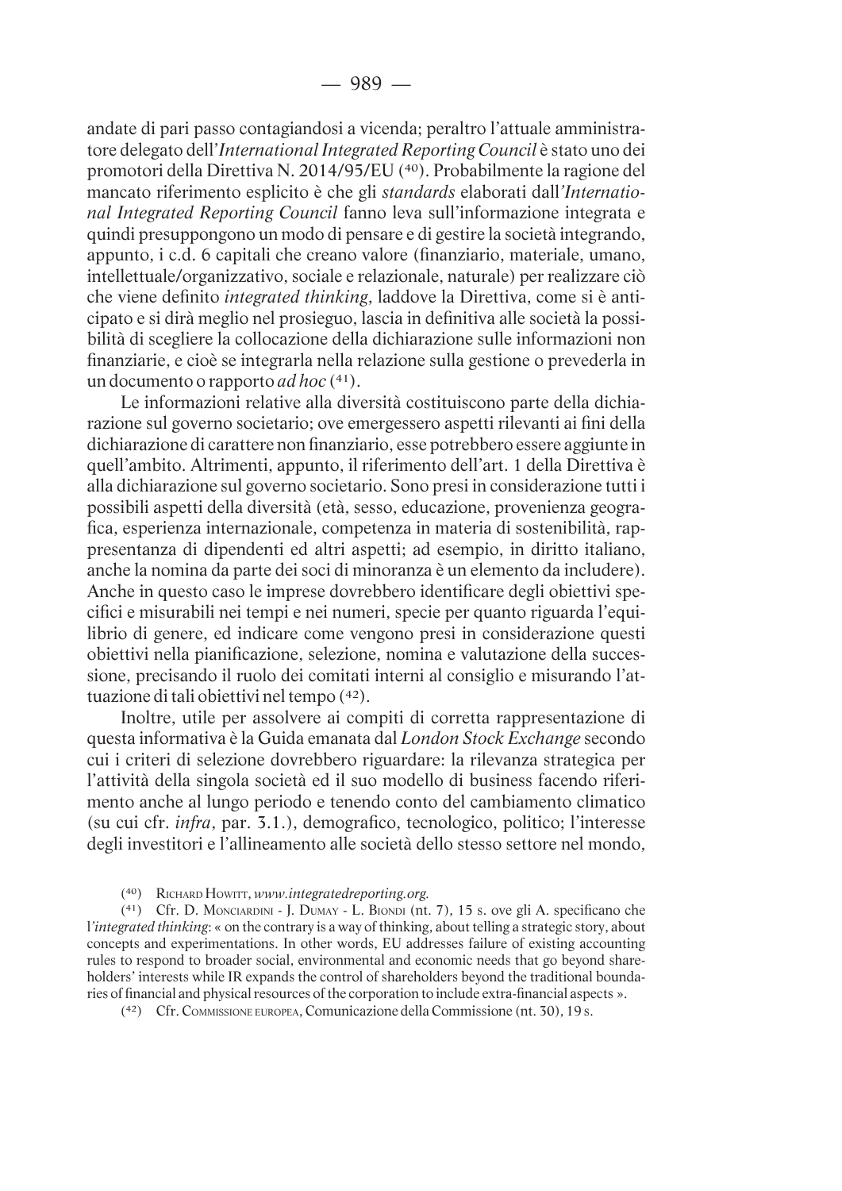andate di pari passo contagiandosi a vicenda; peraltro l'attuale amministratore delegato dell'*International Integrated Reporting Council* è stato uno dei promotori della Direttiva N. 2014/95/EU [40]. Probabilmente la ragione del mancato riferimento esplicito è che gli *standards* elaborati dall'*International Integrated Reporting Council* fanno leva sull'informazione integrata e quindi presuppongono un modo di pensare e di gestire la società integrando, appunto, i c.d. 6 capitali che creano valore (finanziario, materiale, umano, intellettuale/organizzativo, sociale e relazionale, naturale) per realizzare ciò che viene definito *integrated thinking*, laddove la Direttiva, come si è anticipato e si dirà meglio nel prosieguo, lascia in definitiva alle società la possibilità di scegliere la collocazione della dichiarazione sulle informazioni non finanziarie, e cioè se integrarla nella relazione sulla gestione o prevederla in un documento o rapporto *ad hoc* [41].

Le informazioni relative alla diversità costituiscono parte della dichiarazione sul governo societario; ove emergessero aspetti rilevanti ai fini della dichiarazione di carattere non finanziario, esse potrebbero essere aggiunte in quell'ambito. Altrimenti, appunto, il riferimento dell'art. 1 della Direttiva è alla dichiarazione sul governo societario. Sono presi in considerazione tutti i possibili aspetti della diversità (età, sesso, educazione, provenienza geografica, esperienza internazionale, competenza in materia di sostenibilità, rappresentanza di dipendenti ed altri aspetti; ad esempio, in diritto italiano, anche la nomina da parte dei soci di minoranza è un elemento da includere). Anche in questo caso le imprese dovrebbero identificare degli obiettivi specifici e misurabili nei tempi e nei numeri, specie per quanto riguarda l'equilibrio di genere, ed indicare come vengono presi in considerazione questi obiettivi nella pianificazione, selezione, nomina e valutazione della successione, precisando il ruolo dei comitati interni al consiglio e misurando l'attuazione di tali obiettivi nel tempo [42].

Inoltre, utile per assolvere ai compiti di corretta rappresentazione di questa informativa è la Guida emanata dal *London Stock Exchange* secondo cui i criteri di selezione dovrebbero riguardare: la rilevanza strategica per l'attività della singola società ed il suo modello di business facendo riferimento anche al lungo periodo e tenendo conto del cambiamento climatico (su cui cfr. *infra*, par. 3.1.), demografico, tecnologico, politico; l'interesse degli investitori e l'allineamento alle società dello stesso settore nel mondo,

---

(40) Richard Howitt, *www.integratedreporting.org.*

(41) Cfr. D. Monciardini - J. Dumay - L. Biondi (nt. 7), 15 s. ove gli A. specificano che l'*integrated thinking*: « on the contrary is a way of thinking, about telling a strategic story, about concepts and experimentations. In other words, EU addresses failure of existing accounting rules to respond to broader social, environmental and economic needs that go beyond shareholders' interests while IR expands the control of shareholders beyond the traditional boundaries of financial and physical resources of the corporation to include extra-financial aspects ».

(42) Cfr. Commissione europea, Comunicazione della Commissione (nt. 30), 19 s.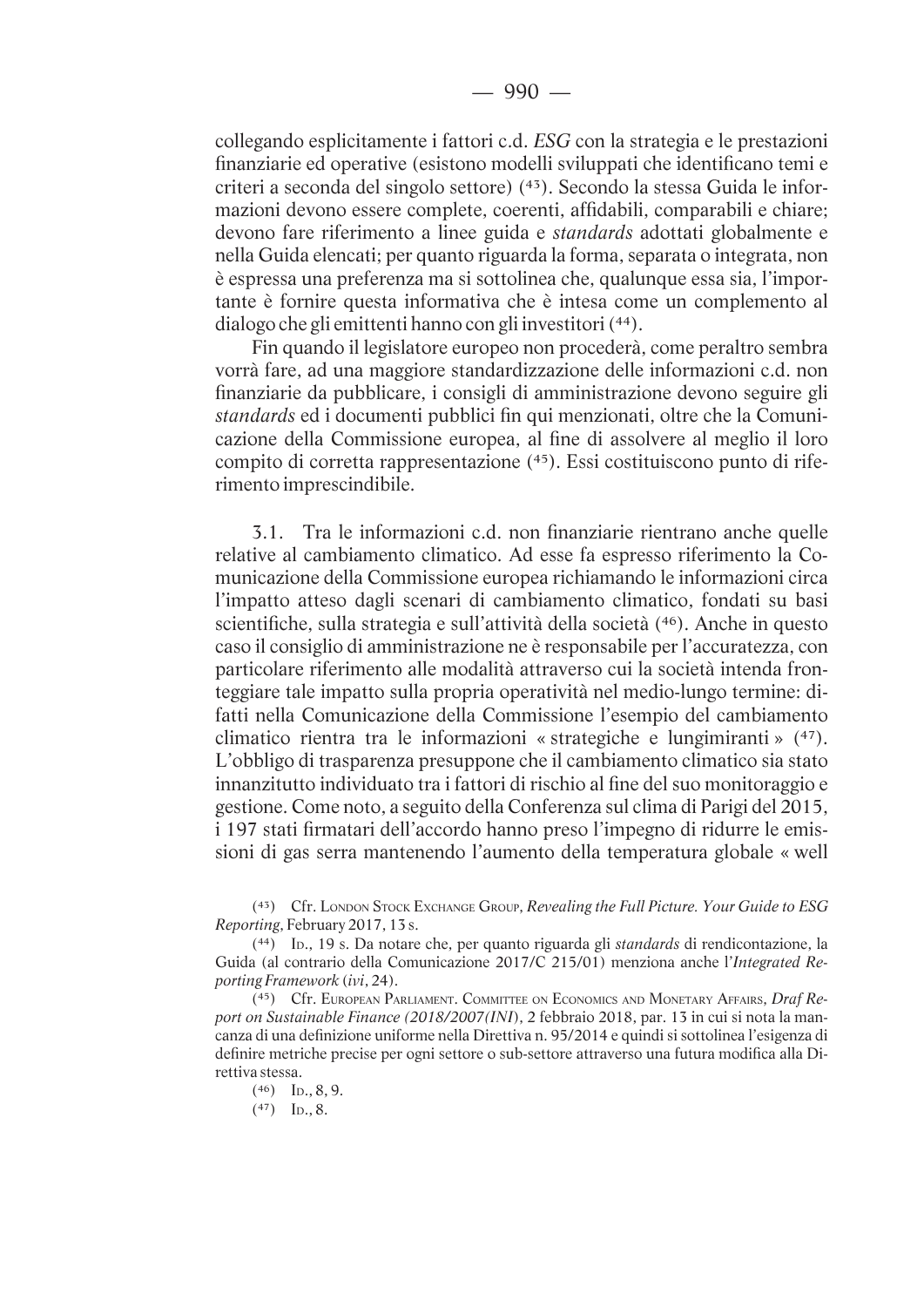collegando esplicitamente i fattori c.d. *ESG* con la strategia e le prestazioni finanziarie ed operative (esistono modelli sviluppati che identificano temi e criteri a seconda del singolo settore) (43). Secondo la stessa Guida le informazioni devono essere complete, coerenti, affidabili, comparabili e chiare; devono fare riferimento a linee guida e *standards* adottati globalmente e nella Guida elencati; per quanto riguarda la forma, separata o integrata, non è espressa una preferenza ma si sottolinea che, qualunque essa sia, l'importante è fornire questa informativa che è intesa come un complemento al dialogo che gli emittenti hanno con gli investitori (44).

Fin quando il legislatore europeo non procederà, come peraltro sembra vorrà fare, ad una maggiore standardizzazione delle informazioni c.d. non finanziarie da pubblicare, i consigli di amministrazione devono seguire gli *standards* ed i documenti pubblici fin qui menzionati, oltre che la Comunicazione della Commissione europea, al fine di assolvere al meglio il loro compito di corretta rappresentazione (45). Essi costituiscono punto di riferimento imprescindibile.

3.1. Tra le informazioni c.d. non finanziarie rientrano anche quelle relative al cambiamento climatico. Ad esse fa espresso riferimento la Comunicazione della Commissione europea richiamando le informazioni circa l'impatto atteso dagli scenari di cambiamento climatico, fondati su basi scientifiche, sulla strategia e sull'attività della società (46). Anche in questo caso il consiglio di amministrazione ne è responsabile per l'accuratezza, con particolare riferimento alle modalità attraverso cui la società intenda fronteggiare tale impatto sulla propria operatività nel medio-lungo termine: difatti nella Comunicazione della Commissione l'esempio del cambiamento climatico rientra tra le informazioni « strategiche e lungimiranti » (47). L'obbligo di trasparenza presuppone che il cambiamento climatico sia stato innanzitutto individuato tra i fattori di rischio al fine del suo monitoraggio e gestione. Come noto, a seguito della Conferenza sul clima di Parigi del 2015, i 197 stati firmatari dell'accordo hanno preso l'impegno di ridurre le emissioni di gas serra mantenendo l'aumento della temperatura globale « well

(43) Cfr. London Stock Exchange Group, *Revealing the Full Picture. Your Guide to ESG Reporting*, February 2017, 13 s.

(44) Id., 19 s. Da notare che, per quanto riguarda gli *standards* di rendicontazione, la Guida (al contrario della Comunicazione 2017/C 215/01) menziona anche l'*Integrated Reporting Framework* (*ivi*, 24).

(45) Cfr. European Parliament. Committee on Economics and Monetary Affairs, *Draf Report on Sustainable Finance (2018/2007(INI)*, 2 febbraio 2018, par. 13 in cui si nota la mancanza di una definizione uniforme nella Direttiva n. 95/2014 e quindi si sottolinea l'esigenza di definire metriche precise per ogni settore o sub-settore attraverso una futura modifica alla Direttiva stessa.

(46) Id., 8, 9.

(47) Id., 8.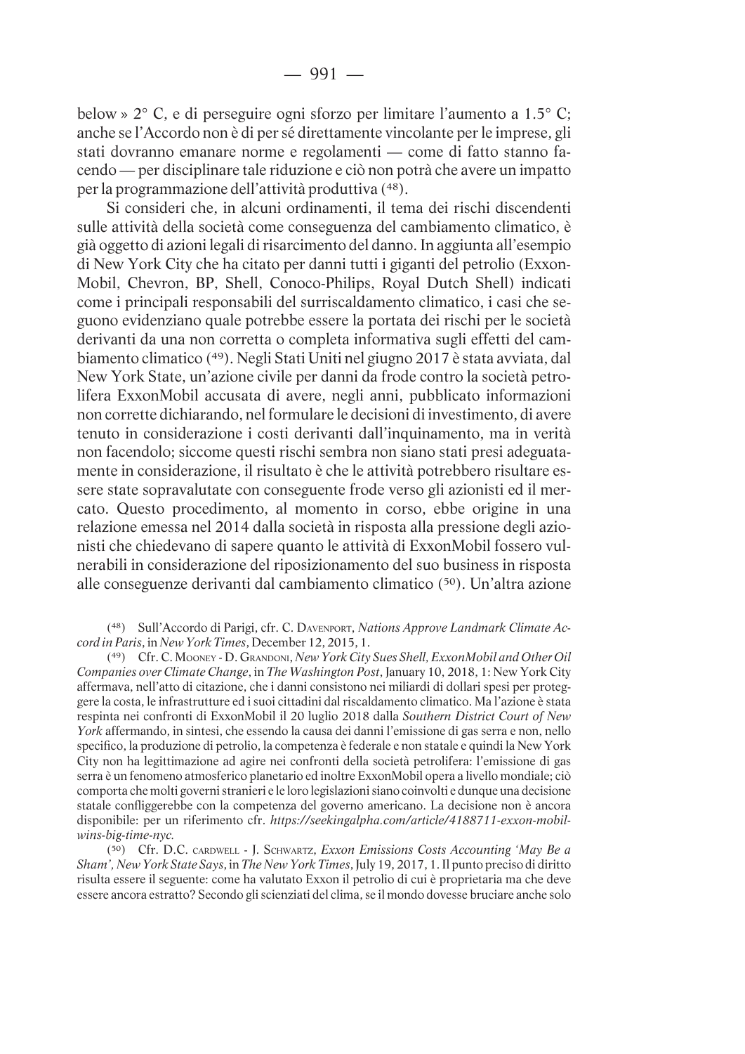below » 2° C, e di perseguire ogni sforzo per limitare l'aumento a 1.5° C; anche se l'Accordo non è di per sé direttamente vincolante per le imprese, gli stati dovranno emanare norme e regolamenti — come di fatto stanno facendo — per disciplinare tale riduzione e ciò non potrà che avere un impatto per la programmazione dell'attività produttiva [48].

Si consideri che, in alcuni ordinamenti, il tema dei rischi discendenti sulle attività della società come conseguenza del cambiamento climatico, è già oggetto di azioni legali di risarcimento del danno. In aggiunta all'esempio di New York City che ha citato per danni tutti i giganti del petrolio (ExxonMobil, Chevron, BP, Shell, Conoco-Philips, Royal Dutch Shell) indicati come i principali responsabili del surriscaldamento climatico, i casi che seguono evidenziano quale potrebbe essere la portata dei rischi per le società derivanti da una non corretta o completa informativa sugli effetti del cambiamento climatico [49]. Negli Stati Uniti nel giugno 2017 è stata avviata, dal New York State, un'azione civile per danni da frode contro la società petrolifera ExxonMobil accusata di avere, negli anni, pubblicato informazioni non corrette dichiarando, nel formulare le decisioni di investimento, di avere tenuto in considerazione i costi derivanti dall'inquinamento, ma in verità non facendolo; siccome questi rischi sembra non siano stati presi adeguatamente in considerazione, il risultato è che le attività potrebbero risultare essere state sopravalutate con conseguente frode verso gli azionisti ed il mercato. Questo procedimento, al momento in corso, ebbe origine in una relazione emessa nel 2014 dalla società in risposta alla pressione degli azionisti che chiedevano di sapere quanto le attività di ExxonMobil fossero vulnerabili in considerazione del riposizionamento del suo business in risposta alle conseguenze derivanti dal cambiamento climatico [50]. Un'altra azione

[48] Sull'Accordo di Parigi, cfr. C. Davenport, *Nations Approve Landmark Climate Accord in Paris*, in *New York Times*, December 12, 2015, 1.

[49] Cfr. C. Mooney - D. Grandoni, *New York City Sues Shell, ExxonMobil and Other Oil Companies over Climate Change*, in *The Washington Post*, January 10, 2018, 1: New York City affermava, nell'atto di citazione, che i danni consistono nei miliardi di dollari spesi per proteggere la costa, le infrastrutture ed i suoi cittadini dal riscaldamento climatico. Ma l'azione è stata respinta nei confronti di ExxonMobil il 20 luglio 2018 dalla *Southern District Court of New York* affermando, in sintesi, che essendo la causa dei danni l'emissione di gas serra e non, nello specifico, la produzione di petrolio, la competenza è federale e non statale e quindi la New York City non ha legittimazione ad agire nei confronti della società petrolifera: l'emissione di gas serra è un fenomeno atmosferico planetario ed inoltre ExxonMobil opera a livello mondiale; ciò comporta che molti governi stranieri e le loro legislazioni siano coinvolti e dunque una decisione statale confliggerebbe con la competenza del governo americano. La decisione non è ancora disponibile: per un riferimento cfr. *https://seekingalpha.com/article/4188711-exxon-mobil-wins-big-time-nyc.*

[50] Cfr. D.C. cardwell - J. Schwartz, *Exxon Emissions Costs Accounting 'May Be a Sham', New York State Says*, in *The New York Times*, July 19, 2017, 1. Il punto preciso di diritto risulta essere il seguente: come ha valutato Exxon il petrolio di cui è proprietaria ma che deve essere ancora estratto? Secondo gli scienziati del clima, se il mondo dovesse bruciare anche solo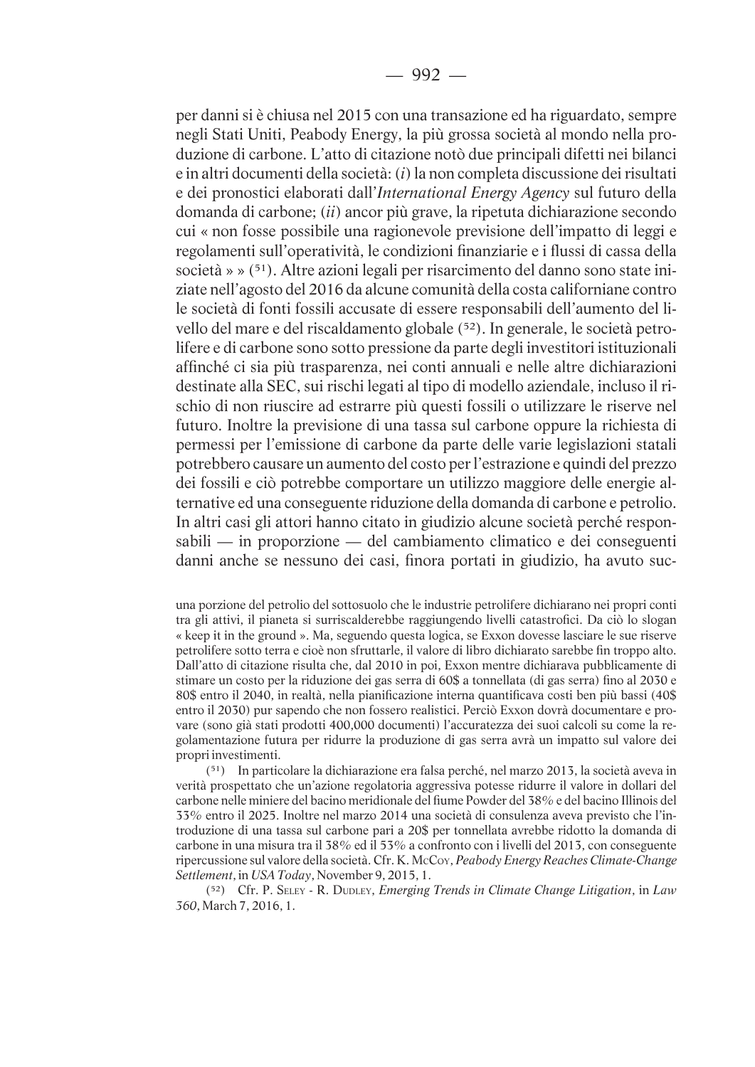per danni si è chiusa nel 2015 con una transazione ed ha riguardato, sempre negli Stati Uniti, Peabody Energy, la più grossa società al mondo nella produzione di carbone. L'atto di citazione notò due principali difetti nei bilanci e in altri documenti della società: (*i*) la non completa discussione dei risultati e dei pronostici elaborati dall'*International Energy Agency* sul futuro della domanda di carbone; (*ii*) ancor più grave, la ripetuta dichiarazione secondo cui « non fosse possibile una ragionevole previsione dell'impatto di leggi e regolamenti sull'operatività, le condizioni finanziarie e i flussi di cassa della società » » [51]. Altre azioni legali per risarcimento del danno sono state iniziate nell'agosto del 2016 da alcune comunità della costa californiane contro le società di fonti fossili accusate di essere responsabili dell'aumento del livello del mare e del riscaldamento globale [52]. In generale, le società petrolifere e di carbone sono sotto pressione da parte degli investitori istituzionali affinché ci sia più trasparenza, nei conti annuali e nelle altre dichiarazioni destinate alla SEC, sui rischi legati al tipo di modello aziendale, incluso il rischio di non riuscire ad estrarre più questi fossili o utilizzare le riserve nel futuro. Inoltre la previsione di una tassa sul carbone oppure la richiesta di permessi per l'emissione di carbone da parte delle varie legislazioni statali potrebbero causare un aumento del costo per l'estrazione e quindi del prezzo dei fossili e ciò potrebbe comportare un utilizzo maggiore delle energie alternative ed una conseguente riduzione della domanda di carbone e petrolio. In altri casi gli attori hanno citato in giudizio alcune società perché responsabili — in proporzione — del cambiamento climatico e dei conseguenti danni anche se nessuno dei casi, finora portati in giudizio, ha avuto suc-

una porzione del petrolio del sottosuolo che le industrie petrolifere dichiarano nei propri conti tra gli attivi, il pianeta si surriscalderebbe raggiungendo livelli catastrofici. Da ciò lo slogan « keep it in the ground ». Ma, seguendo questa logica, se Exxon dovesse lasciare le sue riserve petrolifere sotto terra e cioè non sfruttarle, il valore di libro dichiarato sarebbe fin troppo alto. Dall'atto di citazione risulta che, dal 2010 in poi, Exxon mentre dichiarava pubblicamente di stimare un costo per la riduzione dei gas serra di 60$ a tonnellata (di gas serra) fino al 2030 e 80$ entro il 2040, in realtà, nella pianificazione interna quantificava costi ben più bassi (40$ entro il 2030) pur sapendo che non fossero realistici. Perciò Exxon dovrà documentare e provare (sono già stati prodotti 400,000 documenti) l'accuratezza dei suoi calcoli su come la regolamentazione futura per ridurre la produzione di gas serra avrà un impatto sul valore dei propri investimenti.

[51] In particolare la dichiarazione era falsa perché, nel marzo 2013, la società aveva in verità prospettato che un'azione regolatoria aggressiva potesse ridurre il valore in dollari del carbone nelle miniere del bacino meridionale del fiume Powder del 38% e del bacino Illinois del 33% entro il 2025. Inoltre nel marzo 2014 una società di consulenza aveva previsto che l'introduzione di una tassa sul carbone pari a 20$ per tonnellata avrebbe ridotto la domanda di carbone in una misura tra il 38% ed il 53% a confronto con i livelli del 2013, con conseguente ripercussione sul valore della società. Cfr. K. McCoy, *Peabody Energy Reaches Climate-Change Settlement*, in *USA Today*, November 9, 2015, 1.

[52] Cfr. P. Seley - R. Dudley, *Emerging Trends in Climate Change Litigation*, in *Law 360*, March 7, 2016, 1.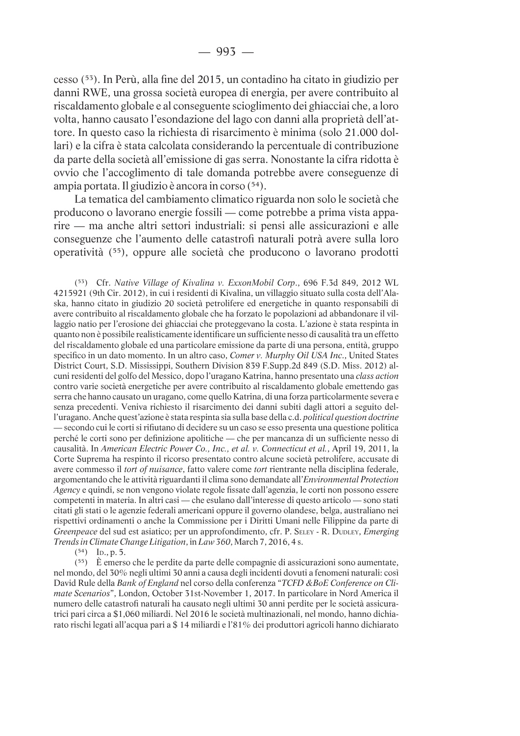cesso [53]. In Perù, alla fine del 2015, un contadino ha citato in giudizio per danni RWE, una grossa società europea di energia, per avere contribuito al riscaldamento globale e al conseguente scioglimento dei ghiacciai che, a loro volta, hanno causato l'esondazione del lago con danni alla proprietà dell'attore. In questo caso la richiesta di risarcimento è minima (solo 21.000 dollari) e la cifra è stata calcolata considerando la percentuale di contribuzione da parte della società all'emissione di gas serra. Nonostante la cifra ridotta è ovvio che l'accoglimento di tale domanda potrebbe avere conseguenze di ampia portata. Il giudizio è ancora in corso [54].

La tematica del cambiamento climatico riguarda non solo le società che producono o lavorano energie fossili — come potrebbe a prima vista apparire — ma anche altri settori industriali: si pensi alle assicurazioni e alle conseguenze che l'aumento delle catastrofi naturali potrà avere sulla loro operatività [55], oppure alle società che producono o lavorano prodotti

[53] Cfr. *Native Village of Kivalina v. ExxonMobil Corp*., 696 F.3d 849, 2012 WL 4215921 (9th Cir. 2012), in cui i residenti di Kivalina, un villaggio situato sulla costa dell'Alaska, hanno citato in giudizio 20 società petrolifere ed energetiche in quanto responsabili di avere contribuito al riscaldamento globale che ha forzato le popolazioni ad abbandonare il villaggio natio per l'erosione dei ghiacciai che proteggevano la costa. L'azione è stata respinta in quanto non è possibile realisticamente identificare un sufficiente nesso di causalità tra un effetto del riscaldamento globale ed una particolare emissione da parte di una persona, entità, gruppo specifico in un dato momento. In un altro caso, *Comer v. Murphy Oil USA Inc*., United States District Court, S.D. Mississippi, Southern Division 839 F.Supp.2d 849 (S.D. Miss. 2012) alcuni residenti del golfo del Messico, dopo l'uragano Katrina, hanno presentato una *class action* contro varie società energetiche per avere contribuito al riscaldamento globale emettendo gas serra che hanno causato un uragano, come quello Katrina, di una forza particolarmente severa e senza precedenti. Veniva richiesto il risarcimento dei danni subiti dagli attori a seguito dell'uragano. Anche quest'azione è stata respinta sia sulla base della c.d. *political question doctrine* — secondo cui le corti si rifiutano di decidere su un caso se esso presenta una questione politica perché le corti sono per definizione apolitiche — che per mancanza di un sufficiente nesso di causalità. In *American Electric Power Co., Inc., et al. v. Connecticut et al.*, April 19, 2011, la Corte Suprema ha respinto il ricorso presentato contro alcune società petrolifere, accusate di avere commesso il *tort of nuisance*, fatto valere come *tort* rientrante nella disciplina federale, argomentando che le attività riguardanti il clima sono demandate all'*Environmental Protection Agency* e quindi, se non vengono violate regole fissate dall'agenzia, le corti non possono essere competenti in materia. In altri casi — che esulano dall'interesse di questo articolo — sono stati citati gli stati o le agenzie federali americani oppure il governo olandese, belga, australiano nei rispettivi ordinamenti o anche la Commissione per i Diritti Umani nelle Filippine da parte di *Greenpeace* del sud est asiatico; per un approfondimento, cfr. P. Seley - R. Dudley, *Emerging Trends in Climate Change Litigation*, in *Law 360*, March 7, 2016, 4 s.

[54] Id., p. 5.

[55] È emerso che le perdite da parte delle compagnie di assicurazioni sono aumentate, nel mondo, del 30% negli ultimi 30 anni a causa degli incidenti dovuti a fenomeni naturali: così David Rule della *Bank of England* nel corso della conferenza "*TCFD &BoE Conference on Climate Scenarios*", London, October 31st-November 1, 2017. In particolare in Nord America il numero delle catastrofi naturali ha causato negli ultimi 30 anni perdite per le società assicuratrici pari circa a $1,060 miliardi. Nel 2016 le società multinazionali, nel mondo, hanno dichiarato rischi legati all'acqua pari a $ 14 miliardi e l'81% dei produttori agricoli hanno dichiarato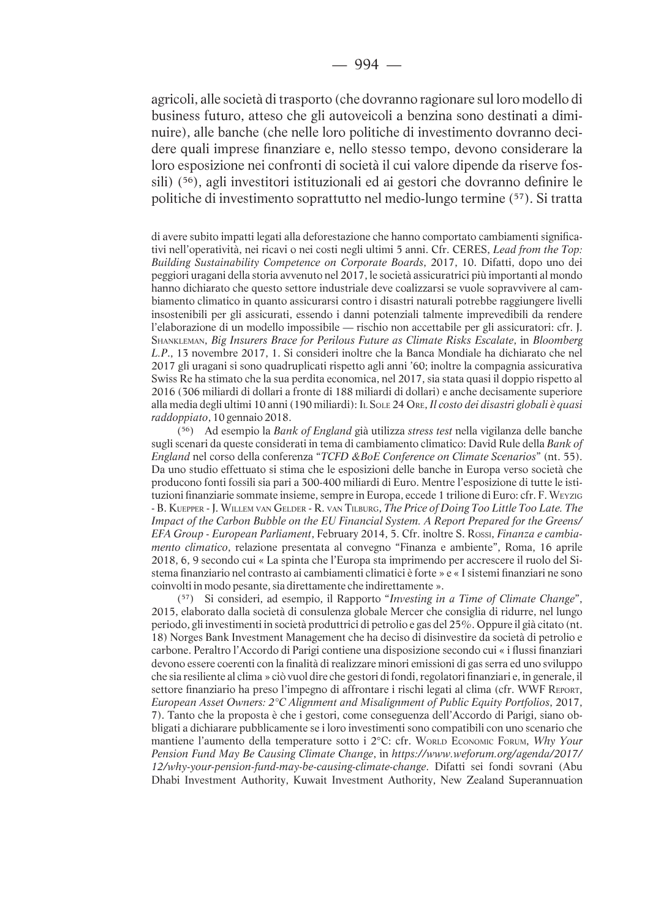agricoli, alle società di trasporto (che dovranno ragionare sul loro modello di business futuro, atteso che gli autoveicoli a benzina sono destinati a diminuire), alle banche (che nelle loro politiche di investimento dovranno decidere quali imprese finanziare e, nello stesso tempo, devono considerare la loro esposizione nei confronti di società il cui valore dipende da riserve fossili) [56], agli investitori istituzionali ed ai gestori che dovranno definire le politiche di investimento soprattutto nel medio-lungo termine [57]. Si tratta

di avere subito impatti legati alla deforestazione che hanno comportato cambiamenti significativi nell'operatività, nei ricavi o nei costi negli ultimi 5 anni. Cfr. CERES, *Lead from the Top: Building Sustainability Competence on Corporate Boards*, 2017, 10. Difatti, dopo uno dei peggiori uragani della storia avvenuto nel 2017, le società assicuratrici più importanti al mondo hanno dichiarato che questo settore industriale deve coalizzarsi se vuole sopravvivere al cambiamento climatico in quanto assicurarsi contro i disastri naturali potrebbe raggiungere livelli insostenibili per gli assicurati, essendo i danni potenziali talmente imprevedibili da rendere l'elaborazione di un modello impossibile — rischio non accettabile per gli assicuratori: cfr. J. Shankleman, *Big Insurers Brace for Perilous Future as Climate Risks Escalate*, in *Bloomberg L.P.*, 13 novembre 2017, 1. Si consideri inoltre che la Banca Mondiale ha dichiarato che nel 2017 gli uragani si sono quadruplicati rispetto agli anni '60; inoltre la compagnia assicurativa Swiss Re ha stimato che la sua perdita economica, nel 2017, sia stata quasi il doppio rispetto al 2016 (306 miliardi di dollari a fronte di 188 miliardi di dollari) e anche decisamente superiore alla media degli ultimi 10 anni (190 miliardi): Il Sole 24 Ore, *Il costo dei disastri globali è quasi raddoppiato*, 10 gennaio 2018.

(56) Ad esempio la *Bank of England* già utilizza *stress test* nella vigilanza delle banche sugli scenari da queste considerati in tema di cambiamento climatico: David Rule della *Bank of England* nel corso della conferenza "*TCFD &BoE Conference on Climate Scenarios*" (nt. 55). Da uno studio effettuato si stima che le esposizioni delle banche in Europa verso società che producono fonti fossili sia pari a 300-400 miliardi di Euro. Mentre l'esposizione di tutte le istituzioni finanziarie sommate insieme, sempre in Europa, eccede 1 trilione di Euro: cfr. F. Weyzig - B. Kuepper - J. Willem van Gelder - R. van Tilburg, *The Price of Doing Too Little Too Late. The Impact of the Carbon Bubble on the EU Financial System. A Report Prepared for the Greens/EFA Group - European Parliament*, February 2014, 5. Cfr. inoltre S. Rossi, *Finanza e cambiamento climatico*, relazione presentata al convegno "Finanza e ambiente", Roma, 16 aprile 2018, 6, 9 secondo cui « La spinta che l'Europa sta imprimendo per accrescere il ruolo del Sistema finanziario nel contrasto ai cambiamenti climatici è forte » e « I sistemi finanziari ne sono coinvolti in modo pesante, sia direttamente che indirettamente ».

(57) Si consideri, ad esempio, il Rapporto "*Investing in a Time of Climate Change*", 2015, elaborato dalla società di consulenza globale Mercer che consiglia di ridurre, nel lungo periodo, gli investimenti in società produttrici di petrolio e gas del 25%. Oppure il già citato (nt. 18) Norges Bank Investment Management che ha deciso di disinvestire da società di petrolio e carbone. Peraltro l'Accordo di Parigi contiene una disposizione secondo cui « i flussi finanziari devono essere coerenti con la finalità di realizzare minori emissioni di gas serra ed uno sviluppo che sia resiliente al clima » ciò vuol dire che gestori di fondi, regolatori finanziari e, in generale, il settore finanziario ha preso l'impegno di affrontare i rischi legati al clima (cfr. WWF Report, *European Asset Owners: 2°C Alignment and Misalignment of Public Equity Portfolios*, 2017, 7). Tanto che la proposta è che i gestori, come conseguenza dell'Accordo di Parigi, siano obbligati a dichiarare pubblicamente se i loro investimenti sono compatibili con uno scenario che mantiene l'aumento della temperature sotto i 2°C: cfr. World Economic Forum, *Why Your Pension Fund May Be Causing Climate Change*, in *https://www.weforum.org/agenda/2017/12/why-your-pension-fund-may-be-causing-climate-change*. Difatti sei fondi sovrani (Abu Dhabi Investment Authority, Kuwait Investment Authority, New Zealand Superannuation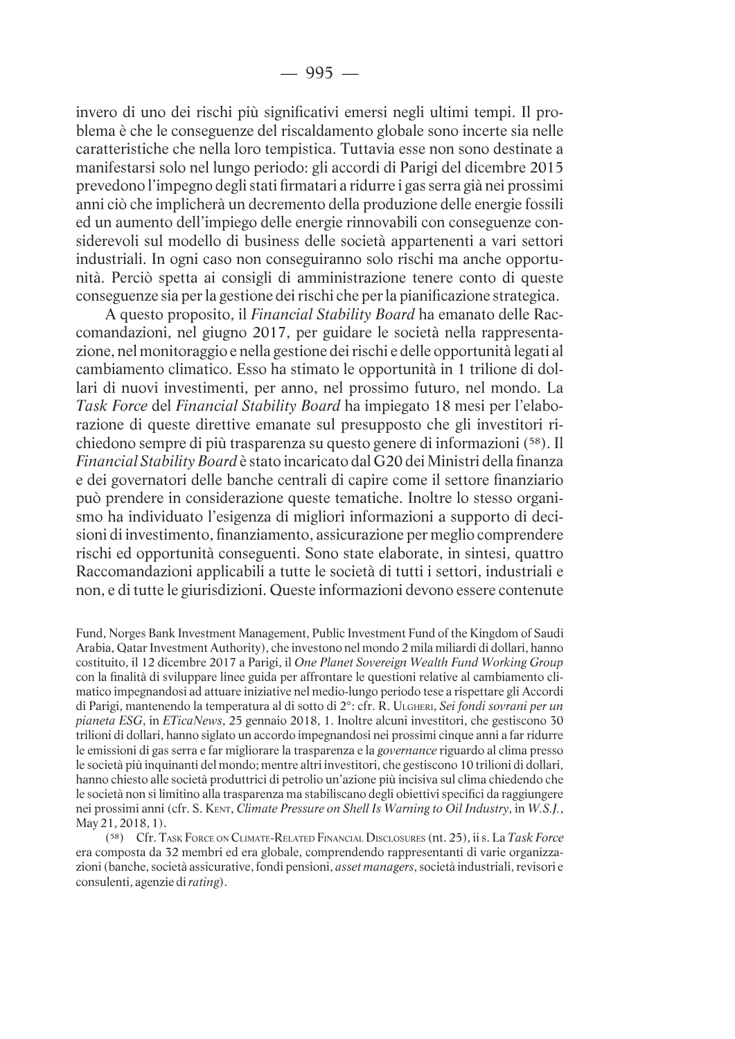invero di uno dei rischi più significativi emersi negli ultimi tempi. Il problema è che le conseguenze del riscaldamento globale sono incerte sia nelle caratteristiche che nella loro tempistica. Tuttavia esse non sono destinate a manifestarsi solo nel lungo periodo: gli accordi di Parigi del dicembre 2015 prevedono l'impegno degli stati firmatari a ridurre i gas serra già nei prossimi anni ciò che implicherà un decremento della produzione delle energie fossili ed un aumento dell'impiego delle energie rinnovabili con conseguenze considerevoli sul modello di business delle società appartenenti a vari settori industriali. In ogni caso non conseguiranno solo rischi ma anche opportunità. Perciò spetta ai consigli di amministrazione tenere conto di queste conseguenze sia per la gestione dei rischi che per la pianificazione strategica.

A questo proposito, il *Financial Stability Board* ha emanato delle Raccomandazioni, nel giugno 2017, per guidare le società nella rappresentazione, nel monitoraggio e nella gestione dei rischi e delle opportunità legati al cambiamento climatico. Esso ha stimato le opportunità in 1 trilione di dollari di nuovi investimenti, per anno, nel prossimo futuro, nel mondo. La *Task Force* del *Financial Stability Board* ha impiegato 18 mesi per l'elaborazione di queste direttive emanate sul presupposto che gli investitori richiedono sempre di più trasparenza su questo genere di informazioni ([58]). Il *Financial Stability Board* è stato incaricato dal G20 dei Ministri della finanza e dei governatori delle banche centrali di capire come il settore finanziario può prendere in considerazione queste tematiche. Inoltre lo stesso organismo ha individuato l'esigenza di migliori informazioni a supporto di decisioni di investimento, finanziamento, assicurazione per meglio comprendere rischi ed opportunità conseguenti. Sono state elaborate, in sintesi, quattro Raccomandazioni applicabili a tutte le società di tutti i settori, industriali e non, e di tutte le giurisdizioni. Queste informazioni devono essere contenute

Fund, Norges Bank Investment Management, Public Investment Fund of the Kingdom of Saudi Arabia, Qatar Investment Authority), che investono nel mondo 2 mila miliardi di dollari, hanno costituito, il 12 dicembre 2017 a Parigi, il *One Planet Sovereign Wealth Fund Working Group* con la finalità di sviluppare linee guida per affrontare le questioni relative al cambiamento climatico impegnandosi ad attuare iniziative nel medio-lungo periodo tese a rispettare gli Accordi di Parigi, mantenendo la temperatura al di sotto di 2°: cfr. R. Ulgheri, *Sei fondi sovrani per un pianeta ESG*, in *ETicaNews*, 25 gennaio 2018, 1. Inoltre alcuni investitori, che gestiscono 30 trilioni di dollari, hanno siglato un accordo impegnandosi nei prossimi cinque anni a far ridurre le emissioni di gas serra e far migliorare la trasparenza e la *governance* riguardo al clima presso le società più inquinanti del mondo; mentre altri investitori, che gestiscono 10 trilioni di dollari, hanno chiesto alle società produttrici di petrolio un'azione più incisiva sul clima chiedendo che le società non si limitino alla trasparenza ma stabiliscano degli obiettivi specifici da raggiungere nei prossimi anni (cfr. S. Kent, *Climate Pressure on Shell Is Warning to Oil Industry*, in *W.S.J.*, May 21, 2018, 1).

([58]) Cfr. Task Force on Climate-Related Financial Disclosures (nt. 25), ii s. La *Task Force* era composta da 32 membri ed era globale, comprendendo rappresentanti di varie organizzazioni (banche, società assicurative, fondi pensioni, *asset managers*, società industriali, revisori e consulenti, agenzie di *rating*).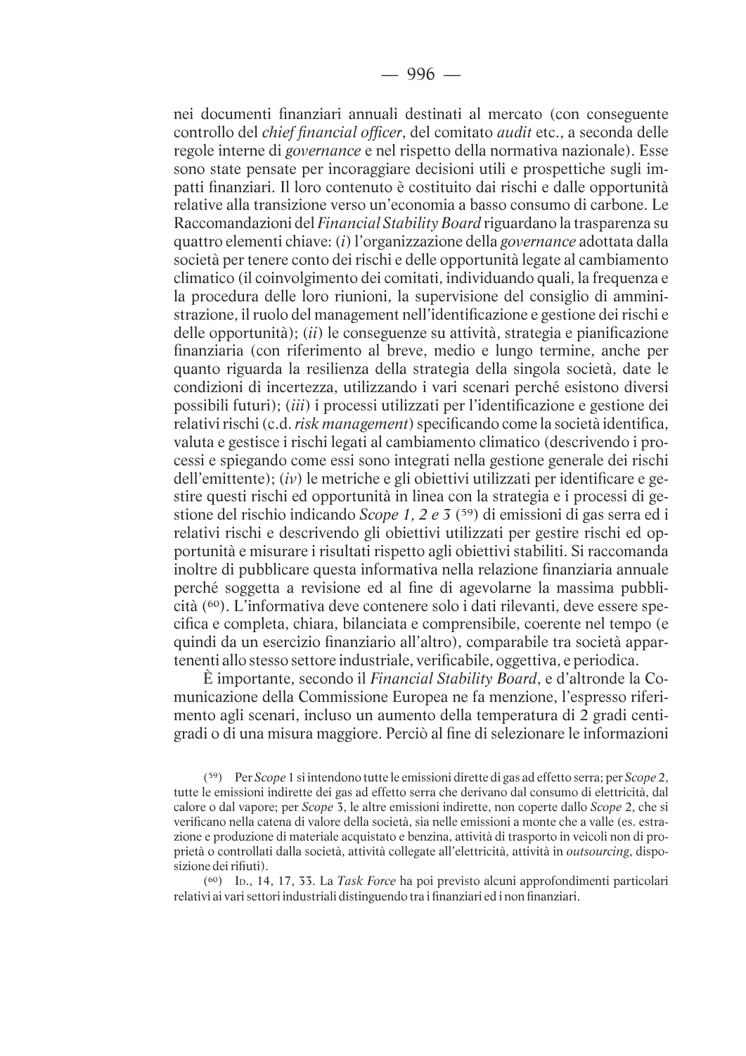nei documenti finanziari annuali destinati al mercato (con conseguente controllo del *chief financial officer*, del comitato *audit* etc., a seconda delle regole interne di *governance* e nel rispetto della normativa nazionale). Esse sono state pensate per incoraggiare decisioni utili e prospettiche sugli impatti finanziari. Il loro contenuto è costituito dai rischi e dalle opportunità relative alla transizione verso un'economia a basso consumo di carbone. Le Raccomandazioni del *Financial Stability Board* riguardano la trasparenza su quattro elementi chiave: (*i*) l'organizzazione della *governance* adottata dalla società per tenere conto dei rischi e delle opportunità legate al cambiamento climatico (il coinvolgimento dei comitati, individuando quali, la frequenza e la procedura delle loro riunioni, la supervisione del consiglio di amministrazione, il ruolo del management nell'identificazione e gestione dei rischi e delle opportunità); (*ii*) le conseguenze su attività, strategia e pianificazione finanziaria (con riferimento al breve, medio e lungo termine, anche per quanto riguarda la resilienza della strategia della singola società, date le condizioni di incertezza, utilizzando i vari scenari perché esistono diversi possibili futuri); (*iii*) i processi utilizzati per l'identificazione e gestione dei relativi rischi (c.d. *risk management*) specificando come la società identifica, valuta e gestisce i rischi legati al cambiamento climatico (descrivendo i processi e spiegando come essi sono integrati nella gestione generale dei rischi dell'emittente); (*iv*) le metriche e gli obiettivi utilizzati per identificare e gestire questi rischi ed opportunità in linea con la strategia e i processi di gestione del rischio indicando *Scope 1, 2 e 3* (59) di emissioni di gas serra ed i relativi rischi e descrivendo gli obiettivi utilizzati per gestire rischi ed opportunità e misurare i risultati rispetto agli obiettivi stabiliti. Si raccomanda inoltre di pubblicare questa informativa nella relazione finanziaria annuale perché soggetta a revisione ed al fine di agevolarne la massima pubblicità (60). L'informativa deve contenere solo i dati rilevanti, deve essere specifica e completa, chiara, bilanciata e comprensibile, coerente nel tempo (e quindi da un esercizio finanziario all'altro), comparabile tra società appartenenti allo stesso settore industriale, verificabile, oggettiva, e periodica.

È importante, secondo il *Financial Stability Board*, e d'altronde la Comunicazione della Commissione Europea ne fa menzione, l'espresso riferimento agli scenari, incluso un aumento della temperatura di 2 gradi centigradi o di una misura maggiore. Perciò al fine di selezionare le informazioni

(59) Per *Scope* 1 si intendono tutte le emissioni dirette di gas ad effetto serra; per *Scope* 2, tutte le emissioni indirette dei gas ad effetto serra che derivano dal consumo di elettricità, dal calore o dal vapore; per *Scope* 3, le altre emissioni indirette, non coperte dallo *Scope* 2, che si verificano nella catena di valore della società, sia nelle emissioni a monte che a valle (es. estrazione e produzione di materiale acquistato e benzina, attività di trasporto in veicoli non di proprietà o controllati dalla società, attività collegate all'elettricità, attività in *outsourcing*, disposizione dei rifiuti).

(60) Id., 14, 17, 33. La *Task Force* ha poi previsto alcuni approfondimenti particolari relativi ai vari settori industriali distinguendo tra i finanziari ed i non finanziari.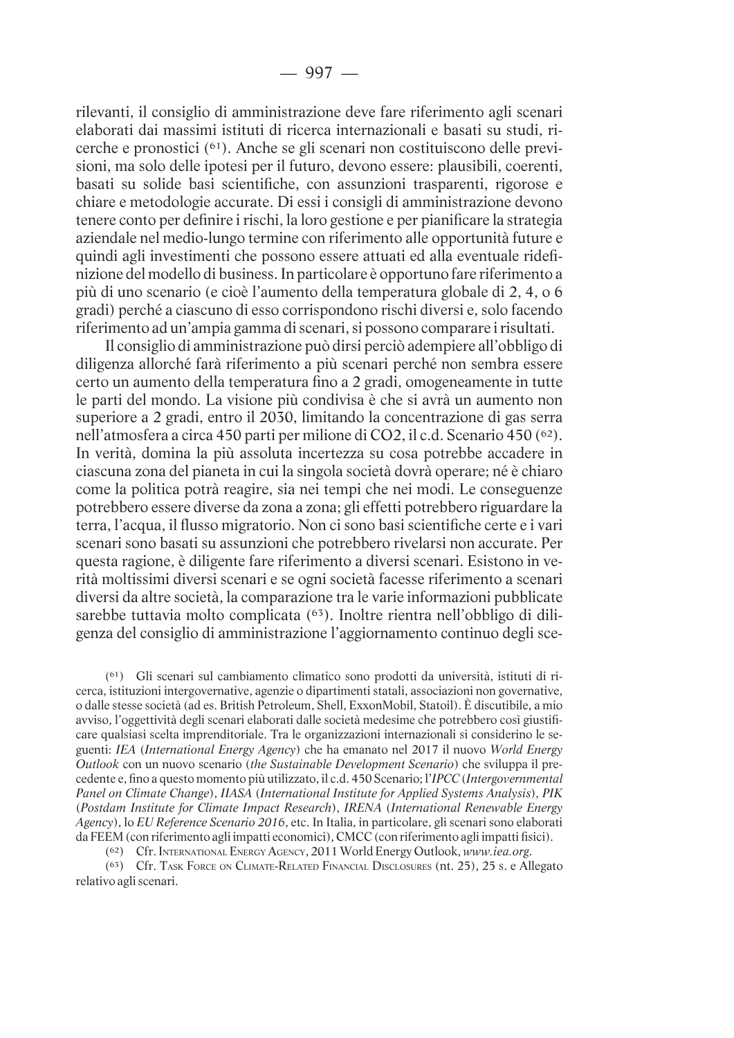rilevanti, il consiglio di amministrazione deve fare riferimento agli scenari elaborati dai massimi istituti di ricerca internazionali e basati su studi, ricerche e pronostici [61]. Anche se gli scenari non costituiscono delle previsioni, ma solo delle ipotesi per il futuro, devono essere: plausibili, coerenti, basati su solide basi scientifiche, con assunzioni trasparenti, rigorose e chiare e metodologie accurate. Di essi i consigli di amministrazione devono tenere conto per definire i rischi, la loro gestione e per pianificare la strategia aziendale nel medio-lungo termine con riferimento alle opportunità future e quindi agli investimenti che possono essere attuati ed alla eventuale ridefinizione del modello di business. In particolare è opportuno fare riferimento a più di uno scenario (e cioè l'aumento della temperatura globale di 2, 4, o 6 gradi) perché a ciascuno di esso corrispondono rischi diversi e, solo facendo riferimento ad un'ampia gamma di scenari, si possono comparare i risultati.

Il consiglio di amministrazione può dirsi perciò adempiere all'obbligo di diligenza allorché farà riferimento a più scenari perché non sembra essere certo un aumento della temperatura fino a 2 gradi, omogeneamente in tutte le parti del mondo. La visione più condivisa è che si avrà un aumento non superiore a 2 gradi, entro il 2030, limitando la concentrazione di gas serra nell'atmosfera a circa 450 parti per milione di $CO_2$, il c.d. Scenario 450 [62]. In verità, domina la più assoluta incertezza su cosa potrebbe accadere in ciascuna zona del pianeta in cui la singola società dovrà operare; né è chiaro come la politica potrà reagire, sia nei tempi che nei modi. Le conseguenze potrebbero essere diverse da zona a zona; gli effetti potrebbero riguardare la terra, l'acqua, il flusso migratorio. Non ci sono basi scientifiche certe e i vari scenari sono basati su assunzioni che potrebbero rivelarsi non accurate. Per questa ragione, è diligente fare riferimento a diversi scenari. Esistono in verità moltissimi diversi scenari e se ogni società facesse riferimento a scenari diversi da altre società, la comparazione tra le varie informazioni pubblicate sarebbe tuttavia molto complicata [63]. Inoltre rientra nell'obbligo di diligenza del consiglio di amministrazione l'aggiornamento continuo degli sce-

---

[61] Gli scenari sul cambiamento climatico sono prodotti da università, istituti di ricerca, istituzioni intergovernative, agenzie o dipartimenti statali, associazioni non governative, o dalle stesse società (ad es. British Petroleum, Shell, ExxonMobil, Statoil). È discutibile, a mio avviso, l'oggettività degli scenari elaborati dalle società medesime che potrebbero così giustificare qualsiasi scelta imprenditoriale. Tra le organizzazioni internazionali si considerino le seguenti: *IEA* (*International Energy Agency*) che ha emanato nel 2017 il nuovo *World Energy Outlook* con un nuovo scenario (*the Sustainable Development Scenario*) che sviluppa il precedente e, fino a questo momento più utilizzato, il c.d. 450 Scenario; l'*IPCC* (*Intergovernmental Panel on Climate Change*), *IIASA* (*International Institute for Applied Systems Analysis*), *PIK* (*Postdam Institute for Climate Impact Research*), *IRENA* (*International Renewable Energy Agency*), lo *EU Reference Scenario 2016*, etc. In Italia, in particolare, gli scenari sono elaborati da FEEM (con riferimento agli impatti economici), CMCC (con riferimento agli impatti fisici).

[62] Cfr. International Energy Agency, 2011 World Energy Outlook, *www.iea.org*.

[63] Cfr. Task Force on Climate-Related Financial Disclosures (nt. 25), 25 s. e Allegato relativo agli scenari.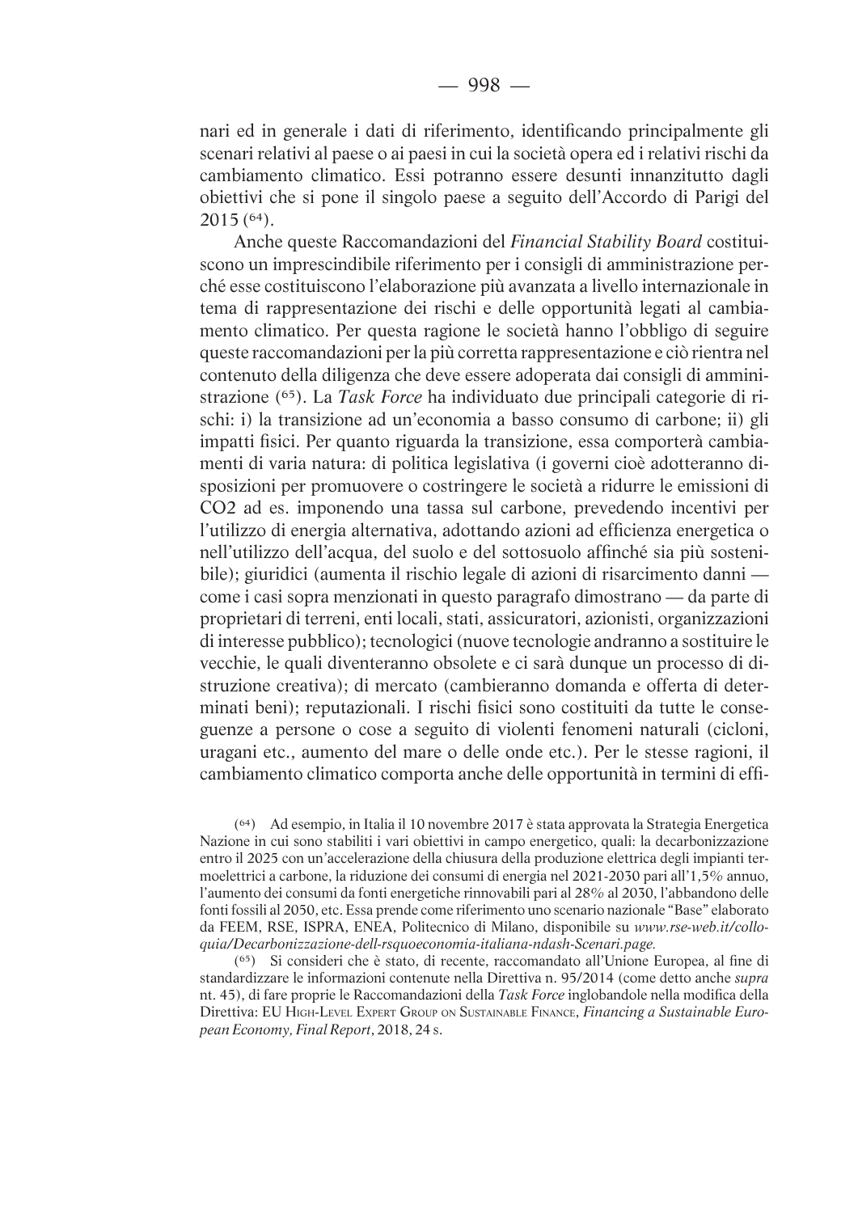nari ed in generale i dati di riferimento, identificando principalmente gli scenari relativi al paese o ai paesi in cui la società opera ed i relativi rischi da cambiamento climatico. Essi potranno essere desunti innanzitutto dagli obiettivi che si pone il singolo paese a seguito dell'Accordo di Parigi del 2015 (64).

Anche queste Raccomandazioni del *Financial Stability Board* costituiscono un imprescindibile riferimento per i consigli di amministrazione perché esse costituiscono l'elaborazione più avanzata a livello internazionale in tema di rappresentazione dei rischi e delle opportunità legati al cambiamento climatico. Per questa ragione le società hanno l'obbligo di seguire queste raccomandazioni per la più corretta rappresentazione e ciò rientra nel contenuto della diligenza che deve essere adoperata dai consigli di amministrazione (65). La *Task Force* ha individuato due principali categorie di rischi: i) la transizione ad un'economia a basso consumo di carbone; ii) gli impatti fisici. Per quanto riguarda la transizione, essa comporterà cambiamenti di varia natura: di politica legislativa (i governi cioè adotteranno disposizioni per promuovere o costringere le società a ridurre le emissioni di $CO_2$ ad es. imponendo una tassa sul carbone, prevedendo incentivi per l'utilizzo di energia alternativa, adottando azioni ad efficienza energetica o nell'utilizzo dell'acqua, del suolo e del sottosuolo affinché sia più sostenibile); giuridici (aumenta il rischio legale di azioni di risarcimento danni — come i casi sopra menzionati in questo paragrafo dimostrano — da parte di proprietari di terreni, enti locali, stati, assicuratori, azionisti, organizzazioni di interesse pubblico); tecnologici (nuove tecnologie andranno a sostituire le vecchie, le quali diventeranno obsolete e ci sarà dunque un processo di distruzione creativa); di mercato (cambieranno domanda e offerta di determinati beni); reputazionali. I rischi fisici sono costituiti da tutte le conseguenze a persone o cose a seguito di violenti fenomeni naturali (cicloni, uragani etc., aumento del mare o delle onde etc.). Per le stesse ragioni, il cambiamento climatico comporta anche delle opportunità in termini di effi-

(64) Ad esempio, in Italia il 10 novembre 2017 è stata approvata la Strategia Energetica Nazione in cui sono stabiliti i vari obiettivi in campo energetico, quali: la decarbonizzazione entro il 2025 con un'accelerazione della chiusura della produzione elettrica degli impianti termoelettrici a carbone, la riduzione dei consumi di energia nel 2021-2030 pari all'1,5% annuo, l'aumento dei consumi da fonti energetiche rinnovabili pari al 28% al 2030, l'abbandono delle fonti fossili al 2050, etc. Essa prende come riferimento uno scenario nazionale "Base" elaborato da FEEM, RSE, ISPRA, ENEA, Politecnico di Milano, disponibile su *www.rse-web.it/colloquia/Decarbonizzazione-dell-rsquoeconomia-italiana-ndash-Scenari.page.*

(65) Si consideri che è stato, di recente, raccomandato all'Unione Europea, al fine di standardizzare le informazioni contenute nella Direttiva n. 95/2014 (come detto anche *supra* nt. 45), di fare proprie le Raccomandazioni della *Task Force* inglobandole nella modifica della Direttiva: EU High-Level Expert Group on Sustainable Finance, *Financing a Sustainable European Economy, Final Report*, 2018, 24 s.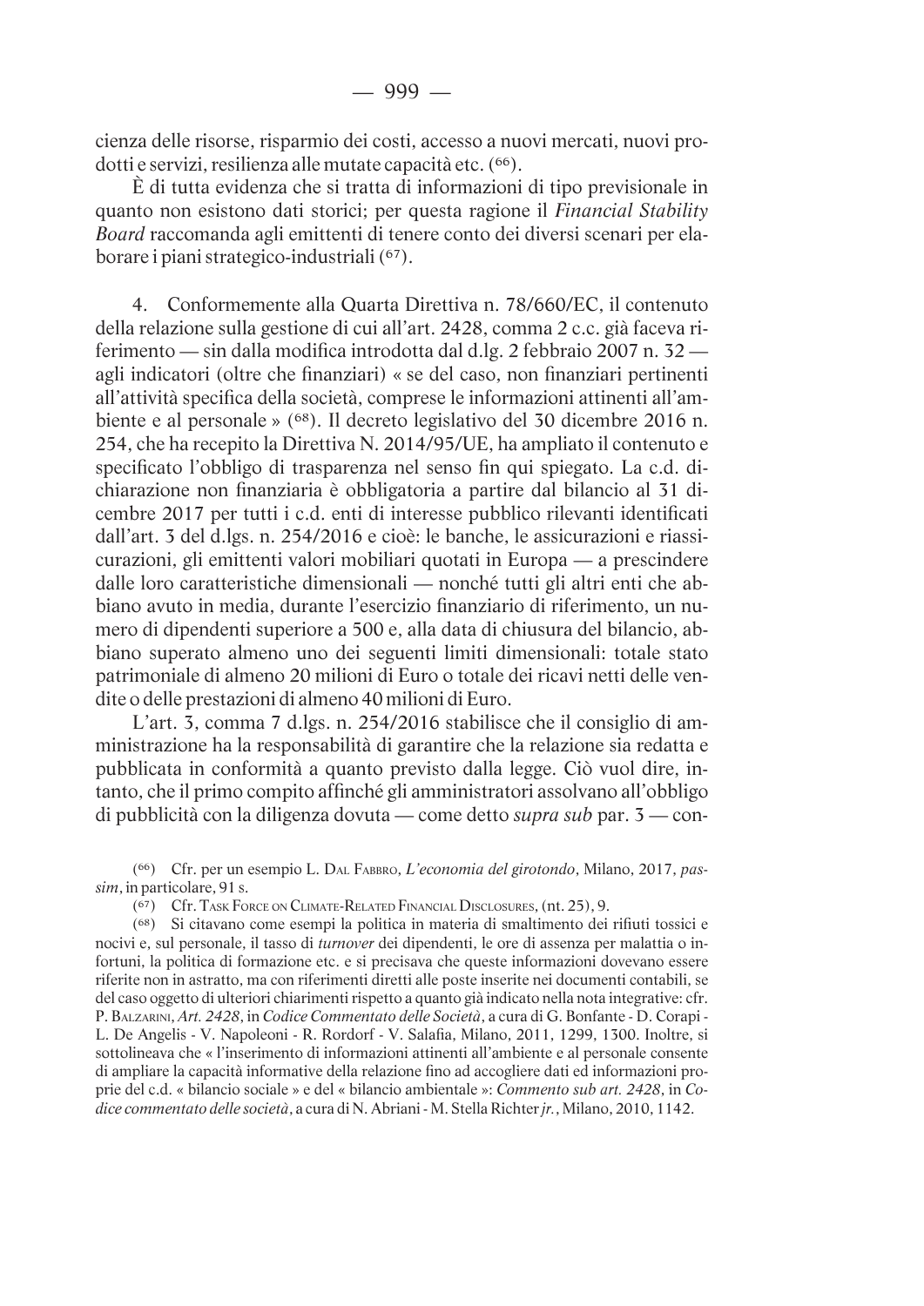cienza delle risorse, risparmio dei costi, accesso a nuovi mercati, nuovi prodotti e servizi, resilienza alle mutate capacità etc. (66).

È di tutta evidenza che si tratta di informazioni di tipo previsionale in quanto non esistono dati storici; per questa ragione il *Financial Stability Board* raccomanda agli emittenti di tenere conto dei diversi scenari per elaborare i piani strategico-industriali (67).

4. Conformemente alla Quarta Direttiva n. 78/660/EC, il contenuto della relazione sulla gestione di cui all'art. 2428, comma 2 c.c. già faceva riferimento — sin dalla modifica introdotta dal d.lg. 2 febbraio 2007 n. 32 — agli indicatori (oltre che finanziari) « se del caso, non finanziari pertinenti all'attività specifica della società, comprese le informazioni attinenti all'ambiente e al personale » (68). Il decreto legislativo del 30 dicembre 2016 n. 254, che ha recepito la Direttiva N. 2014/95/UE, ha ampliato il contenuto e specificato l'obbligo di trasparenza nel senso fin qui spiegato. La c.d. dichiarazione non finanziaria è obbligatoria a partire dal bilancio al 31 dicembre 2017 per tutti i c.d. enti di interesse pubblico rilevanti identificati dall'art. 3 del d.lgs. n. 254/2016 e cioè: le banche, le assicurazioni e riassicurazioni, gli emittenti valori mobiliari quotati in Europa — a prescindere dalle loro caratteristiche dimensionali — nonché tutti gli altri enti che abbiano avuto in media, durante l'esercizio finanziario di riferimento, un numero di dipendenti superiore a 500 e, alla data di chiusura del bilancio, abbiano superato almeno uno dei seguenti limiti dimensionali: totale stato patrimoniale di almeno 20 milioni di Euro o totale dei ricavi netti delle vendite o delle prestazioni di almeno 40 milioni di Euro.

L'art. 3, comma 7 d.lgs. n. 254/2016 stabilisce che il consiglio di amministrazione ha la responsabilità di garantire che la relazione sia redatta e pubblicata in conformità a quanto previsto dalla legge. Ciò vuol dire, intanto, che il primo compito affinché gli amministratori assolvano all'obbligo di pubblicità con la diligenza dovuta — come detto *supra sub* par. 3 — con-

(66) Cfr. per un esempio L. Dal Fabbro, *L'economia del girotondo*, Milano, 2017, *passim*, in particolare, 91 s.

(67) Cfr. Task Force on Climate-Related Financial Disclosures, (nt. 25), 9.

(68) Si citavano come esempi la politica in materia di smaltimento dei rifiuti tossici e nocivi e, sul personale, il tasso di *turnover* dei dipendenti, le ore di assenza per malattia o infortuni, la politica di formazione etc. e si precisava che queste informazioni dovevano essere riferite non in astratto, ma con riferimenti diretti alle poste inserite nei documenti contabili, se del caso oggetto di ulteriori chiarimenti rispetto a quanto già indicato nella nota integrative: cfr. P. Balzarini, *Art. 2428*, in *Codice Commentato delle Società*, a cura di G. Bonfante - D. Corapi - L. De Angelis - V. Napoleoni - R. Rordorf - V. Salafia, Milano, 2011, 1299, 1300. Inoltre, si sottolineava che « l'inserimento di informazioni attinenti all'ambiente e al personale consente di ampliare la capacità informative della relazione fino ad accogliere dati ed informazioni proprie del c.d. « bilancio sociale » e del « bilancio ambientale »: *Commento sub art. 2428*, in *Codice commentato delle società*, a cura di N. Abriani - M. Stella Richter *jr.*, Milano, 2010, 1142.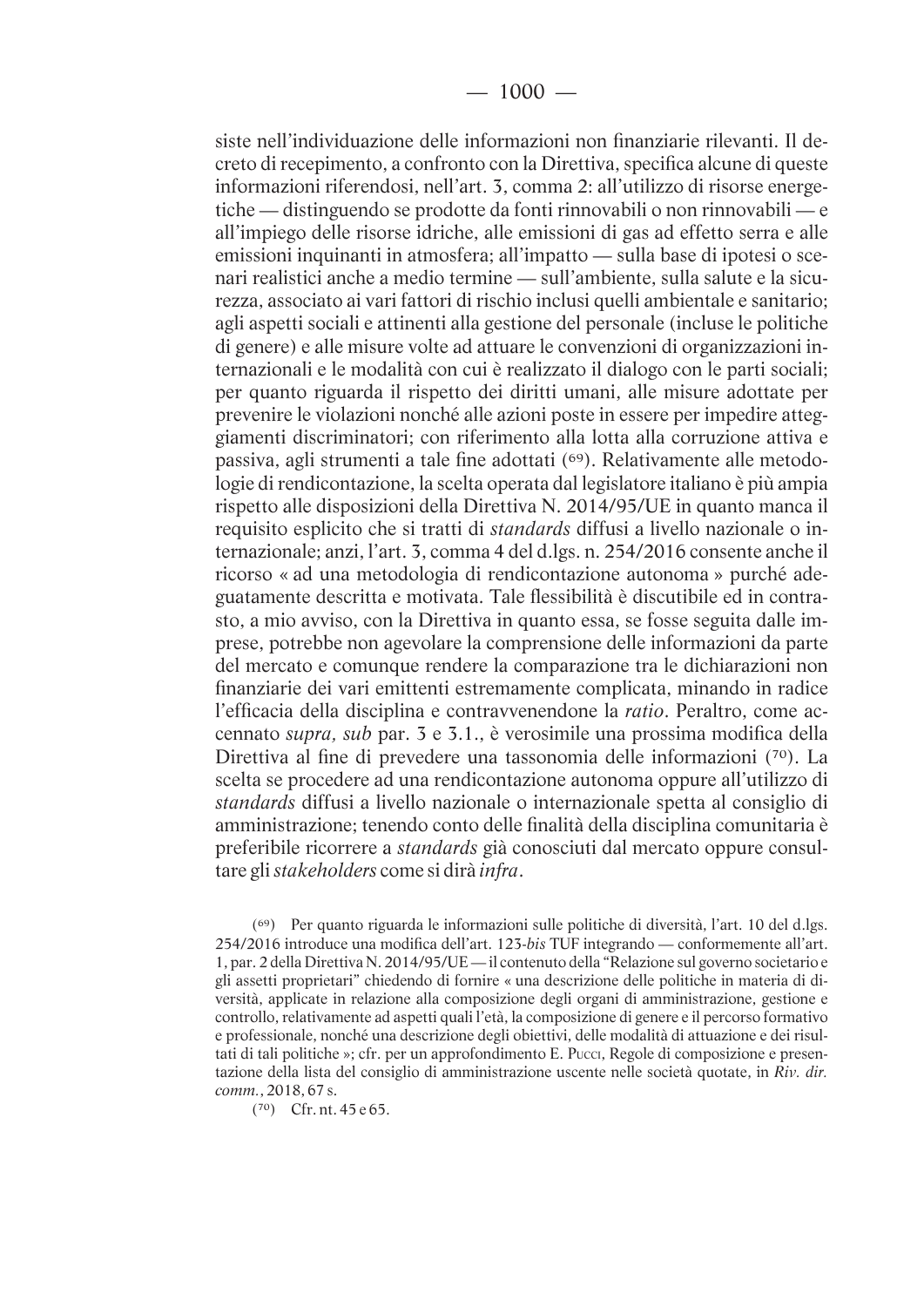siste nell'individuazione delle informazioni non finanziarie rilevanti. Il decreto di recepimento, a confronto con la Direttiva, specifica alcune di queste informazioni riferendosi, nell'art. 3, comma 2: all'utilizzo di risorse energetiche — distinguendo se prodotte da fonti rinnovabili o non rinnovabili — e all'impiego delle risorse idriche, alle emissioni di gas ad effetto serra e alle emissioni inquinanti in atmosfera; all'impatto — sulla base di ipotesi o scenari realistici anche a medio termine — sull'ambiente, sulla salute e la sicurezza, associato ai vari fattori di rischio inclusi quelli ambientale e sanitario; agli aspetti sociali e attinenti alla gestione del personale (incluse le politiche di genere) e alle misure volte ad attuare le convenzioni di organizzazioni internazionali e le modalità con cui è realizzato il dialogo con le parti sociali; per quanto riguarda il rispetto dei diritti umani, alle misure adottate per prevenire le violazioni nonché alle azioni poste in essere per impedire atteggiamenti discriminatori; con riferimento alla lotta alla corruzione attiva e passiva, agli strumenti a tale fine adottati (69). Relativamente alle metodologie di rendicontazione, la scelta operata dal legislatore italiano è più ampia rispetto alle disposizioni della Direttiva N. 2014/95/UE in quanto manca il requisito esplicito che si tratti di *standards* diffusi a livello nazionale o internazionale; anzi, l'art. 3, comma 4 del d.lgs. n. 254/2016 consente anche il ricorso « ad una metodologia di rendicontazione autonoma » purché adeguatamente descritta e motivata. Tale flessibilità è discutibile ed in contrasto, a mio avviso, con la Direttiva in quanto essa, se fosse seguita dalle imprese, potrebbe non agevolare la comprensione delle informazioni da parte del mercato e comunque rendere la comparazione tra le dichiarazioni non finanziarie dei vari emittenti estremamente complicata, minando in radice l'efficacia della disciplina e contravvenendone la *ratio*. Peraltro, come accennato *supra, sub* par. 3 e 3.1., è verosimile una prossima modifica della Direttiva al fine di prevedere una tassonomia delle informazioni (70). La scelta se procedere ad una rendicontazione autonoma oppure all'utilizzo di *standards* diffusi a livello nazionale o internazionale spetta al consiglio di amministrazione; tenendo conto delle finalità della disciplina comunitaria è preferibile ricorrere a *standards* già conosciuti dal mercato oppure consultare gli *stakeholders* come si dirà *infra*.

(69) Per quanto riguarda le informazioni sulle politiche di diversità, l'art. 10 del d.lgs. 254/2016 introduce una modifica dell'art. 123-*bis* TUF integrando — conformemente all'art. 1, par. 2 della Direttiva N. 2014/95/UE — il contenuto della "Relazione sul governo societario e gli assetti proprietari" chiedendo di fornire « una descrizione delle politiche in materia di diversità, applicate in relazione alla composizione degli organi di amministrazione, gestione e controllo, relativamente ad aspetti quali l'età, la composizione di genere e il percorso formativo e professionale, nonché una descrizione degli obiettivi, delle modalità di attuazione e dei risultati di tali politiche »; cfr. per un approfondimento E. Pucci, Regole di composizione e presentazione della lista del consiglio di amministrazione uscente nelle società quotate, in *Riv. dir. comm.*, 2018, 67 s.

(70) Cfr. nt. 45 e 65.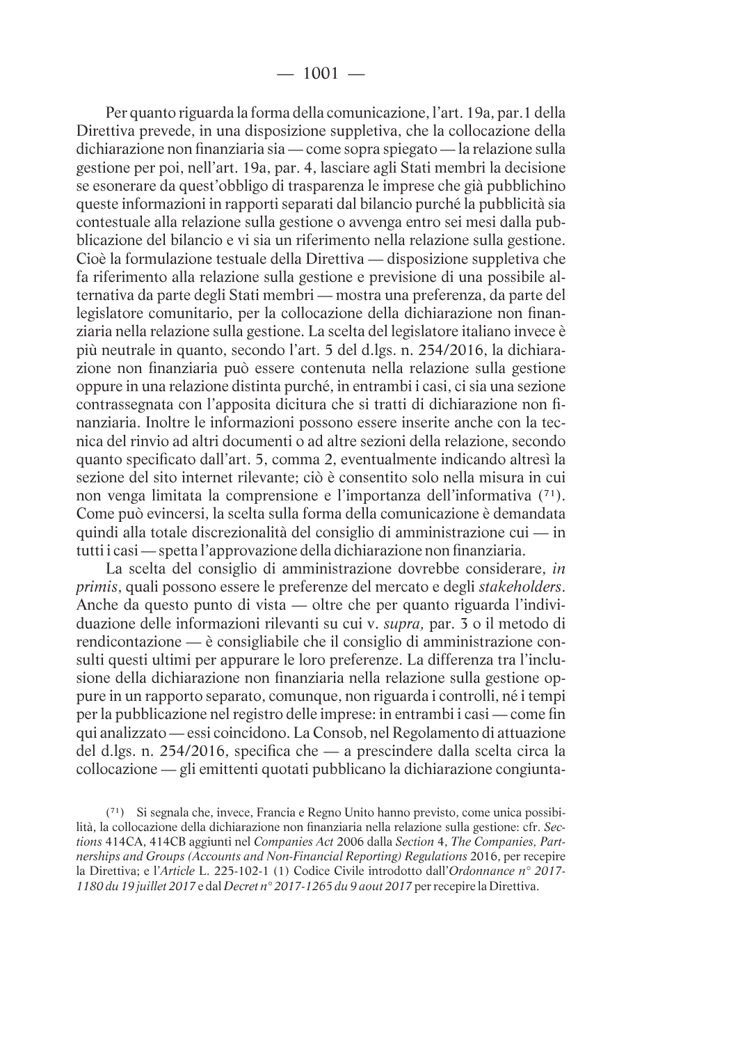Per quanto riguarda la forma della comunicazione, l'art. 19a, par.1 della Direttiva prevede, in una disposizione suppletiva, che la collocazione della dichiarazione non finanziaria sia — come sopra spiegato — la relazione sulla gestione per poi, nell'art. 19a, par. 4, lasciare agli Stati membri la decisione se esonerare da quest'obbligo di trasparenza le imprese che già pubblichino queste informazioni in rapporti separati dal bilancio purché la pubblicità sia contestuale alla relazione sulla gestione o avvenga entro sei mesi dalla pubblicazione del bilancio e vi sia un riferimento nella relazione sulla gestione. Cioè la formulazione testuale della Direttiva — disposizione suppletiva che fa riferimento alla relazione sulla gestione e previsione di una possibile alternativa da parte degli Stati membri — mostra una preferenza, da parte del legislatore comunitario, per la collocazione della dichiarazione non finanziaria nella relazione sulla gestione. La scelta del legislatore italiano invece è più neutrale in quanto, secondo l'art. 5 del d.lgs. n. 254/2016, la dichiarazione non finanziaria può essere contenuta nella relazione sulla gestione oppure in una relazione distinta purché, in entrambi i casi, ci sia una sezione contrassegnata con l'apposita dicitura che si tratti di dichiarazione non finanziaria. Inoltre le informazioni possono essere inserite anche con la tecnica del rinvio ad altri documenti o ad altre sezioni della relazione, secondo quanto specificato dall'art. 5, comma 2, eventualmente indicando altresì la sezione del sito internet rilevante; ciò è consentito solo nella misura in cui non venga limitata la comprensione e l'importanza dell'informativa (71). Come può evincersi, la scelta sulla forma della comunicazione è demandata quindi alla totale discrezionalità del consiglio di amministrazione cui — in tutti i casi — spetta l'approvazione della dichiarazione non finanziaria.

La scelta del consiglio di amministrazione dovrebbe considerare, *in primis*, quali possono essere le preferenze del mercato e degli *stakeholders*. Anche da questo punto di vista — oltre che per quanto riguarda l'individuazione delle informazioni rilevanti su cui v. *supra,* par. 3 o il metodo di rendicontazione — è consigliabile che il consiglio di amministrazione consulti questi ultimi per appurare le loro preferenze. La differenza tra l'inclusione della dichiarazione non finanziaria nella relazione sulla gestione oppure in un rapporto separato, comunque, non riguarda i controlli, né i tempi per la pubblicazione nel registro delle imprese: in entrambi i casi — come fin qui analizzato — essi coincidono. La Consob, nel Regolamento di attuazione del d.lgs. n. 254/2016, specifica che — a prescindere dalla scelta circa la collocazione — gli emittenti quotati pubblicano la dichiarazione congiunta-

(71) Si segnala che, invece, Francia e Regno Unito hanno previsto, come unica possibilità, la collocazione della dichiarazione non finanziaria nella relazione sulla gestione: cfr. *Sections* 414CA, 414CB aggiunti nel *Companies Act* 2006 dalla *Section* 4, *The Companies, Partnerships and Groups (Accounts and Non-Financial Reporting) Regulations* 2016, per recepire la Direttiva; e l'*Article* L. 225-102-1 (1) Codice Civile introdotto dall'*Ordonnance n° 2017-1180 du 19 juillet 2017* e dal *Decret n° 2017-1265 du 9 aout 2017* per recepire la Direttiva.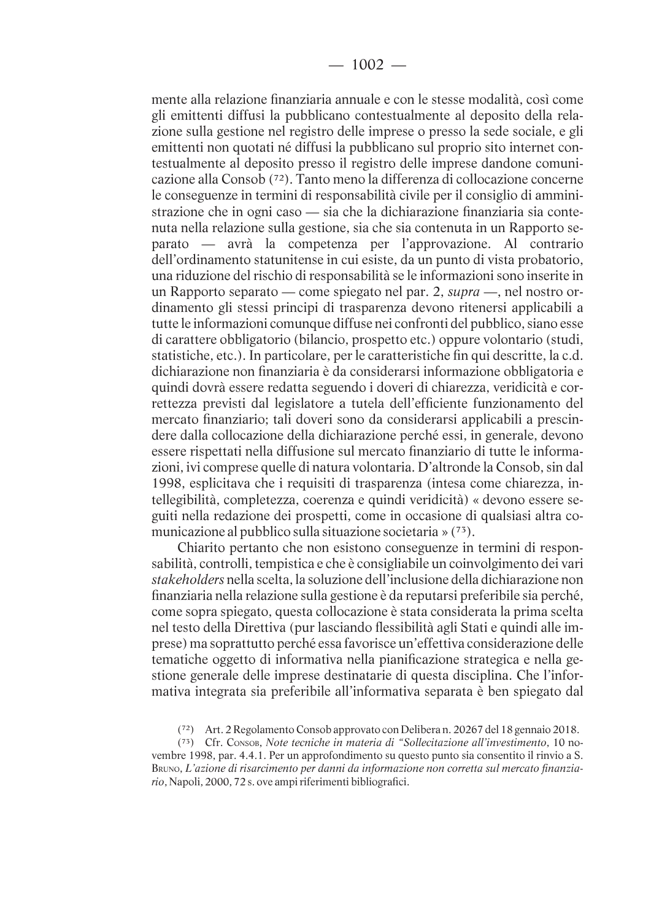mente alla relazione finanziaria annuale e con le stesse modalità, così come gli emittenti diffusi la pubblicano contestualmente al deposito della relazione sulla gestione nel registro delle imprese o presso la sede sociale, e gli emittenti non quotati né diffusi la pubblicano sul proprio sito internet contestualmente al deposito presso il registro delle imprese dandone comunicazione alla Consob (72). Tanto meno la differenza di collocazione concerne le conseguenze in termini di responsabilità civile per il consiglio di amministrazione che in ogni caso — sia che la dichiarazione finanziaria sia contenuta nella relazione sulla gestione, sia che sia contenuta in un Rapporto separato — avrà la competenza per l'approvazione. Al contrario dell'ordinamento statunitense in cui esiste, da un punto di vista probatorio, una riduzione del rischio di responsabilità se le informazioni sono inserite in un Rapporto separato — come spiegato nel par. 2, *supra* —, nel nostro ordinamento gli stessi principi di trasparenza devono ritenersi applicabili a tutte le informazioni comunque diffuse nei confronti del pubblico, siano esse di carattere obbligatorio (bilancio, prospetto etc.) oppure volontario (studi, statistiche, etc.). In particolare, per le caratteristiche fin qui descritte, la c.d. dichiarazione non finanziaria è da considerarsi informazione obbligatoria e quindi dovrà essere redatta seguendo i doveri di chiarezza, veridicità e correttezza previsti dal legislatore a tutela dell'efficiente funzionamento del mercato finanziario; tali doveri sono da considerarsi applicabili a prescindere dalla collocazione della dichiarazione perché essi, in generale, devono essere rispettati nella diffusione sul mercato finanziario di tutte le informazioni, ivi comprese quelle di natura volontaria. D'altronde la Consob, sin dal 1998, esplicitava che i requisiti di trasparenza (intesa come chiarezza, intellegibilità, completezza, coerenza e quindi veridicità) « devono essere seguiti nella redazione dei prospetti, come in occasione di qualsiasi altra comunicazione al pubblico sulla situazione societaria » (73).

Chiarito pertanto che non esistono conseguenze in termini di responsabilità, controlli, tempistica e che è consigliabile un coinvolgimento dei vari *stakeholders* nella scelta, la soluzione dell'inclusione della dichiarazione non finanziaria nella relazione sulla gestione è da reputarsi preferibile sia perché, come sopra spiegato, questa collocazione è stata considerata la prima scelta nel testo della Direttiva (pur lasciando flessibilità agli Stati e quindi alle imprese) ma soprattutto perché essa favorisce un'effettiva considerazione delle tematiche oggetto di informativa nella pianificazione strategica e nella gestione generale delle imprese destinatarie di questa disciplina. Che l'informativa integrata sia preferibile all'informativa separata è ben spiegato dal

(72) Art. 2 Regolamento Consob approvato con Delibera n. 20267 del 18 gennaio 2018.

(73) Cfr. Consob, *Note tecniche in materia di "Sollecitazione all'investimento*, 10 novembre 1998, par. 4.4.1. Per un approfondimento su questo punto sia consentito il rinvio a S. Bruno, *L'azione di risarcimento per danni da informazione non corretta sul mercato finanziario*, Napoli, 2000, 72 s. ove ampi riferimenti bibliografici.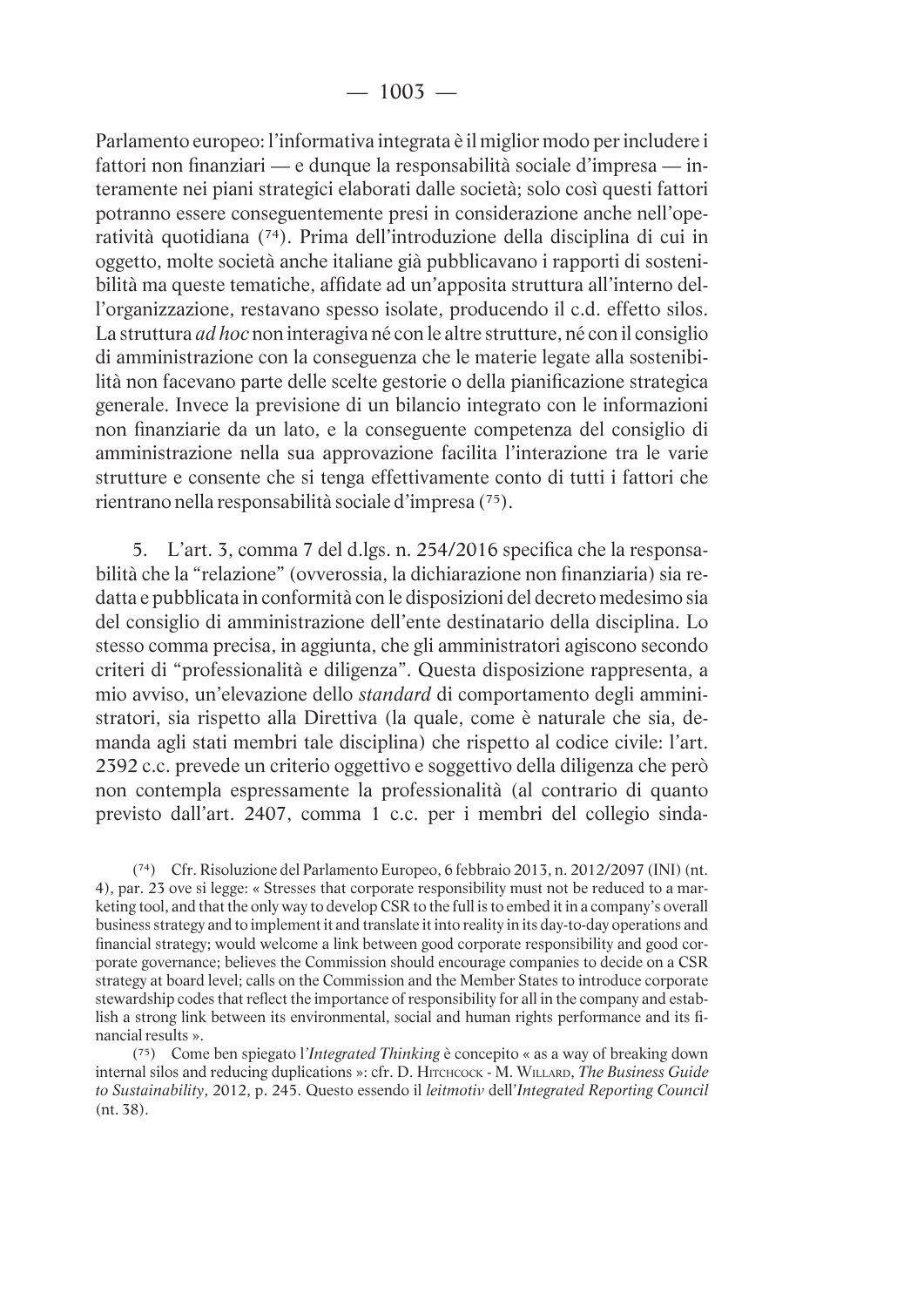Parlamento europeo: l'informativa integrata è il miglior modo per includere i fattori non finanziari — e dunque la responsabilità sociale d'impresa — interamente nei piani strategici elaborati dalle società; solo così questi fattori potranno essere conseguentemente presi in considerazione anche nell'operatività quotidiana ([74]). Prima dell'introduzione della disciplina di cui in oggetto, molte società anche italiane già pubblicavano i rapporti di sostenibilità ma queste tematiche, affidate ad un'apposita struttura all'interno dell'organizzazione, restavano spesso isolate, producendo il c.d. effetto silos. La struttura *ad hoc* non interagiva né con le altre strutture, né con il consiglio di amministrazione con la conseguenza che le materie legate alla sostenibilità non facevano parte delle scelte gestorie o della pianificazione strategica generale. Invece la previsione di un bilancio integrato con le informazioni non finanziarie da un lato, e la conseguente competenza del consiglio di amministrazione nella sua approvazione facilita l'interazione tra le varie strutture e consente che si tenga effettivamente conto di tutti i fattori che rientrano nella responsabilità sociale d'impresa ([75]).

5. L'art. 3, comma 7 del d.lgs. n. 254/2016 specifica che la responsabilità che la "relazione" (ovverossia, la dichiarazione non finanziaria) sia redatta e pubblicata in conformità con le disposizioni del decreto medesimo sia del consiglio di amministrazione dell'ente destinatario della disciplina. Lo stesso comma precisa, in aggiunta, che gli amministratori agiscono secondo criteri di "professionalità e diligenza". Questa disposizione rappresenta, a mio avviso, un'elevazione dello *standard* di comportamento degli amministratori, sia rispetto alla Direttiva (la quale, come è naturale che sia, demanda agli stati membri tale disciplina) che rispetto al codice civile: l'art. 2392 c.c. prevede un criterio oggettivo e soggettivo della diligenza che però non contempla espressamente la professionalità (al contrario di quanto previsto dall'art. 2407, comma 1 c.c. per i membri del collegio sinda-

---

([74]) Cfr. Risoluzione del Parlamento Europeo, 6 febbraio 2013, n. 2012/2097 (INI) (nt. 4), par. 23 ove si legge: « Stresses that corporate responsibility must not be reduced to a marketing tool, and that the only way to develop CSR to the full is to embed it in a company's overall business strategy and to implement it and translate it into reality in its day-to-day operations and financial strategy; would welcome a link between good corporate responsibility and good corporate governance; believes the Commission should encourage companies to decide on a CSR strategy at board level; calls on the Commission and the Member States to introduce corporate stewardship codes that reflect the importance of responsibility for all in the company and establish a strong link between its environmental, social and human rights performance and its financial results ».

([75]) Come ben spiegato l'*Integrated Thinking* è concepito « as a way of breaking down internal silos and reducing duplications »: cfr. D. Hitchcock - M. Willard, *The Business Guide to Sustainability*, 2012, p. 245. Questo essendo il *leitmotiv* dell'*Integrated Reporting Council* (nt. 38).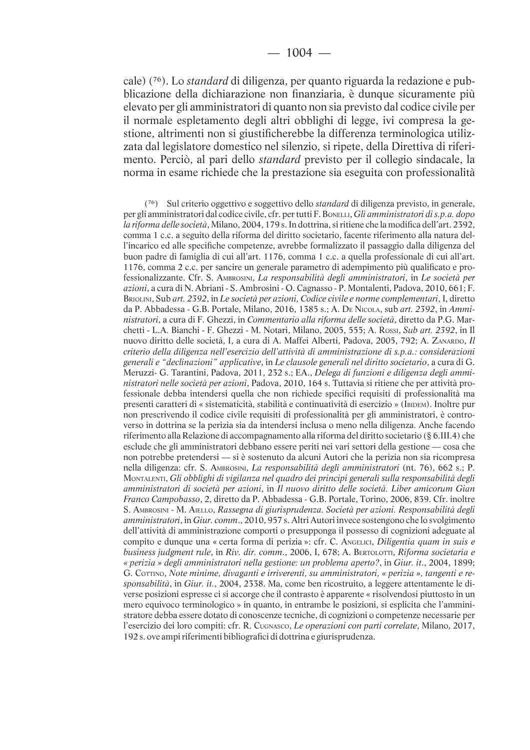cale) [76]. Lo *standard* di diligenza, per quanto riguarda la redazione e pubblicazione della dichiarazione non finanziaria, è dunque sicuramente più elevato per gli amministratori di quanto non sia previsto dal codice civile per il normale espletamento degli altri obblighi di legge, ivi compresa la gestione, altrimenti non si giustificherebbe la differenza terminologica utilizzata dal legislatore domestico nel silenzio, si ripete, della Direttiva di riferimento. Perciò, al pari dello *standard* previsto per il collegio sindacale, la norma in esame richiede che la prestazione sia eseguita con professionalità

---

[76] Sul criterio oggettivo e soggettivo dello *standard* di diligenza previsto, in generale, per gli amministratori dal codice civile, cfr. per tutti F. Bonelli, *Gli amministratori di s.p.a. dopo la riforma delle società*, Milano, 2004, 179 s. In dottrina, si ritiene che la modifica dell'art. 2392, comma 1 c.c. a seguito della riforma del diritto societario, facente riferimento alla natura dell'incarico ed alle specifiche competenze, avrebbe formalizzato il passaggio dalla diligenza del buon padre di famiglia di cui all'art. 1176, comma 1 c.c. a quella professionale di cui all'art. 1176, comma 2 c.c. per sancire un generale parametro di adempimento più qualificato e professionalizzante. Cfr. S. Ambrosini, *La responsabilità degli amministratori*, in *Le società per azioni*, a cura di N. Abriani - S. Ambrosini - O. Cagnasso - P. Montalenti, Padova, 2010, 661; F. Briolini, Sub *art. 2392*, in *Le società per azioni, Codice civile e norme complementari*, I, diretto da P. Abbadessa - G.B. Portale, Milano, 2016, 1385 s.; A. De Nicola, sub *art. 2392*, in *Amministratori*, a cura di F. Ghezzi, in *Commentario alla riforma delle società*, diretto da P.G. Marchetti - L.A. Bianchi - F. Ghezzi - M. Notari, Milano, 2005, 555; A. Rossi, *Sub art. 2392*, in Il nuovo diritto delle società, I, a cura di A. Maffei Alberti, Padova, 2005, 792; A. Zanardo, *Il criterio della diligenza nell'esercizio dell'attività di amministrazione di s.p.a.: considerazioni generali e "declinazioni" applicative*, in *Le clausole generali nel diritto societario*, a cura di G. Meruzzi- G. Tarantini, Padova, 2011, 232 s.; Ea., *Delega di funzioni e diligenza degli amministratori nelle società per azioni*, Padova, 2010, 164 s. Tuttavia si ritiene che per attività professionale debba intendersi quella che non richiede specifici requisiti di professionalità ma presenti caratteri di « sistematicità, stabilità e continuatività di esercizio » (Ibidem). Inoltre pur non prescrivendo il codice civile requisiti di professionalità per gli amministratori, è controverso in dottrina se la perizia sia da intendersi inclusa o meno nella diligenza. Anche facendo riferimento alla Relazione di accompagnamento alla riforma del diritto societario (§ 6.III.4) che esclude che gli amministratori debbano essere periti nei vari settori della gestione — cosa che non potrebbe pretendersi — si è sostenuto da alcuni Autori che la perizia non sia ricompresa nella diligenza: cfr. S. Ambrosini, *La responsabilità degli amministratori* (nt. 76), 662 s.; P. Montalenti, *Gli obblighi di vigilanza nel quadro dei principi generali sulla responsabilità degli amministratori di società per azioni*, in *Il nuovo diritto delle società. Liber amicorum Gian Franco Campobasso*, 2, diretto da P. Abbadessa - G.B. Portale, Torino, 2006, 839. Cfr. inoltre S. Ambrosini - M. Aiello, *Rassegna di giurisprudenza. Società per azioni. Responsabilità degli amministratori*, in *Giur. comm*., 2010, 957 s. Altri Autori invece sostengono che lo svolgimento dell'attività di amministrazione comporti o presupponga il possesso di cognizioni adeguate al compito e dunque una « certa forma di perizia »: cfr. C. Angelici, *Diligentia quam in suis e business judgment rule*, in *Riv. dir. comm*., 2006, I, 678; A. Bertolotti, *Riforma societaria e « perizia » degli amministratori nella gestione: un problema aperto?*, in *Giur. it*., 2004, 1899; G. Cottino, *Note minime, divaganti e irriverenti, su amministratori, « perizia », tangenti e responsabilità*, in *Giur. it.*, 2004, 2338. Ma, come ben ricostruito, a leggere attentamente le diverse posizioni espresse ci si accorge che il contrasto è apparente « risolvendosi piuttosto in un mero equivoco terminologico » in quanto, in entrambe le posizioni, si esplicita che l'amministratore debba essere dotato di conoscenze tecniche, di cognizioni o competenze necessarie per l'esercizio dei loro compiti: cfr. R. Cugnasco, *Le operazioni con parti correlate*, Milano, 2017, 192 s. ove ampi riferimenti bibliografici di dottrina e giurisprudenza.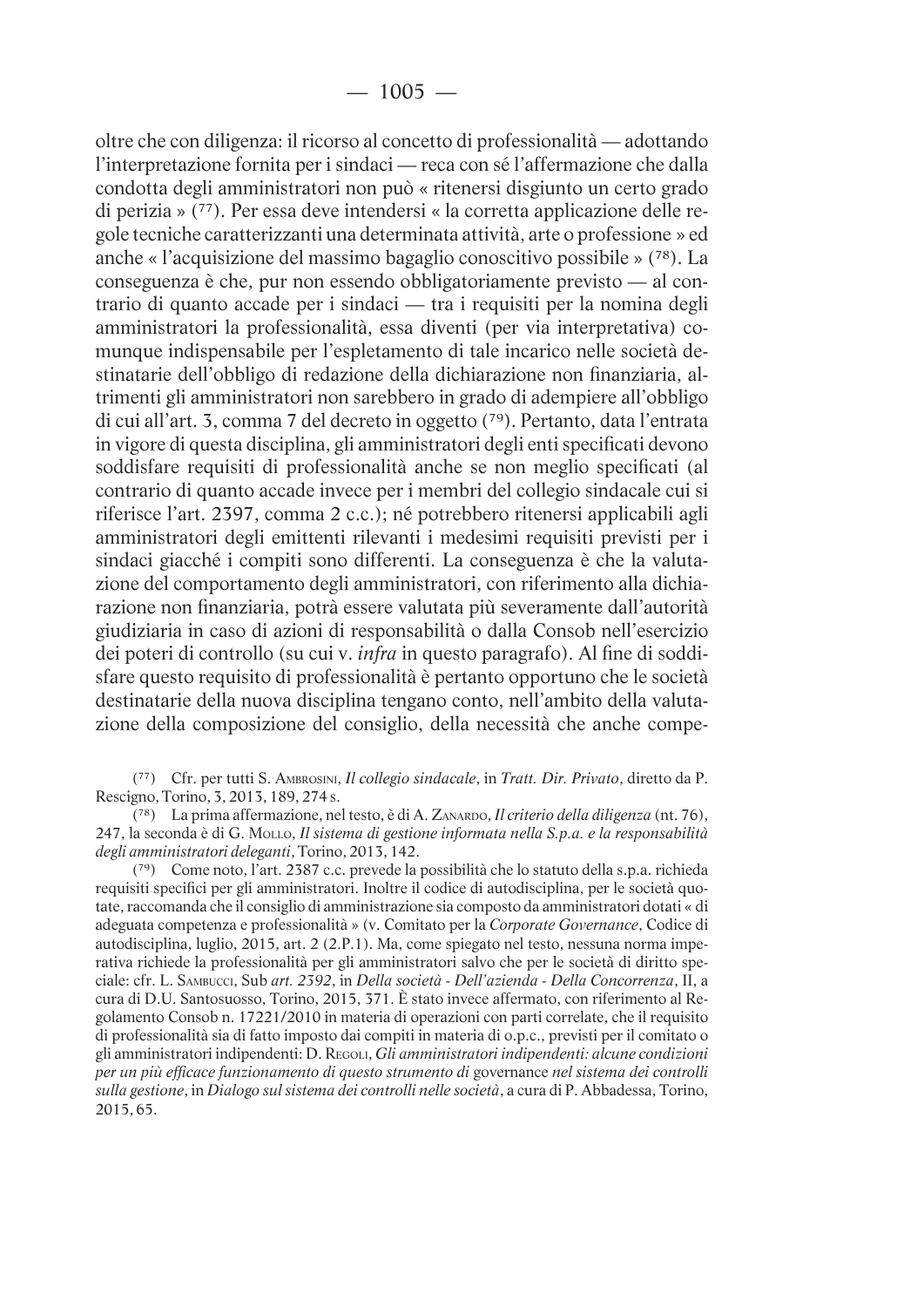oltre che con diligenza: il ricorso al concetto di professionalità — adottando l'interpretazione fornita per i sindaci — reca con sé l'affermazione che dalla condotta degli amministratori non può « ritenersi disgiunto un certo grado di perizia » [77]. Per essa deve intendersi « la corretta applicazione delle regole tecniche caratterizzanti una determinata attività, arte o professione » ed anche « l'acquisizione del massimo bagaglio conoscitivo possibile » [78]. La conseguenza è che, pur non essendo obbligatoriamente previsto — al contrario di quanto accade per i sindaci — tra i requisiti per la nomina degli amministratori la professionalità, essa diventi (per via interpretativa) comunque indispensabile per l'espletamento di tale incarico nelle società destinatarie dell'obbligo di redazione della dichiarazione non finanziaria, altrimenti gli amministratori non sarebbero in grado di adempiere all'obbligo di cui all'art. 3, comma 7 del decreto in oggetto [79]. Pertanto, data l'entrata in vigore di questa disciplina, gli amministratori degli enti specificati devono soddisfare requisiti di professionalità anche se non meglio specificati (al contrario di quanto accade invece per i membri del collegio sindacale cui si riferisce l'art. 2397, comma 2 c.c.); né potrebbero ritenersi applicabili agli amministratori degli emittenti rilevanti i medesimi requisiti previsti per i sindaci giacché i compiti sono differenti. La conseguenza è che la valutazione del comportamento degli amministratori, con riferimento alla dichiarazione non finanziaria, potrà essere valutata più severamente dall'autorità giudiziaria in caso di azioni di responsabilità o dalla Consob nell'esercizio dei poteri di controllo (su cui v. *infra* in questo paragrafo). Al fine di soddisfare questo requisito di professionalità è pertanto opportuno che le società destinatarie della nuova disciplina tengano conto, nell'ambito della valutazione della composizione del consiglio, della necessità che anche compe-

---

[77] Cfr. per tutti S. Ambrosini, *Il collegio sindacale*, in *Tratt. Dir. Privato*, diretto da P. Rescigno, Torino, 3, 2013, 189, 274 s.

[78] La prima affermazione, nel testo, è di A. Zanardo, *Il criterio della diligenza* (nt. 76), 247, la seconda è di G. Mollo, *Il sistema di gestione informata nella S.p.a. e la responsabilità degli amministratori deleganti*, Torino, 2013, 142.

[79] Come noto, l'art. 2387 c.c. prevede la possibilità che lo statuto della s.p.a. richieda requisiti specifici per gli amministratori. Inoltre il codice di autodisciplina, per le società quotate, raccomanda che il consiglio di amministrazione sia composto da amministratori dotati « di adeguata competenza e professionalità » (v. Comitato per la *Corporate Governance*, Codice di autodisciplina, luglio, 2015, art. 2 (2.P.1). Ma, come spiegato nel testo, nessuna norma imperativa richiede la professionalità per gli amministratori salvo che per le società di diritto speciale: cfr. L. Sambucci, Sub *art. 2392*, in *Della società - Dell'azienda - Della Concorrenza*, II, a cura di D.U. Santosuosso, Torino, 2015, 371. È stato invece affermato, con riferimento al Regolamento Consob n. 17221/2010 in materia di operazioni con parti correlate, che il requisito di professionalità sia di fatto imposto dai compiti in materia di o.p.c., previsti per il comitato o gli amministratori indipendenti: D. Regoli, *Gli amministratori indipendenti: alcune condizioni per un più efficace funzionamento di questo strumento di* governance *nel sistema dei controlli sulla gestione*, in *Dialogo sul sistema dei controlli nelle società*, a cura di P. Abbadessa, Torino, 2015, 65.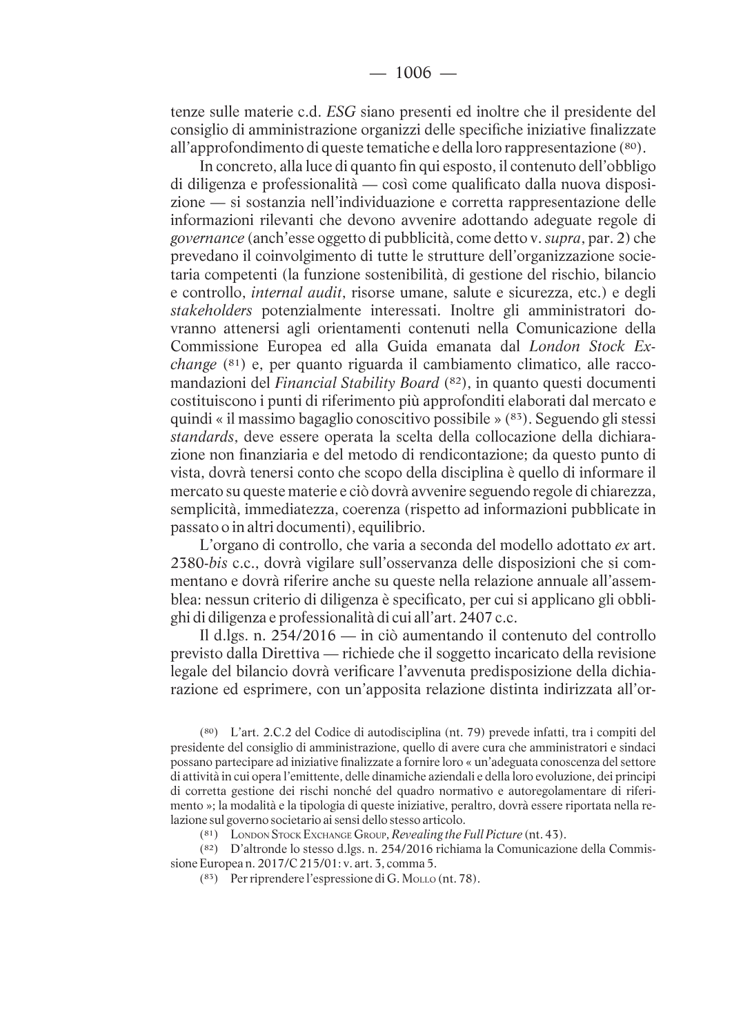tenze sulle materie c.d. *ESG* siano presenti ed inoltre che il presidente del consiglio di amministrazione organizzi delle specifiche iniziative finalizzate all'approfondimento di queste tematiche e della loro rappresentazione [80].

In concreto, alla luce di quanto fin qui esposto, il contenuto dell'obbligo di diligenza e professionalità — così come qualificato dalla nuova disposizione — si sostanzia nell'individuazione e corretta rappresentazione delle informazioni rilevanti che devono avvenire adottando adeguate regole di *governance* (anch'esse oggetto di pubblicità, come detto v. *supra*, par. 2) che prevedano il coinvolgimento di tutte le strutture dell'organizzazione societaria competenti (la funzione sostenibilità, di gestione del rischio, bilancio e controllo, *internal audit*, risorse umane, salute e sicurezza, etc.) e degli *stakeholders* potenzialmente interessati. Inoltre gli amministratori dovranno attenersi agli orientamenti contenuti nella Comunicazione della Commissione Europea ed alla Guida emanata dal *London Stock Exchange* [81] e, per quanto riguarda il cambiamento climatico, alle raccomandazioni del *Financial Stability Board* [82], in quanto questi documenti costituiscono i punti di riferimento più approfonditi elaborati dal mercato e quindi « il massimo bagaglio conoscitivo possibile » [83]. Seguendo gli stessi *standards*, deve essere operata la scelta della collocazione della dichiarazione non finanziaria e del metodo di rendicontazione; da questo punto di vista, dovrà tenersi conto che scopo della disciplina è quello di informare il mercato su queste materie e ciò dovrà avvenire seguendo regole di chiarezza, semplicità, immediatezza, coerenza (rispetto ad informazioni pubblicate in passato o in altri documenti), equilibrio.

L'organo di controllo, che varia a seconda del modello adottato *ex* art. 2380-*bis* c.c., dovrà vigilare sull'osservanza delle disposizioni che si commentano e dovrà riferire anche su queste nella relazione annuale all'assemblea: nessun criterio di diligenza è specificato, per cui si applicano gli obblighi di diligenza e professionalità di cui all'art. 2407 c.c.

Il d.lgs. n. 254/2016 — in ciò aumentando il contenuto del controllo previsto dalla Direttiva — richiede che il soggetto incaricato della revisione legale del bilancio dovrà verificare l'avvenuta predisposizione della dichiarazione ed esprimere, con un'apposita relazione distinta indirizzata all'or-

---

[80] L'art. 2.C.2 del Codice di autodisciplina (nt. 79) prevede infatti, tra i compiti del presidente del consiglio di amministrazione, quello di avere cura che amministratori e sindaci possano partecipare ad iniziative finalizzate a fornire loro « un'adeguata conoscenza del settore di attività in cui opera l'emittente, delle dinamiche aziendali e della loro evoluzione, dei principi di corretta gestione dei rischi nonché del quadro normativo e autoregolamentare di riferimento »; la modalità e la tipologia di queste iniziative, peraltro, dovrà essere riportata nella relazione sul governo societario ai sensi dello stesso articolo.

[81] London Stock Exchange Group, *Revealing the Full Picture* (nt. 43).

[82] D'altronde lo stesso d.lgs. n. 254/2016 richiama la Comunicazione della Commissione Europea n. 2017/C 215/01: v. art. 3, comma 5.

[83] Per riprendere l'espressione di G. Mollo (nt. 78).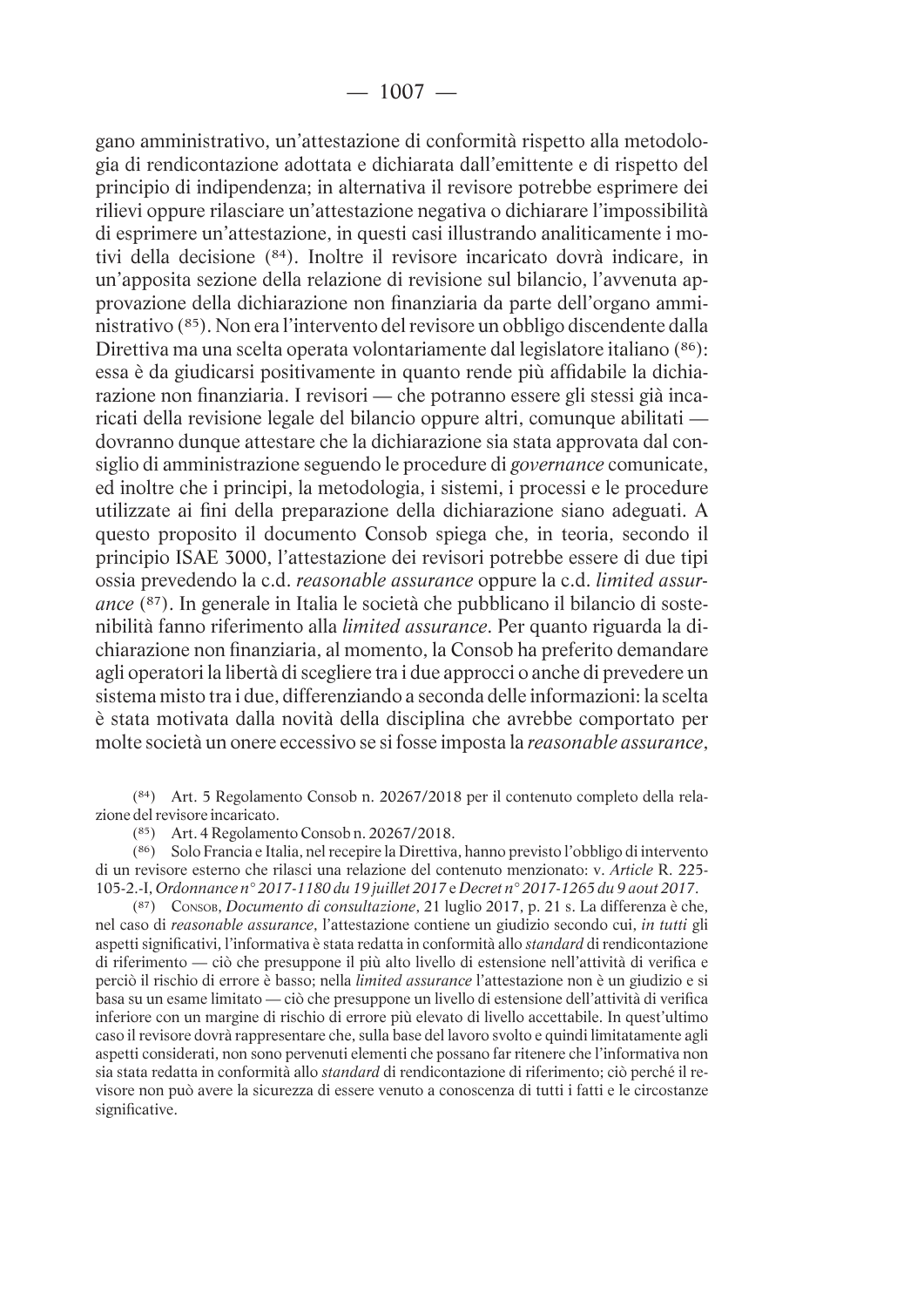gano amministrativo, un'attestazione di conformità rispetto alla metodologia di rendicontazione adottata e dichiarata dall'emittente e di rispetto del principio di indipendenza; in alternativa il revisore potrebbe esprimere dei rilievi oppure rilasciare un'attestazione negativa o dichiarare l'impossibilità di esprimere un'attestazione, in questi casi illustrando analiticamente i motivi della decisione [84]. Inoltre il revisore incaricato dovrà indicare, in un'apposita sezione della relazione di revisione sul bilancio, l'avvenuta approvazione della dichiarazione non finanziaria da parte dell'organo amministrativo [85]. Non era l'intervento del revisore un obbligo discendente dalla Direttiva ma una scelta operata volontariamente dal legislatore italiano [86]: essa è da giudicarsi positivamente in quanto rende più affidabile la dichiarazione non finanziaria. I revisori — che potranno essere gli stessi già incaricati della revisione legale del bilancio oppure altri, comunque abilitati — dovranno dunque attestare che la dichiarazione sia stata approvata dal consiglio di amministrazione seguendo le procedure di *governance* comunicate, ed inoltre che i principi, la metodologia, i sistemi, i processi e le procedure utilizzate ai fini della preparazione della dichiarazione siano adeguati. A questo proposito il documento Consob spiega che, in teoria, secondo il principio ISAE 3000, l'attestazione dei revisori potrebbe essere di due tipi ossia prevedendo la c.d. *reasonable assurance* oppure la c.d. *limited assurance* [87]. In generale in Italia le società che pubblicano il bilancio di sostenibilità fanno riferimento alla *limited assurance*. Per quanto riguarda la dichiarazione non finanziaria, al momento, la Consob ha preferito demandare agli operatori la libertà di scegliere tra i due approcci o anche di prevedere un sistema misto tra i due, differenziando a seconda delle informazioni: la scelta è stata motivata dalla novità della disciplina che avrebbe comportato per molte società un onere eccessivo se si fosse imposta la *reasonable assurance*,

---

[84] Art. 5 Regolamento Consob n. 20267/2018 per il contenuto completo della relazione del revisore incaricato.

[85] Art. 4 Regolamento Consob n. 20267/2018.

[86] Solo Francia e Italia, nel recepire la Direttiva, hanno previsto l'obbligo di intervento di un revisore esterno che rilasci una relazione del contenuto menzionato: v. *Article* R. 225-105-2.-I, *Ordonnance n° 2017-1180 du 19 juillet 2017* e *Decret n° 2017-1265 du 9 aout 2017*.

[87] Consob, *Documento di consultazione*, 21 luglio 2017, p. 21 s. La differenza è che, nel caso di *reasonable assurance*, l'attestazione contiene un giudizio secondo cui, *in tutti* gli aspetti significativi, l'informativa è stata redatta in conformità allo *standard* di rendicontazione di riferimento — ciò che presuppone il più alto livello di estensione nell'attività di verifica e perciò il rischio di errore è basso; nella *limited assurance* l'attestazione non è un giudizio e si basa su un esame limitato — ciò che presuppone un livello di estensione dell'attività di verifica inferiore con un margine di rischio di errore più elevato di livello accettabile. In quest'ultimo caso il revisore dovrà rappresentare che, sulla base del lavoro svolto e quindi limitatamente agli aspetti considerati, non sono pervenuti elementi che possano far ritenere che l'informativa non sia stata redatta in conformità allo *standard* di rendicontazione di riferimento; ciò perché il revisore non può avere la sicurezza di essere venuto a conoscenza di tutti i fatti e le circostanze significative.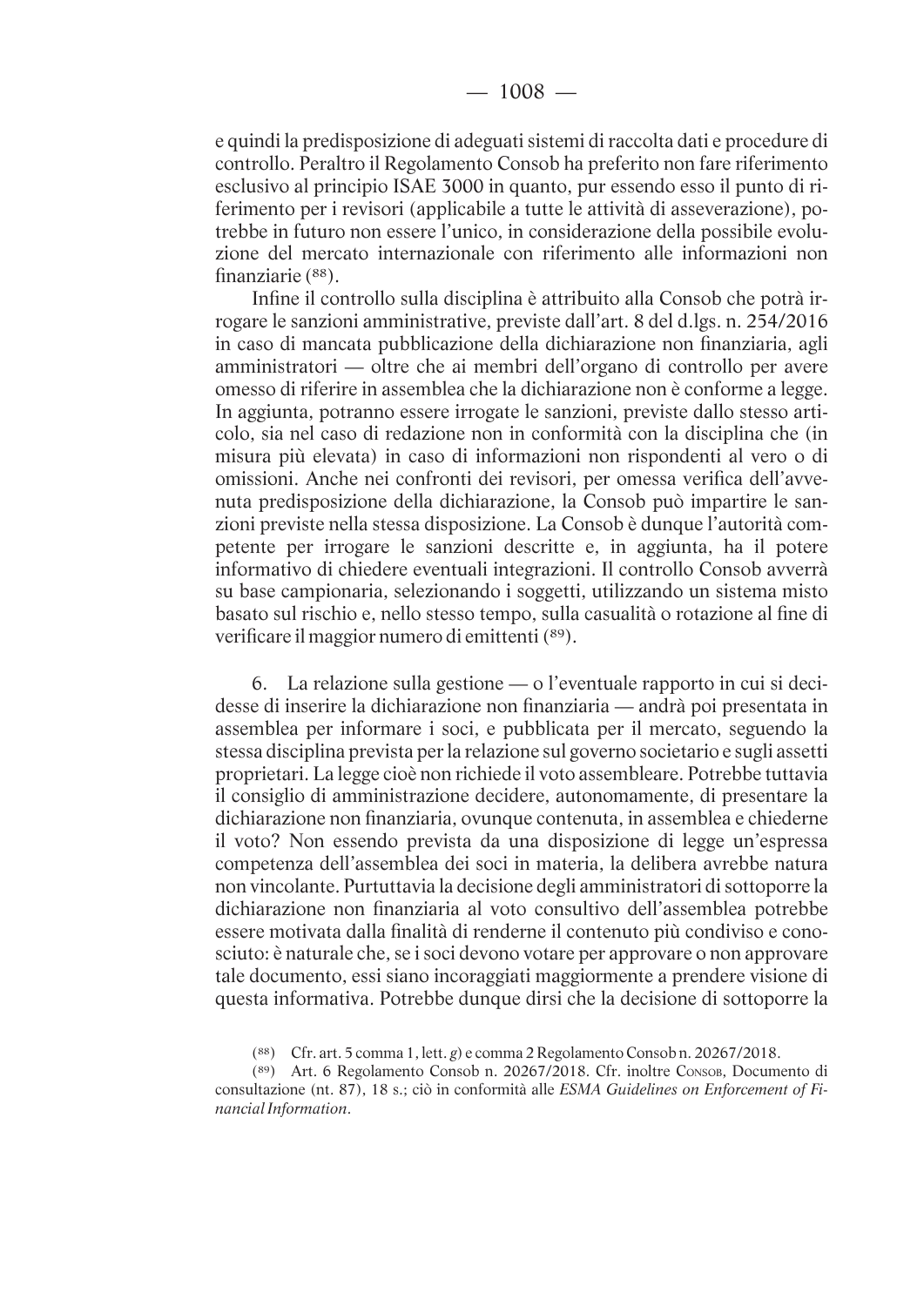e quindi la predisposizione di adeguati sistemi di raccolta dati e procedure di controllo. Peraltro il Regolamento Consob ha preferito non fare riferimento esclusivo al principio ISAE 3000 in quanto, pur essendo esso il punto di riferimento per i revisori (applicabile a tutte le attività di asseverazione), potrebbe in futuro non essere l'unico, in considerazione della possibile evoluzione del mercato internazionale con riferimento alle informazioni non finanziarie [88].

Infine il controllo sulla disciplina è attribuito alla Consob che potrà irrogare le sanzioni amministrative, previste dall'art. 8 del d.lgs. n. 254/2016 in caso di mancata pubblicazione della dichiarazione non finanziaria, agli amministratori — oltre che ai membri dell'organo di controllo per avere omesso di riferire in assemblea che la dichiarazione non è conforme a legge. In aggiunta, potranno essere irrogate le sanzioni, previste dallo stesso articolo, sia nel caso di redazione non in conformità con la disciplina che (in misura più elevata) in caso di informazioni non rispondenti al vero o di omissioni. Anche nei confronti dei revisori, per omessa verifica dell'avvenuta predisposizione della dichiarazione, la Consob può impartire le sanzioni previste nella stessa disposizione. La Consob è dunque l'autorità competente per irrogare le sanzioni descritte e, in aggiunta, ha il potere informativo di chiedere eventuali integrazioni. Il controllo Consob avverrà su base campionaria, selezionando i soggetti, utilizzando un sistema misto basato sul rischio e, nello stesso tempo, sulla casualità o rotazione al fine di verificare il maggior numero di emittenti [89].

6. La relazione sulla gestione — o l'eventuale rapporto in cui si decidesse di inserire la dichiarazione non finanziaria — andrà poi presentata in assemblea per informare i soci, e pubblicata per il mercato, seguendo la stessa disciplina prevista per la relazione sul governo societario e sugli assetti proprietari. La legge cioè non richiede il voto assembleare. Potrebbe tuttavia il consiglio di amministrazione decidere, autonomamente, di presentare la dichiarazione non finanziaria, ovunque contenuta, in assemblea e chiederne il voto? Non essendo prevista da una disposizione di legge un'espressa competenza dell'assemblea dei soci in materia, la delibera avrebbe natura non vincolante. Purtuttavia la decisione degli amministratori di sottoporre la dichiarazione non finanziaria al voto consultivo dell'assemblea potrebbe essere motivata dalla finalità di renderne il contenuto più condiviso e conosciuto: è naturale che, se i soci devono votare per approvare o non approvare tale documento, essi siano incoraggiati maggiormente a prendere visione di questa informativa. Potrebbe dunque dirsi che la decisione di sottoporre la

(88) Cfr. art. 5 comma 1, lett. *g*) e comma 2 Regolamento Consob n. 20267/2018.

(89) Art. 6 Regolamento Consob n. 20267/2018. Cfr. inoltre Consob, Documento di consultazione (nt. 87), 18 s.; ciò in conformità alle *ESMA Guidelines on Enforcement of Financial Information*.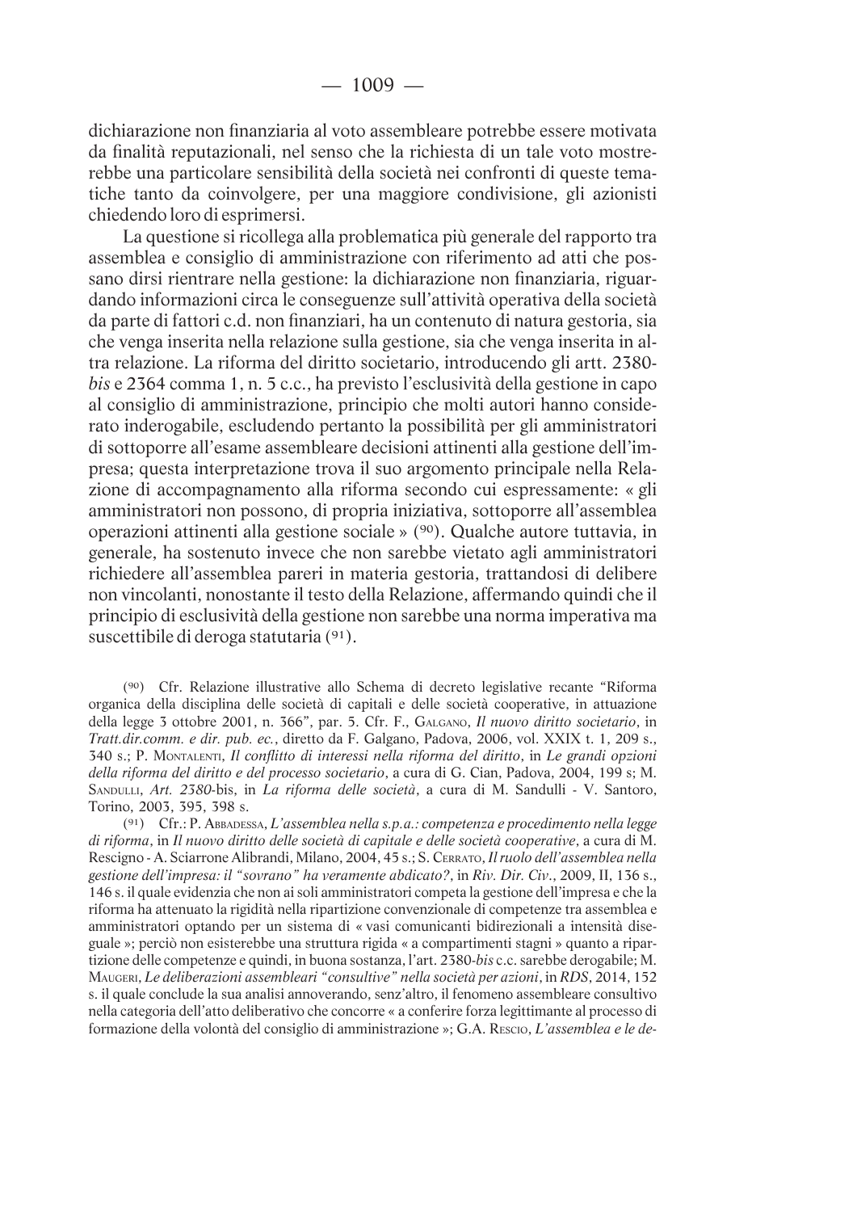dichiarazione non finanziaria al voto assembleare potrebbe essere motivata da finalità reputazionali, nel senso che la richiesta di un tale voto mostrerebbe una particolare sensibilità della società nei confronti di queste tematiche tanto da coinvolgere, per una maggiore condivisione, gli azionisti chiedendo loro di esprimersi.

La questione si ricollega alla problematica più generale del rapporto tra assemblea e consiglio di amministrazione con riferimento ad atti che possano dirsi rientrare nella gestione: la dichiarazione non finanziaria, riguardando informazioni circa le conseguenze sull'attività operativa della società da parte di fattori c.d. non finanziari, ha un contenuto di natura gestoria, sia che venga inserita nella relazione sulla gestione, sia che venga inserita in altra relazione. La riforma del diritto societario, introducendo gli artt. 2380-*bis* e 2364 comma 1, n. 5 c.c., ha previsto l'esclusività della gestione in capo al consiglio di amministrazione, principio che molti autori hanno considerato inderogabile, escludendo pertanto la possibilità per gli amministratori di sottoporre all'esame assembleare decisioni attinenti alla gestione dell'impresa; questa interpretazione trova il suo argomento principale nella Relazione di accompagnamento alla riforma secondo cui espressamente: « gli amministratori non possono, di propria iniziativa, sottoporre all'assemblea operazioni attinenti alla gestione sociale » [90]. Qualche autore tuttavia, in generale, ha sostenuto invece che non sarebbe vietato agli amministratori richiedere all'assemblea pareri in materia gestoria, trattandosi di delibere non vincolanti, nonostante il testo della Relazione, affermando quindi che il principio di esclusività della gestione non sarebbe una norma imperativa ma suscettibile di deroga statutaria [91].

[90] Cfr. Relazione illustrative allo Schema di decreto legislative recante "Riforma organica della disciplina delle società di capitali e delle società cooperative, in attuazione della legge 3 ottobre 2001, n. 366", par. 5. Cfr. F., Galgano, *Il nuovo diritto societario*, in *Tratt.dir.comm. e dir. pub. ec.*, diretto da F. Galgano, Padova, 2006, vol. XXIX t. 1, 209 s., 340 s.; P. Montalenti, *Il conflitto di interessi nella riforma del diritto*, in *Le grandi opzioni della riforma del diritto e del processo societario*, a cura di G. Cian, Padova, 2004, 199 s; M. Sandulli, *Art. 2380*-bis, in *La riforma delle società*, a cura di M. Sandulli - V. Santoro, Torino, 2003, 395, 398 s.

[91] Cfr.: P. Abbadessa, *L'assemblea nella s.p.a.: competenza e procedimento nella legge di riforma*, in *Il nuovo diritto delle società di capitale e delle società cooperative*, a cura di M. Rescigno - A. Sciarrone Alibrandi, Milano, 2004, 45 s.; S. Cerrato, *Il ruolo dell'assemblea nella gestione dell'impresa: il "sovrano" ha veramente abdicato?*, in *Riv. Dir. Civ.*, 2009, II, 136 s., 146 s. il quale evidenzia che non ai soli amministratori competa la gestione dell'impresa e che la riforma ha attenuato la rigidità nella ripartizione convenzionale di competenze tra assemblea e amministratori optando per un sistema di « vasi comunicanti bidirezionali a intensità diseguale »; perciò non esisterebbe una struttura rigida « a compartimenti stagni » quanto a ripartizione delle competenze e quindi, in buona sostanza, l'art. 2380-*bis* c.c. sarebbe derogabile; M. Maugeri, *Le deliberazioni assembleari "consultive" nella società per azioni*, in *RDS*, 2014, 152 s. il quale conclude la sua analisi annoverando, senz'altro, il fenomeno assembleare consultivo nella categoria dell'atto deliberativo che concorre « a conferire forza legittimante al processo di formazione della volontà del consiglio di amministrazione »; G.A. Rescio, *L'assemblea e le de-*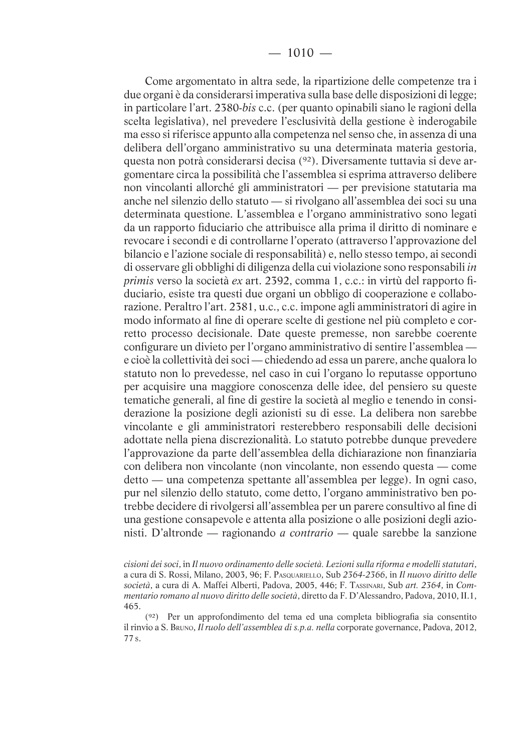Come argomentato in altra sede, la ripartizione delle competenze tra i due organi è da considerarsi imperativa sulla base delle disposizioni di legge; in particolare l'art. 2380-*bis* c.c. (per quanto opinabili siano le ragioni della scelta legislativa), nel prevedere l'esclusività della gestione è inderogabile ma esso si riferisce appunto alla competenza nel senso che, in assenza di una delibera dell'organo amministrativo su una determinata materia gestoria, questa non potrà considerarsi decisa (92). Diversamente tuttavia si deve argomentare circa la possibilità che l'assemblea si esprima attraverso delibere non vincolanti allorché gli amministratori — per previsione statutaria ma anche nel silenzio dello statuto — si rivolgano all'assemblea dei soci su una determinata questione. L'assemblea e l'organo amministrativo sono legati da un rapporto fiduciario che attribuisce alla prima il diritto di nominare e revocare i secondi e di controllarne l'operato (attraverso l'approvazione del bilancio e l'azione sociale di responsabilità) e, nello stesso tempo, ai secondi di osservare gli obblighi di diligenza della cui violazione sono responsabili *in primis* verso la società *ex* art. 2392, comma 1, c.c.: in virtù del rapporto fiduciario, esiste tra questi due organi un obbligo di cooperazione e collaborazione. Peraltro l'art. 2381, u.c., c.c. impone agli amministratori di agire in modo informato al fine di operare scelte di gestione nel più completo e corretto processo decisionale. Date queste premesse, non sarebbe coerente configurare un divieto per l'organo amministrativo di sentire l'assemblea — e cioè la collettività dei soci — chiedendo ad essa un parere, anche qualora lo statuto non lo prevedesse, nel caso in cui l'organo lo reputasse opportuno per acquisire una maggiore conoscenza delle idee, del pensiero su queste tematiche generali, al fine di gestire la società al meglio e tenendo in considerazione la posizione degli azionisti su di esse. La delibera non sarebbe vincolante e gli amministratori resterebbero responsabili delle decisioni adottate nella piena discrezionalità. Lo statuto potrebbe dunque prevedere l'approvazione da parte dell'assemblea della dichiarazione non finanziaria con delibera non vincolante (non vincolante, non essendo questa — come detto — una competenza spettante all'assemblea per legge). In ogni caso, pur nel silenzio dello statuto, come detto, l'organo amministrativo ben potrebbe decidere di rivolgersi all'assemblea per un parere consultivo al fine di una gestione consapevole e attenta alla posizione o alle posizioni degli azionisti. D'altronde — ragionando *a contrario* — quale sarebbe la sanzione

*cisioni dei soci*, in *Il nuovo ordinamento delle società. Lezioni sulla riforma e modelli statutari*, a cura di S. Rossi, Milano, 2003, 96; F. Pasquariello, Sub *2364-2366*, in *Il nuovo diritto delle società*, a cura di A. Maffei Alberti, Padova, 2005, 446; F. Tassinari, Sub *art. 2364*, in *Commentario romano al nuovo diritto delle società*, diretto da F. D'Alessandro, Padova, 2010, II.1, 465.

(92) Per un approfondimento del tema ed una completa bibliografia sia consentito il rinvio a S. Bruno, *Il ruolo dell'assemblea di s.p.a. nella* corporate governance, Padova, 2012, 77 s.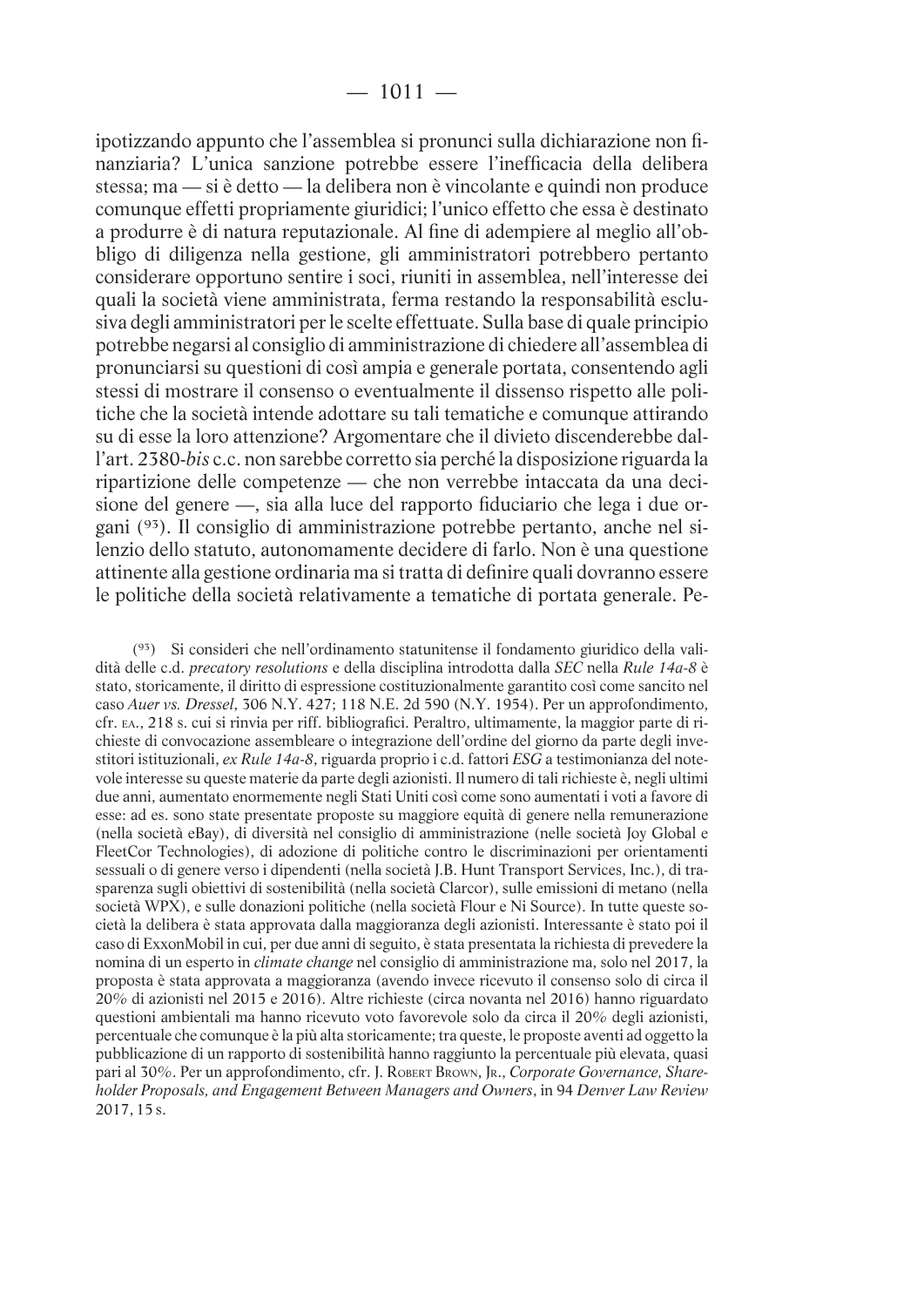ipotizzando appunto che l'assemblea si pronunci sulla dichiarazione non finanziaria? L'unica sanzione potrebbe essere l'inefficacia della delibera stessa; ma — si è detto — la delibera non è vincolante e quindi non produce comunque effetti propriamente giuridici; l'unico effetto che essa è destinato a produrre è di natura reputazionale. Al fine di adempiere al meglio all'obbligo di diligenza nella gestione, gli amministratori potrebbero pertanto considerare opportuno sentire i soci, riuniti in assemblea, nell'interesse dei quali la società viene amministrata, ferma restando la responsabilità esclusiva degli amministratori per le scelte effettuate. Sulla base di quale principio potrebbe negarsi al consiglio di amministrazione di chiedere all'assemblea di pronunciarsi su questioni di così ampia e generale portata, consentendo agli stessi di mostrare il consenso o eventualmente il dissenso rispetto alle politiche che la società intende adottare su tali tematiche e comunque attirando su di esse la loro attenzione? Argomentare che il divieto discenderebbe dall'art. 2380-*bis* c.c. non sarebbe corretto sia perché la disposizione riguarda la ripartizione delle competenze — che non verrebbe intaccata da una decisione del genere —, sia alla luce del rapporto fiduciario che lega i due organi [93]. Il consiglio di amministrazione potrebbe pertanto, anche nel silenzio dello statuto, autonomamente decidere di farlo. Non è una questione attinente alla gestione ordinaria ma si tratta di definire quali dovranno essere le politiche della società relativamente a tematiche di portata generale. Pe-

---

[93] Si consideri che nell'ordinamento statunitense il fondamento giuridico della validità delle c.d. *precatory resolutions* e della disciplina introdotta dalla *SEC* nella *Rule 14a-8* è stato, storicamente, il diritto di espressione costituzionalmente garantito così come sancito nel caso *Auer vs. Dressel*, 306 N.Y. 427; 118 N.E. 2d 590 (N.Y. 1954). Per un approfondimento, cfr. EA., 218 s. cui si rinvia per riff. bibliografici. Peraltro, ultimamente, la maggior parte di richieste di convocazione assembleare o integrazione dell'ordine del giorno da parte degli investitori istituzionali, *ex Rule 14a-8*, riguarda proprio i c.d. fattori *ESG* a testimonianza del notevole interesse su queste materie da parte degli azionisti. Il numero di tali richieste è, negli ultimi due anni, aumentato enormemente negli Stati Uniti così come sono aumentati i voti a favore di esse: ad es. sono state presentate proposte su maggiore equità di genere nella remunerazione (nella società eBay), di diversità nel consiglio di amministrazione (nelle società Joy Global e FleetCor Technologies), di adozione di politiche contro le discriminazioni per orientamenti sessuali o di genere verso i dipendenti (nella società J.B. Hunt Transport Services, Inc.), di trasparenza sugli obiettivi di sostenibilità (nella società Clarcor), sulle emissioni di metano (nella società WPX), e sulle donazioni politiche (nella società Flour e Ni Source). In tutte queste società la delibera è stata approvata dalla maggioranza degli azionisti. Interessante è stato poi il caso di ExxonMobil in cui, per due anni di seguito, è stata presentata la richiesta di prevedere la nomina di un esperto in *climate change* nel consiglio di amministrazione ma, solo nel 2017, la proposta è stata approvata a maggioranza (avendo invece ricevuto il consenso solo di circa il 20% di azionisti nel 2015 e 2016). Altre richieste (circa novanta nel 2016) hanno riguardato questioni ambientali ma hanno ricevuto voto favorevole solo da circa il 20% degli azionisti, percentuale che comunque è la più alta storicamente; tra queste, le proposte aventi ad oggetto la pubblicazione di un rapporto di sostenibilità hanno raggiunto la percentuale più elevata, quasi pari al 30%. Per un approfondimento, cfr. J. ROBERT BROWN, JR., *Corporate Governance, Shareholder Proposals, and Engagement Between Managers and Owners*, in 94 *Denver Law Review* 2017, 15 s.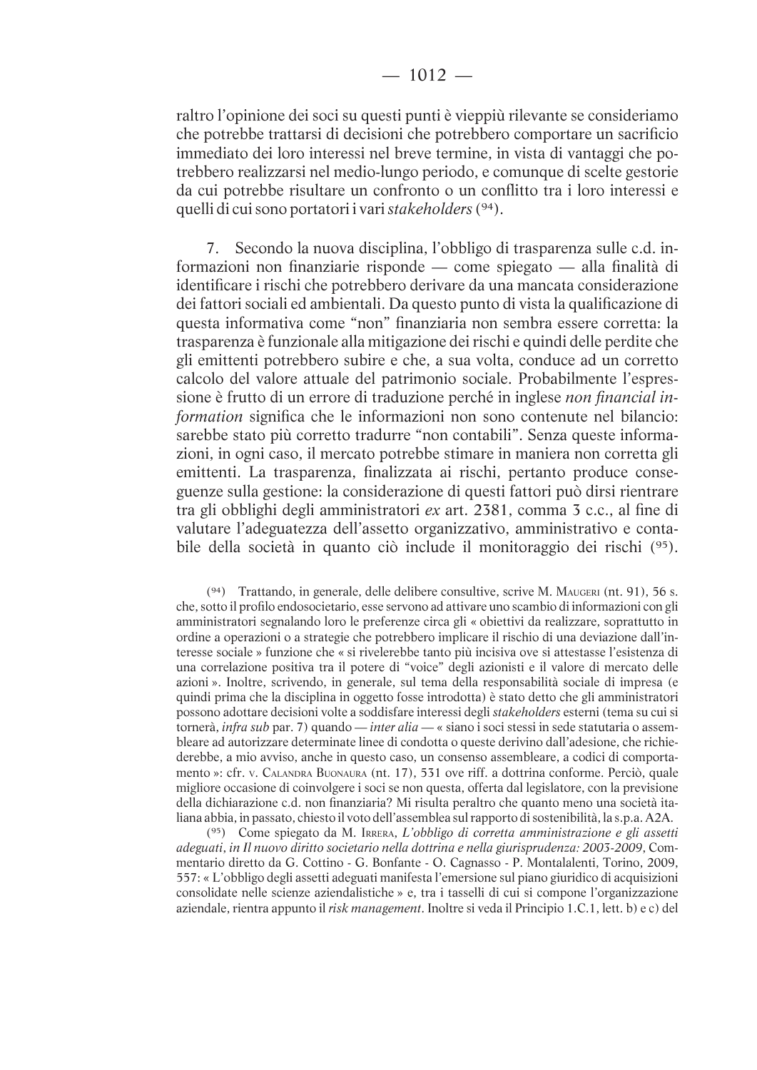raltro l'opinione dei soci su questi punti è vieppiù rilevante se consideriamo che potrebbe trattarsi di decisioni che potrebbero comportare un sacrificio immediato dei loro interessi nel breve termine, in vista di vantaggi che potrebbero realizzarsi nel medio-lungo periodo, e comunque di scelte gestorie da cui potrebbe risultare un confronto o un conflitto tra i loro interessi e quelli di cui sono portatori i vari *stakeholders* (94).

7. Secondo la nuova disciplina, l'obbligo di trasparenza sulle c.d. informazioni non finanziarie risponde — come spiegato — alla finalità di identificare i rischi che potrebbero derivare da una mancata considerazione dei fattori sociali ed ambientali. Da questo punto di vista la qualificazione di questa informativa come "non" finanziaria non sembra essere corretta: la trasparenza è funzionale alla mitigazione dei rischi e quindi delle perdite che gli emittenti potrebbero subire e che, a sua volta, conduce ad un corretto calcolo del valore attuale del patrimonio sociale. Probabilmente l'espressione è frutto di un errore di traduzione perché in inglese *non financial information* significa che le informazioni non sono contenute nel bilancio: sarebbe stato più corretto tradurre "non contabili". Senza queste informazioni, in ogni caso, il mercato potrebbe stimare in maniera non corretta gli emittenti. La trasparenza, finalizzata ai rischi, pertanto produce conseguenze sulla gestione: la considerazione di questi fattori può dirsi rientrare tra gli obblighi degli amministratori *ex* art. 2381, comma 3 c.c., al fine di valutare l'adeguatezza dell'assetto organizzativo, amministrativo e contabile della società in quanto ciò include il monitoraggio dei rischi (95).

(94) Trattando, in generale, delle delibere consultive, scrive M. Maugeri (nt. 91), 56 s. che, sotto il profilo endosocietario, esse servono ad attivare uno scambio di informazioni con gli amministratori segnalando loro le preferenze circa gli « obiettivi da realizzare, soprattutto in ordine a operazioni o a strategie che potrebbero implicare il rischio di una deviazione dall'interesse sociale » funzione che « si rivelerebbe tanto più incisiva ove si attestasse l'esistenza di una correlazione positiva tra il potere di "voice" degli azionisti e il valore di mercato delle azioni ». Inoltre, scrivendo, in generale, sul tema della responsabilità sociale di impresa (e quindi prima che la disciplina in oggetto fosse introdotta) è stato detto che gli amministratori possono adottare decisioni volte a soddisfare interessi degli *stakeholders* esterni (tema su cui si tornerà, *infra sub* par. 7) quando — *inter alia* — « siano i soci stessi in sede statutaria o assembleare ad autorizzare determinate linee di condotta o queste derivino dall'adesione, che richiederebbe, a mio avviso, anche in questo caso, un consenso assembleare, a codici di comportamento »: cfr. v. Calandra Buonaura (nt. 17), 531 ove riff. a dottrina conforme. Perciò, quale migliore occasione di coinvolgere i soci se non questa, offerta dal legislatore, con la previsione della dichiarazione c.d. non finanziaria? Mi risulta peraltro che quanto meno una società italiana abbia, in passato, chiesto il voto dell'assemblea sul rapporto di sostenibilità, la s.p.a. A2A.

(95) Come spiegato da M. Irrera, *L'obbligo di corretta amministrazione e gli assetti adeguati, in Il nuovo diritto societario nella dottrina e nella giurisprudenza: 2003-2009*, Commentario diretto da G. Cottino - G. Bonfante - O. Cagnasso - P. Montalalenti, Torino, 2009, 557: « L'obbligo degli assetti adeguati manifesta l'emersione sul piano giuridico di acquisizioni consolidate nelle scienze aziendalistiche » e, tra i tasselli di cui si compone l'organizzazione aziendale, rientra appunto il *risk management*. Inoltre si veda il Principio 1.C.1, lett. b) e c) del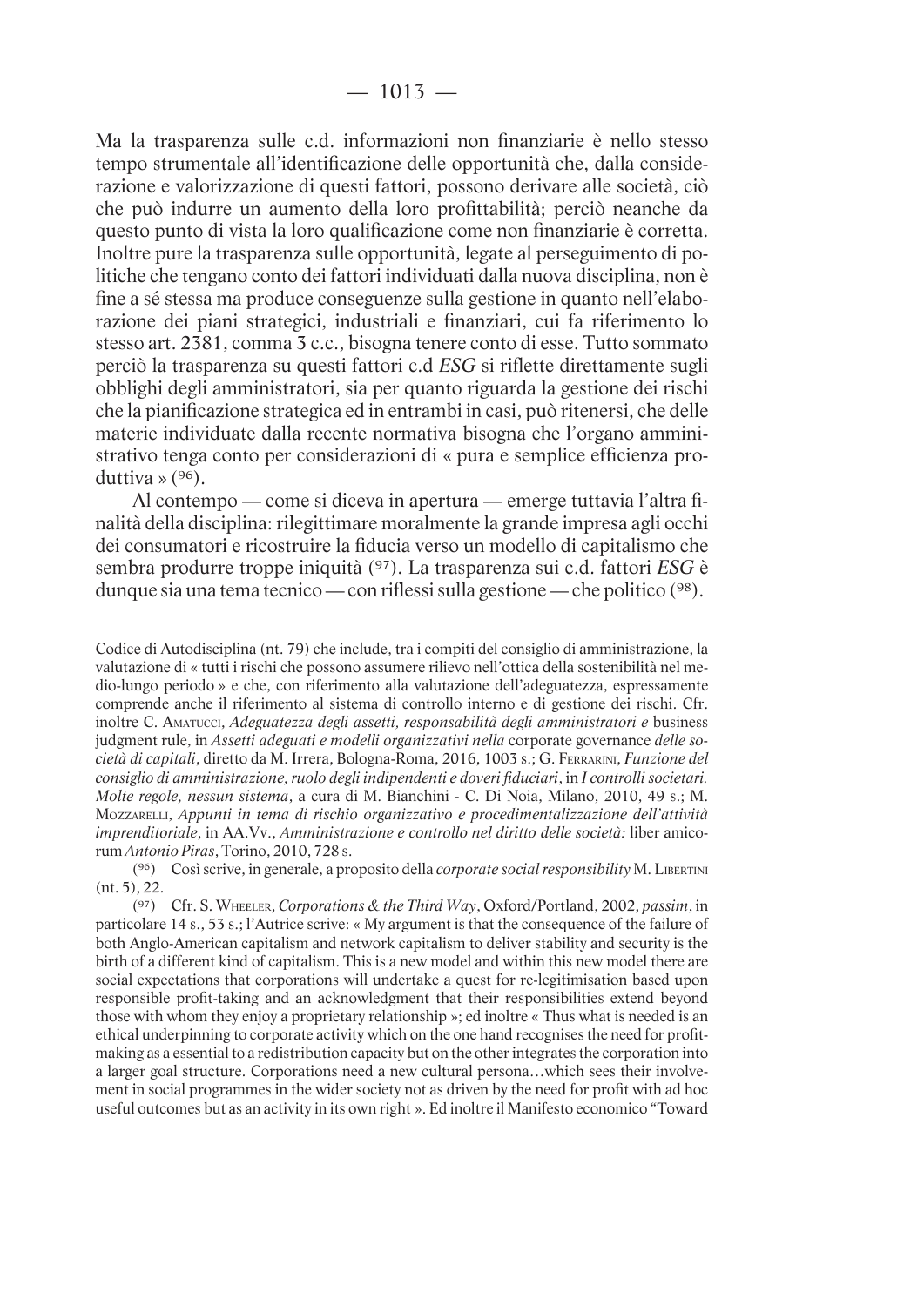Ma la trasparenza sulle c.d. informazioni non finanziarie è nello stesso tempo strumentale all'identificazione delle opportunità che, dalla considerazione e valorizzazione di questi fattori, possono derivare alle società, ciò che può indurre un aumento della loro profittabilità; perciò neanche da questo punto di vista la loro qualificazione come non finanziarie è corretta. Inoltre pure la trasparenza sulle opportunità, legate al perseguimento di politiche che tengano conto dei fattori individuati dalla nuova disciplina, non è fine a sé stessa ma produce conseguenze sulla gestione in quanto nell'elaborazione dei piani strategici, industriali e finanziari, cui fa riferimento lo stesso art. 2381, comma 3 c.c., bisogna tenere conto di esse. Tutto sommato perciò la trasparenza su questi fattori c.d *ESG* si riflette direttamente sugli obblighi degli amministratori, sia per quanto riguarda la gestione dei rischi che la pianificazione strategica ed in entrambi in casi, può ritenersi, che delle materie individuate dalla recente normativa bisogna che l'organo amministrativo tenga conto per considerazioni di « pura e semplice efficienza produttiva » [96].

Al contempo — come si diceva in apertura — emerge tuttavia l'altra finalità della disciplina: rilegittimare moralmente la grande impresa agli occhi dei consumatori e ricostruire la fiducia verso un modello di capitalismo che sembra produrre troppe iniquità [97]. La trasparenza sui c.d. fattori *ESG* è dunque sia una tema tecnico — con riflessi sulla gestione — che politico [98].

---

Codice di Autodisciplina (nt. 79) che include, tra i compiti del consiglio di amministrazione, la valutazione di « tutti i rischi che possono assumere rilievo nell'ottica della sostenibilità nel medio-lungo periodo » e che, con riferimento alla valutazione dell'adeguatezza, espressamente comprende anche il riferimento al sistema di controllo interno e di gestione dei rischi. Cfr. inoltre C. Amatucci, *Adeguatezza degli assetti, responsabilità degli amministratori e* business judgment rule, in *Assetti adeguati e modelli organizzativi nella* corporate governance *delle società di capitali*, diretto da M. Irrera, Bologna-Roma, 2016, 1003 s.; G. Ferrarini, *Funzione del consiglio di amministrazione, ruolo degli indipendenti e doveri fiduciari*, in *I controlli societari. Molte regole, nessun sistema*, a cura di M. Bianchini - C. Di Noia, Milano, 2010, 49 s.; M. Mozzarelli, *Appunti in tema di rischio organizzativo e procedimentalizzazione dell'attività imprenditoriale*, in AA.Vv., *Amministrazione e controllo nel diritto delle società:* liber amicorum *Antonio Piras*, Torino, 2010, 728 s.

(96) Così scrive, in generale, a proposito della *corporate social responsibility* M. Libertini (nt. 5), 22.

(97) Cfr. S. Wheeler, *Corporations & the Third Way*, Oxford/Portland, 2002, *passim*, in particolare 14 s., 53 s.; l'Autrice scrive: « My argument is that the consequence of the failure of both Anglo-American capitalism and network capitalism to deliver stability and security is the birth of a different kind of capitalism. This is a new model and within this new model there are social expectations that corporations will undertake a quest for re-legitimisation based upon responsible profit-taking and an acknowledgment that their responsibilities extend beyond those with whom they enjoy a proprietary relationship »; ed inoltre « Thus what is needed is an ethical underpinning to corporate activity which on the one hand recognises the need for profit-making as a essential to a redistribution capacity but on the other integrates the corporation into a larger goal structure. Corporations need a new cultural persona…which sees their involvement in social programmes in the wider society not as driven by the need for profit with ad hoc useful outcomes but as an activity in its own right ». Ed inoltre il Manifesto economico "Toward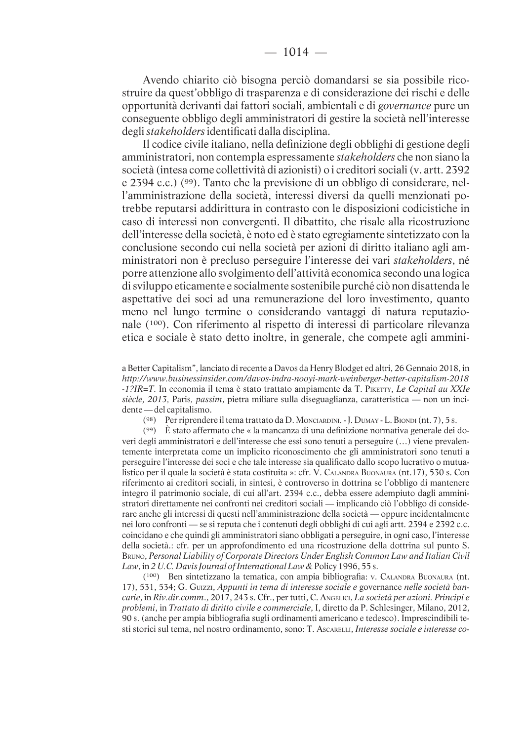Avendo chiarito ciò bisogna perciò domandarsi se sia possibile ricostruire da quest'obbligo di trasparenza e di considerazione dei rischi e delle opportunità derivanti dai fattori sociali, ambientali e di *governance* pure un conseguente obbligo degli amministratori di gestire la società nell'interesse degli *stakeholders* identificati dalla disciplina.

Il codice civile italiano, nella definizione degli obblighi di gestione degli amministratori, non contempla espressamente *stakeholders* che non siano la società (intesa come collettività di azionisti) o i creditori sociali (v. artt. 2392 e 2394 c.c.) (99). Tanto che la previsione di un obbligo di considerare, nell'amministrazione della società, interessi diversi da quelli menzionati potrebbe reputarsi addirittura in contrasto con le disposizioni codicistiche in caso di interessi non convergenti. Il dibattito, che risale alla ricostruzione dell'interesse della società, è noto ed è stato egregiamente sintetizzato con la conclusione secondo cui nella società per azioni di diritto italiano agli amministratori non è precluso perseguire l'interesse dei vari *stakeholders*, né porre attenzione allo svolgimento dell'attività economica secondo una logica di sviluppo eticamente e socialmente sostenibile purché ciò non disattenda le aspettative dei soci ad una remunerazione del loro investimento, quanto meno nel lungo termine o considerando vantaggi di natura reputazionale (100). Con riferimento al rispetto di interessi di particolare rilevanza etica e sociale è stato detto inoltre, in generale, che compete agli ammini-

---

a Better Capitalism", lanciato di recente a Davos da Henry Blodget ed altri, 26 Gennaio 2018, in *http://www.businessinsider.com/davos-indra-nooyi-mark-weinberger-better-capitalism-2018-1?IR=T*. In economia il tema è stato trattato ampiamente da T. Piketty, *Le Capital au XXIe siècle, 2013,* Paris, *passim*, pietra miliare sulla diseguaglianza, caratteristica — non un incidente — del capitalismo.

(98) Per riprendere il tema trattato da D. Monciardini. - J. Dumay - L. Biondi (nt. 7), 5 s.

(99) È stato affermato che « la mancanza di una definizione normativa generale dei doveri degli amministratori e dell'interesse che essi sono tenuti a perseguire (…) viene prevalentemente interpretata come un implicito riconoscimento che gli amministratori sono tenuti a perseguire l'interesse dei soci e che tale interesse sia qualificato dallo scopo lucrativo o mutualistico per il quale la società è stata costituita »: cfr. V. Calandra Buonaura (nt.17), 530 s. Con riferimento ai creditori sociali, in sintesi, è controverso in dottrina se l'obbligo di mantenere integro il patrimonio sociale, di cui all'art. 2394 c.c., debba essere adempiuto dagli amministratori direttamente nei confronti nei creditori sociali — implicando ciò l'obbligo di considerare anche gli interessi di questi nell'amministrazione della società — oppure incidentalmente nei loro confronti — se si reputa che i contenuti degli obblighi di cui agli artt. 2394 e 2392 c.c. coincidano e che quindi gli amministratori siano obbligati a perseguire, in ogni caso, l'interesse della società.: cfr. per un approfondimento ed una ricostruzione della dottrina sul punto S. Bruno, *Personal Liability of Corporate Directors Under English Common Law and Italian Civil Law*, in *2 U.C. Davis Journal of International Law &* Policy 1996, 55 s.

(100) Ben sintetizzano la tematica, con ampia bibliografia: v. Calandra Buonaura (nt. 17), 531, 534; G. Guizzi, *Appunti in tema di interesse sociale e* governance *nelle società bancarie*, in *Riv.dir.comm*., 2017, 243 s. Cfr., per tutti, C. Angelici, *La società per azioni. Principi e problemi*, in *Trattato di diritto civile e commerciale*, I, diretto da P. Schlesinger, Milano, 2012, 90 s. (anche per ampia bibliografia sugli ordinamenti americano e tedesco). Imprescindibili testi storici sul tema, nel nostro ordinamento, sono: T. Ascarelli, *Interesse sociale e interesse co-*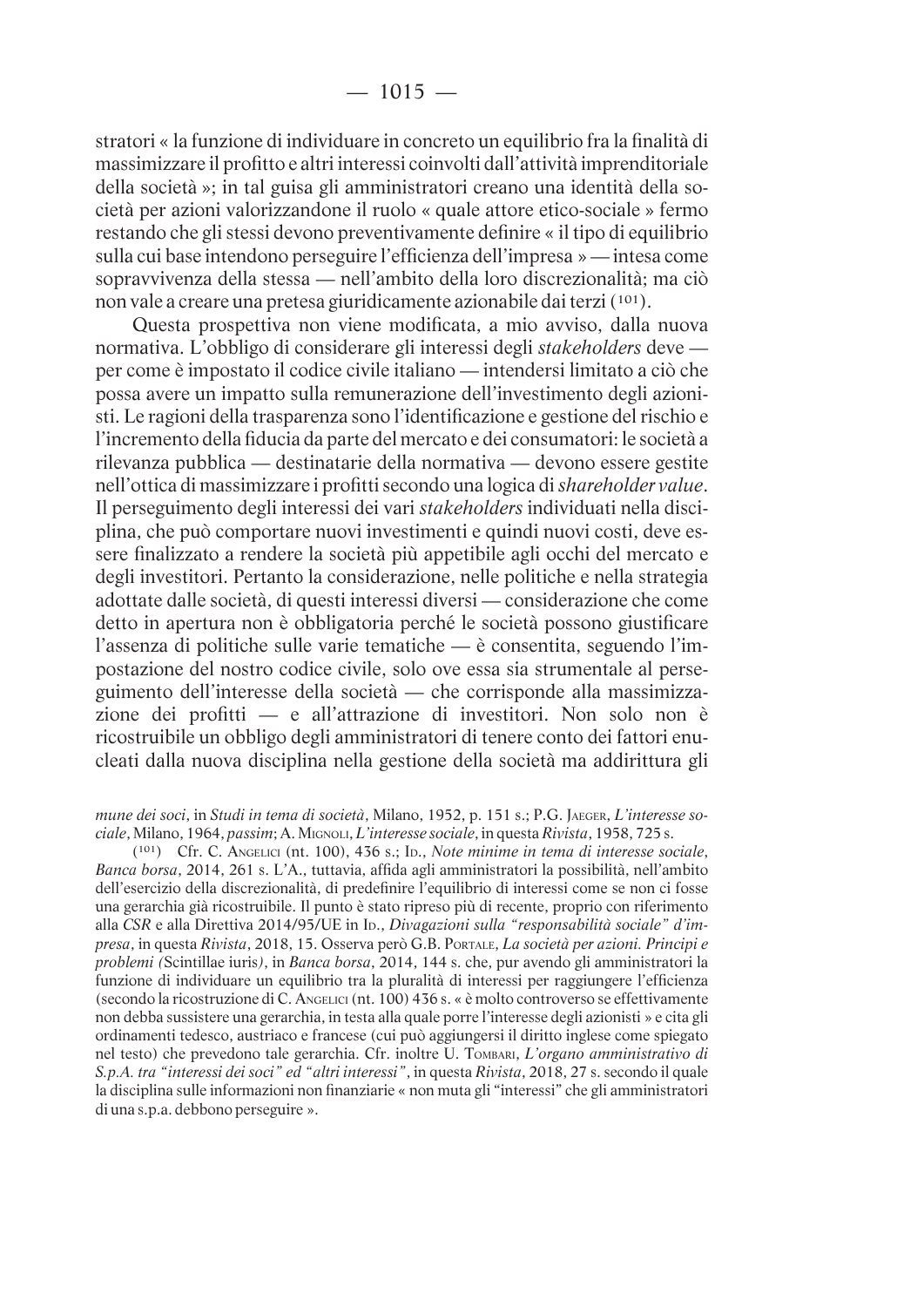stratori « la funzione di individuare in concreto un equilibrio fra la finalità di massimizzare il profitto e altri interessi coinvolti dall'attività imprenditoriale della società »; in tal guisa gli amministratori creano una identità della società per azioni valorizzandone il ruolo « quale attore etico-sociale » fermo restando che gli stessi devono preventivamente definire « il tipo di equilibrio sulla cui base intendono perseguire l'efficienza dell'impresa » — intesa come sopravvivenza della stessa — nell'ambito della loro discrezionalità; ma ciò non vale a creare una pretesa giuridicamente azionabile dai terzi (101).

Questa prospettiva non viene modificata, a mio avviso, dalla nuova normativa. L'obbligo di considerare gli interessi degli *stakeholders* deve — per come è impostato il codice civile italiano — intendersi limitato a ciò che possa avere un impatto sulla remunerazione dell'investimento degli azionisti. Le ragioni della trasparenza sono l'identificazione e gestione del rischio e l'incremento della fiducia da parte del mercato e dei consumatori: le società a rilevanza pubblica — destinatarie della normativa — devono essere gestite nell'ottica di massimizzare i profitti secondo una logica di *shareholder value*. Il perseguimento degli interessi dei vari *stakeholders* individuati nella disciplina, che può comportare nuovi investimenti e quindi nuovi costi, deve essere finalizzato a rendere la società più appetibile agli occhi del mercato e degli investitori. Pertanto la considerazione, nelle politiche e nella strategia adottate dalle società, di questi interessi diversi — considerazione che come detto in apertura non è obbligatoria perché le società possono giustificare l'assenza di politiche sulle varie tematiche — è consentita, seguendo l'impostazione del nostro codice civile, solo ove essa sia strumentale al perseguimento dell'interesse della società — che corrisponde alla massimizzazione dei profitti — e all'attrazione di investitori. Non solo non è ricostruibile un obbligo degli amministratori di tenere conto dei fattori enucleati dalla nuova disciplina nella gestione della società ma addirittura gli

---

*mune dei soci*, in *Studi in tema di società*, Milano, 1952, p. 151 s.; P.G. Jaeger, *L'interesse sociale*, Milano, 1964, *passim*; A. Mignoli, *L'interesse sociale*, in questa *Rivista*, 1958, 725 s.

(101) Cfr. C. Angelici (nt. 100), 436 s.; Id., *Note minime in tema di interesse sociale*, *Banca borsa*, 2014, 261 s. L'A., tuttavia, affida agli amministratori la possibilità, nell'ambito dell'esercizio della discrezionalità, di predefinire l'equilibrio di interessi come se non ci fosse una gerarchia già ricostruibile. Il punto è stato ripreso più di recente, proprio con riferimento alla *CSR* e alla Direttiva 2014/95/UE in Id., *Divagazioni sulla "responsabilità sociale" d'impresa*, in questa *Rivista*, 2018, 15. Osserva però G.B. Portale, *La società per azioni. Principi e problemi (*Scintillae iuris*)*, in *Banca borsa*, 2014, 144 s. che, pur avendo gli amministratori la funzione di individuare un equilibrio tra la pluralità di interessi per raggiungere l'efficienza (secondo la ricostruzione di C. Angelici (nt. 100) 436 s. « è molto controverso se effettivamente non debba sussistere una gerarchia, in testa alla quale porre l'interesse degli azionisti » e cita gli ordinamenti tedesco, austriaco e francese (cui può aggiungersi il diritto inglese come spiegato nel testo) che prevedono tale gerarchia. Cfr. inoltre U. Tombari, *L'organo amministrativo di S.p.A. tra "interessi dei soci" ed "altri interessi"*, in questa *Rivista*, 2018, 27 s. secondo il quale la disciplina sulle informazioni non finanziarie « non muta gli "interessi" che gli amministratori di una s.p.a. debbono perseguire ».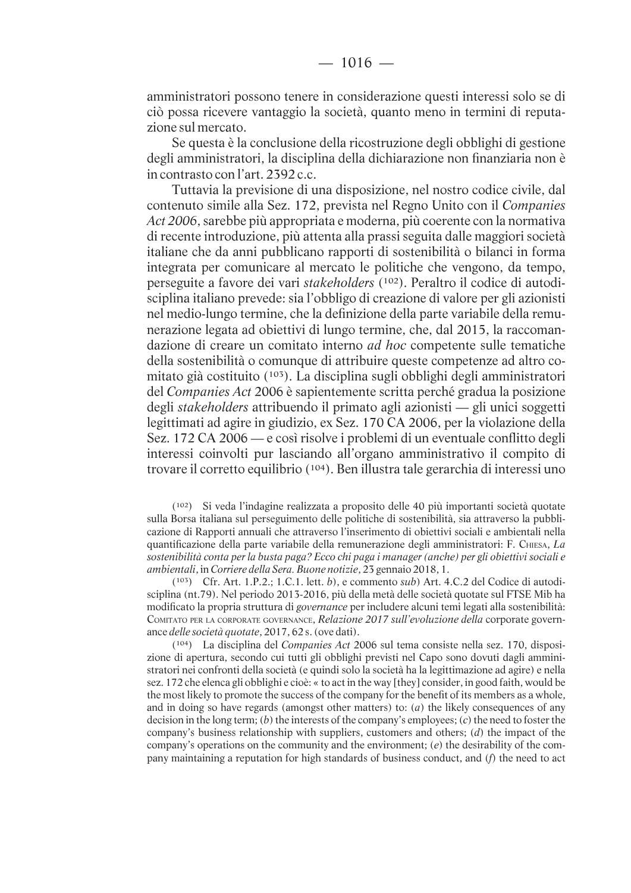amministratori possono tenere in considerazione questi interessi solo se di ciò possa ricevere vantaggio la società, quanto meno in termini di reputazione sul mercato.

Se questa è la conclusione della ricostruzione degli obblighi di gestione degli amministratori, la disciplina della dichiarazione non finanziaria non è in contrasto con l'art. 2392 c.c.

Tuttavia la previsione di una disposizione, nel nostro codice civile, dal contenuto simile alla Sez. 172, prevista nel Regno Unito con il *Companies Act 2006*, sarebbe più appropriata e moderna, più coerente con la normativa di recente introduzione, più attenta alla prassi seguita dalle maggiori società italiane che da anni pubblicano rapporti di sostenibilità o bilanci in forma integrata per comunicare al mercato le politiche che vengono, da tempo, perseguite a favore dei vari *stakeholders* (102). Peraltro il codice di autodisciplina italiano prevede: sia l'obbligo di creazione di valore per gli azionisti nel medio-lungo termine, che la definizione della parte variabile della remunerazione legata ad obiettivi di lungo termine, che, dal 2015, la raccomandazione di creare un comitato interno *ad hoc* competente sulle tematiche della sostenibilità o comunque di attribuire queste competenze ad altro comitato già costituito (103). La disciplina sugli obblighi degli amministratori del *Companies Act* 2006 è sapientemente scritta perché gradua la posizione degli *stakeholders* attribuendo il primato agli azionisti — gli unici soggetti legittimati ad agire in giudizio, ex Sez. 170 CA 2006, per la violazione della Sez. 172 CA 2006 — e così risolve i problemi di un eventuale conflitto degli interessi coinvolti pur lasciando all'organo amministrativo il compito di trovare il corretto equilibrio (104). Ben illustra tale gerarchia di interessi uno

(102) Si veda l'indagine realizzata a proposito delle 40 più importanti società quotate sulla Borsa italiana sul perseguimento delle politiche di sostenibilità, sia attraverso la pubblicazione di Rapporti annuali che attraverso l'inserimento di obiettivi sociali e ambientali nella quantificazione della parte variabile della remunerazione degli amministratori: F. Chiesa, *La sostenibilità conta per la busta paga? Ecco chi paga i manager (anche) per gli obiettivi sociali e ambientali*, in *Corriere della Sera. Buone notizie*, 23 gennaio 2018, 1.

(103) Cfr. Art. 1.P.2.; 1.C.1. lett. *b*), e commento *sub*) Art. 4.C.2 del Codice di autodisciplina (nt.79). Nel periodo 2013-2016, più della metà delle società quotate sul FTSE Mib ha modificato la propria struttura di *governance* per includere alcuni temi legati alla sostenibilità: Comitato per la corporate governance, *Relazione 2017 sull'evoluzione della* corporate governance *delle società quotate*, 2017, 62 s. (ove dati).

(104) La disciplina del *Companies Act* 2006 sul tema consiste nella sez. 170, disposizione di apertura, secondo cui tutti gli obblighi previsti nel Capo sono dovuti dagli amministratori nei confronti della società (e quindi solo la società ha la legittimazione ad agire) e nella sez. 172 che elenca gli obblighi e cioè: « to act in the way [they] consider, in good faith, would be the most likely to promote the success of the company for the benefit of its members as a whole, and in doing so have regards (amongst other matters) to: (*a*) the likely consequences of any decision in the long term; (*b*) the interests of the company's employees; (*c*) the need to foster the company's business relationship with suppliers, customers and others; (*d*) the impact of the company's operations on the community and the environment; (*e*) the desirability of the company maintaining a reputation for high standards of business conduct, and (*f*) the need to act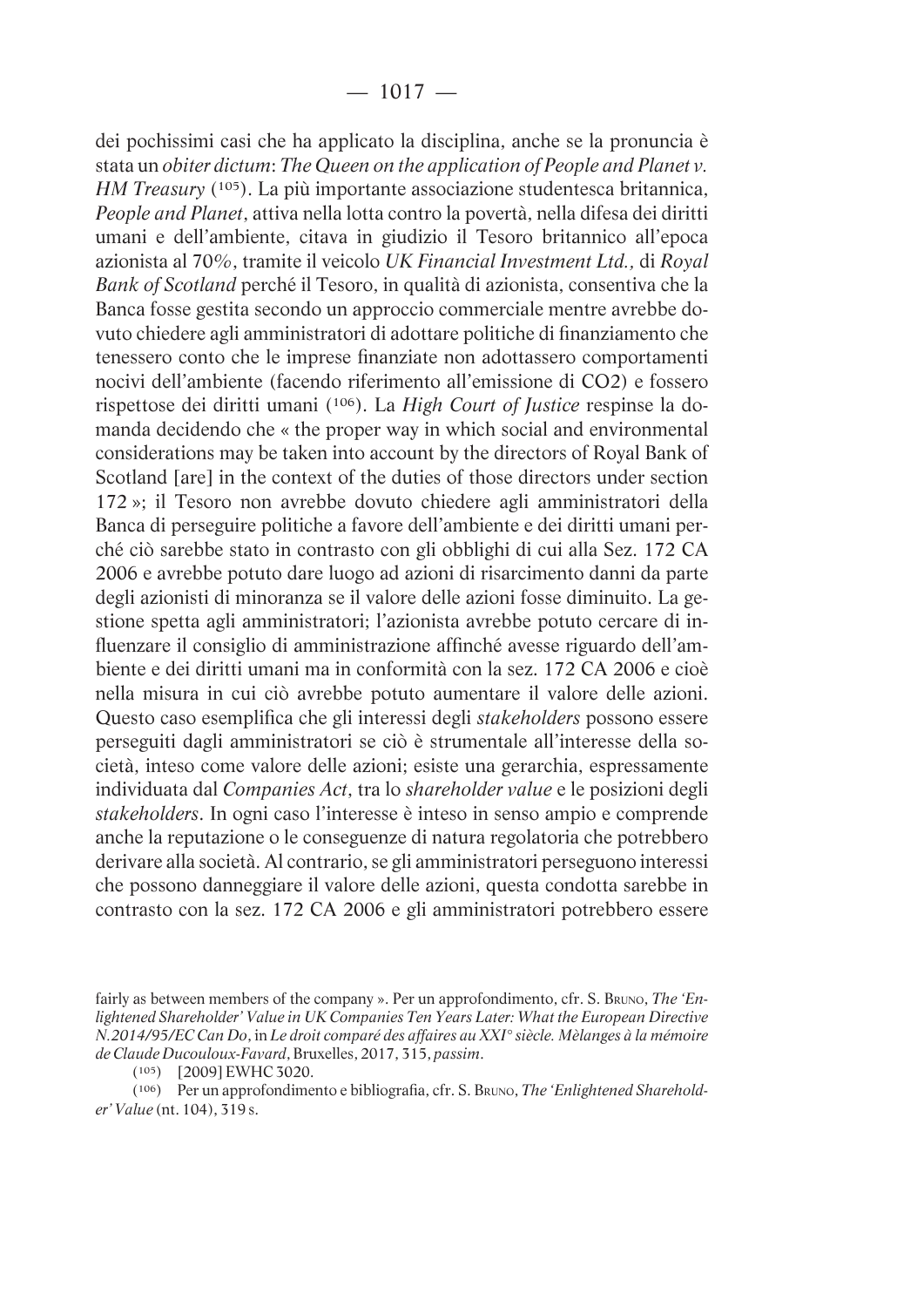dei pochissimi casi che ha applicato la disciplina, anche se la pronuncia è stata un *obiter dictum*: *The Queen on the application of People and Planet v. HM Treasury* (105). La più importante associazione studentesca britannica, *People and Planet*, attiva nella lotta contro la povertà, nella difesa dei diritti umani e dell'ambiente, citava in giudizio il Tesoro britannico all'epoca azionista al 70%, tramite il veicolo *UK Financial Investment Ltd.*, di *Royal Bank of Scotland* perché il Tesoro, in qualità di azionista, consentiva che la Banca fosse gestita secondo un approccio commerciale mentre avrebbe dovuto chiedere agli amministratori di adottare politiche di finanziamento che tenessero conto che le imprese finanziate non adottassero comportamenti nocivi dell'ambiente (facendo riferimento all'emissione di $CO_2$) e fossero rispettose dei diritti umani (106). La *High Court of Justice* respinse la domanda decidendo che « the proper way in which social and environmental considerations may be taken into account by the directors of Royal Bank of Scotland [are] in the context of the duties of those directors under section 172 »; il Tesoro non avrebbe dovuto chiedere agli amministratori della Banca di perseguire politiche a favore dell'ambiente e dei diritti umani perché ciò sarebbe stato in contrasto con gli obblighi di cui alla Sez. 172 CA 2006 e avrebbe potuto dare luogo ad azioni di risarcimento danni da parte degli azionisti di minoranza se il valore delle azioni fosse diminuito. La gestione spetta agli amministratori; l'azionista avrebbe potuto cercare di influenzare il consiglio di amministrazione affinché avesse riguardo dell'ambiente e dei diritti umani ma in conformità con la sez. 172 CA 2006 e cioè nella misura in cui ciò avrebbe potuto aumentare il valore delle azioni. Questo caso esemplifica che gli interessi degli *stakeholders* possono essere perseguiti dagli amministratori se ciò è strumentale all'interesse della società, inteso come valore delle azioni; esiste una gerarchia, espressamente individuata dal *Companies Act*, tra lo *shareholder value* e le posizioni degli *stakeholders*. In ogni caso l'interesse è inteso in senso ampio e comprende anche la reputazione o le conseguenze di natura regolatoria che potrebbero derivare alla società. Al contrario, se gli amministratori perseguono interessi che possono danneggiare il valore delle azioni, questa condotta sarebbe in contrasto con la sez. 172 CA 2006 e gli amministratori potrebbero essere

---

fairly as between members of the company ». Per un approfondimento, cfr. S. Bruno, *The 'Enlightened Shareholder' Value in UK Companies Ten Years Later: What the European Directive N.2014/95/EC Can Do*, in *Le droit comparé des affaires au XXI° siècle. Mèlanges à la mémoire de Claude Ducouloux-Favard*, Bruxelles, 2017, 315, *passim*.

(105) [2009] EWHC 3020.

(106) Per un approfondimento e bibliografia, cfr. S. Bruno, *The 'Enlightened Shareholder' Value* (nt. 104), 319 s.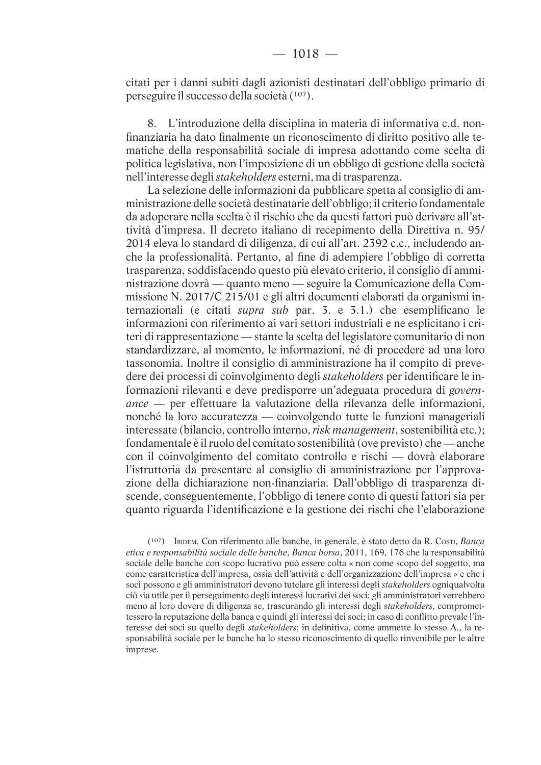citati per i danni subiti dagli azionisti destinatari dell'obbligo primario di perseguire il successo della società [107].

8. L'introduzione della disciplina in materia di informativa c.d. non-finanziaria ha dato finalmente un riconoscimento di diritto positivo alle tematiche della responsabilità sociale di impresa adottando come scelta di politica legislativa, non l'imposizione di un obbligo di gestione della società nell'interesse degli *stakeholders* esterni, ma di trasparenza.

La selezione delle informazioni da pubblicare spetta al consiglio di amministrazione delle società destinatarie dell'obbligo; il criterio fondamentale da adoperare nella scelta è il rischio che da questi fattori può derivare all'attività d'impresa. Il decreto italiano di recepimento della Direttiva n. 95/2014 eleva lo standard di diligenza, di cui all'art. 2392 c.c., includendo anche la professionalità. Pertanto, al fine di adempiere l'obbligo di corretta trasparenza, soddisfacendo questo più elevato criterio, il consiglio di amministrazione dovrà — quanto meno — seguire la Comunicazione della Commissione N. 2017/C 215/01 e gli altri documenti elaborati da organismi internazionali (e citati *supra sub* par. 3. e 3.1.) che esemplificano le informazioni con riferimento ai vari settori industriali e ne esplicitano i criteri di rappresentazione — stante la scelta del legislatore comunitario di non standardizzare, al momento, le informazioni, né di procedere ad una loro tassonomia. Inoltre il consiglio di amministrazione ha il compito di prevedere dei processi di coinvolgimento degli *stakeholders* per identificare le informazioni rilevanti e deve predisporre un'adeguata procedura di *governance* — per effettuare la valutazione della rilevanza delle informazioni, nonché la loro accuratezza — coinvolgendo tutte le funzioni manageriali interessate (bilancio, controllo interno, *risk management*, sostenibilità etc.); fondamentale è il ruolo del comitato sostenibilità (ove previsto) che — anche con il coinvolgimento del comitato controllo e rischi — dovrà elaborare l'istruttoria da presentare al consiglio di amministrazione per l'approvazione della dichiarazione non-finanziaria. Dall'obbligo di trasparenza discende, conseguentemente, l'obbligo di tenere conto di questi fattori sia per quanto riguarda l'identificazione e la gestione dei rischi che l'elaborazione

---

[107] Ibidem. Con riferimento alle banche, in generale, è stato detto da R. Costi, *Banca etica e responsabilità sociale delle banche*, *Banca borsa*, 2011, 169, 176 che la responsabilità sociale delle banche con scopo lucrativo può essere colta « non come scopo del soggetto, ma come caratteristica dell'impresa, ossia dell'attività e dell'organizzazione dell'impresa » e che i soci possono e gli amministratori devono tutelare gli interessi degli *stakeholders* ogniqualvolta ciò sia utile per il perseguimento degli interessi lucrativi dei soci; gli amministratori verrebbero meno al loro dovere di diligenza se, trascurando gli interessi degli *stakeholders*, compromettessero la reputazione della banca e quindi gli interessi dei soci; in caso di conflitto prevale l'interesse dei soci su quello degli *stakeholders*; in definitiva, come ammette lo stesso A., la responsabilità sociale per le banche ha lo stesso riconoscimento di quello rinvenibile per le altre imprese.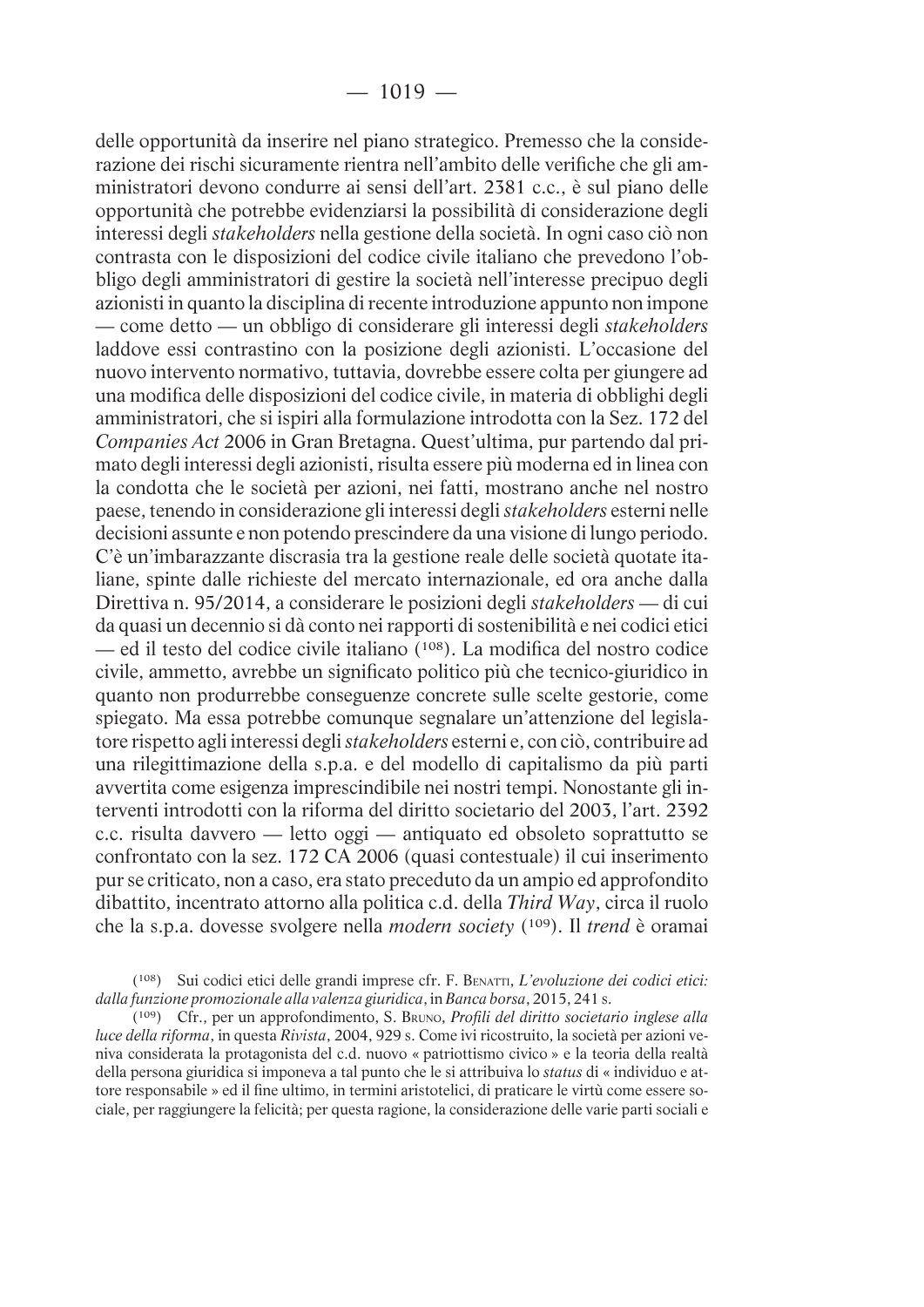delle opportunità da inserire nel piano strategico. Premesso che la considerazione dei rischi sicuramente rientra nell'ambito delle verifiche che gli amministratori devono condurre ai sensi dell'art. 2381 c.c., è sul piano delle opportunità che potrebbe evidenziarsi la possibilità di considerazione degli interessi degli *stakeholders* nella gestione della società. In ogni caso ciò non contrasta con le disposizioni del codice civile italiano che prevedono l'obbligo degli amministratori di gestire la società nell'interesse precipuo degli azionisti in quanto la disciplina di recente introduzione appunto non impone — come detto — un obbligo di considerare gli interessi degli *stakeholders* laddove essi contrastino con la posizione degli azionisti. L'occasione del nuovo intervento normativo, tuttavia, dovrebbe essere colta per giungere ad una modifica delle disposizioni del codice civile, in materia di obblighi degli amministratori, che si ispiri alla formulazione introdotta con la Sez. 172 del *Companies Act* 2006 in Gran Bretagna. Quest'ultima, pur partendo dal primato degli interessi degli azionisti, risulta essere più moderna ed in linea con la condotta che le società per azioni, nei fatti, mostrano anche nel nostro paese, tenendo in considerazione gli interessi degli *stakeholders* esterni nelle decisioni assunte e non potendo prescindere da una visione di lungo periodo. C'è un'imbarazzante discrasia tra la gestione reale delle società quotate italiane, spinte dalle richieste del mercato internazionale, ed ora anche dalla Direttiva n. 95/2014, a considerare le posizioni degli *stakeholders* — di cui da quasi un decennio si dà conto nei rapporti di sostenibilità e nei codici etici — ed il testo del codice civile italiano (108). La modifica del nostro codice civile, ammetto, avrebbe un significato politico più che tecnico-giuridico in quanto non produrrebbe conseguenze concrete sulle scelte gestorie, come spiegato. Ma essa potrebbe comunque segnalare un'attenzione del legislatore rispetto agli interessi degli *stakeholders* esterni e, con ciò, contribuire ad una rilegittimazione della s.p.a. e del modello di capitalismo da più parti avvertita come esigenza imprescindibile nei nostri tempi. Nonostante gli interventi introdotti con la riforma del diritto societario del 2003, l'art. 2392 c.c. risulta davvero — letto oggi — antiquato ed obsoleto soprattutto se confrontato con la sez. 172 CA 2006 (quasi contestuale) il cui inserimento pur se criticato, non a caso, era stato preceduto da un ampio ed approfondito dibattito, incentrato attorno alla politica c.d. della *Third Way*, circa il ruolo che la s.p.a. dovesse svolgere nella *modern society* (109). Il *trend* è oramai

(108) Sui codici etici delle grandi imprese cfr. F. Benatti, *L'evoluzione dei codici etici: dalla funzione promozionale alla valenza giuridica*, in *Banca borsa*, 2015, 241 s.

(109) Cfr., per un approfondimento, S. Bruno, *Profili del diritto societario inglese alla luce della riforma*, in questa *Rivista*, 2004, 929 s. Come ivi ricostruito, la società per azioni veniva considerata la protagonista del c.d. nuovo « patriottismo civico » e la teoria della realtà della persona giuridica si imponeva a tal punto che le si attribuiva lo *status* di « individuo e attore responsabile » ed il fine ultimo, in termini aristotelici, di praticare le virtù come essere sociale, per raggiungere la felicità; per questa ragione, la considerazione delle varie parti sociali e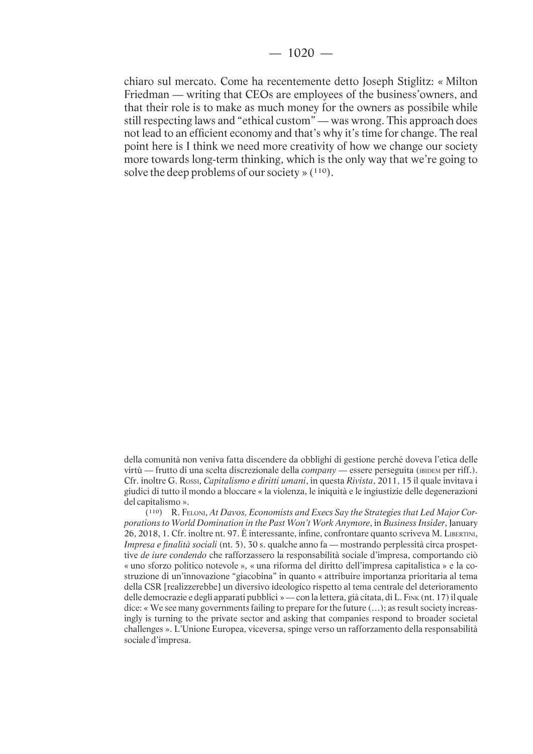chiaro sul mercato. Come ha recentemente detto Joseph Stiglitz: « Milton Friedman — writing that CEOs are employees of the business'owners, and that their role is to make as much money for the owners as possibile while still respecting laws and "ethical custom" — was wrong. This approach does not lead to an efficient economy and that's why it's time for change. The real point here is I think we need more creativity of how we change our society more towards long-term thinking, which is the only way that we're going to solve the deep problems of our society » (110).

della comunità non veniva fatta discendere da obblighi di gestione perché doveva l'etica delle virtù — frutto di una scelta discrezionale della *company* — essere perseguita (IBIDEM per riff.). Cfr. inoltre G. ROSSI, *Capitalismo e diritti umani*, in questa *Rivista*, 2011, 15 il quale invitava i giudici di tutto il mondo a bloccare « la violenza, le iniquità e le ingiustizie delle degenerazioni del capitalismo ».

(110) R. FELONI, *At Davos, Economists and Execs Say the Strategies that Led Major Corporations to World Domination in the Past Won't Work Anymore*, in *Business Insider*, January 26, 2018, 1. Cfr. inoltre nt. 97. È interessante, infine, confrontare quanto scriveva M. LIBERTINI, *Impresa e finalità sociali* (nt. 5), 30 s. qualche anno fa — mostrando perplessità circa prospettive *de iure condendo* che rafforzassero la responsabilità sociale d'impresa, comportando ciò « uno sforzo politico notevole », « una riforma del diritto dell'impresa capitalistica » e la costruzione di un'innovazione "giacobina" in quanto « attribuire importanza prioritaria al tema della CSR [realizzerebbe] un diversivo ideologico rispetto al tema centrale del deterioramento delle democrazie e degli apparati pubblici » — con la lettera, già citata, di L. FINK (nt. 17) il quale dice: « We see many governments failing to prepare for the future (…); as result society increasingly is turning to the private sector and asking that companies respond to broader societal challenges ». L'Unione Europea, viceversa, spinge verso un rafforzamento della responsabilità sociale d'impresa.